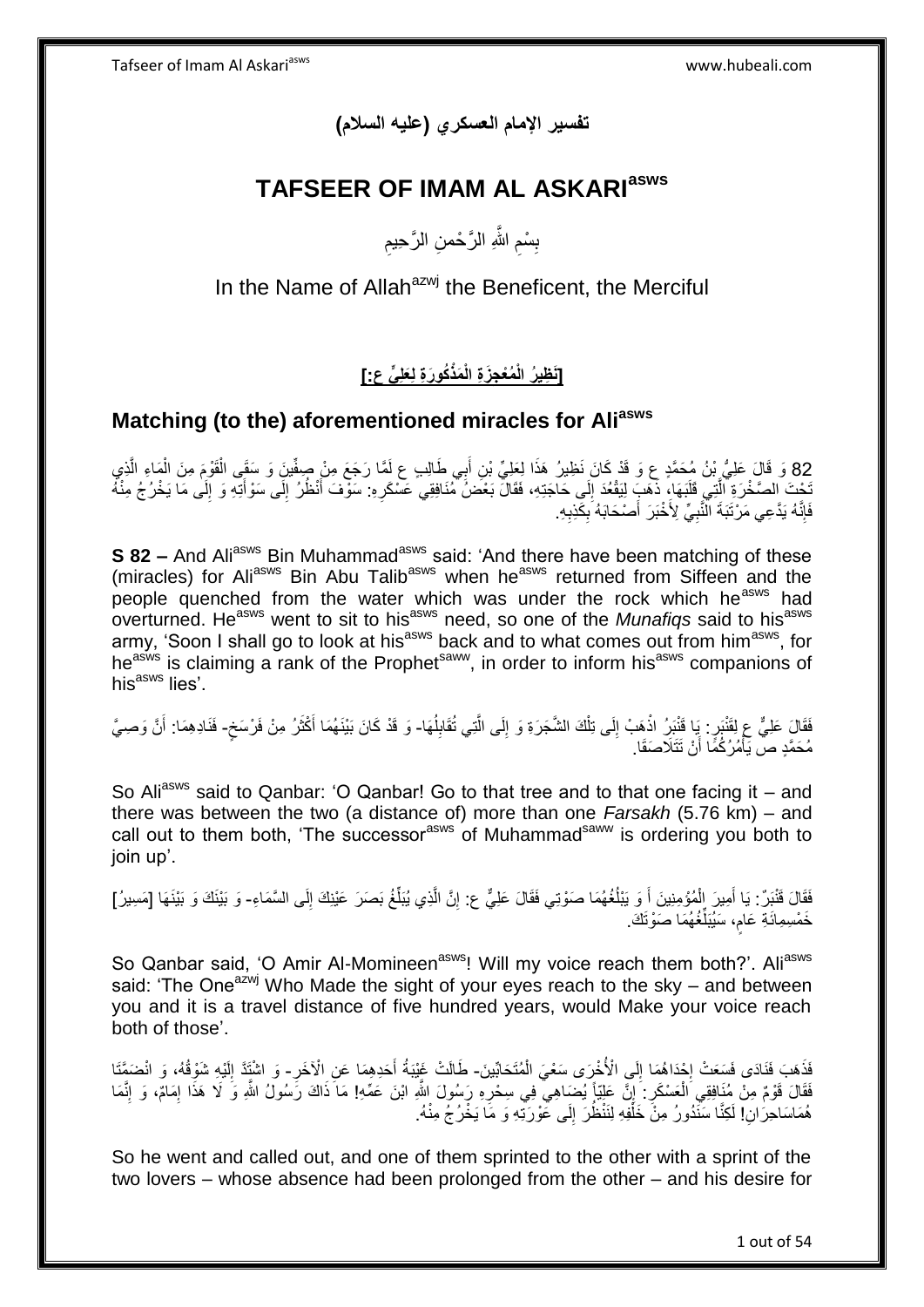# تفسير الإمام العسكري (عليه السلام)

# TAFSEER OF IMAM AL ASKARI[asws]

بِسْمِ اللَّهِ الرَّحْمنِ الرَّحِيمِ

In the Name of Allah[azwj] the Beneficent, the Merciful

## [نَظِيرُ الْمُعْجِزَةِ الْمَذْكُورَةِ لِعَلِيٍّ ع:]

## Matching (to the) aforementioned miracles for Ali[asws]

82 وَ قَالَ عَلِيُّ بْنُ مُحَمَّدٍ ع وَ قَدْ كَانَ نَظِيرُ هَذَا لِعَلِيِّ بْنِ أَبِي طَالِبٍ ع لَمَّا رَجَعَ مِنْ صِفِّينَ وَ سَقَى الْقَوْمَ مِنَ الْمَاءِ الَّذِي تَحْتَ الصَّخْرَةِ الَّتِي قَلَبَهَا، ذَهَبَ لِيَقْعُدَ إِلَى حَاجَتِهِ، فَقَالَ بَعْضُ مُنَافِقِي عَسْكَرِهِ: سَوْفَ أَنْظُرُ إِلَى سَوْأَتِهِ وَ إِلَى مَا يَخْرُجُ مِنْهُ فَإِنَّهُ يَدَّعِي مَرْتَبَةَ النَّبِيِّ لِأُخْبِرَ أَصْحَابَهُ بِكَذِبِهِ.

**S 82 –** And Ali[asws] Bin Muhammad[asws] said: 'And there have been matching of these (miracles) for Ali[asws] Bin Abu Talib[asws] when he[asws] returned from Siffeen and the people quenched from the water which was under the rock which he[asws] had overturned. He[asws] went to sit to his[asws] need, so one of the *Munafiqs* said to his[asws] army, 'Soon I shall go to look at his[asws] back and to what comes out from him[asws], for he[asws] is claiming a rank of the Prophet[saww], in order to inform his[asws] companions of his[asws] lies'.

فَقَالَ عَلِيٌّ ع لِقَنْبَرٍ: يَا قَنْبَرُ اذْهَبْ إِلَى تِلْكَ الشَّجَرَةِ وَ إِلَى الَّتِي تُقَابِلُهَا- وَ قَدْ كَانَ بَيْنَهُمَا أَكْثَرُ مِنْ فَرْسَخٍ- فَنَادِهِمَا: أَنَّ وَصِيَّ مُحَمَّدٍ ص يَأْمُرُكُمَا أَنْ تَتَلَاصَقَا.

So Ali[asws] said to Qanbar: 'O Qanbar! Go to that tree and to that one facing it – and there was between the two (a distance of) more than one *Farsakh* (5.76 km) – and call out to them both, 'The successor[asws] of Muhammad[saww] is ordering you both to join up'.

فَقَالَ قَنْبَرٌ: يَا أَمِيرَ الْمُؤْمِنِينَ أَ وَ يَبْلُغُهُمَا صَوْتِي فَقَالَ عَلِيٌّ ع: إِنَّ الَّذِي يُبَلِّغُ بَصَرَ عَيْنِكَ إِلَى السَّمَاءِ- وَ بَيْنَكَ وَ بَيْنَهَا [مَسِيرُ] خَمْسِمِائَةِ عَامٍ، سَيُبَلِّغُهُمَا صَوْتَكَ.

So Qanbar said, 'O Amir Al-Momineen[asws]! Will my voice reach them both?'. Ali[asws] said: 'The One[azwj] Who Made the sight of your eyes reach to the sky – and between you and it is a travel distance of five hundred years, would Make your voice reach both of those'.

فَذَهَبَ فَنَادَى فَسَعَتْ إِحْدَاهُمَا إِلَى الْأُخْرَى سَعْيَ الْمُتَحَابَّيْنِ- طَالَتْ غَيْبَةُ أَحَدِهِمَا عَنِ الْآخَرِ- وَ اشْتَدَّ إِلَيْهِ شَوْقُهُ، وَ انْضَمَّتَا فَقَالَ قَوْمٌ مِنْ مُنَافِقِي الْعَسْكَرِ: إِنَّ عَلِيّاً يُضَاهِي فِي سِحْرِهِ رَسُولَ اللَّهِ ابْنَ عَمِّهِ! مَا ذَاكَ رَسُولُ اللَّهِ وَ لَا هَذَا إِمَامٌ، وَ إِنَّمَا هُمَا سَاحِرَانِ! لَكِنَّا سَنَدُورُ مِنْ خَلْفِهِ لِنَنْظُرَ إِلَى عَوْرَتِهِ وَ مَا يَخْرُجُ مِنْهُ.

So he went and called out, and one of them sprinted to the other with a sprint of the two lovers – whose absence had been prolonged from the other – and his desire for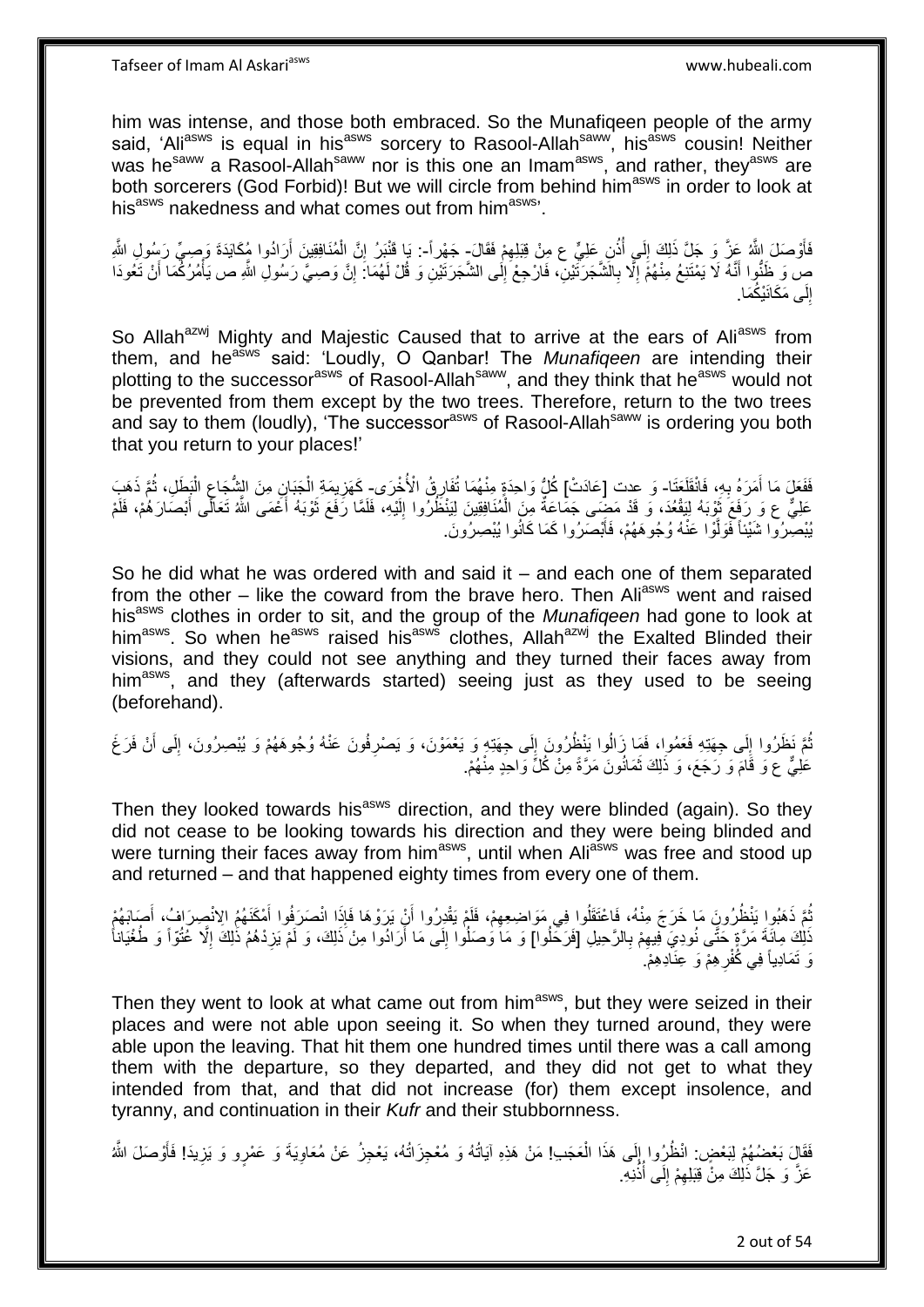him was intense, and those both embraced. So the Munafiqeen people of the army said, 'Ali[asws] is equal in his[asws] sorcery to Rasool-Allah[saww], his[asws] cousin! Neither was he[saww] a Rasool-Allah[saww] nor is this one an Imam[asws], and rather, they[asws] are both sorcerers (God Forbid)! But we will circle from behind him[asws] in order to look at his[asws] nakedness and what comes out from him[asws]'.

فَأَوْصَلَ اللَّهُ عَزَّ وَ جَلَّ ذَلِكَ إِلَى أُذُنِ عَلِيٍّ ع مِنْ قِبَلِهِمْ فَقَالَ- جَهْراً-: يَا قَنْبَرُ إِنَّ الْمُنَافِقِينَ أَرَادُوا مُكَايَدَةَ وَصِيِّ رَسُولِ اللَّهِ ص وَ ظَنُّوا أَنَّهُ لَا يَمْتَنِعُ مِنْهُمْ إِلَّا بِالشَّجَرَتَيْنِ، فَارْجِعْ إِلَى الشَّجَرَتَيْنِ وَ قُلْ لَهُمَا: إِنَّ وَصِيَّ رَسُولِ اللَّهِ ص يَأْمُرُكُمَا أَنْ تَعُودَا إِلَى مَكَانَيْكُمَا.

So Allah[azwj] Mighty and Majestic Caused that to arrive at the ears of Ali[asws] from them, and he[asws] said: 'Loudly, O Qanbar! The *Munafiqeen* are intending their plotting to the successor[asws] of Rasool-Allah[saww], and they think that he[asws] would not be prevented from them except by the two trees. Therefore, return to the two trees and say to them (loudly), 'The successor[asws] of Rasool-Allah[saww] is ordering you both that you return to your places!'

فَفَعَلَ مَا أَمَرَهُ بِهِ، فَانْقَلَعَتَا- وَ عدت [عَادَتْ] كُلُّ وَاحِدَةٍ مِنْهُمَا تُفَارِقُ الْأُخْرَى- كَهَزِيمَةِ الْجَبَانِ مِنَ الشُّجَاعِ الْبَطَلِ، ثُمَّ ذَهَبَ عَلِيٌّ ع وَ رَفَعَ ثَوْبَهُ لِيَقْعُدَ، وَ قَدْ مَضَى جَمَاعَةٌ مِنَ الْمُنَافِقِينَ لِيَنْظُرُوا إِلَيْهِ، فَلَمَّا رَفَعَ ثَوْبَهُ أَعْمَى اللَّهُ تَعَالَى أَبْصَارَهُمْ، فَلَمْ يُبْصِرُوا شَيْئاً فَوَلَّوْا عَنْهُ وُجُوهَهُمْ، فَأَبْصَرُوا كَمَا كَانُوا يُبْصِرُونَ.

So he did what he was ordered with and said it – and each one of them separated from the other – like the coward from the brave hero. Then Ali[asws] went and raised his[asws] clothes in order to sit, and the group of the *Munafiqeen* had gone to look at him[asws]. So when he[asws] raised his[asws] clothes, Allah[azwj] the Exalted Blinded their visions, and they could not see anything and they turned their faces away from him[asws], and they (afterwards started) seeing just as they used to be seeing (beforehand).

ثُمَّ نَظَرُوا إِلَى جِهَتِهِ فَعَمُوا، فَمَا زَالُوا يَنْظُرُونَ إِلَى جِهَتِهِ وَ يَعْمَوْنَ، وَ يَصْرِفُونَ عَنْهُ وُجُوهَهُمْ وَ يُبْصِرُونَ، إِلَى أَنْ فَرَغَ عَلِيٌّ ع وَ قَامَ وَ رَجَعَ، وَ ذَلِكَ ثَمَانُونَ مَرَّةً مِنْ كُلِّ وَاحِدٍ مِنْهُمْ.

Then they looked towards his[asws] direction, and they were blinded (again). So they did not cease to be looking towards his direction and they were being blinded and were turning their faces away from him[asws], until when Ali[asws] was free and stood up and returned – and that happened eighty times from every one of them.

ثُمَّ ذَهَبُوا يَنْظُرُونَ مَا خَرَجَ مِنْهُ، فَاعْتَقَلُوا فِي مَوَاضِعِهِمْ، فَلَمْ يَقْدِرُوا أَنْ يَرَوْهَا فَإِذَا انْصَرَفُوا أَمْكَنَهُمُ الِانْصِرَافُ، أَصَابَهُمْ ذَلِكَ مِائَةَ مَرَّةٍ حَتَّى نُودِيَ فِيهِمْ بِالرَّحِيلِ [فَرَحَلُوا] وَ مَا وَصَلُوا إِلَى مَا أَرَادُوا مِنْ ذَلِكَ، وَ لَمْ يَزِدْهُمْ ذَلِكَ إِلَّا عُتُوّاً وَ طُغْيَاناً وَ تَمَادِياً فِي كُفْرِهِمْ وَ عِنَادِهِمْ.

Then they went to look at what came out from him[asws], but they were seized in their places and were not able upon seeing it. So when they turned around, they were able upon the leaving. That hit them one hundred times until there was a call among them with the departure, so they departed, and they did not get to what they intended from that, and that did not increase (for) them except insolence, and tyranny, and continuation in their *Kufr* and their stubbornness.

فَقَالَ بَعْضُهُمْ لِبَعْضٍ: انْظُرُوا إِلَى هَذَا الْعَجَبِ! مَنْ هَذِهِ آيَاتُهُ وَ مُعْجِزَاتُهُ، يَعْجِزُ عَنْ مُعَاوِيَةَ وَ عَمْرٍو وَ يَزِيدَ! فَأَوْصَلَ اللَّهُ عَزَّ وَ جَلَّ ذَلِكَ مِنْ قِبَلِهِمْ إِلَى أُذُنِهِ.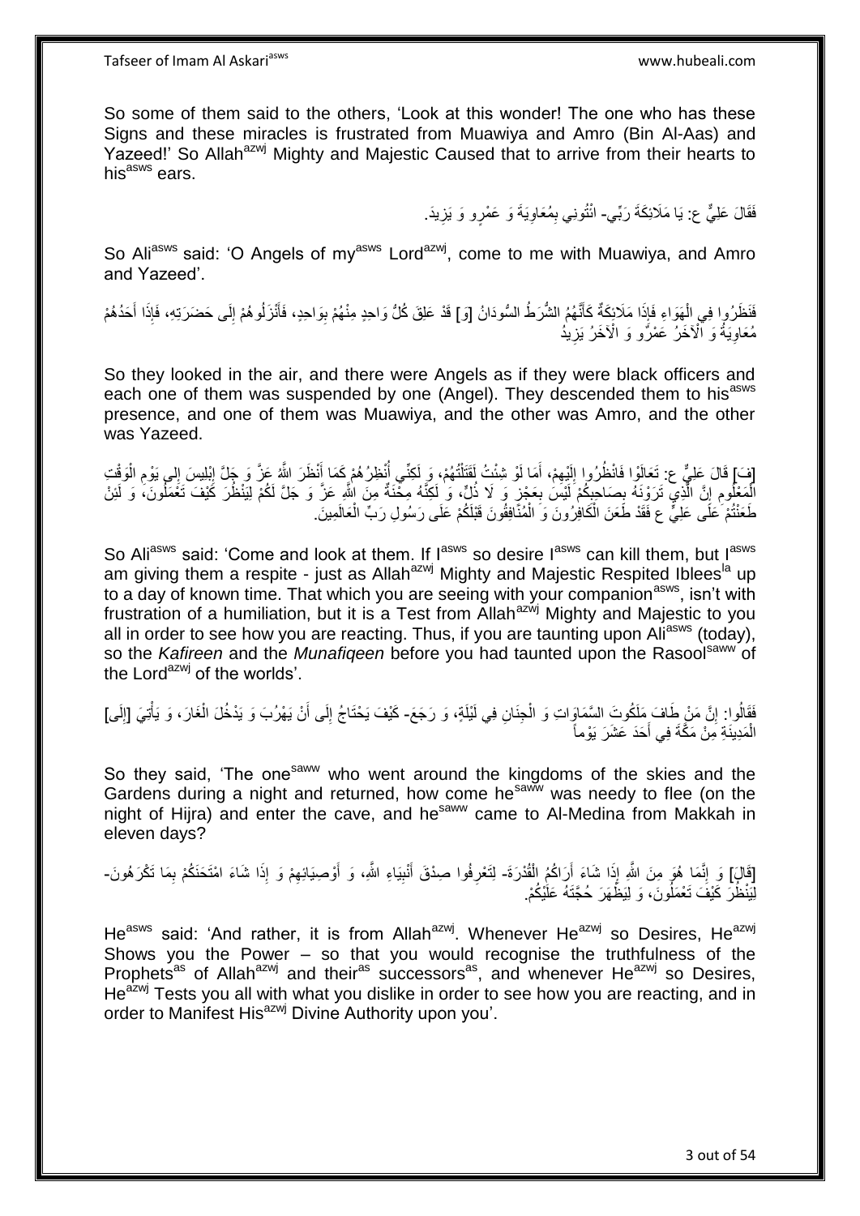So some of them said to the others, 'Look at this wonder! The one who has these Signs and these miracles is frustrated from Muawiya and Amro (Bin Al-Aas) and Yazeed!' So Allah[azwj] Mighty and Majestic Caused that to arrive from their hearts to his[asws] ears.

فَقَالَ عَلِيٌّ ع: يَا مَلَائِكَةَ رَبِّي- ائْتُونِي بِمُعَاوِيَةَ وَ عَمْرٍو وَ يَزِيدَ.

So Ali[asws] said: 'O Angels of my[asws] Lord[azwj], come to me with Muawiya, and Amro and Yazeed'.

فَنَظَرُوا فِي الْهَوَاءِ فَإِذَا مَلَائِكَةٌ كَأَنَّهُمُ الشُّرَطُ السُّودَانُ [وَ] قَدْ عَلِقَ كُلُّ وَاحِدٍ مِنْهُمْ بِوَاحِدٍ، فَأَنْزَلُوهُمْ إِلَى حَضْرَتِهِ، فَإِذَا أَحَدُهُمْ مُعَاوِيَةُ وَ الْآخَرُ عَمْرٌو وَ الْآخَرُ يَزِيدُ

So they looked in the air, and there were Angels as if they were black officers and each one of them was suspended by one (Angel). They descended them to his[asws] presence, and one of them was Muawiya, and the other was Amro, and the other was Yazeed.

[فَ] قَالَ عَلِيٌّ ع: تَعَالَوْا فَانْظُرُوا إِلَيْهِمْ، أَمَا لَوْ شِئْتُ لَقَتَلْتُهُمْ، وَ لَكِنِّي أُنْظِرُهُمْ كَمَا أَنْظَرَ اللَّهُ عَزَّ وَ جَلَّ إِبْلِيسَ إِلى يَوْمِ الْوَقْتِ الْمَعْلُومِ إِنَّ الَّذِي تَرَوْنَهُ بِصَاحِبِكُمْ لَيْسَ بِعَجْزٍ وَ لَا ذُلٍّ، وَ لَكِنَّهُ مِحْنَةٌ مِنَ اللَّهِ عَزَّ وَ جَلَّ لَكُمْ لِيَنْظُرَ كَيْفَ تَعْمَلُونَ، وَ لَئِنْ طَعَنْتُمْ عَلَى عَلِيٍّ ع فَقَدْ طَعَنَ الْكَافِرُونَ وَ الْمُنَافِقُونَ قَبْلَكُمْ عَلَى رَسُولِ رَبِّ الْعَالَمِينَ.

So Ali[asws] said: 'Come and look at them. If I[asws] so desire I[asws] can kill them, but I[asws] am giving them a respite - just as Allah[azwj] Mighty and Majestic Respited Iblees[la] up to a day of known time. That which you are seeing with your companion[asws], isn't with frustration of a humiliation, but it is a Test from Allah[azwj] Mighty and Majestic to you all in order to see how you are reacting. Thus, if you are taunting upon Ali[asws] (today), so the *Kafireen* and the *Munafiqeen* before you had taunted upon the Rasool[saww] of the Lord[azwj] of the worlds'.

فَقَالُوا: إِنَّ مَنْ طَافَ مَلَكُوتَ السَّمَاوَاتِ وَ الْجِنَانِ فِي لَيْلَةٍ، وَ رَجَعَ- كَيْفَ يَحْتَاجُ إِلَى أَنْ يَهْرُبَ وَ يَدْخُلَ الْغَارَ، وَ يَأْتِيَ [إِلَى] الْمَدِينَةِ مِنْ مَكَّةَ فِي أَحَدَ عَشَرَ يَوْماً

So they said, 'The one[saww] who went around the kingdoms of the skies and the Gardens during a night and returned, how come he[saww] was needy to flee (on the night of Hijra) and enter the cave, and he[saww] came to Al-Medina from Makkah in eleven days?

[قَالَ] وَ إِنَّمَا هُوَ مِنَ اللَّهِ إِذَا شَاءَ أَرَاكُمُ الْقُدْرَةَ- لِتَعْرِفُوا صِدْقَ أَنْبِيَاءِ اللَّهِ، وَ أَوْصِيَائِهِمْ وَ إِذَا شَاءَ امْتَحَنَكُمْ بِمَا تَكْرَهُونَ- لِيَنْظُرَ كَيْفَ تَعْمَلُونَ، وَ لِيَظْهَرَ حُجَّتَهُ عَلَيْكُمْ.

He[asws] said: 'And rather, it is from Allah[azwj]. Whenever He[azwj] so Desires, He[azwj] Shows you the Power – so that you would recognise the truthfulness of the Prophets[as] of Allah[azwj] and their[as] successors[as], and whenever He[azwj] so Desires, He[azwj] Tests you all with what you dislike in order to see how you are reacting, and in order to Manifest His[azwj] Divine Authority upon you'.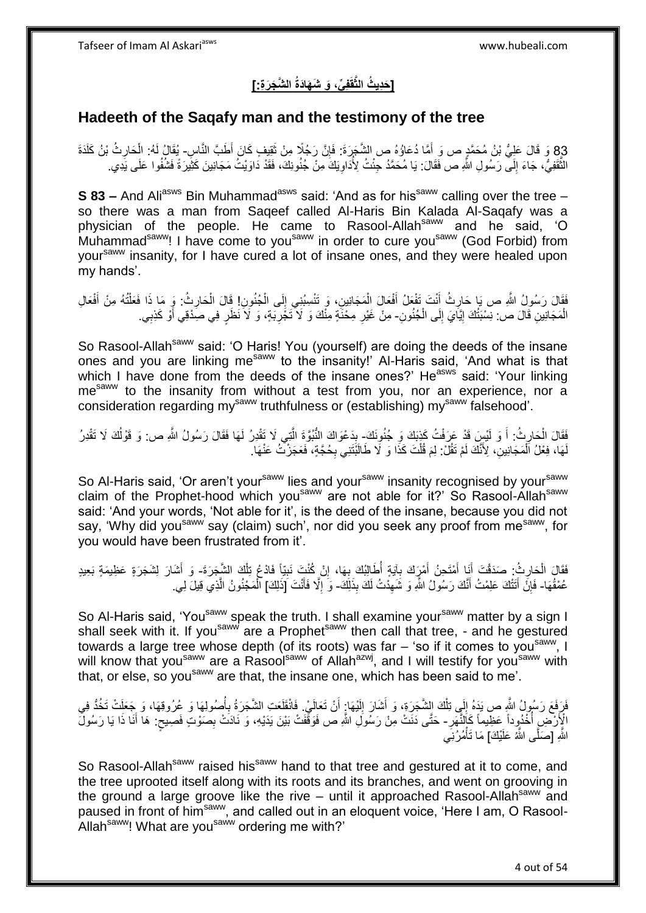## [حَدِيثُ الثَّقَفِيِّ، وَ شَهَادَةُ الشَّجَرَةِ:]

## Hadeeth of the Saqafy man and the testimony of the tree

83 وَ قَالَ عَلِيُّ بْنُ مُحَمَّدٍ ص وَ أَمَّا دُعَاؤُهُ ص الشَّجَرَةَ: فَإِنَّ رَجُلًا مِنْ ثَقِيفٍ كَانَ أَطَبَّ النَّاسِ- يُقَالُ لَهُ: الْحَارِثُ بْنُ كَلَدَةَ الثَّقَفِيُّ، جَاءَ إِلَى رَسُولِ اللَّهِ ص فَقَالَ: يَا مُحَمَّدُ جِئْتُ لِأُدَاوِيَكَ مِنْ جُنُونِكَ، فَقَدْ دَاوَيْتُ مَجَانِينَ كَثِيرَةً فَشُفُوا عَلَى يَدِي.

**S 83 –** And Ali[asws] Bin Muhammad[asws] said: 'And as for his[saww] calling over the tree – so there was a man from Saqeef called Al-Haris Bin Kalada Al-Saqafy was a physician of the people. He came to Rasool-Allah[saww] and he said, 'O Muhammad[saww]! I have come to you[saww] in order to cure you[saww] (God Forbid) from your[saww] insanity, for I have cured a lot of insane ones, and they were healed upon my hands'.

فَقَالَ رَسُولُ اللَّهِ ص يَا حَارِثُ أَنْتَ تَفْعَلُ أَفْعَالَ الْمَجَانِينِ، وَ تَنْسِبُنِي إِلَى الْجُنُونِ! قَالَ الْحَارِثُ: وَ مَا ذَا فَعَلْتُهُ مِنْ أَفْعَالِ الْمَجَانِينِ قَالَ ص: نِسْبَتُكَ إِيَّايَ إِلَى الْجُنُونِ- مِنْ غَيْرِ مِحْنَةٍ مِنْكَ وَ لَا تَجْرِبَةٍ، وَ لَا نَظَرٍ فِي صِدْقِي أَوْ كَذِبِي.

So Rasool-Allah[saww] said: 'O Haris! You (yourself) are doing the deeds of the insane ones and you are linking me[saww] to the insanity!' Al-Haris said, 'And what is that which I have done from the deeds of the insane ones?' He[asws] said: 'Your linking me[saww] to the insanity from without a test from you, nor an experience, nor a consideration regarding my[saww] truthfulness or (establishing) my[saww] falsehood'.

فَقَالَ الْحَارِثُ: أَ وَ لَيْسَ قَدْ عَرَفْتُ كَذِبَكَ وَ جُنُونَكَ- بِدَعْوَاكَ النُّبُوَّةَ الَّتِي لَا تَقْدِرُ لَهَا فَقَالَ رَسُولُ اللَّهِ ص: وَ قَوْلُكَ لَا تَقْدِرُ لَهَا، فِعْلُ الْمَجَانِينِ، لِأَنَّكَ لَمْ تَقُلْ: لِمَ قُلْتَ كَذَا وَ لَا طَالَبْتَنِي بِحُجَّةٍ، فَعَجَزْتُ عَنْهَا.

So Al-Haris said, 'Or aren't your[saww] lies and your[saww] insanity recognised by your[saww] claim of the Prophet-hood which you[saww] are not able for it?' So Rasool-Allah[saww] said: 'And your words, 'Not able for it', is the deed of the insane, because you did not say, 'Why did you[saww] say (claim) such', nor did you seek any proof from me[saww], for you would have been frustrated from it'.

فَقَالَ الْحَارِثُ: صَدَقْتَ أَنَا أَمْتَحِنُ أَمْرَكَ بِآيَةٍ أُطَالِبُكَ بِهَا، إِنْ كُنْتَ نَبِيّاً فَادْعُ تِلْكَ الشَّجَرَةَ- وَ أَشَارَ لِشَجَرَةٍ عَظِيمَةٍ بَعِيدٍ عُمْقُهَا- فَإِنْ أَتَتْكَ عَلِمْتُ أَنَّكَ رَسُولُ اللَّهِ وَ شَهِدْتُ لَكَ بِذَلِكَ- وَ إِلَّا فَأَنْتَ [ذَلِكَ] الْمَجْنُونُ الَّذِي قِيلَ لِي.

So Al-Haris said, 'You[saww] speak the truth. I shall examine your[saww] matter by a sign I shall seek with it. If you[saww] are a Prophet[saww] then call that tree, - and he gestured towards a large tree whose depth (of its roots) was far – 'so if it comes to you[saww], I will know that you[saww] are a Rasool[saww] of Allah[azwj], and I will testify for you[saww] with that, or else, so you[saww] are that, the insane one, which has been said to me'.

فَرَفَعَ رَسُولُ اللَّهِ ص يَدَهُ إِلَى تِلْكَ الشَّجَرَةِ، وَ أَشَارَ إِلَيْهَا: أَنْ تَعَالَيْ. فَانْقَلَعَتِ الشَّجَرَةُ بِأُصُولِهَا وَ عُرُوقِهَا، وَ جَعَلَتْ تَخُدُّ فِي الْأَرْضِ أُخْدُوداً عَظِيماً كَالنَّهَرِ- حَتَّى دَنَتْ مِنْ رَسُولِ اللَّهِ ص فَوَقَفَتْ بَيْنَ يَدَيْهِ، وَ نَادَتْ بِصَوْتٍ فَصِيحٍ: هَا أَنَا ذَا يَا رَسُولَ اللَّهِ [صَلَّى اللَّهُ عَلَيْكَ] مَا تَأْمُرُنِي

So Rasool-Allah[saww] raised his[saww] hand to that tree and gestured at it to come, and the tree uprooted itself along with its roots and its branches, and went on grooving in the ground a large groove like the rive – until it approached Rasool-Allah[saww] and paused in front of him[saww], and called out in an eloquent voice, 'Here I am, O Rasool-Allah[saww]! What are you[saww] ordering me with?'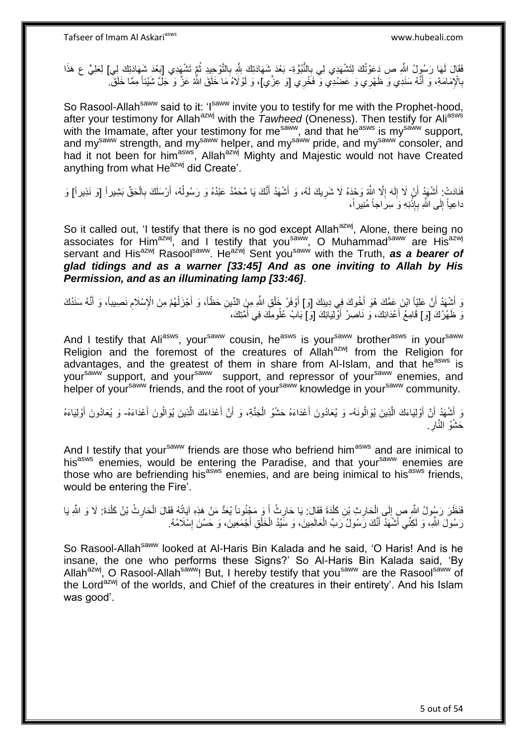فَقَالَ لَهَا رَسُولُ اللَّهِ ص دَعَوْتُكِ لِتَشْهَدِي لِي بِالنُّبُوَّةِ- بَعْدَ شَهَادَتِكِ لِلَّهِ بِالتَّوْحِيدِ ثُمَّ تَشْهَدِي [بَعْدَ شَهَادَتِكِ لِي] لِعَلِيٍّ ع هَذَا بِالْإِمَامَةِ، وَ أَنَّهُ سَنَدِي وَ ظَهْرِي وَ عَضُدِي وَ فَخْرِي [وَ عِزِّي]، وَ لَوْلَاهُ مَا خَلَقَ اللَّهُ عَزَّ وَ جَلَّ شَيْئاً مِمَّا خَلَقَ.

So Rasool-Allah[saww] said to it: 'I[saww] invite you to testify for me with the Prophet-hood, after your testimony for Allah[azwj] with the *Tawheed* (Oneness). Then testify for Ali[asws] with the Imamate, after your testimony for me[saww], and that he[asws] is my[saww] support, and my[saww] strength, and my[saww] helper, and my[saww] pride, and my[saww] consoler, and had it not been for him[asws], Allah[azwj] Mighty and Majestic would not have Created anything from what He[azwj] did Create'.

فَنَادَتْ: أَشْهَدُ أَنْ لَا إِلَهَ إِلَّا اللَّهُ وَحْدَهُ لَا شَرِيكَ لَهُ، وَ أَشْهَدُ أَنَّكَ يَا مُحَمَّدُ عَبْدُهُ وَ رَسُولُهُ، أَرْسَلَكَ بِالْحَقِّ بَشِيراً [وَ نَذِيراً] وَ داعِياً إِلَى اللَّهِ بِإِذْنِهِ وَ سِراجاً مُنِيراً،

So it called out, 'I testify that there is no god except Allah[azwj], Alone, there being no associates for Him[azwj], and I testify that you[saww], O Muhammad[saww] are His[azwj] servant and His[azwj] Rasool[saww]. He[azwj] Sent you[saww] with the Truth, ***as a bearer of glad tidings and as a warner [33:45] And as one inviting to Allah by His Permission, and as an illuminating lamp [33:46]***.

وَ أَشْهَدُ أَنَّ عَلِيّاً ابْنَ عَمِّكَ هُوَ أَخُوكَ فِي دِينِكَ [وَ] أَوْفَرُ خَلْقِ اللَّهِ مِنَ الدِّينِ حَظّاً، وَ أَجْزَلُهُمْ مِنَ الْإِسْلَامِ نَصِيباً، وَ أَنَّهُ سَنَدُكَ وَ ظَهْرُكَ [وَ] قَامِعُ أَعْدَائِكَ، وَ نَاصِرُ أَوْلِيَائِكَ [وَ] بَابُ عُلُومِكَ فِي أُمَّتِكَ،

And I testify that Ali[asws], your[saww] cousin, he[asws] is your[saww] brother[asws] in your[saww] Religion and the foremost of the creatures of Allah[azwj] from the Religion for advantages, and the greatest of them in share from Al-Islam, and that he[asws] is your[saww] support, and your[saww] support, and repressor of your[saww] enemies, and helper of your[saww] friends, and the root of your[saww] knowledge in your[saww] community.

وَ أَشْهَدُ أَنَّ أَوْلِيَاءَكَ الَّذِينَ يُوَالُونَهُ- وَ يُعَادُونَ أَعْدَاءَهُ حَشْوُ الْجَنَّةِ، وَ أَنَّ أَعْدَاءَكَ الَّذِينَ يُوَالُونَ أَعْدَاءَهُ- وَ يُعَادُونَ أَوْلِيَاءَهُ حَشْوُ النَّارِ.

And I testify that your[saww] friends are those who befriend him[asws] and are inimical to his[asws] enemies, would be entering the Paradise, and that your[saww] enemies are those who are befriending his[asws] enemies, and are being inimical to his[asws] friends, would be entering the Fire'.

فَنَظَرَ رَسُولُ اللَّهِ ص إِلَى الْحَارِثِ بْنِ كَلَدَةَ فَقَالَ: يَا حَارِثُ أَ وَ مَجْنُوناً يُعَدُّ مَنْ هَذِهِ آيَاتُهُ فَقَالَ الْحَارِثُ بْنُ كَلَدَةَ: لَا وَ اللَّهِ يَا رَسُولَ اللَّهِ، وَ لَكِنِّي أَشْهَدُ أَنَّكَ رَسُولُ رَبِّ الْعَالَمِينَ، وَ سَيِّدُ الْخَلْقِ أَجْمَعِينَ، وَ حَسُنَ إِسْلَامُهُ.

So Rasool-Allah[saww] looked at Al-Haris Bin Kalada and he said, 'O Haris! And is he insane, the one who performs these Signs?' So Al-Haris Bin Kalada said, 'By Allah[azwj], O Rasool-Allah[saww]! But, I hereby testify that you[saww] are the Rasool[saww] of the Lord[azwj] of the worlds, and Chief of the creatures in their entirety'. And his Islam was good'.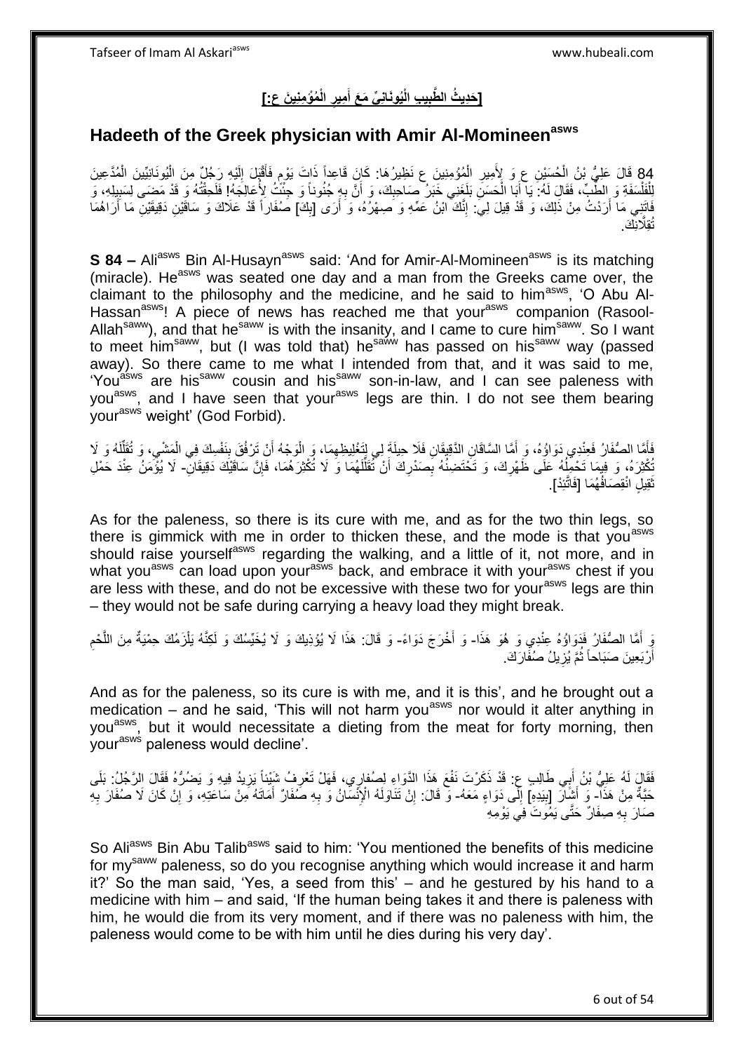## [حَدِيثُ الطَّبِيبِ الْيُونَانِيِّ مَعَ أَمِيرِ الْمُؤْمِنِينَ ع:]

## Hadeeth of the Greek physician with Amir Al-Momineen[asws]

84 قَالَ عَلِيُّ بْنُ الْحُسَيْنِ ع وَ لِأَمِيرِ الْمُؤْمِنِينَ ع نَظِيرُهَا: كَانَ قَاعِداً ذَاتَ يَوْمٍ فَأَقْبَلَ إِلَيْهِ رَجُلٌ مِنَ الْيُونَانِيِّينَ الْمُدَّعِينَ لِلْفَلْسَفَةِ وَ الطِّبِّ، فَقَالَ لَهُ: يَا أَبَا الْحَسَنِ بَلَغَنِي خَبَرُ صَاحِبِكَ، وَ أَنَّ بِهِ جُنُوناً وَ جِئْتُ لِأُعَالِجَهُ! فَلَحِقْتُهُ وَ قَدْ مَضَى لِسَبِيلِهِ، وَ فَاتَنِي مَا أَرَدْتُ مِنْ ذَلِكَ، وَ قَدْ قِيلَ لِي: إِنَّكَ ابْنُ عَمِّهِ وَ صِهْرُهُ، وَ أَرَى [بِكَ] صُفَاراً قَدْ عَلَاكَ وَ سَاقَيْنِ دَقِيقَيْنِ مَا أَرَاهُمَا تُقِلَّانِكَ.

**S 84 –** Ali[asws] Bin Al-Husayn[asws] said: 'And for Amir-Al-Momineen[asws] is its matching (miracle). He[asws] was seated one day and a man from the Greeks came over, the claimant to the philosophy and the medicine, and he said to him[asws], 'O Abu Al-Hassan[asws]! A piece of news has reached me that your[asws] companion (Rasool-Allah[saww]), and that he[saww] is with the insanity, and I came to cure him[saww]. So I want to meet him[saww], but (I was told that) he[saww] has passed on his[saww] way (passed away). So there came to me what I intended from that, and it was said to me, 'You[asws] are his[saww] cousin and his[saww] son-in-law, and I can see paleness with you[asws], and I have seen that your[asws] legs are thin. I do not see them bearing your[asws] weight' (God Forbid).

فَأَمَّا الصُّفَارُ فَعِنْدِي دَوَاؤُهُ، وَ أَمَّا السَّاقَانِ الدَّقِيقَانِ فَلَا حِيلَةَ لِي لِتَغْلِيظِهِمَا، وَ الْوَجْهُ أَنْ تَرْفُقَ بِنَفْسِكَ فِي الْمَشْيِ، وَ تُقَلِّلَهُ وَ لَا تُكْثِرَهُ، وَ فِيمَا تَحْمِلُهُ عَلَى ظَهْرِكَ، وَ تَحْتَضِنُهُ بِصَدْرِكَ أَنْ تُقَلِّلَهُمَا وَ لَا تُكْثِرَهُمَا، فَإِنَّ سَاقَيْكَ دَقِيقَانِ- لَا يُؤْمَنُ عِنْدَ حَمْلِ ثَقِيلٍ انْقِصَافُهُمَا [فَاتَّئِدْ].

As for the paleness, so there is its cure with me, and as for the two thin legs, so there is gimmick with me in order to thicken these, and the mode is that you[asws] should raise yourself[asws] regarding the walking, and a little of it, not more, and in what you[asws] can load upon your[asws] back, and embrace it with your[asws] chest if you are less with these, and do not be excessive with these two for your[asws] legs are thin – they would not be safe during carrying a heavy load they might break.

وَ أَمَّا الصُّفَارُ فَدَوَاؤُهُ عِنْدِي وَ هُوَ هَذَا- وَ أَخْرَجَ دَوَاءً- وَ قَالَ: هَذَا لَا يُؤْذِيكَ وَ لَا يُخَيِّسُكَ وَ لَكِنَّهُ يَلْزَمُكَ حِمْيَةٌ مِنَ اللَّحْمِ أَرْبَعِينَ صَبَاحاً ثُمَّ يُزِيلُ صُفَارَكَ.

And as for the paleness, so its cure is with me, and it is this', and he brought out a medication – and he said, 'This will not harm you[asws] nor would it alter anything in you[asws], but it would necessitate a dieting from the meat for forty morning, then your[asws] paleness would decline'.

فَقَالَ لَهُ عَلِيُّ بْنُ أَبِي طَالِبٍ ع: قَدْ ذَكَرْتَ نَفْعَ هَذَا الدَّوَاءِ لِصُفَارِي، فَهَلْ تَعْرِفُ شَيْئاً يَزِيدُ فِيهِ وَ يَضُرُّهُ فَقَالَ الرَّجُلُ: بَلَى حَبَّةٌ مِنْ هَذَا- وَ أَشَارَ [بِيَدِهِ] إِلَى دَوَاءٍ مَعَهُ- وَ قَالَ: إِنْ تَنَاوَلَهُ الْإِنْسَانُ وَ بِهِ صُفَارٌ أَمَاتَهُ مِنْ سَاعَتِهِ، وَ إِنْ كَانَ لَا صُفَارَ بِهِ صَارَ بِهِ صُفَارٌ حَتَّى يَمُوتَ فِي يَوْمِهِ

So Ali[asws] Bin Abu Talib[asws] said to him: 'You mentioned the benefits of this medicine for my[saww] paleness, so do you recognise anything which would increase it and harm it?' So the man said, 'Yes, a seed from this' – and he gestured by his hand to a medicine with him – and said, 'If the human being takes it and there is paleness with him, he would die from its very moment, and if there was no paleness with him, the paleness would come to be with him until he dies during his very day'.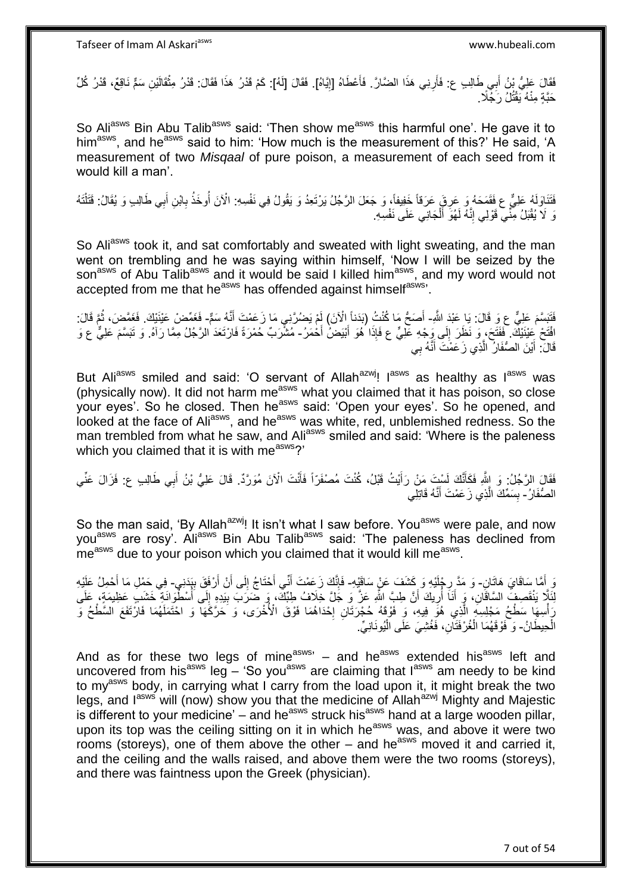فَقَالَ عَلِيُّ بْنُ أَبِي طَالِبٍ ع: فَأَرِنِي هَذَا الضَّارَّ. فَأَعْطَاهُ [إِيَّاهُ]. فَقَالَ [لَهُ]: كَمْ قَدْرُ هَذَا فَقَالَ: قَدْرُ مِثْقَالَيْنِ سَمٌّ نَاقِعٌ، قَدْرُ كُلِّ حَبَّةٍ مِنْهُ يَقْتُلُ رَجُلًا.

So Ali^asws Bin Abu Talib^asws said: 'Then show me^asws this harmful one'. He gave it to him^asws, and he^asws said to him: 'How much is the measurement of this?' He said, 'A measurement of two *Misqaal* of pure poison, a measurement of each seed from it would kill a man'.

فَتَنَاوَلَهُ عَلِيٌّ ع فَقَمَحَهُ وَ عَرِقَ عَرَقاً خَفِيفاً، وَ جَعَلَ الرَّجُلُ يَرْتَعِدُ وَ يَقُولُ فِي نَفْسِهِ: الْآنَ أُوخَذُ بِابْنِ أَبِي طَالِبٍ وَ يُقَالُ: قَتَلْتَهُ وَ لَا يُقْبَلُ مِنِّي قَوْلِي إِنَّهُ لَهُوَ الْجَانِي عَلَى نَفْسِهِ.

So Ali^asws took it, and sat comfortably and sweated with light sweating, and the man went on trembling and he was saying within himself, 'Now I will be seized by the son^asws of Abu Talib^asws and it would be said I killed him^asws, and my word would not accepted from me that he^asws has offended against himself^asws'.

فَتَبَسَّمَ عَلِيٌّ ع وَ قَالَ: يَا عَبْدَ اللَّهِ- أَصَحُّ مَا كُنْتُ (بَدَناً الْآنَ) لَمْ يَضُرَّنِي مَا زَعَمْتَ أَنَّهُ سَمٌّ- فَغَمِّضْ عَيْنَيْكَ. فَغَمَّضَ، ثُمَّ قَالَ: افْتَحْ عَيْنَيْكَ. فَفَتَحَ، وَ نَظَرَ إِلَى وَجْهِ عَلِيٍّ ع فَإِذَا هُوَ أَبْيَضُ أَحْمَرُ- مُشْرَبٌ حُمْرَةً فَارْتَعَدَ الرَّجُلُ مِمَّا رَآهُ. وَ تَبَسَّمَ عَلِيٌّ ع وَ قَالَ: أَيْنَ الصُّفَارُ الَّذِي زَعَمْتَ أَنَّهُ بِي

But Ali^asws smiled and said: 'O servant of Allah^azwj! I^asws as healthy as I^asws was (physically now). It did not harm me^asws what you claimed that it has poison, so close your eyes'. So he closed. Then he^asws said: 'Open your eyes'. So he opened, and looked at the face of Ali^asws, and he^asws was white, red, unblemished redness. So the man trembled from what he saw, and Ali^asws smiled and said: 'Where is the paleness which you claimed that it is with me^asws?'

فَقَالَ الرَّجُلُ: وَ اللَّهِ فَكَأَنَّكَ لَسْتَ مَنْ رَأَيْتُ قَبْلُ، كُنْتَ مُصْفَرّاً فَأَنْتَ الْآنَ مُوَرَّدٌ. قَالَ عَلِيُّ بْنُ أَبِي طَالِبٍ ع: فَزَالَ عَنِّي الصُّفَارُ- بِسَمِّكَ الَّذِي زَعَمْتَ أَنَّهُ قَاتِلِي

So the man said, 'By Allah^azwj! It isn't what I saw before. You^asws were pale, and now you^asws are rosy'. Ali^asws Bin Abu Talib^asws said: 'The paleness has declined from me^asws due to your poison which you claimed that it would kill me^asws.

وَ أَمَّا سَاقَايَ هَاتَانِ- وَ مَدَّ رِجْلَيْهِ وَ كَشَفَ عَنْ سَاقَيْهِ- فَإِنَّكَ زَعَمْتَ أَنِّي أَحْتَاجُ إِلَى أَنْ أَرْفُقَ بِبَدَنِي- فِي حَمْلِ مَا أَحْمِلُ عَلَيْهِ لِئَلَّا يَنْقَصِفَ السَّاقَانِ، وَ أَنَا أُرِيكَ أَنَّ طِبَّ اللَّهِ عَزَّ وَ جَلَّ خِلَافُ طِبِّكَ، وَ ضَرَبَ بِيَدِهِ إِلَى أُسْطُوَانَةِ خَشَبٍ عَظِيمَةٍ، عَلَى رَأْسِهَا سَطْحُ مَجْلِسِهِ الَّذِي هُوَ فِيهِ، وَ فَوْقَهُ حُجْرَتَانِ إِحْدَاهُمَا فَوْقَ الْأُخْرَى، وَ حَرَّكَهَا وَ احْتَمَلَهُمَا فَارْتَفَعَ السَّطْحُ وَ الْحِيطَانُ- وَ فَوْقَهُمَا الْغُرْفَتَانِ، فَغُشِيَ عَلَى الْيُونَانِيِّ.

And as for these two legs of mine^asws' – and he^asws extended his^asws left and uncovered from his^asws leg – 'So you^asws are claiming that I^asws am needy to be kind to my^asws body, in carrying what I carry from the load upon it, it might break the two legs, and I^asws will (now) show you that the medicine of Allah^azwj Mighty and Majestic is different to your medicine' – and he^asws struck his^asws hand at a large wooden pillar, upon its top was the ceiling sitting on it in which he^asws was, and above it were two rooms (storeys), one of them above the other – and he^asws moved it and carried it, and the ceiling and the walls raised, and above them were the two rooms (storeys), and there was faintness upon the Greek (physician).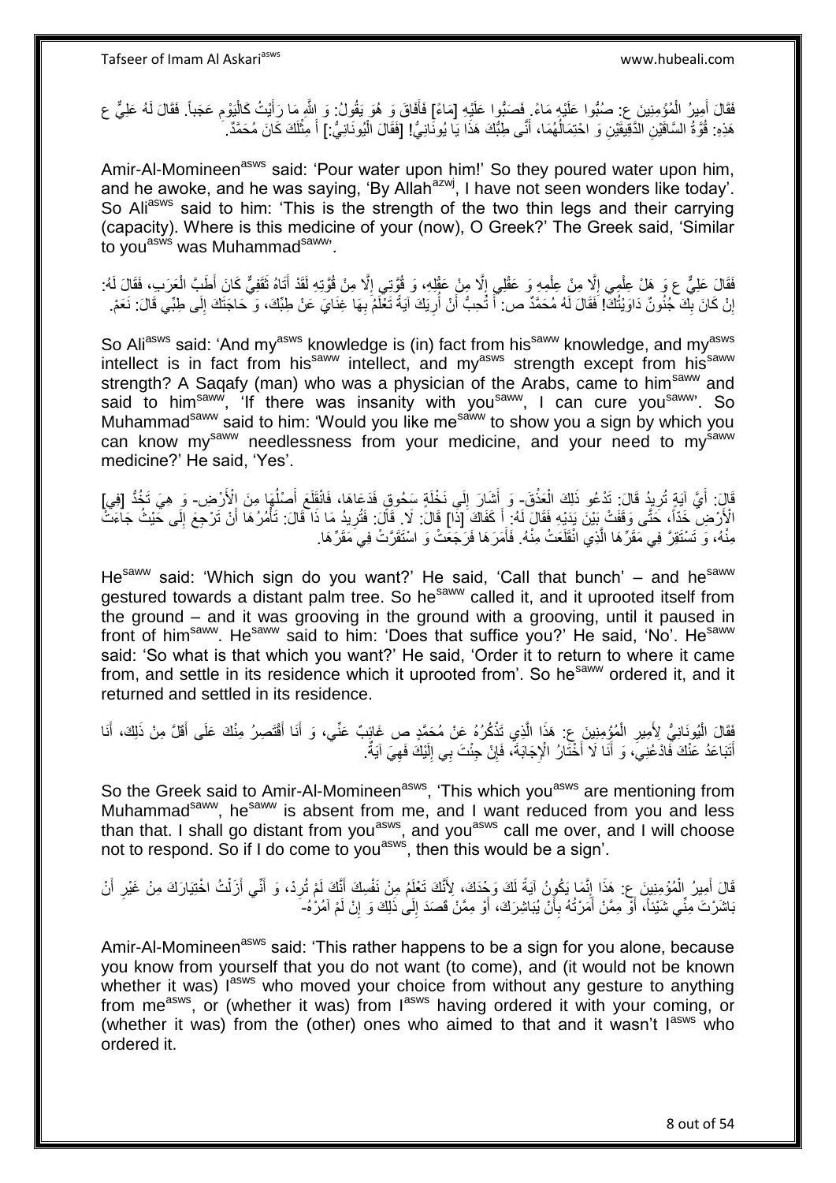فَقَالَ أَمِيرُ الْمُؤْمِنِينَ ع: صُبُّوا عَلَيْهِ مَاءً. فَصَبُّوا عَلَيْهِ [مَاءً] فَأَفَاقَ وَ هُوَ يَقُولُ: وَ اللَّهِ مَا رَأَيْتُ كَالْيَوْمِ عَجَباً. فَقَالَ لَهُ عَلِيٌّ ع هَذِهِ: قُوَّةُ السَّاقَيْنِ الدَّقِيقَيْنِ وَ احْتِمَالُهُمَا، أَيْنَ طِبُّكَ هَذَا يَا يُونَانِيُّ! [فَقَالَ الْيُونَانِيُّ:] أَ مِثْلُكَ كَانَ مُحَمَّدٌ.

Amir-Al-Momineen[asws] said: 'Pour water upon him!' So they poured water upon him, and he awoke, and he was saying, 'By Allah[azwj], I have not seen wonders like today'. So Ali[asws] said to him: 'This is the strength of the two thin legs and their carrying (capacity). Where is this medicine of your (now), O Greek?' The Greek said, 'Similar to you[asws] was Muhammad[saww]'.

فَقَالَ عَلِيٌّ ع وَ هَلْ عِلْمِي إِلَّا مِنْ عِلْمِهِ وَ عَقْلِي إِلَّا مِنْ عَقْلِهِ، وَ قُوَّتِي إِلَّا مِنْ قُوَّتِهِ لَقَدْ أَتَاهُ ثَقَفِيٌّ كَانَ أَطَبَّ الْعَرَبِ، فَقَالَ لَهُ: إِنْ كَانَ بِكَ جُنُونٌ دَاوَيْتُكَ! فَقَالَ لَهُ مُحَمَّدٌ ص: أَ تُحِبُّ أَنْ أُرِيَكَ آيَةً تَعْلَمُ بِهَا غِنَايَ عَنْ طِبِّكَ، وَ حَاجَتَكَ إِلَى طِبِّي قَالَ: نَعَمْ.

So Ali[asws] said: 'And my[asws] knowledge is (in) fact from his[saww] knowledge, and my[asws] intellect is in fact from his[saww] intellect, and my[asws] strength except from his[saww] strength? A Saqafy (man) who was a physician of the Arabs, came to him[saww] and said to him[saww], 'If there was insanity with you[saww], I can cure you[saww]'. So Muhammad[saww] said to him: 'Would you like me[saww] to show you a sign by which you can know my[saww] needlessness from your medicine, and your need to my[saww] medicine?' He said, 'Yes'.

قَالَ: أَيَّ آيَةٍ تُرِيدُ قَالَ: تَدْعُو ذَلِكَ الْعَذْقَ- وَ أَشَارَ إِلَى نَخْلَةٍ سَحُوقٍ فَدَعَاهَا، فَانْقَلَعَ أَصْلُهَا مِنَ الْأَرْضِ- وَ هِيَ تَخُدُّ [فِي] الْأَرْضِ خَدّاً، حَتَّى وَقَفَتْ بَيْنَ يَدَيْهِ فَقَالَ لَهُ: أَ كَفَاكَ [ذَا] قَالَ: لَا. قَالَ: فَتُرِيدُ مَا ذَا قَالَ: تَأْمُرُهَا أَنْ تَرْجِعَ إِلَى حَيْثُ جَاءَتْ مِنْهُ، وَ تَسْتَقِرَّ فِي مَقَرِّهَا الَّذِي انْقَلَعَتْ مِنْهُ. فَأَمَرَهَا فَرَجَعَتْ وَ اسْتَقَرَّتْ فِي مَقَرِّهَا.

He[saww] said: 'Which sign do you want?' He said, 'Call that bunch' – and he[saww] gestured towards a distant palm tree. So he[saww] called it, and it uprooted itself from the ground – and it was grooving in the ground with a grooving, until it paused in front of him[saww]. He[saww] said to him: 'Does that suffice you?' He said, 'No'. He[saww] said: 'So what is that which you want?' He said, 'Order it to return to where it came from, and settle in its residence which it uprooted from'. So he[saww] ordered it, and it returned and settled in its residence.

فَقَالَ الْيُونَانِيُّ لِأَمِيرِ الْمُؤْمِنِينَ ع: هَذَا الَّذِي تَذْكُرُهُ عَنْ مُحَمَّدٍ ص غَائِبٌ عَنِّي، وَ أَنَا أَقْتَصِرُ مِنْكَ عَلَى أَقَلَّ مِنْ ذَلِكَ، أَنَا أَتَبَاعَدُ عَنْكَ فَادْعُنِي، وَ أَنَا لَا أَخْتَارُ الْإِجَابَةَ، فَإِنْ جِئْتَ بِي إِلَيْكَ فَهِيَ آيَةٌ.

So the Greek said to Amir-Al-Momineen[asws], 'This which you[asws] are mentioning from Muhammad[saww], he[saww] is absent from me, and I want reduced from you and less than that. I shall go distant from you[asws], and you[asws] call me over, and I will choose not to respond. So if I do come to you[asws], then this would be a sign'.

قَالَ أَمِيرُ الْمُؤْمِنِينَ ع: هَذَا إِنَّمَا يَكُونُ آيَةً لَكَ وَحْدَكَ، لِأَنَّكَ تَعْلَمُ مِنْ نَفْسِكَ أَنَّكَ لَمْ تُرِدْ، وَ أَنِّي أَزَلْتُ اخْتِيَارَكَ مِنْ غَيْرِ أَنْ بَاشَرْتَ مِنِّي شَيْئاً، أَوْ مِمَّنْ أَمَرْتُهُ بِأَنْ يُبَاشِرَكَ، أَوْ مِمَّنْ قَصَدَ إِلَى ذَلِكَ وَ إِنْ لَمْ آمُرْهُ-

Amir-Al-Momineen[asws] said: 'This rather happens to be a sign for you alone, because you know from yourself that you do not want (to come), and (it would not be known whether it was) I[asws] who moved your choice from without any gesture to anything from me[asws], or (whether it was) from I[asws] having ordered it with your coming, or (whether it was) from the (other) ones who aimed to that and it wasn't I[asws] who ordered it.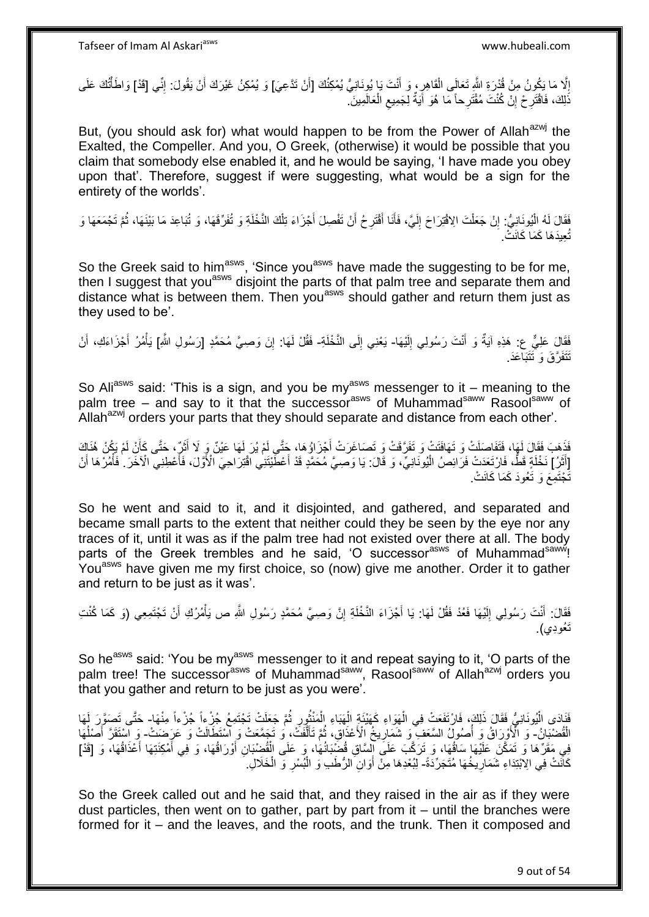إِلَّا مَا يَكُونُ مِنْ قُدْرَةِ اللَّهِ تَعَالَى الْقَاهِرِ، وَ أَنْتَ يَا يُونَانِيُّ يُمْكِنُكَ [أَنْ تَدَّعِيَ] وَ يُمْكِنُ غَيْرَكَ أَنْ يَقُولَ: إِنِّي [قَدْ] وَاطَأْتُكَ عَلَى ذَلِكَ، فَاقْتَرِحْ إِنْ كُنْتَ مُقْتَرِحاً مَا هُوَ آيَةٌ لِجَمِيعِ الْعَالَمِينَ.

But, (you should ask for) what would happen to be from the Power of Allah^azwj the Exalted, the Compeller. And you, O Greek, (otherwise) it would be possible that you claim that somebody else enabled it, and he would be saying, 'I have made you obey upon that'. Therefore, suggest if were suggesting, what would be a sign for the entirety of the worlds'.

فَقَالَ لَهُ الْيُونَانِيُّ: إِنْ جَعَلْتَ الِاقْتِرَاحَ إِلَيَّ، فَأَنَا أَقْتَرِحُ أَنْ تَفْصِلَ أَجْزَاءَ تِلْكَ النَّخْلَةِ وَ تُفَرِّقَهَا، وَ تُبَاعِدَ مَا بَيْنَهَا، ثُمَّ تَجْمَعَهَا وَ تُعِيدَهَا كَمَا كَانَتْ.

So the Greek said to him^asws, 'Since you^asws have made the suggesting to be for me, then I suggest that you^asws disjoint the parts of that palm tree and separate them and distance what is between them. Then you^asws should gather and return them just as they used to be'.

فَقَالَ عَلِيٌّ ع: هَذِهِ آيَةٌ وَ أَنْتَ رَسُولِي إِلَيْهَا- يَعْنِي إِلَى النَّخْلَةِ- فَقُلْ لَهَا: إِنَ وَصِيَّ مُحَمَّدٍ [رَسُولِ اللَّهِ] يَأْمُرُ أَجْزَاءَكِ، أَنْ تَتَفَرَّقَ وَ تَتَبَاعَدَ.

So Ali^asws said: 'This is a sign, and you be my^asws messenger to it – meaning to the palm tree – and say to it that the successor^asws of Muhammad^saww Rasool^saww of Allah^azwj orders your parts that they should separate and distance from each other'.

فَذَهَبَ فَقَالَ لَهَا، فَتَفَاصَلَتْ وَ تَهَافَتَتْ وَ تَفَرَّقَتْ وَ تَصَاغَرَتْ أَجْزَاؤُهَا، حَتَّى لَمْ يُرَ لَهَا عَيْنٌ وَ لَا أَثَرٌ، حَتَّى كَأَنْ لَمْ يَكُنْ هُنَاكَ [أَثَرُ] نَخْلَةٍ قَطُّ، فَارْتَعَدَتْ فَرَائِصُ الْيُونَانِيِّ، وَ قَالَ: يَا وَصِيَّ مُحَمَّدٍ قَدْ أَعْطَيْتَنِي اقْتِرَاحِيَ الْأَوَّلَ، فَأَعْطِنِي الْآخَرَ. فَأْمُرْهَا أَنْ تَجْتَمِعَ وَ تَعُودَ كَمَا كَانَتْ.

So he went and said to it, and it disjointed, and gathered, and separated and became small parts to the extent that neither could they be seen by the eye nor any traces of it, until it was as if the palm tree had not existed over there at all. The body parts of the Greek trembles and he said, 'O successor^asws of Muhammad^saww! You^asws have given me my first choice, so (now) give me another. Order it to gather and return to be just as it was'.

فَقَالَ: أَنْتَ رَسُولِي إِلَيْهَا فَعُدْ فَقُلْ لَهَا: يَا أَجْزَاءَ النَّخْلَةِ إِنَّ وَصِيَّ مُحَمَّدٍ رَسُولِ اللَّهِ ص يَأْمُرُكِ أَنْ تَجْتَمِعِي (وَ كَمَا كُنْتِ تَعُودِي).

So he^asws said: 'You be my^asws messenger to it and repeat saying to it, 'O parts of the palm tree! The successor^asws of Muhammad^saww, Rasool^saww of Allah^azwj orders you that you gather and return to be just as you were'.

فَنَادَى الْيُونَانِيُّ فَقَالَ ذَلِكَ، فَارْتَفَعَتْ فِي الْهَوَاءِ كَهَيْئَةِ الْهَبَاءِ الْمَنْثُورِ ثُمَّ جَعَلَتْ تَجْتَمِعُ جُزْءاً جُزْءاً مِنْهَا- حَتَّى تَصَوَّرَ لَهَا الْقُضْبَانُ- وَ الْأَوْرَاقُ وَ أُصُولُ السَّعَفِ وَ شَمَارِيخُ الْأَعْذَاقِ، ثُمَّ تَأَلَّفَتْ، وَ تَجَمَّعَتْ وَ اسْتَطَالَتْ وَ عَرَضَتْ- وَ اسْتَقَرَّ أَصْلُهَا فِي مَقَرِّهَا وَ تَمَكَّنَ عَلَيْهَا سَاقُهَا، وَ تَرَكَّبَ عَلَى السَّاقِ قُضْبَانُهَا، وَ عَلَى الْقُضْبَانِ أَوْرَاقُهَا، وَ فِي أَمْكِنَتِهَا أَعْذَاقُهَا، وَ [قَدْ] كَانَتْ فِي الِابْتِدَاءِ شَمَارِيخُهَا مُتَجَرِّدَةً- لِبُعْدِهَا مِنْ أَوَانِ الرُّطَبِ وَ الْبُسْرِ وَ الْخَلَالِ.

So the Greek called out and he said that, and they raised in the air as if they were dust particles, then went on to gather, part by part from it – until the branches were formed for it – and the leaves, and the roots, and the trunk. Then it composed and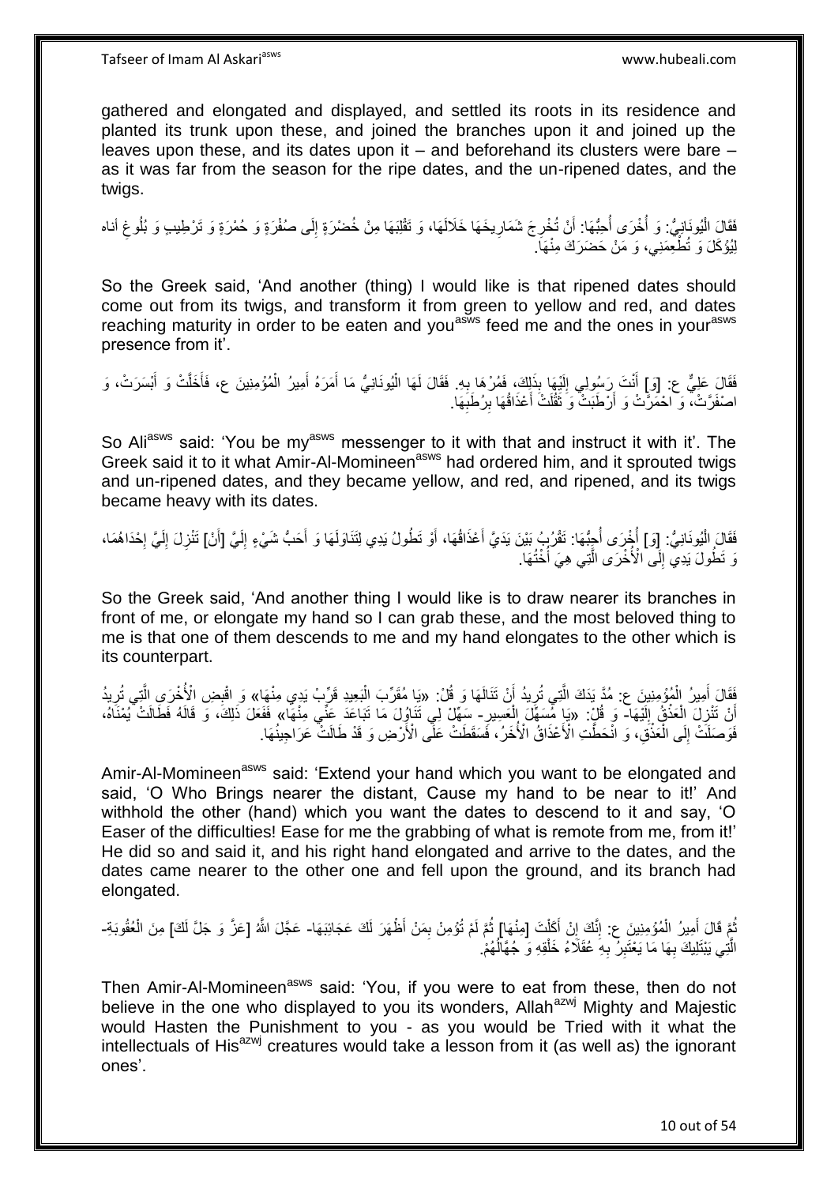gathered and elongated and displayed, and settled its roots in its residence and planted its trunk upon these, and joined the branches upon it and joined up the leaves upon these, and its dates upon it – and beforehand its clusters were bare – as it was far from the season for the ripe dates, and the un-ripened dates, and the twigs.

فَقَالَ الْيُونَانِيُّ: وَ أُخْرَى أُحِبُّهَا: أَنْ تُخْرِجَ شَمَارِيخَهَا خَلَالَهَا، وَ تَقْلِبَهَا مِنْ خُضْرَةٍ إِلَى صُفْرَةٍ وَ حُمْرَةٍ وَ تَرْطِيبٍ وَ بُلُوغِ أناه لِيُؤْكَلَ وَ تُطْعِمَنِي، وَ مَنْ حَضَرَكَ مِنْهَا.

So the Greek said, 'And another (thing) I would like is that ripened dates should come out from its twigs, and transform it from green to yellow and red, and dates reaching maturity in order to be eaten and you[asws] feed me and the ones in your[asws] presence from it'.

فَقَالَ عَلِيٌّ ع: [وَ] أَنْتَ رَسُولِي إِلَيْهَا بِذَلِكَ، فَمُرْهَا بِهِ. فَقَالَ لَهَا الْيُونَانِيُّ مَا أَمَرَهُ أَمِيرُ الْمُؤْمِنِينَ ع، فَأَخَلَّتْ وَ أَبْسَرَتْ، وَ اصْفَرَّتْ، وَ احْمَرَّتْ وَ أَرْطَبَتْ وَ ثَقُلَتْ أَعْذَاقُهَا بِرُطَبِهَا.

So Ali[asws] said: 'You be my[asws] messenger to it with that and instruct it with it'. The Greek said it to it what Amir-Al-Momineen[asws] had ordered him, and it sprouted twigs and un-ripened dates, and they became yellow, and red, and ripened, and its twigs became heavy with its dates.

فَقَالَ الْيُونَانِيُّ: [وَ] أُخْرَى أُحِبُّهَا: تَقْرُبُ بَيْنَ يَدَيَّ أَعْذَاقُهَا، أَوْ تَطُولُ يَدِي لِتَنَاوَلَهَا وَ أَحَبُّ شَيْءٍ إِلَيَّ [أَنْ] تَنْزِلَ إِلَيَّ إِحْدَاهُمَا، وَ تَطُولَ يَدِي إِلَى الْأُخْرَى الَّتِي هِيَ أُخْتُهَا.

So the Greek said, 'And another thing I would like is to draw nearer its branches in front of me, or elongate my hand so I can grab these, and the most beloved thing to me is that one of them descends to me and my hand elongates to the other which is its counterpart.

فَقَالَ أَمِيرُ الْمُؤْمِنِينَ ع: مُدَّ يَدَكَ الَّتِي تُرِيدُ أَنْ تَنَالَهَا وَ قُلْ: «يَا مُقَرِّبَ الْبَعِيدِ قَرِّبْ يَدِي مِنْهَا» وَ اقْبِضِ الْأُخْرَى الَّتِي تُرِيدُ أَنْ تَنْزِلَ الْعَذْقُ إِلَيْهَا- وَ قُلْ: «يَا مُسَهِّلَ الْعَسِيرِ- سَهِّلْ لِي تَنَاوُلَ مَا تَبَاعَدَ عَنِّي مِنْهَا» فَفَعَلَ ذَلِكَ، وَ قَالَهُ فَطَالَتْ يُمْنَاهُ، فَوَصَلَتْ إِلَى الْعَذْقِ، وَ انْحَطَّتِ الْأَعْذَاقُ الْأُخَرُ، فَسَقَطَتْ عَلَى الْأَرْضِ وَ قَدْ طَالَتْ عَرَاجِينُهَا.

Amir-Al-Momineen[asws] said: 'Extend your hand which you want to be elongated and said, 'O Who Brings nearer the distant, Cause my hand to be near to it!' And withhold the other (hand) which you want the dates to descend to it and say, 'O Easer of the difficulties! Ease for me the grabbing of what is remote from me, from it!' He did so and said it, and his right hand elongated and arrive to the dates, and the dates came nearer to the other one and fell upon the ground, and its branch had elongated.

ثُمَّ قَالَ أَمِيرُ الْمُؤْمِنِينَ ع: إِنَّكَ إِنْ أَكَلْتَ [مِنْهَا] ثُمَّ لَمْ تُؤْمِنْ بِمَنْ أَظْهَرَ لَكَ عَجَائِبَهَا- عَجَّلَ اللَّهُ [عَزَّ وَ جَلَّ لَكَ] مِنَ الْعُقُوبَةِ- الَّتِي يَبْتَلِيكَ بِهَا مَا يَعْتَبِرُ بِهِ عُقَلَاءُ خَلْقِهِ وَ جُهَّالُهُمْ.

Then Amir-Al-Momineen[asws] said: 'You, if you were to eat from these, then do not believe in the one who displayed to you its wonders, Allah[azwj] Mighty and Majestic would Hasten the Punishment to you - as you would be Tried with it what the intellectuals of His[azwj] creatures would take a lesson from it (as well as) the ignorant ones'.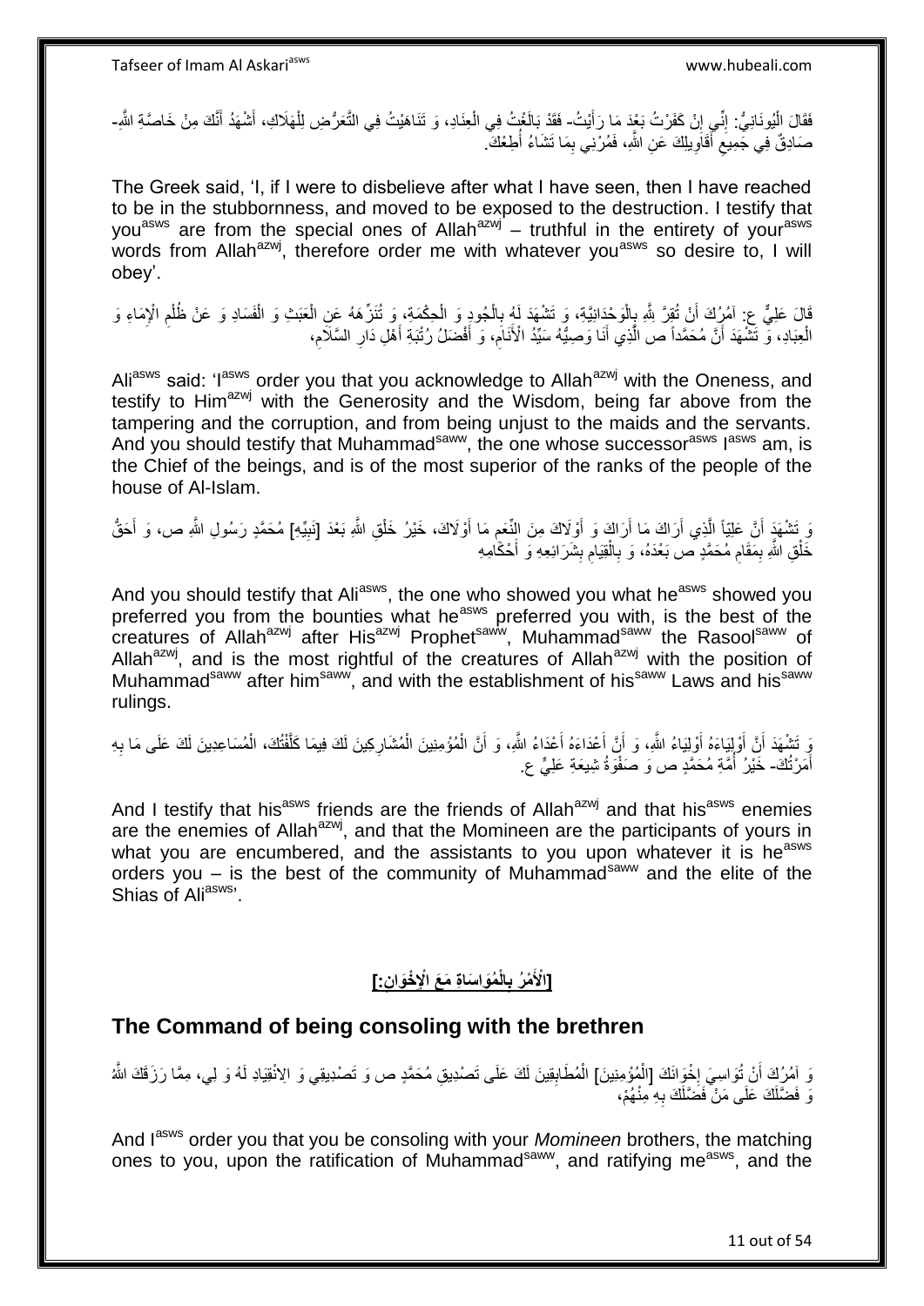فَقَالَ الْيُونَانِيُّ: إِنِّي إِنْ كَفَرْتُ بَعْدَ مَا رَأَيْتُ- فَقَدْ بَالَغْتُ فِي الْعِنَادِ، وَ تَنَاهَيْتُ فِي التَّعَرُّضِ لِلْهَلَاكِ، أَشْهَدُ أَنَّكَ مِنْ خَاصَّةِ اللَّهِ- صَادِقٌ فِي جَمِيعِ أَقَاوِيلِكَ عَنِ اللَّهِ، فَمُرْنِي بِمَا تَشَاءُ أُطِعْكَ.

The Greek said, 'I, if I were to disbelieve after what I have seen, then I have reached to be in the stubbornness, and moved to be exposed to the destruction. I testify that you[asws] are from the special ones of Allah[azwj] – truthful in the entirety of your[asws] words from Allah[azwj], therefore order me with whatever you[asws] so desire to, I will obey'.

قَالَ عَلِيٌّ ع: آمُرُكَ أَنْ تُقِرَّ لِلَّهِ بِالْوَحْدَانِيَّةِ، وَ تَشْهَدَ لَهُ بِالْجُودِ وَ الْحِكْمَةِ، وَ تُنَزِّهَهُ عَنِ الْعَبَثِ وَ الْفَسَادِ وَ عَنْ ظُلْمِ الْإِمَاءِ وَ الْعِبَادِ، وَ تَشْهَدَ أَنَّ مُحَمَّداً ص الَّذِي أَنَا وَصِيُّهُ سَيِّدُ الْأَنَامِ، وَ أَفْضَلُ رُتْبَةِ أَهْلِ دَارِ السَّلَامِ،

Ali[asws] said: 'I[asws] order you that you acknowledge to Allah[azwj] with the Oneness, and testify to Him[azwj] with the Generosity and the Wisdom, being far above from the tampering and the corruption, and from being unjust to the maids and the servants. And you should testify that Muhammad[saww], the one whose successor[asws] I[asws] am, is the Chief of the beings, and is of the most superior of the ranks of the people of the house of Al-Islam.

وَ تَشْهَدَ أَنَّ عَلِيّاً الَّذِي أَرَاكَ مَا أَرَاكَ وَ أَوْلَاكَ مِنَ النِّعَمِ مَا أَوْلَاكَ، خَيْرُ خَلْقِ اللَّهِ بَعْدَ [نَبِيِّهِ] مُحَمَّدٍ رَسُولِ اللَّهِ ص، وَ أَحَقُّ خَلْقِ اللَّهِ بِمَقَامِ مُحَمَّدٍ ص بَعْدَهُ، وَ بِالْقِيَامِ بِشَرَائِعِهِ وَ أَحْكَامِهِ

And you should testify that Ali[asws], the one who showed you what he[asws] showed you preferred you from the bounties what he[asws] preferred you with, is the best of the creatures of Allah[azwj] after His[azwj] Prophet[saww], Muhammad[saww] the Rasool[saww] of Allah[azwj], and is the most rightful of the creatures of Allah[azwj] with the position of Muhammad[saww] after him[saww], and with the establishment of his[saww] Laws and his[saww] rulings.

وَ تَشْهَدَ أَنَّ أَوْلِيَاءَهُ أَوْلِيَاءُ اللَّهِ، وَ أَنَّ أَعْدَاءَهُ أَعْدَاءُ اللَّهِ، وَ أَنَّ الْمُؤْمِنِينَ الْمُشَارِكِينَ لَكَ فِيمَا كَلَّفْتُكَ، الْمُسَاعِدِينَ لَكَ عَلَى مَا بِهِ أَمَرْتُكَ- خَيْرُ أُمَّةِ مُحَمَّدٍ ص وَ صَفْوَةُ شِيعَةِ عَلِيٍّ ع.

And I testify that his[asws] friends are the friends of Allah[azwj] and that his[asws] enemies are the enemies of Allah[azwj], and that the Momineen are the participants of yours in what you are encumbered, and the assistants to you upon whatever it is he[asws] orders you – is the best of the community of Muhammad[saww] and the elite of the Shias of Ali[asws]'.

## [الْأَمْرُ بِالْمُوَاسَاةِ مَعَ الْإِخْوَانِ:]

## The Command of being consoling with the brethren

وَ آمُرُكَ أَنْ تُوَاسِيَ إِخْوَانَكَ [الْمُؤْمِنِينَ] الْمُطَابِقِينَ لَكَ عَلَى تَصْدِيقِ مُحَمَّدٍ ص وَ تَصْدِيقِي وَ الِانْقِيَادِ لَهُ وَ لِي، مِمَّا رَزَقَكَ اللَّهُ وَ فَضَّلَكَ عَلَى مَنْ فَضَّلَكَ بِهِ مِنْهُمْ،

And I[asws] order you that you be consoling with your *Momineen* brothers, the matching ones to you, upon the ratification of Muhammad[saww], and ratifying me[asws], and the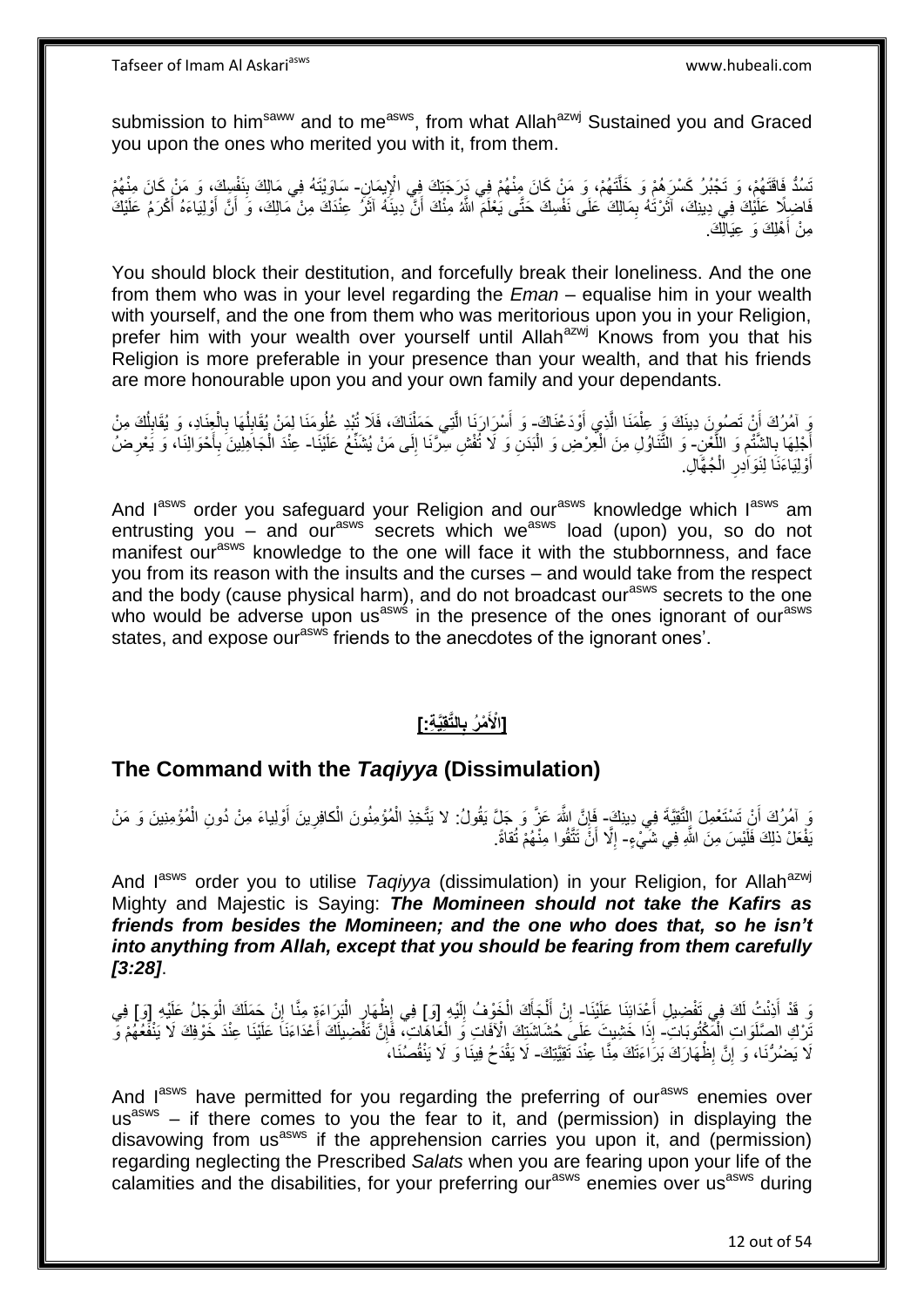submission to him[saww] and to me[asws], from what Allah[azwj] Sustained you and Graced you upon the ones who merited you with it, from them.

تَسُدُّ فَاقَتَهُمْ، وَ تَجْبُرُ كَسْرَهُمْ وَ خَلَّتَهُمْ، وَ مَنْ كَانَ مِنْهُمْ فِي دَرَجَتِكَ فِي الْإِيمَانِ- سَاوَيْتَهُ فِي مَالِكَ بِنَفْسِكَ، وَ مَنْ كَانَ مِنْهُمْ فَاضِلًا عَلَيْكَ فِي دِينِكَ، آثَرْتَهُ بِمَالِكَ عَلَى نَفْسِكَ حَتَّى يَعْلَمَ اللَّهُ مِنْكَ أَنَّ دِينَهُ آثَرُ عِنْدَكَ مِنْ مَالِكَ، وَ أَنَّ أَوْلِيَاءَهُ أَكْرَمُ عَلَيْكَ مِنْ أَهْلِكَ وَ عِيَالِكَ.

You should block their destitution, and forcefully break their loneliness. And the one from them who was in your level regarding the *Eman* – equalise him in your wealth with yourself, and the one from them who was meritorious upon you in your Religion, prefer him with your wealth over yourself until Allah[azwj] Knows from you that his Religion is more preferable in your presence than your wealth, and that his friends are more honourable upon you and your own family and your dependants.

وَ آمُرُكَ أَنْ تَصُونَ دِينَكَ وَ عِلْمَنَا الَّذِي أَوْدَعْنَاكَ- وَ أَسْرَارَنَا الَّتِي حَمَّلْنَاكَ، فَلَا تُبْدِ عُلُومَنَا لِمَنْ يُقَابِلُهَا بِالْعِنَادِ، وَ يُقَابِلُكَ مِنْ أَجْلِهَا بِالشَّتْمِ وَ اللَّعْنِ- وَ التَّنَاوُلِ مِنَ الْعِرْضِ وَ الْبَدَنِ وَ لَا تُفْشِ سِرَّنَا إِلَى مَنْ يُشَنِّعُ عَلَيْنَا- عِنْدَ الْجَاهِلِينَ بِأَحْوَالِنَا، وَ يُعَرِّضُ أَوْلِيَاءَنَا لِنَوَادِرِ الْجُهَّالِ.

And I[asws] order you safeguard your Religion and our[asws] knowledge which I[asws] am entrusting you – and our[asws] secrets which we[asws] load (upon) you, so do not manifest our[asws] knowledge to the one will face it with the stubbornness, and face you from its reason with the insults and the curses – and would take from the respect and the body (cause physical harm), and do not broadcast our[asws] secrets to the one who would be adverse upon us[asws] in the presence of the ones ignorant of our[asws] states, and expose our[asws] friends to the anecdotes of the ignorant ones'.

## [الْأَمْرُ بِالتَّقِيَّةِ:]

## The Command with the *Taqiyya* (Dissimulation)

وَ آمُرُكَ أَنْ تَسْتَعْمِلَ التَّقِيَّةَ فِي دِينِكَ- فَإِنَّ اللَّهَ عَزَّ وَ جَلَّ يَقُولُ: لا يَتَّخِذِ الْمُؤْمِنُونَ الْكافِرِينَ أَوْلِياءَ مِنْ دُونِ الْمُؤْمِنِينَ وَ مَنْ يَفْعَلْ ذلِكَ فَلَيْسَ مِنَ اللَّهِ فِي شَيْءٍ- إِلَّا أَنْ تَتَّقُوا مِنْهُمْ تُقاةً.

And I[asws] order you to utilise *Taqiyya* (dissimulation) in your Religion, for Allah[azwj] Mighty and Majestic is Saying: ***The Momineen should not take the Kafirs as friends from besides the Momineen; and the one who does that, so he isn't into anything from Allah, except that you should be fearing from them carefully [3:28]***.

وَ قَدْ أَذِنْتُ لَكَ فِي تَفْضِيلِ أَعْدَائِنَا عَلَيْنَا- إِنْ أَلْجَأَكَ الْخَوْفُ إِلَيْهِ [وَ] فِي إِظْهَارِ الْبَرَاءَةِ مِنَّا إِنْ حَمَلَكَ الْوَجَلُ عَلَيْهِ [وَ] فِي تَرْكِ الصَّلَوَاتِ الْمَكْتُوبَاتِ- إِذَا خَشِيتَ عَلَى حُشَاشَتِكَ الْآفَاتِ وَ الْعَاهَاتِ، فَإِنَّ تَفْضِيلَكَ أَعْدَاءَنَا عَلَيْنَا عِنْدَ خَوْفِكَ لَا يَنْفَعُهُمْ وَ لَا يَضُرُّنَا، وَ إِنَّ إِظْهَارَكَ بَرَاءَتَكَ مِنَّا عِنْدَ تَقِيَّتِكَ- لَا يَقْدَحُ فِينَا وَ لَا يَنْقُصُنَا،

And I[asws] have permitted for you regarding the preferring of our[asws] enemies over us[asws] – if there comes to you the fear to it, and (permission) in displaying the disavowing from us[asws] if the apprehension carries you upon it, and (permission) regarding neglecting the Prescribed *Salats* when you are fearing upon your life of the calamities and the disabilities, for your preferring our[asws] enemies over us[asws] during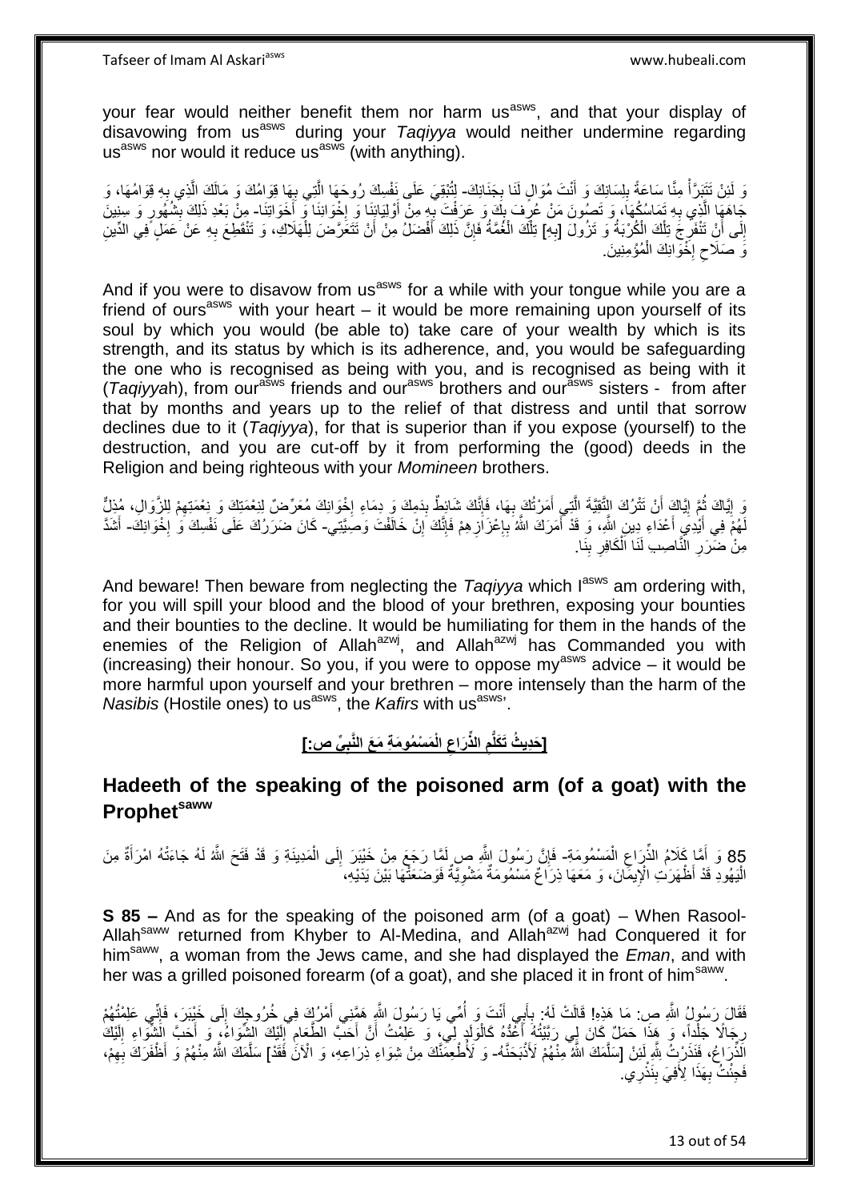your fear would neither benefit them nor harm us[asws], and that your display of disavowing from us[asws] during your *Taqiyya* would neither undermine regarding us[asws] nor would it reduce us[asws] (with anything).

وَ لَئِنْ تَتَبَرَّأْ مِنَّا سَاعَةً بِلِسَانِكَ وَ أَنْتَ مُوَالٍ لَنَا بِجَنَانِكَ- لِتُبْقِيَ عَلَى نَفْسِكَ رُوحَهَا الَّتِي بِهَا قِوَامُهَا، وَ مَالَكَ الَّذِي بِهِ قِيَامُهَا، وَ جَاهَهَا الَّذِي بِهِ تَمَاسُكُهَا، وَ تَصُونَ مَنْ عُرِفَ بِكَ وَ عَرَفْتَ بِهِ مِنْ أَوْلِيَائِنَا وَ إِخْوَانِنَا وَ أَخَوَاتِنَا- مِنْ بَعْدِ ذَلِكَ بِشُهُورٍ وَ سِنِينَ إِلَى أَنْ تَنْفَرِجَ تِلْكَ الْكُرْبَةُ وَ تَزُولَ [بِهِ] تِلْكَ الْغُمَّةُ فَإِنَّ ذَلِكَ أَفْضَلُ مِنْ أَنْ تَتَعَرَّضَ لِلْهَلَاكِ، وَ تَنْقَطِعَ بِهِ عَنْ عَمَلٍ فِي الدِّينِ وَ صَلَاحِ إِخْوَانِكَ الْمُؤْمِنِينَ.

And if you were to disavow from us[asws] for a while with your tongue while you are a friend of ours[asws] with your heart – it would be more remaining upon yourself of its soul by which you would (be able to) take care of your wealth by which is its strength, and its status by which is its adherence, and, you would be safeguarding the one who is recognised as being with you, and is recognised as being with it (*Taqiyya*h), from our[asws] friends and our[asws] brothers and our[asws] sisters - from after that by months and years up to the relief of that distress and until that sorrow declines due to it (*Taqiyya*), for that is superior than if you expose (yourself) to the destruction, and you are cut-off by it from performing the (good) deeds in the Religion and being righteous with your *Momineen* brothers.

وَ إِيَّاكَ ثُمَّ إِيَّاكَ أَنْ تَتْرُكَ التَّقِيَّةَ الَّتِي أَمَرْتُكَ بِهَا، فَإِنَّكَ شَائِطٌ بِدَمِكَ وَ دِمَاءِ إِخْوَانِكَ مُعَرِّضٌ لِنِعْمَتِكَ وَ نِعْمَتِهِمْ لِلزَّوَالِ، مُذِلٌّ لَهُمْ فِي أَيْدِي أَعْدَاءِ دِينِ اللَّهِ، وَ قَدْ أَمَرَكَ اللَّهُ بِإِعْزَازِهِمْ فَإِنَّكَ إِنْ خَالَفْتَ وَصِيَّتِي- كَانَ ضَرَرُكَ عَلَى نَفْسِكَ وَ إِخْوَانِكَ- أَشَدَّ مِنْ ضَرَرِ النَّاصِبِ لَنَا الْكَافِرِ بِنَا.

And beware! Then beware from neglecting the *Taqiyya* which I[asws] am ordering with, for you will spill your blood and the blood of your brethren, exposing your bounties and their bounties to the decline. It would be humiliating for them in the hands of the enemies of the Religion of Allah[azwj], and Allah[azwj] has Commanded you with (increasing) their honour. So you, if you were to oppose my[asws] advice – it would be more harmful upon yourself and your brethren – more intensely than the harm of the *Nasibis* (Hostile ones) to us[asws], the *Kafirs* with us[asws]'.

## [حَدِيثُ تَكَلُّمِ الذِّرَاعِ الْمَسْمُومَةِ مَعَ النَّبِيِّ ص:]

## Hadeeth of the speaking of the poisoned arm (of a goat) with the Prophet[saww]

85 وَ أَمَّا كَلَامُ الذِّرَاعِ الْمَسْمُومَةِ- فَإِنَّ رَسُولَ اللَّهِ ص لَمَّا رَجَعَ مِنْ خَيْبَرَ إِلَى الْمَدِينَةِ وَ قَدْ فَتَحَ اللَّهُ لَهُ جَاءَتْهُ امْرَأَةٌ مِنَ الْيَهُودِ قَدْ أَظْهَرَتِ الْإِيمَانَ، وَ مَعَهَا ذِرَاعٌ مَسْمُومَةٌ مَشْوِيَّةٌ فَوَضَعَتْهَا بَيْنَ يَدَيْهِ،

**S 85 –** And as for the speaking of the poisoned arm (of a goat) – When Rasool-Allah[saww] returned from Khyber to Al-Medina, and Allah[azwj] had Conquered it for him[saww], a woman from the Jews came, and she had displayed the *Eman*, and with her was a grilled poisoned forearm (of a goat), and she placed it in front of him[saww].

فَقَالَ رَسُولُ اللَّهِ ص: مَا هَذِهِ! قَالَتْ لَهُ: بِأَبِي أَنْتَ وَ أُمِّي يَا رَسُولَ اللَّهِ هَمَّنِي أَمْرُكَ فِي خُرُوجِكَ إِلَى خَيْبَرَ، فَإِنِّي عَلِمْتُهُمْ رِجَالًا جَلْداً، وَ هَذَا حَمَلٌ كَانَ لِي رَبَّيْتُهُ أَعُدُّهُ كَالْوَلَدِ لِي، وَ عَلِمْتُ أَنَّ أَحَبَّ الطَّعَامِ إِلَيْكَ الشِّوَاءُ، وَ أَحَبَّ الشِّوَاءِ إِلَيْكَ الذِّرَاعُ، فَنَذَرْتُ لِلَّهِ لَئِنْ [سَلَّمَكَ اللَّهُ مِنْهُمْ لَأَذْبَحَنَّهُ- وَ لَأُطْعِمَنَّكَ مِنْ شِوَاءِ ذِرَاعِهِ، وَ الْآنَ فَقَدْ] سَلَّمَكَ اللَّهُ مِنْهُمْ وَ أَظْفَرَكَ بِهِمْ، فَجِئْتُ بِهَذَا لِأَفِيَ بِنَذْرِي.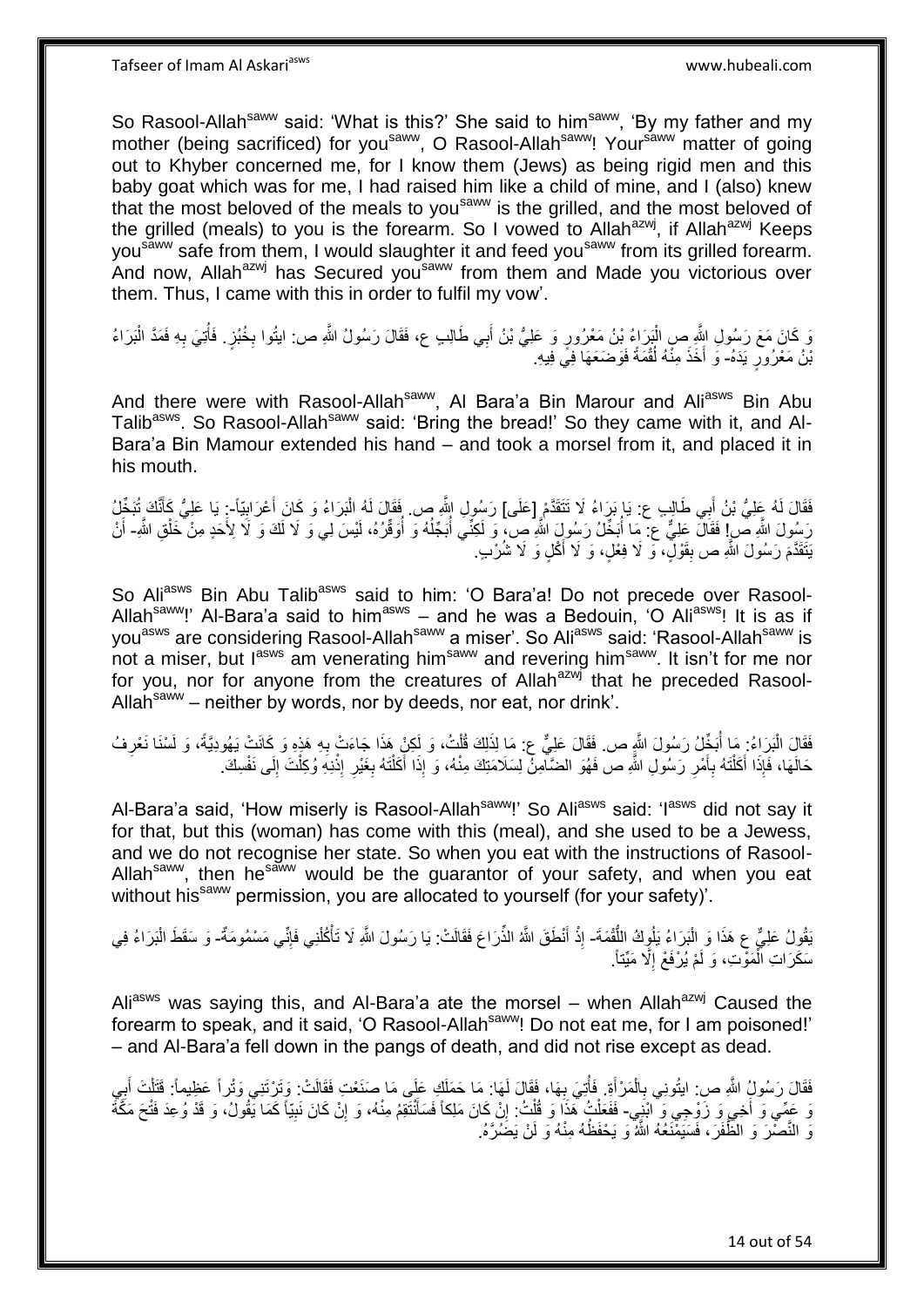So Rasool-Allah[saww] said: 'What is this?' She said to him[saww], 'By my father and my mother (being sacrificed) for you[saww], O Rasool-Allah[saww]! Your[saww] matter of going out to Khyber concerned me, for I know them (Jews) as being rigid men and this baby goat which was for me, I had raised him like a child of mine, and I (also) knew that the most beloved of the meals to you[saww] is the grilled, and the most beloved of the grilled (meals) to you is the forearm. So I vowed to Allah[azwj], if Allah[azwj] Keeps you[saww] safe from them, I would slaughter it and feed you[saww] from its grilled forearm. And now, Allah[azwj] has Secured you[saww] from them and Made you victorious over them. Thus, I came with this in order to fulfil my vow'.

وَ كَانَ مَعَ رَسُولِ اللَّهِ ص الْبَرَاءُ بْنُ مَعْرُورٍ وَ عَلِيُّ بْنُ أَبِي طَالِبٍ ع، فَقَالَ رَسُولُ اللَّهِ ص: ايتُوا بِخُبْزٍ. فَأُتِيَ بِهِ فَمَدَّ الْبَرَاءُ بْنُ مَعْرُورٍ يَدَهُ- وَ أَخَذَ مِنْهُ لُقْمَةً فَوَضَعَهَا فِي فِيهِ.

And there were with Rasool-Allah[saww], Al Bara'a Bin Marour and Ali[asws] Bin Abu Talib[asws]. So Rasool-Allah[saww] said: 'Bring the bread!' So they came with it, and Al-Bara'a Bin Mamour extended his hand – and took a morsel from it, and placed it in his mouth.

فَقَالَ لَهُ عَلِيُّ بْنُ أَبِي طَالِبٍ ع: يَا بَرَاءُ لَا تَتَقَدَّمْ [عَلَى] رَسُولِ اللَّهِ ص. فَقَالَ لَهُ الْبَرَاءُ وَ كَانَ أَعْرَابِيّاً-: يَا عَلِيُّ كَأَنَّكَ تُبَخِّلُ رَسُولَ اللَّهِ ص! فَقَالَ عَلِيٌّ ع: مَا أُبَخِّلُ رَسُولَ اللَّهِ ص، وَ لَكِنِّي أُبَجِّلُهُ وَ أُوَقِّرُهُ، لَيْسَ لِي وَ لَا لَكَ وَ لَا لِأَحَدٍ مِنْ خَلْقِ اللَّهِ- أَنْ يَتَقَدَّمَ رَسُولَ اللَّهِ ص بِقَوْلٍ، وَ لَا فِعْلٍ، وَ لَا أَكْلٍ وَ لَا شُرْبٍ.

So Ali[asws] Bin Abu Talib[asws] said to him: 'O Bara'a! Do not precede over Rasool-Allah[saww]!' Al-Bara'a said to him[asws] – and he was a Bedouin, 'O Ali[asws]! It is as if you[asws] are considering Rasool-Allah[saww] a miser'. So Ali[asws] said: 'Rasool-Allah[saww] is not a miser, but I[asws] am venerating him[saww] and revering him[saww]. It isn't for me nor for you, nor for anyone from the creatures of Allah[azwj] that he preceded Rasool-Allah[saww] – neither by words, nor by deeds, nor eat, nor drink'.

فَقَالَ الْبَرَاءُ: مَا أُبَخِّلُ رَسُولَ اللَّهِ ص. فَقَالَ عَلِيٌّ ع: مَا لِذَلِكَ قُلْتُ، وَ لَكِنْ هَذَا جَاءَتْ بِهِ هَذِهِ وَ كَانَتْ يَهُودِيَّةً، وَ لَسْنَا نَعْرِفُ حَالَهَا، فَإِذَا أَكَلْتَهُ بِأَمْرِ رَسُولِ اللَّهِ ص فَهُوَ الضَّامِنُ لِسَلَامَتِكَ مِنْهُ، وَ إِذَا أَكَلْتَهُ بِغَيْرِ إِذْنِهِ وُكِلْتَ إِلَى نَفْسِكَ.

Al-Bara'a said, 'How miserly is Rasool-Allah[saww]!' So Ali[asws] said: 'I[asws] did not say it for that, but this (woman) has come with this (meal), and she used to be a Jewess, and we do not recognise her state. So when you eat with the instructions of Rasool-Allah[saww], then he[saww] would be the guarantor of your safety, and when you eat without his[saww] permission, you are allocated to yourself (for your safety)'.

يَقُولُ عَلِيٌّ ع هَذَا وَ الْبَرَاءُ يَلُوكُ اللُّقْمَةَ- إِذْ أَنْطَقَ اللَّهُ الذِّرَاعَ فَقَالَتْ: يَا رَسُولَ اللَّهِ لَا تَأْكُلْنِي فَإِنِّي مَسْمُومَةٌ- وَ سَقَطَ الْبَرَاءُ فِي سَكَرَاتِ الْمَوْتِ، وَ لَمْ يُرْفَعْ إِلَّا مَيِّتاً.

Ali[asws] was saying this, and Al-Bara'a ate the morsel – when Allah[azwj] Caused the forearm to speak, and it said, 'O Rasool-Allah[saww]! Do not eat me, for I am poisoned!' – and Al-Bara'a fell down in the pangs of death, and did not rise except as dead.

فَقَالَ رَسُولُ اللَّهِ ص: ايتُونِي بِالْمَرْأَةِ. فَأُتِيَ بِهَا، فَقَالَ لَهَا: مَا حَمَلَكِ عَلَى مَا صَنَعْتِ فَقَالَتْ: وَتَرْتَنِي وَتْراً عَظِيماً: قَتَلْتَ أَبِي وَ عَمِّي وَ أَخِي وَ زَوْجِي وَ ابْنِي- فَفَعَلْتُ هَذَا وَ قُلْتُ: إِنْ كَانَ مَلِكاً فَسَأَنْتَقِمُ مِنْهُ، وَ إِنْ كَانَ نَبِيّاً كَمَا يَقُولُ، وَ قَدْ وُعِدَ فَتْحَ مَكَّةَ وَ النَّصْرَ وَ الظَّفَرَ، فَسَيَمْنَعُهُ اللَّهُ وَ يَحْفَظُهُ مِنْهُ وَ لَنْ يَضُرَّهُ.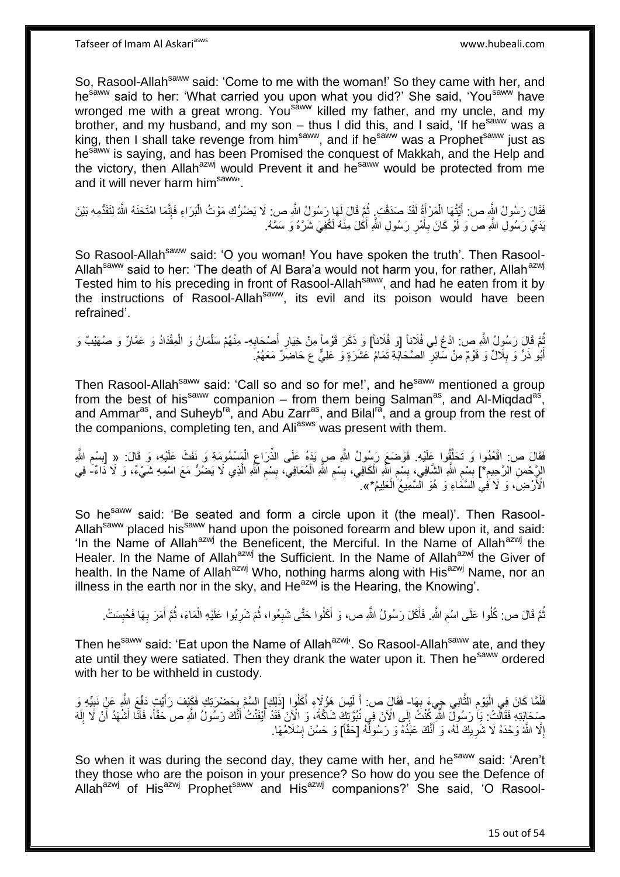So, Rasool-Allah[saww] said: 'Come to me with the woman!' So they came with her, and he[saww] said to her: 'What carried you upon what you did?' She said, 'You[saww] have wronged me with a great wrong. You[saww] killed my father, and my uncle, and my brother, and my husband, and my son – thus I did this, and I said, 'If he[saww] was a king, then I shall take revenge from him[saww], and if he[saww] was a Prophet[saww] just as he[saww] is saying, and has been Promised the conquest of Makkah, and the Help and the victory, then Allah[azwj] would Prevent it and he[saww] would be protected from me and it will never harm him[saww]'.

فَقَالَ رَسُولُ اللَّهِ ص: أَيَّتُهَا الْمَرْأَةُ لَقَدْ صَدَقْتِ. ثُمَّ قَالَ لَهَا رَسُولُ اللَّهِ ص: لَا يَضُرُّكِ مَوْتُ الْبَرَاءِ فَإِنَّمَا امْتَحَنَهُ اللَّهُ لِتَقَدُّمِهِ بَيْنَ يَدَيْ رَسُولِ اللَّهِ ص وَ لَوْ كَانَ بِأَمْرِ رَسُولِ اللَّهِ أَكَلَ مِنْهُ لَكُفِيَ شَرَّهُ وَ سَمَّهُ.

So Rasool-Allah[saww] said: 'O you woman! You have spoken the truth'. Then Rasool-Allah[saww] said to her: 'The death of Al Bara'a would not harm you, for rather, Allah[azwj] Tested him to his preceding in front of Rasool-Allah[saww], and had he eaten from it by the instructions of Rasool-Allah[saww], its evil and its poison would have been refrained'.

ثُمَّ قَالَ رَسُولُ اللَّهِ ص: ادْعُ لِي فُلَاناً [وَ فُلَاناً] وَ ذَكَرَ قَوْماً مِنْ خِيَارِ أَصْحَابِهِ- مِنْهُمْ سَلْمَانُ وَ الْمِقْدَادُ وَ عَمَّارٌ وَ صُهَيْبٌ وَ أَبُو ذَرٍّ وَ بِلَالٌ وَ قَوْمٌ مِنْ سَائِرِ الصَّحَابَةِ تَمَامُ عَشَرَةٍ وَ عَلِيٌّ ع حَاضِرٌ مَعَهُمْ.

Then Rasool-Allah[saww] said: 'Call so and so for me!', and he[saww] mentioned a group from the best of his[saww] companion – from them being Salman[as], and Al-Miqdad[as], and Ammar[as], and Suheyb[ra], and Abu Zarr[as], and Bilal[ra], and a group from the rest of the companions, completing ten, and Ali[asws] was present with them.

فَقَالَ ص: اقْعُدُوا وَ تَحَلَّقُوا عَلَيْهِ. فَوَضَعَ رَسُولُ اللَّهِ ص يَدَهُ عَلَى الذِّرَاعِ الْمَسْمُومَةِ وَ نَفَثَ عَلَيْهِ، وَ قَالَ: « [بِسْمِ اللَّهِ الرَّحْمنِ الرَّحِيمِ*] بِسْمِ اللَّهِ الشَّافِي، بِسْمِ اللَّهِ الْكَافِي، بِسْمِ اللَّهِ الْمُعَافِي، بِسْمِ اللَّهِ الَّذِي لَا يَضُرُّ مَعَ اسْمِهِ شَيْءٌ، وَ لَا دَاءٌ- فِي الْأَرْضِ، وَ لَا فِي السَّمَاءِ وَ هُوَ السَّمِيعُ الْعَلِيمُ*».

So he[saww] said: 'Be seated and form a circle upon it (the meal)'. Then Rasool-Allah[saww] placed his[saww] hand upon the poisoned forearm and blew upon it, and said: 'In the Name of Allah[azwj] the Beneficent, the Merciful. In the Name of Allah[azwj] the Healer. In the Name of Allah[azwj] the Sufficient. In the Name of Allah[azwj] the Giver of health. In the Name of Allah[azwj] Who, nothing harms along with His[azwj] Name, nor an illness in the earth nor in the sky, and He[azwj] is the Hearing, the Knowing'.

ثُمَّ قَالَ ص: كُلُوا عَلَى اسْمِ اللَّهِ. فَأَكَلَ رَسُولُ اللَّهِ ص، وَ أَكَلُوا حَتَّى شَبِعُوا، ثُمَ شَرِبُوا عَلَيْهِ الْمَاءَ، ثُمَّ أَمَرَ بِهَا فَحُبِسَتْ.

Then he[saww] said: 'Eat upon the Name of Allah[azwj]'. So Rasool-Allah[saww] ate, and they ate until they were satiated. Then they drank the water upon it. Then he[saww] ordered with her to be withheld in custody.

فَلَمَّا كَانَ فِي الْيَوْمِ الثَّانِي جِيءَ بِهَا- فَقَالَ ص: أَ لَيْسَ هَؤُلَاءِ أَكَلُوا [ذَلِكَ] السَّمَّ بِحَضْرَتِكِ فَكَيْفَ رَأَيْتِ دَفْعَ اللَّهِ عَنْ نَبِيِّهِ وَ صَحَابَتِهِ فَقَالَتْ: يَا رَسُولَ اللَّهِ كُنْتُ إِلَى الْآنَ فِي نُبُوَّتِكَ شَاكَّةً، وَ الْآنَ فَقَدْ أَيْقَنْتُ أَنَّكَ رَسُولُ اللَّهِ ص حَقّاً، فَأَنَا أَشْهَدُ أَنْ لَا إِلَهَ إِلَّا اللَّهُ وَحْدَهُ لَا شَرِيكَ لَهُ، وَ أَنَّكَ عَبْدُهُ وَ رَسُولُهُ [حَقّاً] وَ حَسُنَ إِسْلَامُهَا.

So when it was during the second day, they came with her, and he[saww] said: 'Aren't they those who are the poison in your presence? So how do you see the Defence of Allah[azwj] of His[azwj] Prophet[saww] and His[azwj] companions?' She said, 'O Rasool-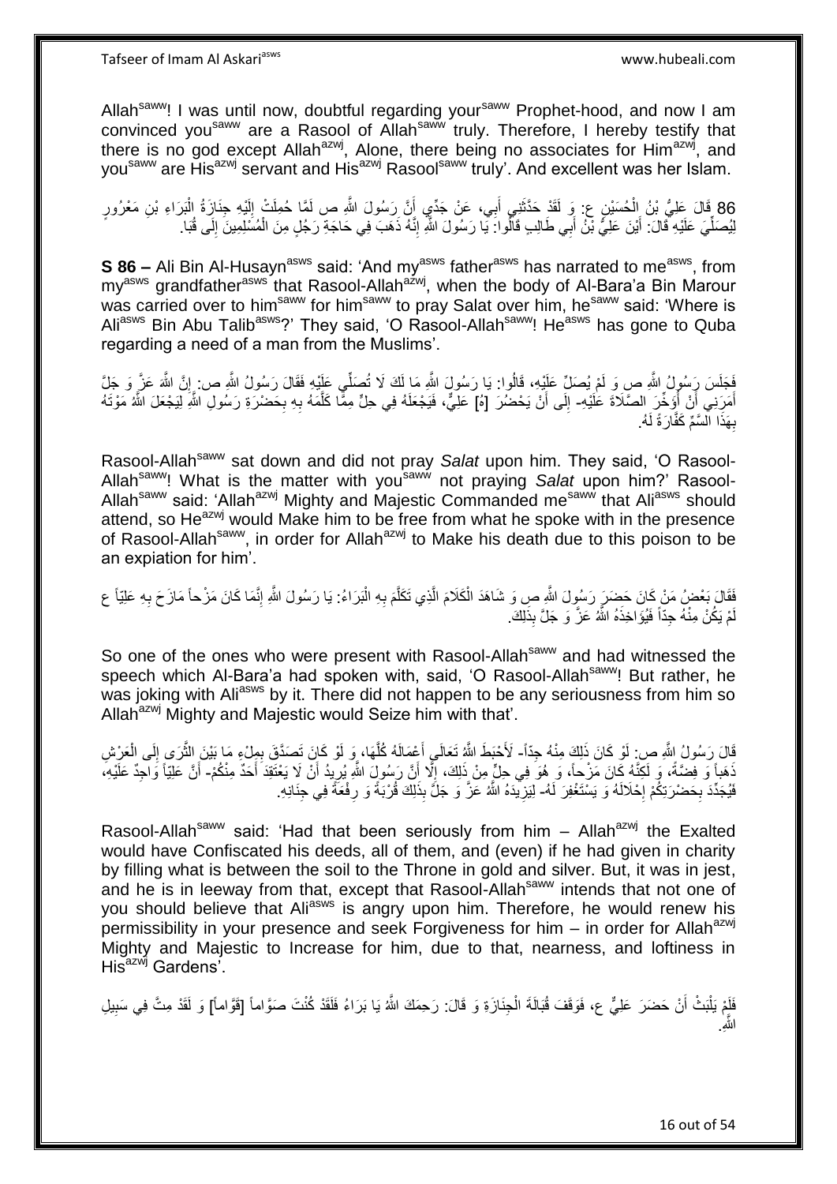Allah[saww]! I was until now, doubtful regarding your[saww] Prophet-hood, and now I am convinced you[saww] are a Rasool of Allah[saww] truly. Therefore, I hereby testify that there is no god except Allah[azwj], Alone, there being no associates for Him[azwj], and you[saww] are His[azwj] servant and His[azwj] Rasool[saww] truly'. And excellent was her Islam.

86 قَالَ عَلِيُّ بْنُ الْحُسَيْنِ ع: وَ لَقَدْ حَدَّثَنِي أَبِي، عَنْ جَدِّي أَنَّ رَسُولَ اللَّهِ ص لَمَّا حُمِلَتْ إِلَيْهِ جِنَازَةُ الْبَرَاءِ بْنِ مَعْرُورٍ لِيُصَلِّيَ عَلَيْهِ قَالَ: أَيْنَ عَلِيُّ بْنُ أَبِي طَالِبٍ فَقَالُوا: يَا رَسُولَ اللَّهِ إِنَّهُ ذَهَبَ فِي حَاجَةِ رَجُلٍ مِنَ الْمُسْلِمِينَ إِلَى قُبَا.

**S 86 –** Ali Bin Al-Husayn[asws] said: 'And my[asws] father[asws] has narrated to me[asws], from my[asws] grandfather[asws] that Rasool-Allah[azwj], when the body of Al-Bara'a Bin Marour was carried over to him[saww] for him[saww] to pray Salat over him, he[saww] said: 'Where is Ali[asws] Bin Abu Talib[asws]?' They said, 'O Rasool-Allah[saww]! He[asws] has gone to Quba regarding a need of a man from the Muslims'.

فَجَلَسَ رَسُولُ اللَّهِ ص وَ لَمْ يُصَلِّ عَلَيْهِ، قَالُوا: يَا رَسُولَ اللَّهِ مَا لَكَ لَا تُصَلِّي عَلَيْهِ فَقَالَ رَسُولُ اللَّهِ ص: إِنَّ اللَّهَ عَزَّ وَ جَلَّ أَمَرَنِي أَنْ أُؤَخِّرَ الصَّلَاةَ عَلَيْهِ- إِلَى أَنْ يَحْضُرَ [هُ] عَلِيٌّ، فَيَجْعَلَهُ فِي حِلٍّ مِمَّا كَلَّمَهُ بِهِ بِحَضْرَةِ رَسُولِ اللَّهِ لِيَجْعَلَ اللَّهُ مَوْتَهُ بِهَذَا السَّمِّ كَفَّارَةً لَهُ.

Rasool-Allah[saww] sat down and did not pray *Salat* upon him. They said, 'O Rasool-Allah[saww]! What is the matter with you[saww] not praying *Salat* upon him?' Rasool-Allah[saww] said: 'Allah[azwj] Mighty and Majestic Commanded me[saww] that Ali[asws] should attend, so He[azwj] would Make him to be free from what he spoke with in the presence of Rasool-Allah[saww], in order for Allah[azwj] to Make his death due to this poison to be an expiation for him'.

فَقَالَ بَعْضُ مَنْ كَانَ حَضَرَ رَسُولَ اللَّهِ ص وَ شَاهَدَ الْكَلَامَ الَّذِي تَكَلَّمَ بِهِ الْبَرَاءُ: يَا رَسُولَ اللَّهِ إِنَّمَا كَانَ مَزْحاً مَازَحَ بِهِ عَلِيّاً ع لَمْ يَكُنْ مِنْهُ جِدّاً فَيُؤَاخِذَهُ اللَّهُ عَزَّ وَ جَلَّ بِذَلِكَ.

So one of the ones who were present with Rasool-Allah[saww] and had witnessed the speech which Al-Bara'a had spoken with, said, 'O Rasool-Allah[saww]! But rather, he was joking with Ali[asws] by it. There did not happen to be any seriousness from him so Allah[azwj] Mighty and Majestic would Seize him with that'.

قَالَ رَسُولُ اللَّهِ ص: لَوْ كَانَ ذَلِكَ مِنْهُ جِدّاً- لَأَحْبَطَ اللَّهُ تَعَالَى أَعْمَالَهُ كُلَّهَا، وَ لَوْ كَانَ تَصَدَّقَ بِمِلْءِ مَا بَيْنَ الثَّرَى إِلَى الْعَرْشِ ذَهَباً وَ فِضَّةً، وَ لَكِنَّهُ كَانَ مَزْحاً، وَ هُوَ فِي حِلٍّ مِنْ ذَلِكَ، إِلَّا أَنَّ رَسُولَ اللَّهِ يُرِيدُ أَنْ لَا يَعْتَقِدَ أَحَدٌ مِنْكُمْ- أَنَّ عَلِيّاً وَاجِدٌ عَلَيْهِ، فَيُجَدِّدَ بِحَضْرَتِكُمْ إِحْلَالَهُ وَ يَسْتَغْفِرَ لَهُ- لِيَزِيدَهُ اللَّهُ عَزَّ وَ جَلَّ بِذَلِكَ قُرْبَةً وَ رِفْعَةً فِي جِنَانِهِ.

Rasool-Allah[saww] said: 'Had that been seriously from him – Allah[azwj] the Exalted would have Confiscated his deeds, all of them, and (even) if he had given in charity by filling what is between the soil to the Throne in gold and silver. But, it was in jest, and he is in leeway from that, except that Rasool-Allah[saww] intends that not one of you should believe that Ali[asws] is angry upon him. Therefore, he would renew his permissibility in your presence and seek Forgiveness for him – in order for Allah[azwj] Mighty and Majestic to Increase for him, due to that, nearness, and loftiness in His[azwj] Gardens'.

فَلَمْ يَلْبَثْ أَنْ حَضَرَ عَلِيٌّ ع، فَوَقَفَ قُبَالَةَ الْجِنَازَةِ وَ قَالَ: رَحِمَكَ اللَّهُ يَا بَرَاءُ فَلَقَدْ كُنْتَ صَوَّاماً [قَوَّاماً] وَ لَقَدْ مِتَّ فِي سَبِيلِ اللَّهِ.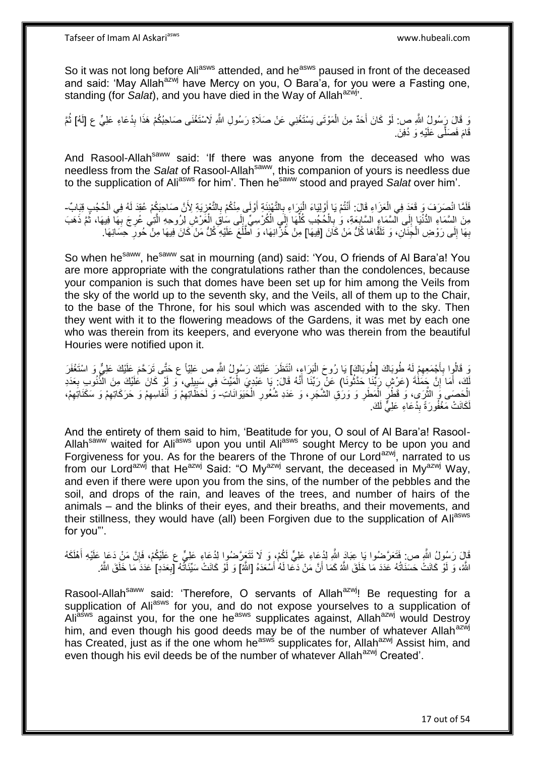So it was not long before Ali[asws] attended, and he[asws] paused in front of the deceased and said: 'May Allah[azwj] have Mercy on you, O Bara'a, for you were a Fasting one, standing (for *Salat*), and you have died in the Way of Allah[azwj]'.

وَ قَالَ رَسُولُ اللَّهِ ص: لَوْ كَانَ أَحَدٌ مِنَ الْمَوْتَى يَسْتَغْنِي عَنْ صَلَاةِ رَسُولِ اللَّهِ لَاسْتَغْنَى صَاحِبُكُمْ هَذَا بِدُعَاءِ عَلِيٍّ ع [لَهُ] ثُمَّ قَامَ فَصَلَّى عَلَيْهِ وَ دُفِنَ.

And Rasool-Allah[saww] said: 'If there was anyone from the deceased who was needless from the *Salat* of Rasool-Allah[saww], this companion of yours is needless due to the supplication of Ali[asws] for him'. Then he[saww] stood and prayed *Salat* over him'.

فَلَمَّا انْصَرَفَ وَ قَعَدَ فِي الْعَزَاءِ قَالَ: أَنْتُمْ يَا أَوْلِيَاءَ الْبَرَاءِ بِالتَّهْنِئَةِ أَوْلَى مِنْكُمْ بِالتَّعْزِيَةِ لِأَنَّ صَاحِبَكُمْ عُقِدَ لَهُ فِي الْحُجُبِ قِبَابٌ- مِنَ السَّمَاءِ الدُّنْيَا إِلَى السَّمَاءِ السَّابِعَةِ، وَ بِالْحُجُبِ كُلِّهَا إِلَى الْكُرْسِيِّ إِلَى سَاقِ الْعَرْشِ لِرُوحِهِ الَّتِي عُرِجَ بِهَا فِيهَا، ثُمَّ ذَهَبَ بِهَا إِلَى رَوْضِ الْجِنَانِ، وَ تَلَقَّاهَا كُلُّ مَنْ كَانَ [فِيهَا] مِنْ خُزَّانِهَا، وَ اطَّلَعَ عَلَيْهِ كُلُّ مَنْ كَانَ فِيهَا مِنْ حُورِ حِسَانِهَا.

So when he[saww], he[saww] sat in mourning (and) said: 'You, O friends of Al Bara'a! You are more appropriate with the congratulations rather than the condolences, because your companion is such that domes have been set up for him among the Veils from the sky of the world up to the seventh sky, and the Veils, all of them up to the Chair, to the base of the Throne, for his soul which was ascended with to the sky. Then they went with it to the flowering meadows of the Gardens, it was met by each one who was therein from its keepers, and everyone who was therein from the beautiful Houries were notified upon it.

وَ قَالُوا بِأَجْمَعِهِمْ لَهُ طُوبَاكَ [طُوبَاكَ] يَا رُوحَ الْبَرَاءِ، انْتَظَرَ عَلَيْكَ رَسُولُ اللَّهِ ص عَلِيّاً ع حَتَّى تَرَحَّمَ عَلَيْكَ عَلِيٌّ وَ اسْتَغْفَرَ لَكَ، أَمَا إِنَّ حَمَلَةَ (عَرْشِ رَبِّنَا حَدَّثُونَا) عَنْ رَبِّنَا أَنَّهُ قَالَ: يَا عَبْدِيَ الْمَيِّتَ فِي سَبِيلِي، وَ لَوْ كَانَ عَلَيْكَ مِنَ الذُّنُوبِ بِعَدَدِ الْحَصَى وَ الثَّرَى، وَ قَطْرِ الْمَطَرِ وَ وَرَقِ الشَّجَرِ، وَ عَدَدِ شُعُورِ الْحَيَوَانَاتِ- وَ لَحَظَاتِهِمْ وَ أَنْفَاسِهِمْ وَ حَرَكَاتِهِمْ وَ سَكَنَاتِهِمْ، لَكَانَتْ مَغْفُورَةً بِدُعَاءِ عَلِيٍّ لَكَ.

And the entirety of them said to him, 'Beatitude for you, O soul of Al Bara'a! Rasool-Allah[saww] waited for Ali[asws] upon you until Ali[asws] sought Mercy to be upon you and Forgiveness for you. As for the bearers of the Throne of our Lord[azwj], narrated to us from our Lord[azwj] that He[azwj] Said: "O My[azwj] servant, the deceased in My[azwj] Way, and even if there were upon you from the sins, of the number of the pebbles and the soil, and drops of the rain, and leaves of the trees, and number of hairs of the animals – and the blinks of their eyes, and their breaths, and their movements, and their stillness, they would have (all) been Forgiven due to the supplication of Ali[asws] for you"'.

قَالَ رَسُولُ اللَّهِ ص: فَتَعَرَّضُوا يَا عِبَادَ اللَّهِ لِدُعَاءِ عَلِيٍّ لَكُمْ، وَ لَا تَتَعَرَّضُوا لِدُعَاءِ عَلِيٍّ ع عَلَيْكُمْ، فَإِنَّ مَنْ دَعَا عَلَيْهِ أَهْلَكَهُ اللَّهُ، وَ لَوْ كَانَتْ حَسَنَاتُهُ عَدَدَ مَا خَلَقَ اللَّهُ كَمَا أَنَّ مَنْ دَعَا لَهُ أَسْعَدَهُ [اللَّهُ] وَ لَوْ كَانَتْ سَيِّئَاتُهُ [بِعَدَدِ] عَدَدَ مَا خَلَقَ اللَّهُ.

Rasool-Allah[saww] said: 'Therefore, O servants of Allah[azwj]! Be requesting for a supplication of Ali[asws] for you, and do not expose yourselves to a supplication of Ali[asws] against you, for the one he[asws] supplicates against, Allah[azwj] would Destroy him, and even though his good deeds may be of the number of whatever Allah[azwj] has Created, just as if the one whom he[asws] supplicates for, Allah[azwj] Assist him, and even though his evil deeds be of the number of whatever Allah[azwj] Created'.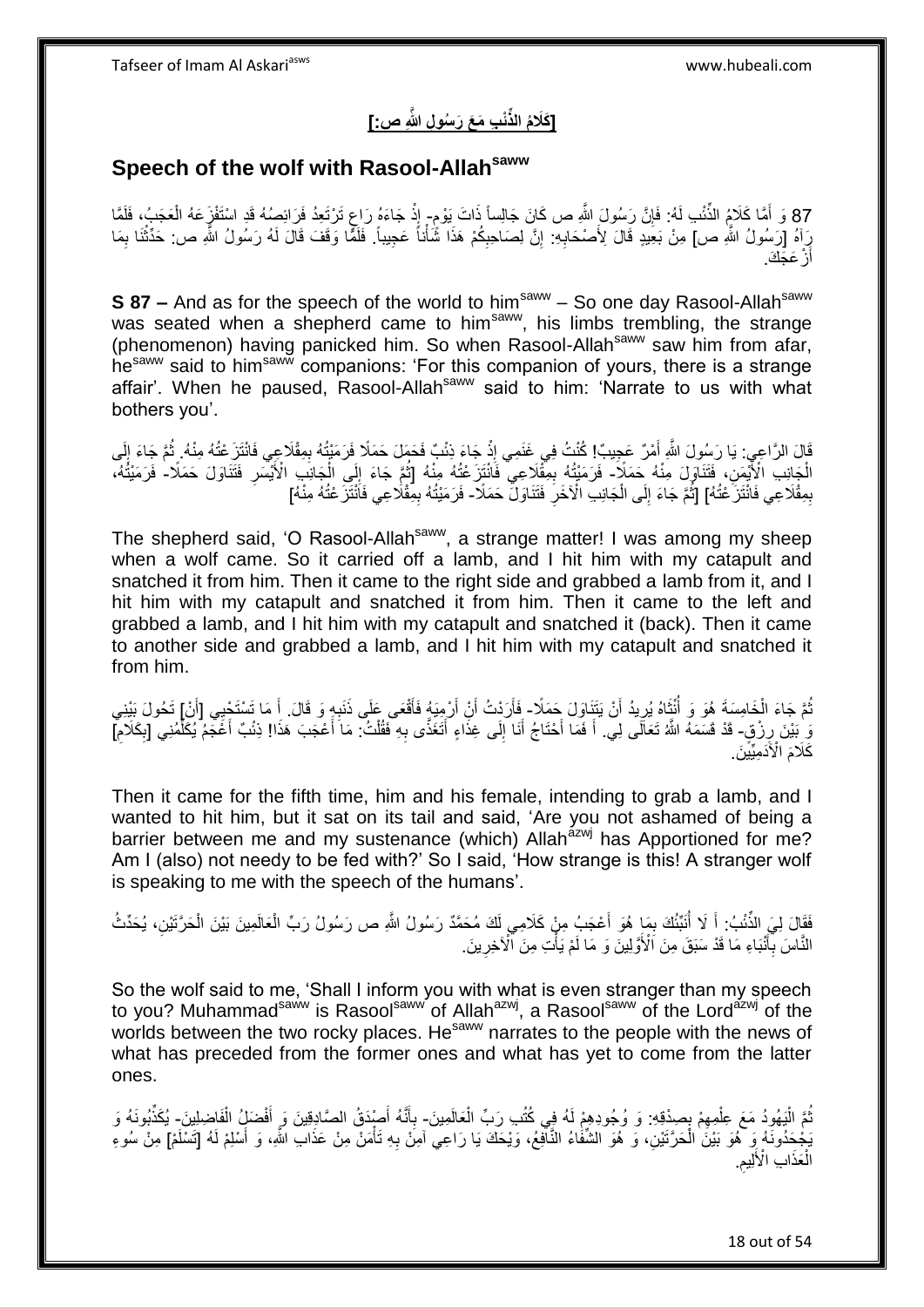**[كَلَامُ الذِّئْبِ مَعَ رَسُولِ اللَّهِ ص:]**

## Speech of the wolf with Rasool-Allah[saww]

87 وَ أَمَّا كَلَامُ الذِّئْبِ لَهُ: فَإِنَّ رَسُولَ اللَّهِ ص كَانَ جَالِساً ذَاتَ يَوْمٍ- إِذْ جَاءَهُ رَاعٍ تَرْتَعِدُ فَرَائِصُهُ قَدِ اسْتَفْزَعَهُ الْعَجَبُ، فَلَمَّا رَآهُ [رَسُولُ اللَّهِ ص] مِنْ بَعِيدٍ قَالَ لِأَصْحَابِهِ: إِنَّ لِصَاحِبِكُمْ هَذَا شَأْناً عَجِيباً. فَلَمَّا وَقَفَ قَالَ لَهُ رَسُولُ اللَّهِ ص: حَدِّثْنَا بِمَا أَزْعَجَكَ.

**S 87 –** And as for the speech of the world to him[saww] – So one day Rasool-Allah[saww] was seated when a shepherd came to him[saww], his limbs trembling, the strange (phenomenon) having panicked him. So when Rasool-Allah[saww] saw him from afar, he[saww] said to him[saww] companions: 'For this companion of yours, there is a strange affair'. When he paused, Rasool-Allah[saww] said to him: 'Narrate to us with what bothers you'.

قَالَ الرَّاعِي: يَا رَسُولَ اللَّهِ أَمْرٌ عَجِيبٌ! كُنْتُ فِي غَنَمِي إِذْ جَاءَ ذِئْبٌ فَحَمَلَ حَمَلًا فَرَمَيْتُهُ بِمِقْلَاعِي فَانْتَزَعْتُهُ مِنْهُ. ثُمَّ جَاءَ إِلَى الْجَانِبِ الْأَيْمَنِ، فَتَنَاوَلَ مِنْهُ حَمَلًا- فَرَمَيْتُهُ بِمِقْلَاعِي فَانْتَزَعْتُهُ مِنْهُ [ثُمَّ جَاءَ إِلَى الْجَانِبِ الْأَيْسَرِ فَتَنَاوَلَ حَمَلًا- فَرَمَيْتُهُ، بِمِقْلَاعِي فَانْتَزَعْتُهُ] [ثُمَّ جَاءَ إِلَى الْجَانِبِ الْآخَرِ فَتَنَاوَلَ حَمَلًا- فَرَمَيْتُهُ بِمِقْلَاعِي فَانْتَزَعْتُهُ مِنْهُ]

The shepherd said, 'O Rasool-Allah[saww], a strange matter! I was among my sheep when a wolf came. So it carried off a lamb, and I hit him with my catapult and snatched it from him. Then it came to the right side and grabbed a lamb from it, and I hit him with my catapult and snatched it from him. Then it came to the left and grabbed a lamb, and I hit him with my catapult and snatched it (back). Then it came to another side and grabbed a lamb, and I hit him with my catapult and snatched it from him.

ثُمَّ جَاءَ الْخَامِسَةَ هُوَ وَ أُنْثَاهُ يُرِيدُ أَنْ يَتَنَاوَلَ حَمَلًا- فَأَرَدْتُ أَنْ أَرْمِيَهُ فَأَقْعَى عَلَى ذَنَبِهِ وَ قَالَ. أَ مَا تَسْتَحْيِي [أَنْ] تَحُولَ بَيْنِي وَ بَيْنَ رِزْقٍ- قَدْ قَسَمَهُ اللَّهُ تَعَالَى لِي. أَ فَمَا أَحْتَاجُ أَنَا إِلَى غِذَاءٍ أَتَغَذَّى بِهِ فَقُلْتُ: مَا أَعْجَبَ هَذَا! ذِئْبٌ أَعْجَمُ يُكَلِّمُنِي [بِكَلَامِ] كَلَامَ الْآدَمِيِّينَ.

Then it came for the fifth time, him and his female, intending to grab a lamb, and I wanted to hit him, but it sat on its tail and said, 'Are you not ashamed of being a barrier between me and my sustenance (which) Allah[azwj] has Apportioned for me? Am I (also) not needy to be fed with?' So I said, 'How strange is this! A stranger wolf is speaking to me with the speech of the humans'.

فَقَالَ لِيَ الذِّئْبُ: أَ لَا أُنَبِّئُكَ بِمَا هُوَ أَعْجَبُ مِنْ كَلَامِي لَكَ مُحَمَّدٌ رَسُولُ اللَّهِ ص رَسُولُ رَبِّ الْعَالَمِينَ بَيْنَ الْحَرَّتَيْنِ، يُحَدِّثُ النَّاسَ بِأَنْبَاءِ مَا قَدْ سَبَقَ مِنَ الْأَوَّلِينَ وَ مَا لَمْ يَأْتِ مِنَ الْآخِرِينَ.

So the wolf said to me, 'Shall I inform you with what is even stranger than my speech to you? Muhammad[saww] is Rasool[saww] of Allah[azwj], a Rasool[saww] of the Lord[azwj] of the worlds between the two rocky places. He[saww] narrates to the people with the news of what has preceded from the former ones and what has yet to come from the latter ones.

ثُمَّ الْيَهُودُ مَعَ عِلْمِهِمْ بِصِدْقِهِ: وَ وُجُودِهِمْ لَهُ فِي كُتُبِ رَبِّ الْعَالَمِينَ- بِأَنَّهُ أَصْدَقُ الصَّادِقِينَ وَ أَفْضَلُ الْفَاضِلِينَ- يُكَذِّبُونَهُ وَ يَجْحَدُونَهُ وَ هُوَ بَيْنَ الْحَرَّتَيْنِ، وَ هُوَ الشِّفَاءُ النَّافِعُ، وَيْحَكَ يَا رَاعِي آمِنْ بِهِ تَأْمَنْ مِنْ عَذَابِ اللَّهِ، وَ أَسْلِمْ لَهُ [تَسْلَمْ] مِنْ سُوءِ الْعَذَابِ الْأَلِيمِ.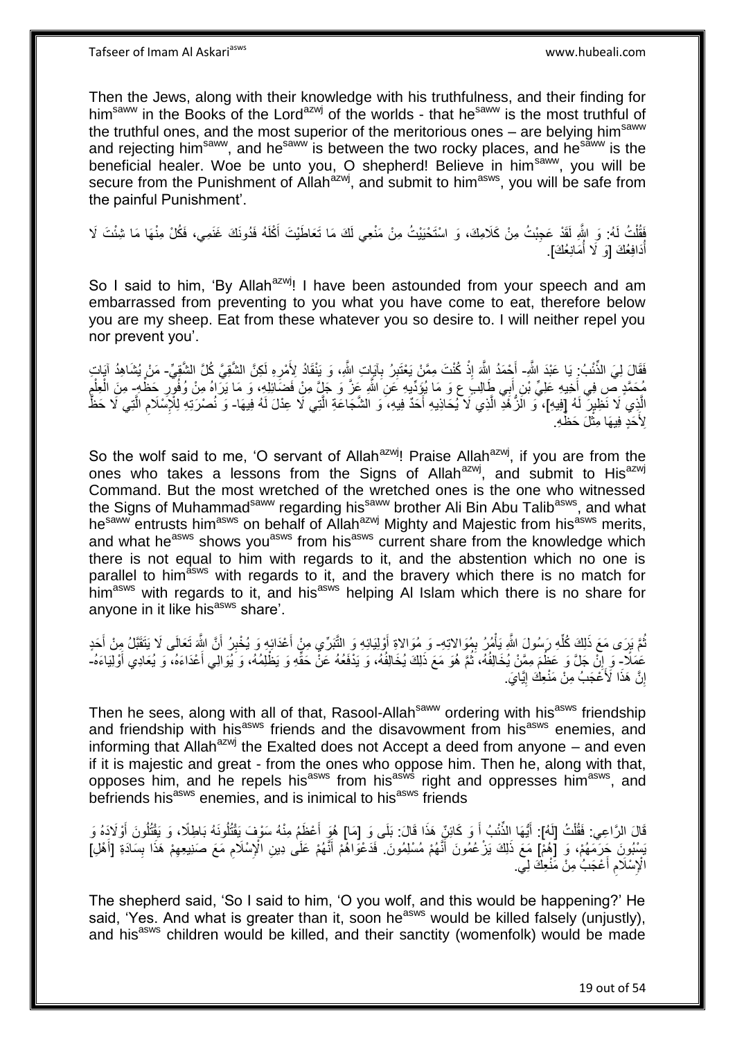Then the Jews, along with their knowledge with his truthfulness, and their finding for him[saww] in the Books of the Lord[azwj] of the worlds - that he[saww] is the most truthful of the truthful ones, and the most superior of the meritorious ones – are belying him[saww] and rejecting him[saww], and he[saww] is between the two rocky places, and he[saww] is the beneficial healer. Woe be unto you, O shepherd! Believe in him[saww], you will be secure from the Punishment of Allah[azwj], and submit to him[asws], you will be safe from the painful Punishment'.

فَقُلْتُ لَهُ: وَ اللَّهِ لَقَدْ عَجِبْتُ مِنْ كَلَامِكَ، وَ اسْتَحْيَيْتُ مِنْ مَنْعِي لَكَ مَا تَعَاطَيْتَ أَكْلَهُ فَدُونَكَ غَنَمِي، فَكُلْ مِنْهَا مَا شِئْتَ لَا أُدَافِعُكَ [وَ لَا أُمَانِعُكَ].

So I said to him, 'By Allah[azwj]! I have been astounded from your speech and am embarrassed from preventing to you what you have come to eat, therefore below you are my sheep. Eat from these whatever you so desire to. I will neither repel you nor prevent you'.

فَقَالَ لِيَ الذِّئْبُ: يَا عَبْدَ اللَّهِ- احْمَدُ اللَّهَ إِذْ كُنْتَ مِمَّنْ يَعْتَبِرُ بِآيَاتِ اللَّهِ، وَ يَنْقَادُ لِأَمْرِهِ لَكِنَّ الشَّقِيَّ كُلَّ الشَّقِيِّ- مَنْ يُشَاهِدُ آيَاتِ مُحَمَّدٍ ص فِي أَخِيهِ عَلِيِّ بْنِ أَبِي طَالِبٍ ع وَ مَا يُؤَدِّيهِ عَنِ اللَّهِ عَزَّ وَ جَلَّ مِنْ فَضَائِلِهِ، وَ مَا يَرَاهُ مِنْ وُفُورِ حَظِّهِ- مِنَ الْعِلْمِ الَّذِي لَا نَظِيرَ لَهُ [فِيهِ]، وَ الزُّهْدِ الَّذِي لَا يُحَاذِيهِ أَحَدٌ فِيهِ، وَ الشَّجَاعَةِ الَّتِي لَا عِدْلَ لَهُ فِيهَا- وَ نُصْرَتِهِ لِلْإِسْلَامِ الَّتِي لَا حَظَّ لِأَحَدٍ فِيهَا مِثْلَ حَظِّهِ.

So the wolf said to me, 'O servant of Allah[azwj]! Praise Allah[azwj], if you are from the ones who takes a lessons from the Signs of Allah[azwj], and submit to His[azwj] Command. But the most wretched of the wretched ones is the one who witnessed the Signs of Muhammad[saww] regarding his[saww] brother Ali Bin Abu Talib[asws], and what he[saww] entrusts him[asws] on behalf of Allah[azwj] Mighty and Majestic from his[asws] merits, and what he[asws] shows you[asws] from his[asws] current share from the knowledge which there is not equal to him with regards to it, and the abstention which no one is parallel to him[asws] with regards to it, and the bravery which there is no match for him[asws] with regards to it, and his[asws] helping Al Islam which there is no share for anyone in it like his[asws] share'.

ثُمَّ يَرَى مَعَ ذَلِكَ كُلِّهِ رَسُولَ اللَّهِ يَأْمُرُ بِمُوَالاتِهِ- وَ مُوَالاةِ أَوْلِيَائِهِ وَ التَّبَرِّي مِنْ أَعْدَائِهِ وَ يُخْبِرُ أَنَّ اللَّهَ تَعَالَى لَا يَتَقَبَّلُ مِنْ أَحَدٍ عَمَلًا- وَ إِنْ جَلَّ وَ عَظُمَ مِمَّنْ يُخَالِفُهُ، ثُمَّ هُوَ مَعَ ذَلِكَ يُخَالِفُهُ، وَ يَدْفَعُهُ عَنْ حَقِّهِ وَ يَظْلِمُهُ، وَ يُوَالِي أَعْدَاءَهُ، وَ يُعَادِي أَوْلِيَاءَهُ- إِنَّ هَذَا لَأَعْجَبُ مِنْ مَنْعِكَ إِيَّايَ.

Then he sees, along with all of that, Rasool-Allah[saww] ordering with his[asws] friendship and friendship with his[asws] friends and the disavowment from his[asws] enemies, and informing that Allah[azwj] the Exalted does not Accept a deed from anyone – and even if it is majestic and great - from the ones who oppose him. Then he, along with that, opposes him, and he repels his[asws] from his[asws] right and oppresses him[asws], and befriends his[asws] enemies, and is inimical to his[asws] friends

قَالَ الرَّاعِي: فَقُلْتُ [لَهُ]: أَيُّهَا الذِّئْبُ أَ وَ كَائِنٌ هَذَا قَالَ: بَلَى وَ [مَا] هُوَ أَعْظَمُ مِنْهُ سَوْفَ يَقْتُلُونَهُ بَاطِلًا، وَ يَقْتُلُونَ أَوْلَادَهُ وَ يَسْبُونَ حَرَمَهُمْ، وَ [هُمْ] مَعَ ذَلِكَ يَزْعُمُونَ أَنَّهُمْ مُسْلِمُونَ. فَدَعْوَاهُمْ أَنَّهُمْ عَلَى دِينِ الْإِسْلَامِ مَعَ صَنِيعِهِمْ هَذَا بِسَادَةِ [أَهْلِ] الْإِسْلَامِ أَعْجَبُ مِنْ مَنْعِكَ لِي.

The shepherd said, 'So I said to him, 'O you wolf, and this would be happening?' He said, 'Yes. And what is greater than it, soon he[asws] would be killed falsely (unjustly), and his[asws] children would be killed, and their sanctity (womenfolk) would be made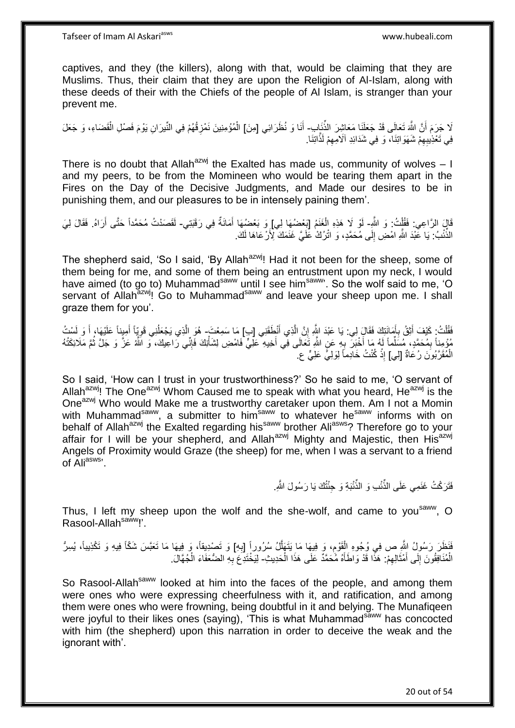captives, and they (the killers), along with that, would be claiming that they are Muslims. Thus, their claim that they are upon the Religion of Al-Islam, along with these deeds of their with the Chiefs of the people of Al Islam, is stranger than your prevent me.

لَا جَرَمَ أَنَّ اللَّهَ تَعَالَى قَدْ جَعَلَنَا مَعَاشِرَ الذِّئَابِ- أَنَا وَ نُظَرَائِي [مِنَ] الْمُؤْمِنِينَ نَمْزِقُهُمْ فِي النِّيرَانِ يَوْمَ فَصْلِ الْقَضَاءِ، وَ جَعَلَ فِي تَعْذِيبِهِمْ شَهَوَاتِنَا، وَ فِي شَدَائِدِ آلَامِهِمْ لَذَّاتِنَا.

There is no doubt that Allah[azwj] the Exalted has made us, community of wolves – I and my peers, to be from the Momineen who would be tearing them apart in the Fires on the Day of the Decisive Judgments, and Made our desires to be in punishing them, and our pleasures to be in intensely paining them'.

قَالَ الرَّاعِي: فَقُلْتُ: وَ اللَّهِ- لَوْ لَا هَذِهِ الْغَنَمُ [بَعْضُهَا لِي] وَ بَعْضُهَا أَمَانَةٌ فِي رَقَبَتِي- لَقَصَدْتُ مُحَمَّداً حَتَّى أَرَاهُ. فَقَالَ لِيَ الذِّئْبُ: يَا عَبْدَ اللَّهِ امْضِ إِلَى مُحَمَّدٍ، وَ اتْرُكْ عَلَيَّ غَنَمَكَ لِأَرْعَاهَا لَكَ.

The shepherd said, 'So I said, 'By Allah[azwj]! Had it not been for the sheep, some of them being for me, and some of them being an entrustment upon my neck, I would have aimed (to go to) Muhammad[saww] until I see him[saww]'. So the wolf said to me, 'O servant of Allah[azwj]! Go to Muhammad[saww] and leave your sheep upon me. I shall graze them for you'.

فَقُلْتُ: كَيْفَ أَثِقُ بِأَمَانَتِكَ فَقَالَ لِي: يَا عَبْدَ اللَّهِ إِنَّ الَّذِي أَنْطَقَنِي [بِ] مَا سَمِعْتَ- هُوَ الَّذِي يَجْعَلُنِي قَوِيّاً أَمِيناً عَلَيْهَا، أَ وَ لَسْتُ مُؤْمِناً بِمُحَمَّدٍ، مُسَلِّماً لَهُ مَا أَخْبَرَ بِهِ عَنِ اللَّهِ تَعَالَى فِي أَخِيهِ عَلِيٍّ فَامْضِ لِشَأْنِكَ فَإِنِّي رَاعِيكَ، وَ اللَّهُ عَزَّ وَ جَلَّ ثُمَّ مَلَائِكَتُهُ الْمُقَرَّبُونَ رُعَاةٌ [لِي] إِذْ كُنْتُ خَادِماً لِوَلِيِّ عَلِيٍّ ع.

So I said, 'How can I trust in your trustworthiness?' So he said to me, 'O servant of Allah[azwj]! The One[azwj] Whom Caused me to speak with what you heard, He[azwj] is the One[azwj] Who would Make me a trustworthy caretaker upon them. Am I not a Momin with Muhammad[saww], a submitter to him[saww] to whatever he[saww] informs with on behalf of Allah[azwj] the Exalted regarding his[saww] brother Ali[asws]? Therefore go to your affair for I will be your shepherd, and Allah[azwj] Mighty and Majestic, then His[azwj] Angels of Proximity would Graze (the sheep) for me, when I was a servant to a friend of Ali[asws]'.

فَتَرَكْتُ غَنَمِي عَلَى الذِّئْبِ وَ الذِّئْبَةِ وَ جِئْتُكَ يَا رَسُولَ اللَّهِ.

Thus, I left my sheep upon the wolf and the she-wolf, and came to you[saww], O Rasool-Allah[saww]!'.

فَنَظَرَ رَسُولُ اللَّهِ ص فِي وُجُوهِ الْقَوْمِ، وَ فِيهَا مَا يَتَهَلَّلُ سُرُوراً [بِهِ] وَ تَصْدِيقاً، وَ فِيهَا مَا تَعَبَّسَ شَكّاً فِيهِ وَ تَكْذِيباً، يُسِرُّ الْمُنَافِقُونَ إِلَى أَمْثَالِهِمْ: هَذَا قَدْ وَاطَأَهُ مُحَمَّدٌ عَلَى هَذَا الْحَدِيثِ- لِيَخْتَدِعَ بِهِ الضُّعَفَاءَ الْجُهَّالَ.

So Rasool-Allah[saww] looked at him into the faces of the people, and among them were ones who were expressing cheerfulness with it, and ratification, and among them were ones who were frowning, being doubtful in it and belying. The Munafiqeen were joyful to their likes ones (saying), 'This is what Muhammad[saww] has concocted with him (the shepherd) upon this narration in order to deceive the weak and the ignorant with'.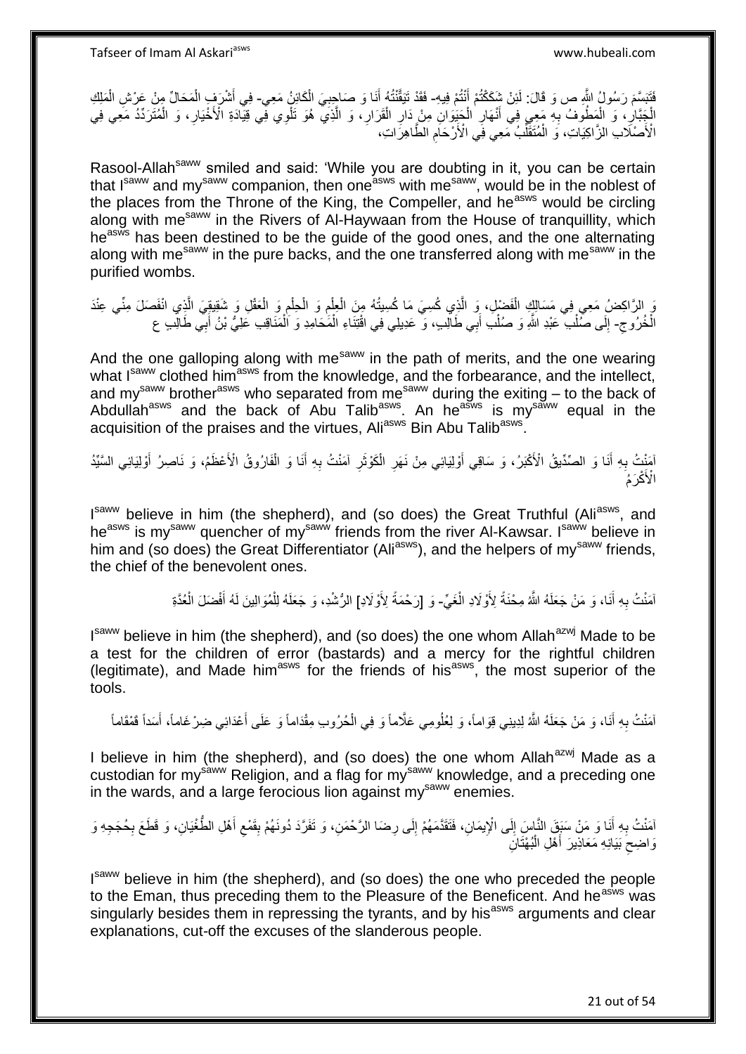فَتَبَسَّمَ رَسُولُ اللَّهِ ص وَ قَالَ: لَئِنْ شَكَكْتُمْ أَنْتُمْ فِيهِ- فَقَدْ تَيَقَّنْتُهُ أَنَا وَ صَاحِبِيَ الْكَائِنُ مَعِي- فِي أَشْرَفِ الْمَحَالِّ مِنْ عَرْشِ الْمَلِكِ الْجَبَّارِ، وَ الْمَطُوفُ بِهِ مَعِي فِي أَنْهَارِ الْحَيَوَانِ مِنْ دَارِ الْقَرَارِ، وَ الَّذِي هُوَ تِلْوِي فِي قِيَادَةِ الْأَخْيَارِ، وَ الْمُتَرَدِّدُ مَعِي فِي الْأَصْلَابِ الزَّاكِيَاتِ، وَ الْمُتَقَلِّبُ مَعِي فِي الْأَرْحَامِ الطَّاهِرَاتِ،

Rasool-Allah[saww] smiled and said: 'While you are doubting in it, you can be certain that I[saww] and my[saww] companion, then one[asws] with me[saww], would be in the noblest of the places from the Throne of the King, the Compeller, and he[asws] would be circling along with me[saww] in the Rivers of Al-Haywaan from the House of tranquillity, which he[asws] has been destined to be the guide of the good ones, and the one alternating along with me[saww] in the pure backs, and the one transferred along with me[saww] in the purified wombs.

وَ الرَّاكِضُ مَعِي فِي مَسَالِكِ الْفَضْلِ، وَ الَّذِي كُسِيَ مَا كُسِيتُهُ مِنَ الْعِلْمِ وَ الْحِلْمِ وَ الْعَقْلِ وَ شَقِيقِيَ الَّذِي انْفَصَلَ مِنِّي عِنْدَ الْخُرُوجِ- إِلَى صُلْبِ عَبْدِ اللَّهِ وَ صُلْبِ أَبِي طَالِبٍ، وَ عَدِيلِي فِي اقْتِنَاءِ الْمَحَامِدِ وَ الْمَنَاقِبِ عَلِيُّ بْنُ أَبِي طَالِبٍ ع

And the one galloping along with me[saww] in the path of merits, and the one wearing what I[saww] clothed him[asws] from the knowledge, and the forbearance, and the intellect, and my[saww] brother[asws] who separated from me[saww] during the exiting – to the back of Abdullah[asws] and the back of Abu Talib[asws]. An he[asws] is my[saww] equal in the acquisition of the praises and the virtues, Ali[asws] Bin Abu Talib[asws].

آمَنْتُ بِهِ أَنَا وَ الصِّدِّيقُ الْأَكْبَرُ، وَ سَاقِي أَوْلِيَائِي مِنْ نَهَرِ الْكَوْثَرِ آمَنْتُ بِهِ أَنَا وَ الْفَارُوقُ الْأَعْظَمُ، وَ نَاصِرُ أَوْلِيَائِي السَّيِّدُ الْأَكْرَمُ

I[saww] believe in him (the shepherd), and (so does) the Great Truthful (Ali[asws], and he[asws] is my[saww] quencher of my[saww] friends from the river Al-Kawsar. I[saww] believe in him and (so does) the Great Differentiator (Ali[asws]), and the helpers of my[saww] friends, the chief of the benevolent ones.

آمَنْتُ بِهِ أَنَا، وَ مَنْ جَعَلَهُ اللَّهُ مِحْنَةً لِأَوْلَادِ الْغَيِّ- وَ [رَحْمَةً لِأَوْلَادِ] الرُّشْدِ، وَ جَعَلَهُ لِلْمُوَالِينَ لَهُ أَفْضَلَ الْعُدَّةِ

I[saww] believe in him (the shepherd), and (so does) the one whom Allah[azwj] Made to be a test for the children of error (bastards) and a mercy for the rightful children (legitimate), and Made him[asws] for the friends of his[asws], the most superior of the tools.

آمَنْتُ بِهِ أَنَا، وَ مَنْ جَعَلَهُ اللَّهُ لِدِينِي قِوَاماً، وَ لِعُلُومِي عَلَّاماً وَ فِي الْحُرُوبِ مِقْدَاماً وَ عَلَى أَعْدَائِي ضِرْغَاماً، أَسَداً قَمْقَاماً

I believe in him (the shepherd), and (so does) the one whom Allah[azwj] Made as a custodian for my[saww] Religion, and a flag for my[saww] knowledge, and a preceding one in the wards, and a large ferocious lion against my[saww] enemies.

آمَنْتُ بِهِ أَنَا وَ مَنْ سَبَقَ النَّاسَ إِلَى الْإِيمَانِ، فَتَقَدَّمَهُمْ إِلَى رِضَا الرَّحْمَنِ، وَ تَفَرَّدَ دُونَهُمْ بِقَمْعِ أَهْلِ الطُّغْيَانِ، وَ قَطَعَ بِحُجَجِهِ وَ وَاضِحِ بَيَانِهِ مَعَاذِيرَ أَهْلِ الْبُهْتَانِ

I[saww] believe in him (the shepherd), and (so does) the one who preceded the people to the Eman, thus preceding them to the Pleasure of the Beneficent. And he[asws] was singularly besides them in repressing the tyrants, and by his[asws] arguments and clear explanations, cut-off the excuses of the slanderous people.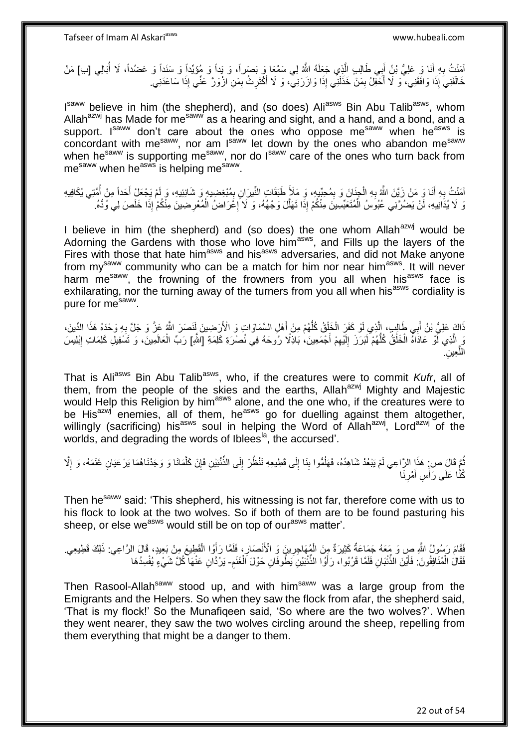آمَنْتُ بِهِ أَنَا وَ عَلِيُّ بْنُ أَبِي طَالِبٍ الَّذِي جَعَلَهُ اللَّهُ لِي سَمْعاً وَ بَصَراً، وَ يَداً وَ مُؤَيِّداً وَ سَنَداً وَ عَضُداً، لَا أُبَالِي [بِ] مَنْ خَالَفَنِي إِذَا وَافَقَنِي، وَ لَا أَحْفِلُ بِمَنْ خَذَلَنِي إِذَا وَازَرَنِي، وَ لَا أَكْتَرِثُ بِمَنِ ازْوَرَّ عَنِّي إِذَا سَاعَدَنِي.

I[saww] believe in him (the shepherd), and (so does) Ali[asws] Bin Abu Talib[asws], whom Allah[azwj] has Made for me[saww] as a hearing and sight, and a hand, and a bond, and a support. I[saww] don't care about the ones who oppose me[saww] when he[asws] is concordant with me[saww], nor am I[saww] let down by the ones who abandon me[saww] when he[saww] is supporting me[saww], nor do I[saww] care of the ones who turn back from me[saww] when he[asws] is helping me[saww].

آمَنْتُ بِهِ أَنَا وَ مَنْ زَيَّنَ اللَّهُ بِهِ الْجِنَانَ وَ بِمُحِبِّيهِ، وَ مَلَأَ طَبَقَاتِ النِّيرَانِ بِمُبْغِضِيهِ وَ شَانِئِيهِ، وَ لَمْ يَجْعَلْ أَحَداً مِنْ أُمَّتِي يُكَافِيهِ وَ لَا يُدَانِيهِ، لَنْ يَضُرَّنِي عُبُوسُ الْمُتَعَبِّسِينَ مِنْكُمْ إِذَا تَهَلَّلَ وَجْهُهُ، وَ لَا إِعْرَاضُ الْمُعْرِضِينَ مِنْكُمْ إِذَا خَلَصَ لِي وُدُّهُ.

I believe in him (the shepherd) and (so does) the one whom Allah[azwj] would be Adorning the Gardens with those who love him[asws], and Fills up the layers of the Fires with those that hate him[asws] and his[asws] adversaries, and did not Make anyone from my[saww] community who can be a match for him nor near him[asws]. It will never harm me[saww], the frowning of the frowners from you all when his[asws] face is exhilarating, nor the turning away of the turners from you all when his[asws] cordiality is pure for me[saww].

ذَاكَ عَلِيُّ بْنُ أَبِي طَالِبٍ، الَّذِي لَوْ كَفَرَ الْخَلْقُ كُلُّهُمْ مِنْ أَهْلِ السَّمَاوَاتِ وَ الْأَرَضِينَ لَنَصَرَ اللَّهُ عَزَّ وَ جَلَّ بِهِ وَحْدَهُ هَذَا الدِّينَ، وَ الَّذِي لَوْ عَادَاهُ الْخَلْقُ كُلُّهُمْ لَبَرَزَ إِلَيْهِمْ أَجْمَعِينَ، بَاذِلًا رُوحَهُ فِي نُصْرَةِ كَلِمَةِ [اللَّهِ] رَبِّ الْعَالَمِينَ، وَ تَسْفِيلِ كَلِمَاتِ إِبْلِيسَ اللَّعِينِ.

That is Ali[asws] Bin Abu Talib[asws], who, if the creatures were to commit *Kufr*, all of them, from the people of the skies and the earths, Allah[azwj] Mighty and Majestic would Help this Religion by him[asws] alone, and the one who, if the creatures were to be His[azwj] enemies, all of them, he[asws] go for duelling against them altogether, willingly (sacrificing) his[asws] soul in helping the Word of Allah[azwj], Lord[azwj] of the worlds, and degrading the words of Iblees[la], the accursed'.

ثُمَّ قَالَ ص: هَذَا الرَّاعِي لَمْ يَبْعُدْ شَاهِدُهُ، فَهَلُمُّوا بِنَا إِلَى قَطِيعِهِ نَنْظُرْ إِلَى الذِّئْبَيْنِ فَإِنْ كَلَّمَانَا وَ وَجَدْنَاهُمَا يَرْعَيَانِ غَنَمَهُ، وَ إِلَّا كُنَّا عَلَى رَأْسِ أَمْرِنَا

Then he[saww] said: 'This shepherd, his witnessing is not far, therefore come with us to his flock to look at the two wolves. So if both of them are to be found pasturing his sheep, or else we[asws] would still be on top of our[asws] matter'.

فَقَامَ رَسُولُ اللَّهِ ص وَ مَعَهُ جَمَاعَةٌ كَثِيرَةٌ مِنَ الْمُهَاجِرِينَ وَ الْأَنْصَارِ، فَلَمَّا رَأَوُا الْقَطِيعَ مِنْ بَعِيدٍ، قَالَ الرَّاعِي: ذَلِكَ قَطِيعِي. فَقَالَ الْمُنَافِقُونَ: فَأَيْنَ الذِّئْبَانِ فَلَمَّا قَرُبُوا، رَأَوُا الذِّئْبَيْنِ يَطُوفَانِ حَوْلَ الْغَنَمِ- يَرُدَّانِ عَنْهَا كُلَّ شَيْءٍ يُفْسِدُهَا

Then Rasool-Allah[saww] stood up, and with him[saww] was a large group from the Emigrants and the Helpers. So when they saw the flock from afar, the shepherd said, 'That is my flock!' So the Munafiqeen said, 'So where are the two wolves?'. When they went nearer, they saw the two wolves circling around the sheep, repelling from them everything that might be a danger to them.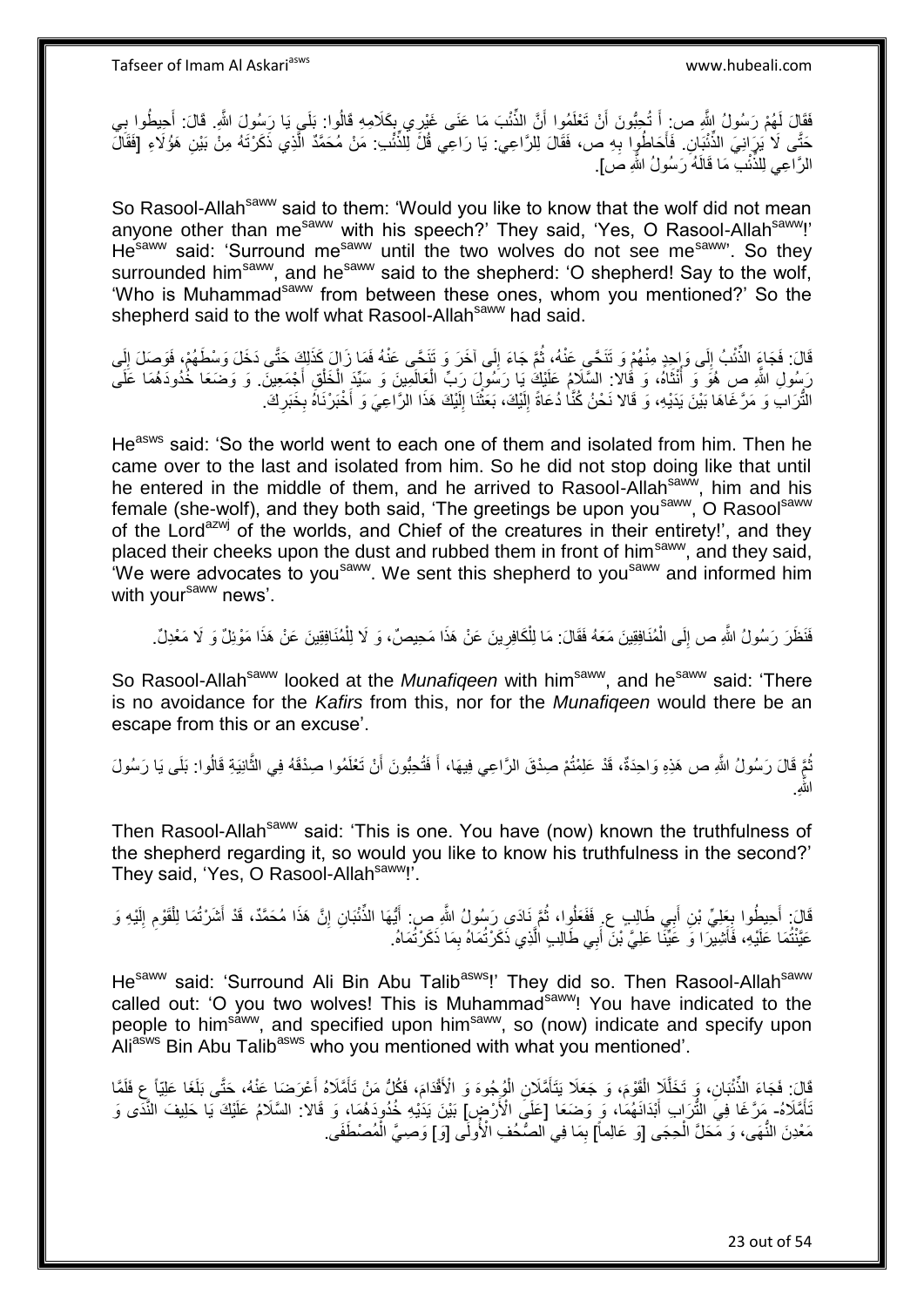فَقَالَ لَهُمْ رَسُولُ اللَّهِ ص: أَ تُحِبُّونَ أَنْ تَعْلَمُوا أَنَّ الذِّئْبَ مَا عَنَى غَيْرِي بِكَلَامِهِ قَالُوا: بَلَى يَا رَسُولَ اللَّهِ. قَالَ: أَحِيطُوا بِي حَتَّى لَا يَرَانِيَ الذِّئْبَانِ. فَأَحَاطُوا بِهِ ص، فَقَالَ لِلرَّاعِي: يَا رَاعِي قُلْ لِلذِّئْبِ: مَنْ مُحَمَّدٌ الَّذِي ذَكَرْتَهُ مِنْ بَيْنِ هَؤُلَاءِ [فَقَالَ الرَّاعِي لِلذِّئْبِ مَا قَالَهُ رَسُولُ اللَّهِ ص].

So Rasool-Allah[saww] said to them: 'Would you like to know that the wolf did not mean anyone other than me[saww] with his speech?' They said, 'Yes, O Rasool-Allah[saww]!' He[saww] said: 'Surround me[saww] until the two wolves do not see me[saww]'. So they surrounded him[saww], and he[saww] said to the shepherd: 'O shepherd! Say to the wolf, 'Who is Muhammad[saww] from between these ones, whom you mentioned?' So the shepherd said to the wolf what Rasool-Allah[saww] had said.

قَالَ: فَجَاءَ الذِّئْبُ إِلَى وَاحِدٍ مِنْهُمْ وَ تَنَحَّى عَنْهُ، ثُمَّ جَاءَ إِلَى آخَرَ وَ تَنَحَّى عَنْهُ فَمَا زَالَ كَذَلِكَ حَتَّى دَخَلَ وَسْطَهُمْ، فَوَصَلَ إِلَى رَسُولِ اللَّهِ ص هُوَ وَ أُنْثَاهُ، وَ قَالا: السَّلَامُ عَلَيْكَ يَا رَسُولَ رَبِّ الْعَالَمِينَ وَ سَيِّدَ الْخَلْقِ أَجْمَعِينَ. وَ وَضَعَا خُدُودَهُمَا عَلَى التُّرَابِ وَ مَرَّغَاهَا بَيْنَ يَدَيْهِ، وَ قَالا نَحْنُ كُنَّا دُعَاةً إِلَيْكَ، بَعَثْنَا إِلَيْكَ هَذَا الرَّاعِيَ وَ أَخْبَرْنَاهُ بِخَبَرِكَ.

He[asws] said: 'So the world went to each one of them and isolated from him. Then he came over to the last and isolated from him. So he did not stop doing like that until he entered in the middle of them, and he arrived to Rasool-Allah[saww], him and his female (she-wolf), and they both said, 'The greetings be upon you[saww], O Rasool[saww] of the Lord[azwj] of the worlds, and Chief of the creatures in their entirety!', and they placed their cheeks upon the dust and rubbed them in front of him[saww], and they said, 'We were advocates to you[saww]. We sent this shepherd to you[saww] and informed him with your[saww] news'.

فَنَظَرَ رَسُولُ اللَّهِ ص إِلَى الْمُنَافِقِينَ مَعَهُ فَقَالَ: مَا لِلْكَافِرِينَ عَنْ هَذَا مَحِيصٌ، وَ لَا لِلْمُنَافِقِينَ عَنْ هَذَا مَوْئِلٌ وَ لَا مَعْدِلٌ.

So Rasool-Allah[saww] looked at the *Munafiqeen* with him[saww], and he[saww] said: 'There is no avoidance for the *Kafirs* from this, nor for the *Munafiqeen* would there be an escape from this or an excuse'.

ثُمَّ قَالَ رَسُولُ اللَّهِ ص هَذِهِ وَاحِدَةٌ، قَدْ عَلِمْتُمْ صِدْقَ الرَّاعِي فِيهَا، أَ فَتُحِبُّونَ أَنْ تَعْلَمُوا صِدْقَهُ فِي الثَّانِيَةِ قَالُوا: بَلَى يَا رَسُولَ اللَّهِ.

Then Rasool-Allah[saww] said: 'This is one. You have (now) known the truthfulness of the shepherd regarding it, so would you like to know his truthfulness in the second?' They said, 'Yes, O Rasool-Allah[saww]!'.

قَالَ: أَحِيطُوا بِعَلِيِّ بْنِ أَبِي طَالِبٍ ع. فَفَعَلُوا، ثُمَّ نَادَى رَسُولُ اللَّهِ ص: أَيُّهَا الذِّئْبَانِ إِنَّ هَذَا مُحَمَّدٌ، قَدْ أَشَرْتُمَا لِلْقَوْمِ إِلَيْهِ وَ عَيَّنْتُمَا عَلَيْهِ، فَأَشِيرَا وَ عَيِّنَا عَلِيَّ بْنَ أَبِي طَالِبٍ الَّذِي ذَكَرْتُمَاهُ بِمَا ذَكَرْتُمَاهُ.

He[saww] said: 'Surround Ali Bin Abu Talib[asws]!' They did so. Then Rasool-Allah[saww] called out: 'O you two wolves! This is Muhammad[saww]! You have indicated to the people to him[saww], and specified upon him[saww], so (now) indicate and specify upon Ali[asws] Bin Abu Talib[asws] who you mentioned with what you mentioned'.

قَالَ: فَجَاءَ الذِّئْبَانِ، وَ تَخَلَّلَا الْقَوْمَ، وَ جَعَلَا يَتَأَمَّلَانِ الْوُجُوهَ وَ الْأَقْدَامَ، فَكُلُّ مَنْ تَأَمَّلَاهُ أَعْرَضَا عَنْهُ، حَتَّى بَلَغَا عَلِيّاً ع فَلَمَّا تَأَمَّلَاهُ- مَرَّغَا فِي التُّرَابِ أَبْدَانَهُمَا، وَ وَضَعَا [عَلَى الْأَرْضِ] بَيْنَ يَدَيْهِ خُدُودَهُمَا، وَ قَالا: السَّلَامُ عَلَيْكَ يَا حَلِيفَ النَّدَى وَ مَعْدِنَ النُّهَى، وَ مَحَلَّ الْحِجَى [وَ عَالِماً] بِمَا فِي الصُّحُفِ الْأُولَى [وَ] وَصِيَّ الْمُصْطَفَى.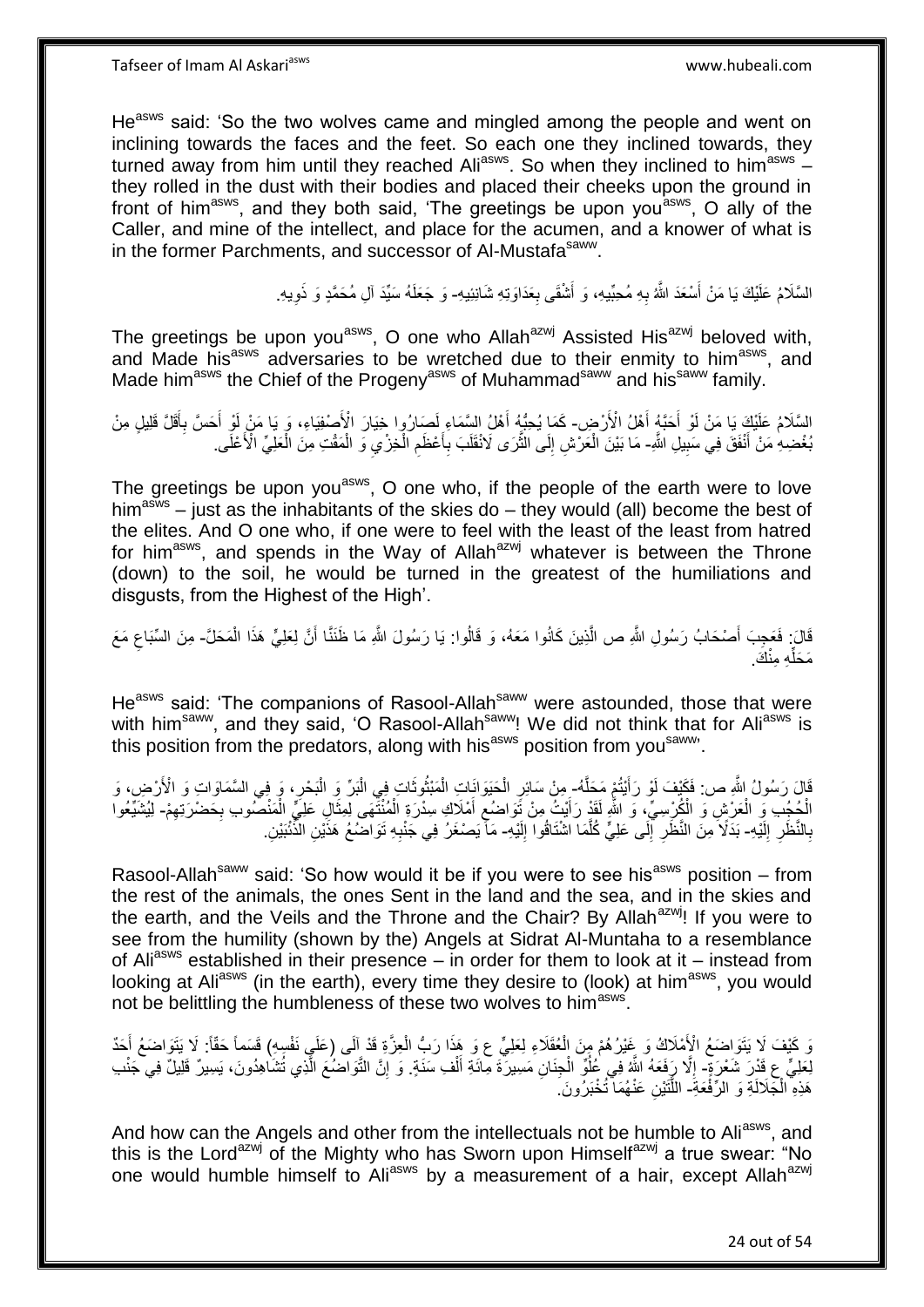He[asws] said: 'So the two wolves came and mingled among the people and went on inclining towards the faces and the feet. So each one they inclined towards, they turned away from him until they reached Ali[asws]. So when they inclined to him[asws] – they rolled in the dust with their bodies and placed their cheeks upon the ground in front of him[asws], and they both said, 'The greetings be upon you[asws], O ally of the Caller, and mine of the intellect, and place for the acumen, and a knower of what is in the former Parchments, and successor of Al-Mustafa[saww].

السَّلَامُ عَلَيْكَ يَا مَنْ أَسْعَدَ اللَّهُ بِهِ مُحِبِّيهِ، وَ أَشْقَى بِعَدَاوَتِهِ شَانِئِيهِ- وَ جَعَلَهُ سَيِّدَ آلِ مُحَمَّدٍ وَ ذَوِيهِ.

The greetings be upon you[asws], O one who Allah[azwj] Assisted His[azwj] beloved with, and Made his[asws] adversaries to be wretched due to their enmity to him[asws], and Made him[asws] the Chief of the Progeny[asws] of Muhammad[saww] and his[saww] family.

السَّلَامُ عَلَيْكَ يَا مَنْ لَوْ أَحَبَّهُ أَهْلُ الْأَرْضِ- كَمَا يُحِبُّهُ أَهْلُ السَّمَاءِ لَصَارُوا خِيَارَ الْأَصْفِيَاءِ، وَ يَا مَنْ لَوْ أَحَسَّ بِأَقَلِّ قَلِيلٍ مِنْ بُغْضِهِ مَنْ أَنْفَقَ فِي سَبِيلِ اللَّهِ- مَا بَيْنَ الْعَرْشِ إِلَى الثَّرَى لَانْقَلَبَ بِأَعْظَمِ الْخِزْيِ وَ الْمَقْتِ مِنَ الْعَلِيِّ الْأَعْلَى.

The greetings be upon you[asws], O one who, if the people of the earth were to love him[asws] – just as the inhabitants of the skies do – they would (all) become the best of the elites. And O one who, if one were to feel with the least of the least from hatred for him[asws], and spends in the Way of Allah[azwj] whatever is between the Throne (down) to the soil, he would be turned in the greatest of the humiliations and disgusts, from the Highest of the High'.

قَالَ: فَعَجِبَ أَصْحَابُ رَسُولِ اللَّهِ ص الَّذِينَ كَانُوا مَعَهُ، وَ قَالُوا: يَا رَسُولَ اللَّهِ مَا ظَنَنَّا أَنَّ لِعَلِيٍّ هَذَا الْمَحَلَّ- مِنَ السِّبَاعِ مَعَ مَحَلِّهِ مِنْكَ.

He[asws] said: 'The companions of Rasool-Allah[saww] were astounded, those that were with him[saww], and they said, 'O Rasool-Allah[saww]! We did not think that for Ali[asws] is this position from the predators, along with his[asws] position from you[saww]'.

قَالَ رَسُولُ اللَّهِ ص: فَكَيْفَ لَوْ رَأَيْتُمْ مَحَلَّهُ- مِنْ سَائِرِ الْحَيَوَانَاتِ الْمَبْثُوثَاتِ فِي الْبَرِّ وَ الْبَحْرِ، وَ فِي السَّمَاوَاتِ وَ الْأَرْضِ، وَ الْحُجُبِ وَ الْعَرْشِ وَ الْكُرْسِيِّ، وَ اللَّهِ لَقَدْ رَأَيْتُ مِنْ تَوَاضُعِ أَمْلَاكِ سِدْرَةِ الْمُنْتَهَى لِمِثَالِ عَلِيٍّ الْمَنْصُوبِ بِحَضْرَتِهِمْ- لِيُشْبِعُوا بِالنَّظَرِ إِلَيْهِ- بَدَلًا مِنَ النَّظَرِ إِلَى عَلِيٍّ كُلَّمَا اشْتَاقُوا إِلَيْهِ- مَا يَصْغُرُ فِي جَنْبِهِ تَوَاضُعُ هَذَيْنِ الذِّئْبَيْنِ.

Rasool-Allah[saww] said: 'So how would it be if you were to see his[asws] position – from the rest of the animals, the ones Sent in the land and the sea, and in the skies and the earth, and the Veils and the Throne and the Chair? By Allah[azwj]! If you were to see from the humility (shown by the) Angels at Sidrat Al-Muntaha to a resemblance of Ali[asws] established in their presence – in order for them to look at it – instead from looking at Ali[asws] (in the earth), every time they desire to (look) at him[asws], you would not be belittling the humbleness of these two wolves to him[asws].

وَ كَيْفَ لَا يَتَوَاضَعُ الْأَمْلَاكُ وَ غَيْرُهُمْ مِنَ الْعُقَلَاءِ لِعَلِيٍّ ع وَ هَذَا رَبُّ الْعِزَّةِ قَدْ آلَى (عَلَى نَفْسِهِ) قَسَماً حَقّاً: لَا يَتَوَاضَعُ أَحَدٌ لِعَلِيٍّ ع قَدْرَ شَعْرَةٍ- إِلَّا رَفَعَهُ اللَّهُ فِي عُلُوِّ الْجِنَانِ مَسِيرَةَ مِائَةِ أَلْفِ سَنَةٍ. وَ إِنَّ التَّوَاضُعَ الَّذِي تُشَاهِدُونَ، يَسِيرٌ قَلِيلٌ فِي جَنْبِ هَذِهِ الْجَلَالَةِ وَ الرِّفْعَةِ- اللَّتَيْنِ عَنْهُمَا تُخْبَرُونَ.

And how can the Angels and other from the intellectuals not be humble to Ali[asws], and this is the Lord[azwj] of the Mighty who has Sworn upon Himself[azwj] a true swear: "No one would humble himself to Ali[asws] by a measurement of a hair, except Allah[azwj]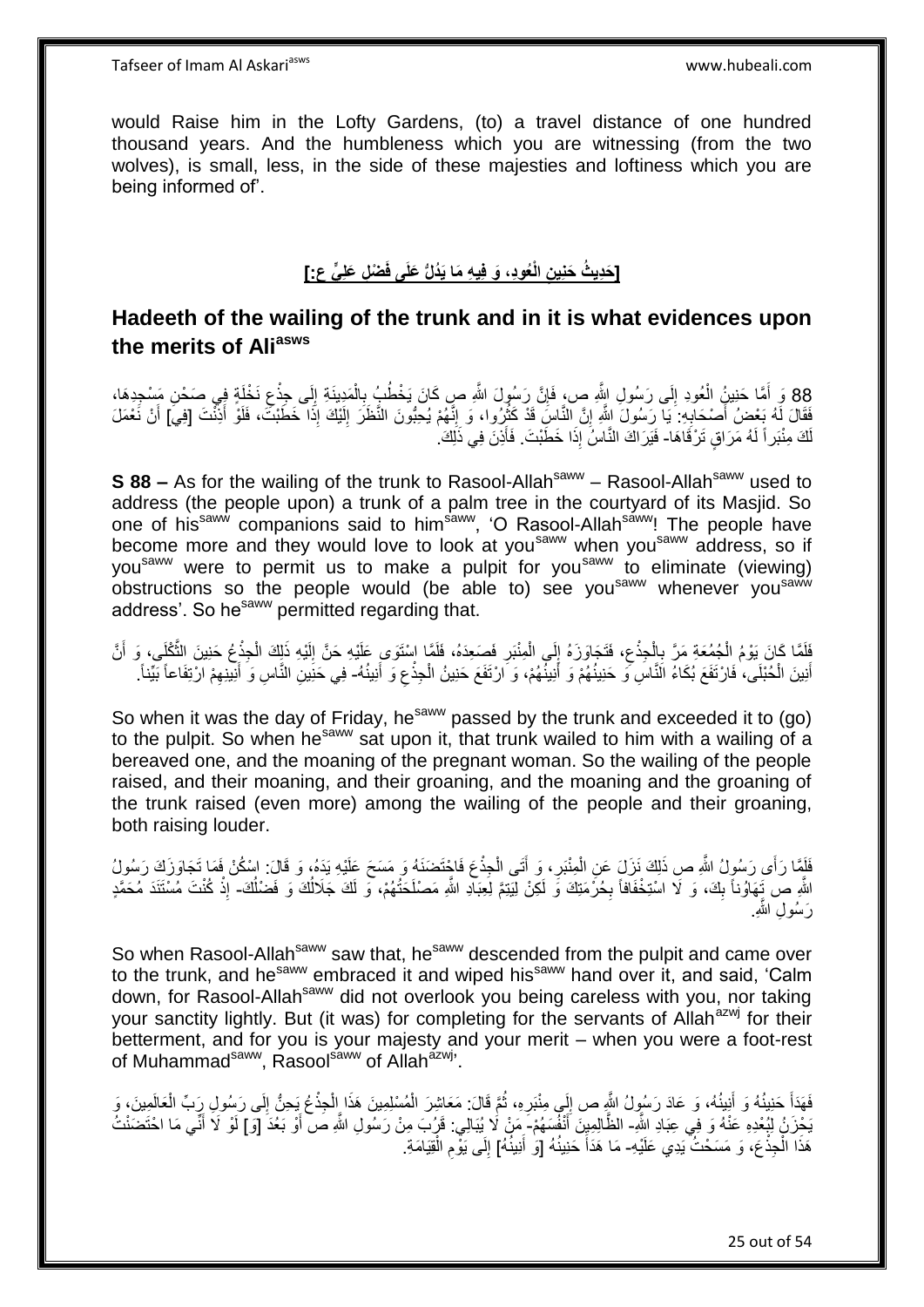would Raise him in the Lofty Gardens, (to) a travel distance of one hundred thousand years. And the humbleness which you are witnessing (from the two wolves), is small, less, in the side of these majesties and loftiness which you are being informed of'.

**[حَدِيثُ حَنِينِ الْعُودِ، وَ فِيهِ مَا يَدُلُّ عَلَى فَضْلِ عَلِيٍّ ع:]**

## Hadeeth of the wailing of the trunk and in it is what evidences upon the merits of Ali[asws]

88 وَ أَمَّا حَنِينُ الْعُودِ إِلَى رَسُولِ اللَّهِ ص، فَإِنَّ رَسُولَ اللَّهِ ص كَانَ يَخْطُبُ بِالْمَدِينَةِ إِلَى جِذْعِ نَخْلَةٍ فِي صَحْنِ مَسْجِدِهَا، فَقَالَ لَهُ بَعْضُ أَصْحَابِهِ: يَا رَسُولَ اللَّهِ إِنَّ النَّاسَ قَدْ كَثُرُوا، وَ إِنَّهُمْ يُحِبُّونَ النَّظَرَ إِلَيْكَ إِذَا خَطَبْتَ، فَلَوْ أَذِنْتَ [فِي] أَنْ نَعْمَلَ لَكَ مِنْبَراً لَهُ مَرَاقٍ تَرْقَاهَا- فَيَرَاكَ النَّاسُ إِذَا خَطَبْتَ. فَأَذِنَ فِي ذَلِكَ.

**S 88 –** As for the wailing of the trunk to Rasool-Allah[saww] – Rasool-Allah[saww] used to address (the people upon) a trunk of a palm tree in the courtyard of its Masjid. So one of his[saww] companions said to him[saww], 'O Rasool-Allah[saww]! The people have become more and they would love to look at you[saww] when you[saww] address, so if you[saww] were to permit us to make a pulpit for you[saww] to eliminate (viewing) obstructions so the people would (be able to) see you[saww] whenever you[saww] address'. So he[saww] permitted regarding that.

فَلَمَّا كَانَ يَوْمُ الْجُمُعَةِ مَرَّ بِالْجِذْعِ، فَتَجَاوَزَهُ إِلَى الْمِنْبَرِ فَصَعِدَهُ، فَلَمَّا اسْتَوَى عَلَيْهِ حَنَّ إِلَيْهِ ذَلِكَ الْجِذْعُ حَنِينَ الثَّكْلَى، وَ أَنَّ أَنِينَ الْحُبْلَى، فَارْتَفَعَ بُكَاءُ النَّاسِ وَ حَنِينُهُمْ وَ أَنِينُهُمْ، وَ ارْتَفَعَ حَنِينُ الْجِذْعِ وَ أَنِينُهُ- فِي حَنِينِ النَّاسِ وَ أَنِينِهِمْ ارْتِفَاعاً بَيِّناً.

So when it was the day of Friday, he[saww] passed by the trunk and exceeded it to (go) to the pulpit. So when he[saww] sat upon it, that trunk wailed to him with a wailing of a bereaved one, and the moaning of the pregnant woman. So the wailing of the people raised, and their moaning, and their groaning, and the moaning and the groaning of the trunk raised (even more) among the wailing of the people and their groaning, both raising louder.

فَلَمَّا رَأَى رَسُولُ اللَّهِ ص ذَلِكَ نَزَلَ عَنِ الْمِنْبَرِ، وَ أَتَى الْجِذْعَ فَاحْتَضَنَهُ وَ مَسَحَ عَلَيْهِ يَدَهُ، وَ قَالَ: اسْكُنْ فَمَا تَجَاوَزَكَ رَسُولُ اللَّهِ ص تَهَاوُناً بِكَ، وَ لَا اسْتِخْفَافاً بِحُرْمَتِكَ وَ لَكِنْ لِيَتِمَّ لِعِبَادِ اللَّهِ مَصْلَحَتُهُمْ، وَ لَكَ جَلَالُكَ وَ فَضْلُكَ- إِذْ كُنْتَ مُسْتَنَدَ مُحَمَّدٍ رَسُولِ اللَّهِ.

So when Rasool-Allah[saww] saw that, he[saww] descended from the pulpit and came over to the trunk, and he[saww] embraced it and wiped his[saww] hand over it, and said, 'Calm down, for Rasool-Allah[saww] did not overlook you being careless with you, nor taking your sanctity lightly. But (it was) for completing for the servants of Allah[azwj] for their betterment, and for you is your majesty and your merit – when you were a foot-rest of Muhammad[saww], Rasool[saww] of Allah[azwj]'.

فَهَدَأَ حَنِينُهُ وَ أَنِينُهُ، وَ عَادَ رَسُولُ اللَّهِ ص إِلَى مِنْبَرِهِ، ثُمَّ قَالَ: مَعَاشِرَ الْمُسْلِمِينَ هَذَا الْجِذْعُ يَحِنُّ إِلَى رَسُولِ رَبِّ الْعَالَمِينَ، وَ يَحْزَنُ لِبُعْدِهِ عَنْهُ وَ فِي عِبَادِ اللَّهِ- الظَّالِمِينَ أَنْفُسَهُمْ- مَنْ لَا يُبَالِي: قَرُبَ مِنْ رَسُولِ اللَّهِ ص أَوْ بَعُدَ [وَ] لَوْ لَا أَنِّي مَا احْتَضَنْتُ هَذَا الْجِذْعَ، وَ مَسَحْتُ يَدِي عَلَيْهِ- مَا هَدَأَ حَنِينُهُ [وَ أَنِينُهُ] إِلَى يَوْمِ الْقِيَامَةِ.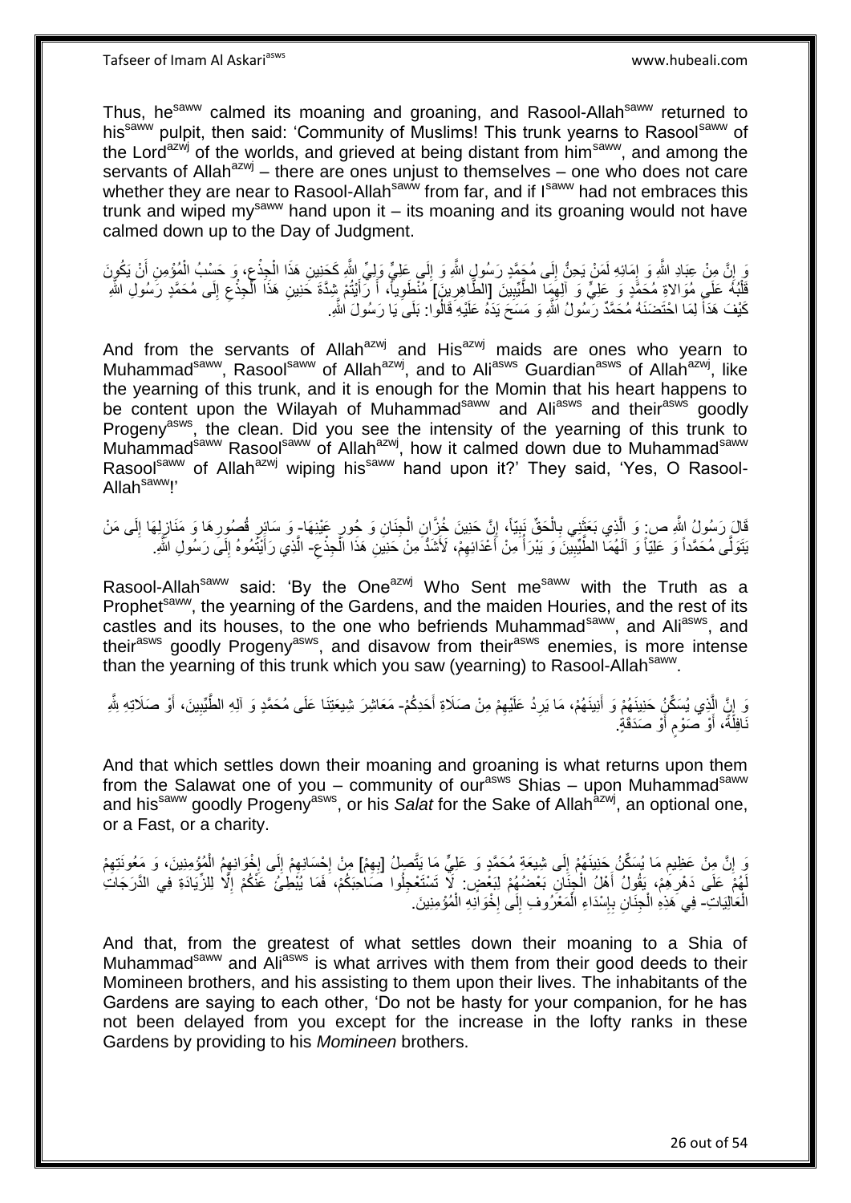Thus, he[saww] calmed its moaning and groaning, and Rasool-Allah[saww] returned to his[saww] pulpit, then said: 'Community of Muslims! This trunk yearns to Rasool[saww] of the Lord[azwj] of the worlds, and grieved at being distant from him[saww], and among the servants of Allah[azwj] – there are ones unjust to themselves – one who does not care whether they are near to Rasool-Allah[saww] from far, and if I[saww] had not embraces this trunk and wiped my[saww] hand upon it – its moaning and its groaning would not have calmed down up to the Day of Judgment.

وَ إِنَّ مِنْ عِبَادِ اللَّهِ وَ إِمَائِهِ لَمَنْ يَحِنُّ إِلَى مُحَمَّدٍ رَسُولِ اللَّهِ وَ إِلَى عَلِيٍّ وَلِيِّ اللَّهِ كَحَنِينِ هَذَا الْجِذْعِ، وَ حَسْبُ الْمُؤْمِنِ أَنْ يَكُونَ قَلْبُهُ عَلَى مُوَالاةِ مُحَمَّدٍ وَ عَلِيٍّ وَ آلِهِمَا الطَّيِّبِينَ [الطَّاهِرِينَ] مُنْطَوِياً، أَ رَأَيْتُمْ شِدَّةَ حَنِينِ هَذَا الْجِذْعِ إِلَى مُحَمَّدٍ رَسُولِ اللَّهِ كَيْفَ هَدَأَ لِمَا احْتَضَنَهُ مُحَمَّدٌ رَسُولُ اللَّهِ وَ مَسَحَ يَدَهُ عَلَيْهِ قَالُوا: بَلَى يَا رَسُولَ اللَّهِ.

And from the servants of Allah[azwj] and His[azwj] maids are ones who yearn to Muhammad[saww], Rasool[saww] of Allah[azwj], and to Ali[asws] Guardian[asws] of Allah[azwj], like the yearning of this trunk, and it is enough for the Momin that his heart happens to be content upon the Wilayah of Muhammad[saww] and Ali[asws] and their[asws] goodly Progeny[asws], the clean. Did you see the intensity of the yearning of this trunk to Muhammad[saww] Rasool[saww] of Allah[azwj], how it calmed down due to Muhammad[saww] Rasool[saww] of Allah[azwj] wiping his[saww] hand upon it?' They said, 'Yes, O Rasool-Allah[saww]!'

قَالَ رَسُولُ اللَّهِ ص: وَ الَّذِي بَعَثَنِي بِالْحَقِّ نَبِيّاً، إِنَّ حَنِينَ خُزَّانِ الْجِنَانِ وَ حُورِ عِينِهَا- وَ سَائِرِ قُصُورِهَا وَ مَنَازِلِهَا إِلَى مَنْ يَتَوَلَّى مُحَمَّداً وَ عَلِيّاً وَ آلَهُمَا الطَّيِّبِينَ وَ يَبْرَأُ مِنْ أَعْدَائِهِمْ، لَأَشَدُّ مِنْ حَنِينِ هَذَا الْجِذْعِ- الَّذِي رَأَيْتُمُوهُ إِلَى رَسُولِ اللَّهِ.

Rasool-Allah[saww] said: 'By the One[azwj] Who Sent me[saww] with the Truth as a Prophet[saww], the yearning of the Gardens, and the maiden Houries, and the rest of its castles and its houses, to the one who befriends Muhammad[saww], and Ali[asws], and their[asws] goodly Progeny[asws], and disavow from their[asws] enemies, is more intense than the yearning of this trunk which you saw (yearning) to Rasool-Allah[saww].

وَ إِنَّ الَّذِي يُسَكِّنُ حَنِينَهُمْ وَ أَنِينَهُمْ، مَا يَرِدُ عَلَيْهِمْ مِنْ صَلَاةِ أَحَدِكُمْ- مَعَاشِرَ شِيعَتِنَا عَلَى مُحَمَّدٍ وَ آلِهِ الطَّيِّبِينَ، أَوْ صَلَاتِهِ لِلَّهِ نَافِلَةً، أَوْ صَوْمٍ أَوْ صَدَقَةٍ.

And that which settles down their moaning and groaning is what returns upon them from the Salawat one of you – community of our[asws] Shias – upon Muhammad[saww] and his[saww] goodly Progeny[asws], or his *Salat* for the Sake of Allah[azwj], an optional one, or a Fast, or a charity.

وَ إِنَّ مِنْ عَظِيمِ مَا يُسَكِّنُ حَنِينَهُمْ إِلَى شِيعَةِ مُحَمَّدٍ وَ عَلِيٍّ مَا يَتَّصِلُ [بِهِمْ] مِنْ إِحْسَانِهِمْ إِلَى إِخْوَانِهِمُ الْمُؤْمِنِينَ، وَ مَعُونَتِهِمْ لَهُمْ عَلَى دَهْرِهِمْ، يَقُولُ أَهْلُ الْجِنَانِ بَعْضُهُمْ لِبَعْضٍ: لَا تَسْتَعْجِلُوا صَاحِبَكُمْ، فَمَا يُبْطِئُ عَنْكُمْ إِلَّا لِلزِّيَادَةِ فِي الدَّرَجَاتِ الْعَالِيَاتِ- فِي هَذِهِ الْجِنَانِ بِإِسْدَاءِ الْمَعْرُوفِ إِلَى إِخْوَانِهِ الْمُؤْمِنِينَ.

And that, from the greatest of what settles down their moaning to a Shia of Muhammad[saww] and Ali[asws] is what arrives with them from their good deeds to their Momineen brothers, and his assisting to them upon their lives. The inhabitants of the Gardens are saying to each other, 'Do not be hasty for your companion, for he has not been delayed from you except for the increase in the lofty ranks in these Gardens by providing to his *Momineen* brothers.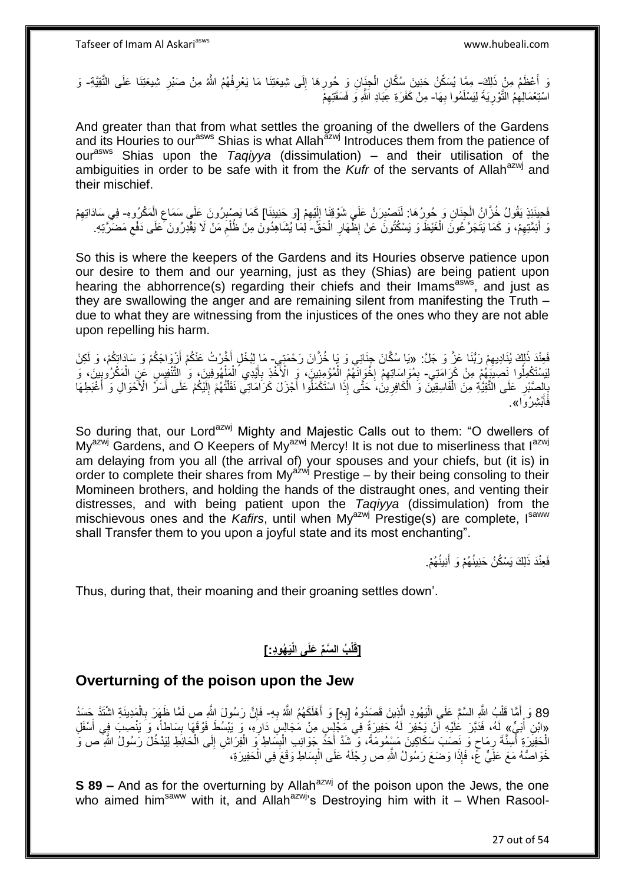وَ أَعْظَمُ مِنْ ذَلِكَ- مِمَّا يُسَكِّنُ حَنِينَ سُكَّانِ الْجِنَانِ وَ حُورِهَا إِلَى شِيعَتِنَا مَا يَعْرِفُهُمُ اللَّهُ مِنْ صَبْرِ شِيعَتِنَا عَلَى التَّقِيَّةِ- وَ اسْتِعْمَالِهِمُ التَّوْرِيَةَ لِيَسْلَمُوا بِهَا- مِنْ كَفَرَةِ عِبَادِ اللَّهِ وَ فَسَقَتِهِمْ

And greater than that from what settles the groaning of the dwellers of the Gardens and its Houries to our[asws] Shias is what Allah[azwj] Introduces them from the patience of our[asws] Shias upon the *Taqiyya* (dissimulation) – and their utilisation of the ambiguities in order to be safe with it from the *Kufr* of the servants of Allah[azwj] and their mischief.

فَحِينَئِذٍ يَقُولُ خُزَّانُ الْجِنَانِ وَ حُورُهَا: لَنَصْبِرَنَّ عَلَى شَوْقِنَا إِلَيْهِمْ [وَ حَنِينِنَا] كَمَا يَصْبِرُونَ عَلَى سَمَاعِ الْمَكْرُوهِ- فِي سَادَاتِهِمْ وَ أَئِمَّتِهِمْ، وَ كَمَا يَتَجَرَّعُونَ الْغَيْظَ وَ يَسْكُتُونَ عَنْ إِظْهَارِ الْحَقِّ- لِمَا يُشَاهِدُونَ مِنْ ظُلْمِ مَنْ لَا يَقْدِرُونَ عَلَى دَفْعِ مَضَرَّتِهِ.

So this is where the keepers of the Gardens and its Houries observe patience upon our desire to them and our yearning, just as they (Shias) are being patient upon hearing the abhorrence(s) regarding their chiefs and their Imams[asws], and just as they are swallowing the anger and are remaining silent from manifesting the Truth – due to what they are witnessing from the injustices of the ones who they are not able upon repelling his harm.

فَعِنْدَ ذَلِكَ يُنَادِيهِمْ رَبُّنَا عَزَّ وَ جَلَّ: «يَا سُكَّانَ جِنَانِي وَ يَا خُزَّانَ رَحْمَتِي- مَا لِبُخْلٍ أَخَّرْتُ عَنْكُمْ أَزْوَاجَكُمْ وَ سَادَاتِكُمْ، وَ لَكِنْ لِيَسْتَكْمِلُوا نَصِيبَهُمْ مِنْ كَرَامَتِي- بِمُوَاسَاتِهِمْ إِخْوَانَهُمُ الْمُؤْمِنِينَ، وَ الْأَخْذِ بِأَيْدِي الْمَلْهُوفِينَ، وَ التَّنْفِيسِ عَنِ الْمَكْرُوبِينَ، وَ بِالصَّبْرِ عَلَى التَّقِيَّةِ مِنَ الْفَاسِقِينَ وَ الْكَافِرِينَ، حَتَّى إِذَا اسْتَكْمَلُوا أَجْزَلَ كَرَامَاتِي نَقَلْتُهُمْ إِلَيْكُمْ عَلَى أَسَرِّ الْأَحْوَالِ وَ أَغْبَطِهَا فَأَبْشِرُوا».

So during that, our Lord[azwj] Mighty and Majestic Calls out to them: "O dwellers of My[azwj] Gardens, and O Keepers of My[azwj] Mercy! It is not due to miserliness that I[azwj] am delaying from you all (the arrival of) your spouses and your chiefs, but (it is) in order to complete their shares from My[azwj] Prestige – by their being consoling to their Momineen brothers, and holding the hands of the distraught ones, and venting their distresses, and with being patient upon the *Taqiyya* (dissimulation) from the mischievous ones and the *Kafirs*, until when My[azwj] Prestige(s) are complete, I[saww] shall Transfer them to you upon a joyful state and its most enchanting".

فَعِنْدَ ذَلِكَ يَسْكُنُ حَنِينُهُمْ وَ أَنِينُهُمْ.

Thus, during that, their moaning and their groaning settles down'.

## [قَلْبُ السَّمِّ عَلَى الْيَهُودِ:]

## Overturning of the poison upon the Jew

89 وَ أَمَّا قَلْبُ اللَّهِ السَّمَّ عَلَى الْيَهُودِ الَّذِينَ قَصَدُوهُ [بِهِ] وَ أَهْلَكَهُمُ اللَّهُ بِهِ- فَإِنَّ رَسُولَ اللَّهِ ص لَمَّا ظَهَرَ بِالْمَدِينَةِ اشْتَدَّ حَسَدُ «ابْنِ أُبَيٍّ» لَهُ، فَدَبَّرَ عَلَيْهِ أَنْ يَحْفِرَ لَهُ حَفِيرَةً فِي مَجْلِسٍ مِنْ مَجَالِسِ دَارِهِ، وَ يَبْسُطَ فَوْقَهَا بِسَاطاً، وَ يَنْصِبَ فِي أَسْفَلِ الْحَفِيرَةِ أَسِنَّةَ رِمَاحٍ وَ نَصَبَ سَكَاكِينَ مَسْمُومَةً، وَ شَدَّ أَحَدَ جَوَانِبِ الْبِسَاطِ وَ الْفِرَاشِ إِلَى الْحَائِطِ لِيَدْخُلَ رَسُولُ اللَّهِ ص وَ خَوَاصُّهُ مَعَ عَلِيٍّ ع، فَإِذَا وَضَعَ رَسُولُ اللَّهِ ص رِجْلَهُ عَلَى الْبِسَاطِ وَقَعَ فِي الْحَفِيرَةِ،

**S 89 –** And as for the overturning by Allah[azwj] of the poison upon the Jews, the one who aimed him[saww] with it, and Allah[azwj]'s Destroying him with it – When Rasool-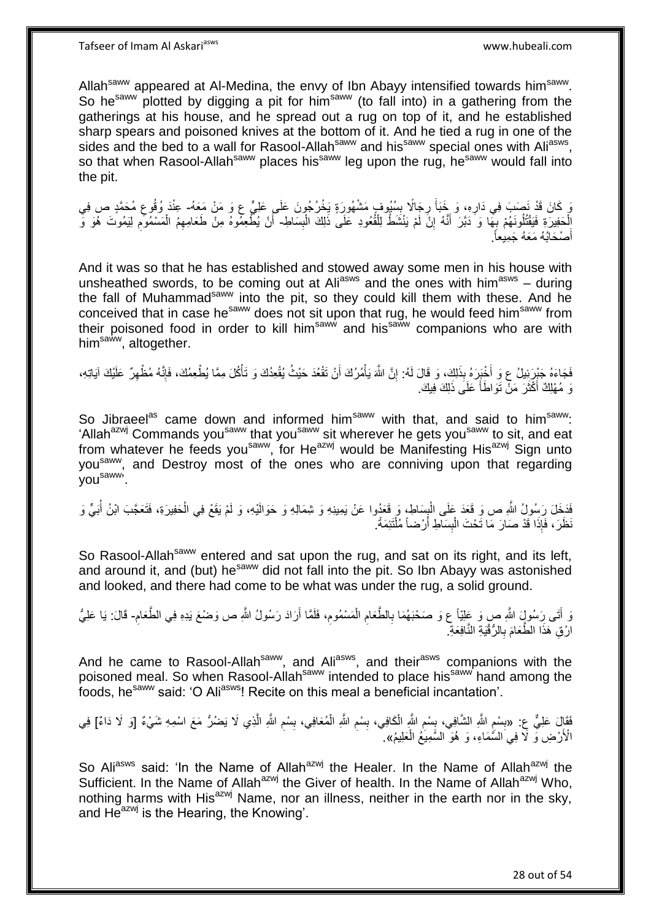Allah[saww] appeared at Al-Medina, the envy of Ibn Abayy intensified towards him[saww]. So he[saww] plotted by digging a pit for him[saww] (to fall into) in a gathering from the gatherings at his house, and he spread out a rug on top of it, and he established sharp spears and poisoned knives at the bottom of it. And he tied a rug in one of the sides and the bed to a wall for Rasool-Allah[saww] and his[saww] special ones with Ali[asws], so that when Rasool-Allah[saww] places his[saww] leg upon the rug, he[saww] would fall into the pit.

وَ كَانَ قَدْ نَصَبَ فِي دَارِهِ، وَ خَبَأَ رِجَالًا بِسُيُوفٍ مَشْهُورَةٍ يَخْرُجُونَ عَلَى عَلِيٍّ ع وَ مَنْ مَعَهُ- عِنْدَ وُقُوعِ مُحَمَّدٍ ص فِي الْحَفِيرَةِ فَيَقْتُلُونَهُمْ بِهَا وَ دَبَّرَ أَنَّهُ إِنْ لَمْ يَنْشَطْ لِلْقُعُودِ عَلَى ذَلِكَ الْبِسَاطِ- أَنْ يُطْعِمُوهُ مِنْ طَعَامِهِمُ الْمَسْمُومِ لِيَمُوتَ هُوَ وَ أَصْحَابُهُ مَعَهُ جَمِيعاً.

And it was so that he has established and stowed away some men in his house with unsheathed swords, to be coming out at Ali[asws] and the ones with him[asws] – during the fall of Muhammad[saww] into the pit, so they could kill them with these. And he conceived that in case he[saww] does not sit upon that rug, he would feed him[saww] from their poisoned food in order to kill him[saww] and his[saww] companions who are with him[saww], altogether.

فَجَاءَهُ جَبْرَئِيلُ ع وَ أَخْبَرَهُ بِذَلِكَ، وَ قَالَ لَهُ: إِنَّ اللَّهَ يَأْمُرُكَ أَنْ تَقْعُدَ حَيْثُ يُقْعِدُكَ وَ تَأْكُلَ مِمَّا يُطْعِمُكَ، فَإِنَّهُ مُظْهِرٌ عَلَيْكَ آيَاتِهِ، وَ مُهْلِكٌ أَكْثَرَ مَنْ تَوَاطَأَ عَلَى ذَلِكَ فِيكَ.

So Jibraeel[as] came down and informed him[saww] with that, and said to him[saww]: 'Allah[azwj] Commands you[saww] that you[saww] sit wherever he gets you[saww] to sit, and eat from whatever he feeds you[saww], for He[azwj] would be Manifesting His[azwj] Sign unto you[saww], and Destroy most of the ones who are conniving upon that regarding you[saww]'.

فَدَخَلَ رَسُولُ اللَّهِ ص وَ قَعَدَ عَلَى الْبِسَاطِ، وَ قَعَدُوا عَنْ يَمِينِهِ وَ شِمَالِهِ وَ حَوَالَيْهِ، وَ لَمْ يَقَعْ فِي الْحَفِيرَةِ، فَتَعَجَّبَ ابْنُ أُبَيٍّ وَ نَظَرَ، فَإِذَا قَدْ صَارَ مَا تَحْتَ الْبِسَاطِ أَرْضاً مُلْتَئِمَةً.

So Rasool-Allah[saww] entered and sat upon the rug, and sat on its right, and its left, and around it, and (but) he[saww] did not fall into the pit. So Ibn Abayy was astonished and looked, and there had come to be what was under the rug, a solid ground.

وَ أَتَى رَسُولَ اللَّهِ ص وَ عَلِيّاً ع وَ صَحْبَهُمَا بِالطَّعَامِ الْمَسْمُومِ، فَلَمَّا أَرَادَ رَسُولُ اللَّهِ ص وَضْعَ يَدِهِ فِي الطَّعَامِ- قَالَ: يَا عَلِيُّ ارْقِ هَذَا الطَّعَامَ بِالرُّقْيَةِ النَّافِعَةِ.

And he came to Rasool-Allah[saww], and Ali[asws], and their[asws] companions with the poisoned meal. So when Rasool-Allah[saww] intended to place his[saww] hand among the foods, he[saww] said: 'O Ali[asws]! Recite on this meal a beneficial incantation'.

فَقَالَ عَلِيٌّ ع: «بِسْمِ اللَّهِ الشَّافِي، بِسْمِ اللَّهِ الْكَافِي، بِسْمِ اللَّهِ الْمُعَافِي، بِسْمِ اللَّهِ الَّذِي لَا يَضُرُّ مَعَ اسْمِهِ شَيْءٌ [وَ لَا دَاءٌ] فِي الْأَرْضِ وَ لَا فِي السَّمَاءِ، وَ هُوَ السَّمِيعُ الْعَلِيمُ».

So Ali[asws] said: 'In the Name of Allah[azwj] the Healer. In the Name of Allah[azwj] the Sufficient. In the Name of Allah[azwj] the Giver of health. In the Name of Allah[azwj] Who, nothing harms with His[azwj] Name, nor an illness, neither in the earth nor in the sky, and He[azwj] is the Hearing, the Knowing'.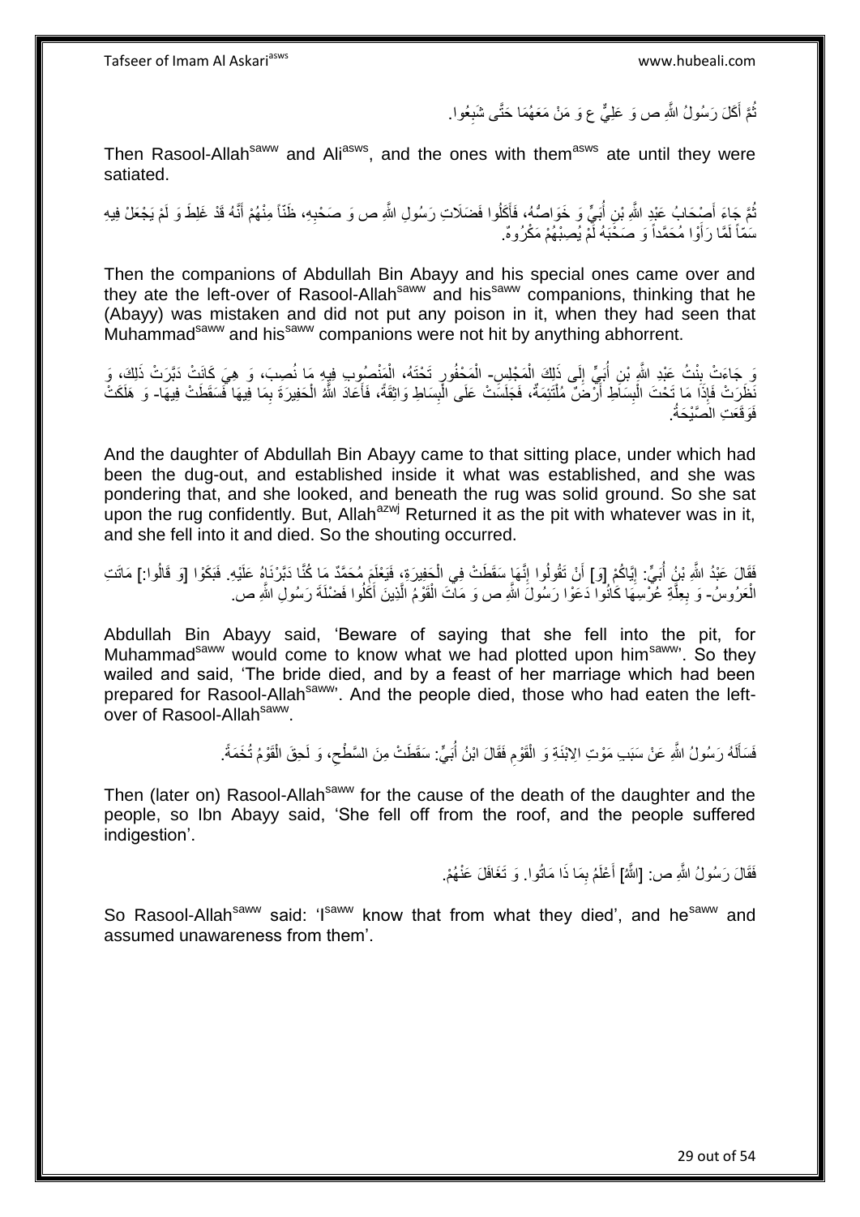ثُمَّ أَكَلَ رَسُولُ اللَّهِ ص وَ عَلِيٌّ ع وَ مَنْ مَعَهُمَا حَتَّى شَبِعُوا.

Then Rasool-Allah[saww] and Ali[asws], and the ones with them[asws] ate until they were satiated.

ثُمَّ جَاءَ أَصْحَابُ عَبْدِ اللَّهِ بْنِ أُبَيٍّ وَ خَوَاصُّهُ، فَأَكَلُوا فَضَلَاتِ رَسُولِ اللَّهِ ص وَ صَحْبِهِ، ظَنّاً مِنْهُمْ أَنَّهُ قَدْ غَلِطَ وَ لَمْ يَجْعَلْ فِيهِ سَمّاً لَمَّا رَأَوْا مُحَمَّداً وَ صَحْبَهُ لَمْ يُصِبْهُمْ مَكْرُوهٌ.

Then the companions of Abdullah Bin Abayy and his special ones came over and they ate the left-over of Rasool-Allah[saww] and his[saww] companions, thinking that he (Abayy) was mistaken and did not put any poison in it, when they had seen that Muhammad[saww] and his[saww] companions were not hit by anything abhorrent.

وَ جَاءَتْ بِنْتُ عَبْدِ اللَّهِ بْنِ أُبَيٍّ إِلَى ذَلِكَ الْمَجْلِسِ- الْمَحْفُورِ تَحْتَهُ، الْمَنْصُوبِ فِيهِ مَا نُصِبَ، وَ هِيَ كَانَتْ دَبَّرَتْ ذَلِكَ، وَ نَظَرَتْ فَإِذَا مَا تَحْتَ الْبِسَاطِ أَرْضٌ مُلْتَئِمَةٌ، فَجَلَسَتْ عَلَى الْبِسَاطِ وَاثِقَةً، فَأَعَادَ اللَّهُ الْحَفِيرَةَ بِمَا فِيهَا فَسَقَطَتْ فِيهَا- وَ هَلَكَتْ فَوَقَعَتِ الصَّيْحَةُ.

And the daughter of Abdullah Bin Abayy came to that sitting place, under which had been the dug-out, and established inside it what was established, and she was pondering that, and she looked, and beneath the rug was solid ground. So she sat upon the rug confidently. But, Allah[azwj] Returned it as the pit with whatever was in it, and she fell into it and died. So the shouting occurred.

فَقَالَ عَبْدُ اللَّهِ بْنُ أُبَيٍّ: إِيَّاكُمْ [وَ] أَنْ تَقُولُوا إِنَّهَا سَقَطَتْ فِي الْحَفِيرَةِ، فَيَعْلَمَ مُحَمَّدٌ مَا كُنَّا دَبَّرْنَاهُ عَلَيْهِ. فَبَكَوْا [وَ قَالُوا:] مَاتَتِ الْعَرُوسُ- وَ بِعِلَّةِ عُرْسِهَا كَانُوا دَعَوْا رَسُولَ اللَّهِ ص وَ مَاتَ الْقَوْمُ الَّذِينَ أَكَلُوا فَضْلَةَ رَسُولِ اللَّهِ ص.

Abdullah Bin Abayy said, 'Beware of saying that she fell into the pit, for Muhammad[saww] would come to know what we had plotted upon him[saww]'. So they wailed and said, 'The bride died, and by a feast of her marriage which had been prepared for Rasool-Allah[saww]'. And the people died, those who had eaten the left-over of Rasool-Allah[saww].

فَسَأَلَهُ رَسُولُ اللَّهِ عَنْ سَبَبِ مَوْتِ الِابْنَةِ وَ الْقَوْمِ فَقَالَ ابْنُ أُبَيٍّ: سَقَطَتْ مِنَ السَّطْحِ، وَ لَحِقَ الْقَوْمُ تُخَمَةٌ.

Then (later on) Rasool-Allah[saww] for the cause of the death of the daughter and the people, so Ibn Abayy said, 'She fell off from the roof, and the people suffered indigestion'.

فَقَالَ رَسُولُ اللَّهِ ص: [اللَّهُ] أَعْلَمُ بِمَا ذَا مَاتُوا. وَ تَغَافَلَ عَنْهُمْ.

So Rasool-Allah[saww] said: 'I[saww] know that from what they died', and he[saww] and assumed unawareness from them'.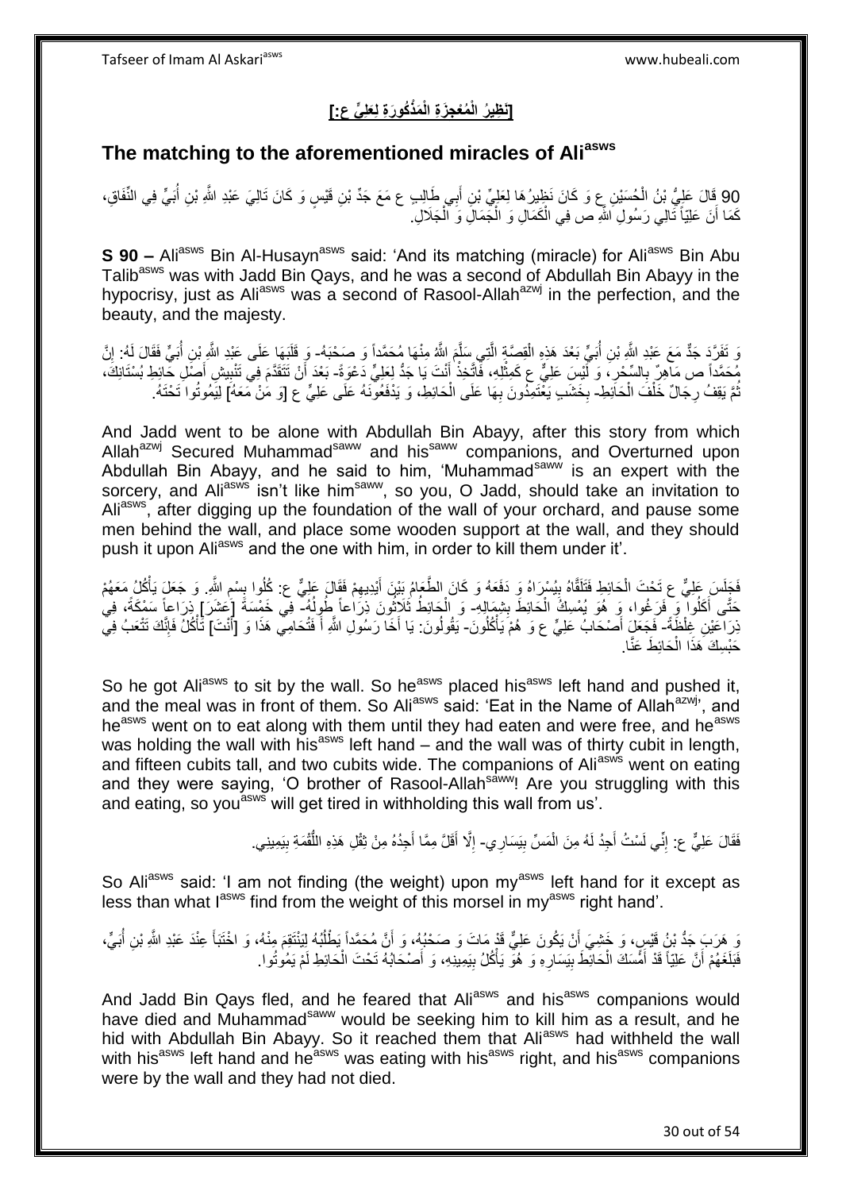## [نَظِيرُ الْمُعْجِزَةِ الْمَذْكُورَةِ لِعَلِيٍّ ع:]

## The matching to the aforementioned miracles of Ali[asws]

90 قَالَ عَلِيُّ بْنُ الْحُسَيْنِ ع وَ كَانَ نَظِيرُهَا لِعَلِيِّ بْنِ أَبِي طَالِبٍ ع مَعَ جَدِّ بْنِ قَيْسٍ وَ كَانَ تَالِيَ عَبْدِ اللَّهِ بْنِ أُبَيٍّ فِي النِّفَاقِ، كَمَا أَنَ عَلِيّاً تَالِي رَسُولِ اللَّهِ ص فِي الْكَمَالِ وَ الْجَمَالِ وَ الْجَلَالِ.

**S 90 –** Ali[asws] Bin Al-Husayn[asws] said: 'And its matching (miracle) for Ali[asws] Bin Abu Talib[asws] was with Jadd Bin Qays, and he was a second of Abdullah Bin Abayy in the hypocrisy, just as Ali[asws] was a second of Rasool-Allah[azwj] in the perfection, and the beauty, and the majesty.

وَ تَفَرَّدَ جَدٌّ مَعَ عَبْدِ اللَّهِ بْنِ أُبَيٍّ بَعْدَ هَذِهِ الْقِصَّةِ الَّتِي سَلَّمَ اللَّهُ مِنْهَا مُحَمَّداً وَ صَحْبَهُ- وَ قَلَبَهَا عَلَى عَبْدِ اللَّهِ بْنِ أُبَيٍّ فَقَالَ لَهُ: إِنَّ مُحَمَّداً ص مَاهِرٌ بِالسِّحْرِ، وَ لَيْسَ عَلِيٌّ ع كَمِثْلِهِ، فَاتَّخِذْ أَنْتَ يَا جَدُّ لِعَلِيٍّ دَعْوَةً- بَعْدَ أَنْ تَتَقَدَّمَ فِي تَنْبِيشِ أَصْلِ حَائِطِ بُسْتَانِكَ، ثُمَّ يَقِفُ رِجَالٌ خَلْفَ الْحَائِطِ- بِخَشَبٍ يَعْتَمِدُونَ بِهَا عَلَى الْحَائِطِ، وَ يَدْفَعُونَهُ عَلَى عَلِيٍّ ع [وَ مَنْ مَعَهُ] لِيَمُوتُوا تَحْتَهُ.

And Jadd went to be alone with Abdullah Bin Abayy, after this story from which Allah[azwj] Secured Muhammad[saww] and his[saww] companions, and Overturned upon Abdullah Bin Abayy, and he said to him, 'Muhammad[saww] is an expert with the sorcery, and Ali[asws] isn't like him[saww], so you, O Jadd, should take an invitation to Ali[asws], after digging up the foundation of the wall of your orchard, and pause some men behind the wall, and place some wooden support at the wall, and they should push it upon Ali[asws] and the one with him, in order to kill them under it'.

فَجَلَسَ عَلِيٌّ ع تَحْتَ الْحَائِطِ فَتَلَقَّاهُ بِيُسْرَاهُ وَ دَفَعَهُ وَ كَانَ الطَّعَامُ بَيْنَ أَيْدِيهِمْ فَقَالَ عَلِيٌّ ع: كُلُوا بِسْمِ اللَّهِ. وَ جَعَلَ يَأْكُلُ مَعَهُمْ حَتَّى أَكَلُوا وَ فَرَغُوا، وَ هُوَ يُمْسِكُ الْحَائِطَ بِشِمَالِهِ- وَ الْحَائِطُ ثَلَاثُونَ ذِرَاعاً طُولُهُ- فِي خَمْسَةَ [عَشَرَ] ذِرَاعاً سَمْكَهُ، فِي ذِرَاعَيْنِ غِلْظَةً- فَجَعَلَ أَصْحَابُ عَلِيٍّ ع وَ هُمْ يَأْكُلُونَ- يَقُولُونَ: يَا أَخَا رَسُولِ اللَّهِ أَ فَتُحَامِي هَذَا وَ [أَنْتَ] تَأْكُلُ فَإِنَّكَ تَتْعَبُ فِي حَبْسِكَ هَذَا الْحَائِطَ عَنَّا.

So he got Ali[asws] to sit by the wall. So he[asws] placed his[asws] left hand and pushed it, and the meal was in front of them. So Ali[asws] said: 'Eat in the Name of Allah[azwj]', and he[asws] went on to eat along with them until they had eaten and were free, and he[asws] was holding the wall with his[asws] left hand – and the wall was of thirty cubit in length, and fifteen cubits tall, and two cubits wide. The companions of Ali[asws] went on eating and they were saying, 'O brother of Rasool-Allah[saww]! Are you struggling with this and eating, so you[asws] will get tired in withholding this wall from us'.

فَقَالَ عَلِيٌّ ع: إِنِّي لَسْتُ أَجِدُ لَهُ مِنَ الْمَسِّ بِيَسَارِي- إِلَّا أَقَلَّ مِمَّا أَجِدُهُ مِنْ ثِقْلِ هَذِهِ اللُّقْمَةِ بِيَمِينِي.

So Ali[asws] said: 'I am not finding (the weight) upon my[asws] left hand for it except as less than what I[asws] find from the weight of this morsel in my[asws] right hand'.

وَ هَرَبَ جَدُّ بْنُ قَيْسٍ، وَ خَشِيَ أَنْ يَكُونَ عَلِيٌّ قَدْ مَاتَ وَ صَحْبُهُ، وَ أَنَّ مُحَمَّداً يَطْلُبُهُ لِيَنْتَقِمَ مِنْهُ، وَ اخْتَبَأَ عِنْدَ عَبْدِ اللَّهِ بْنِ أُبَيٍّ، فَبَلَغَهُمْ أَنَّ عَلِيّاً قَدْ أَمْسَكَ الْحَائِطَ بِيَسَارِهِ وَ هُوَ يَأْكُلُ بِيَمِينِهِ، وَ أَصْحَابُهُ تَحْتَ الْحَائِطِ لَمْ يَمُوتُوا.

And Jadd Bin Qays fled, and he feared that Ali[asws] and his[asws] companions would have died and Muhammad[saww] would be seeking him to kill him as a result, and he hid with Abdullah Bin Abayy. So it reached them that Ali[asws] had withheld the wall with his[asws] left hand and he[asws] was eating with his[asws] right, and his[asws] companions were by the wall and they had not died.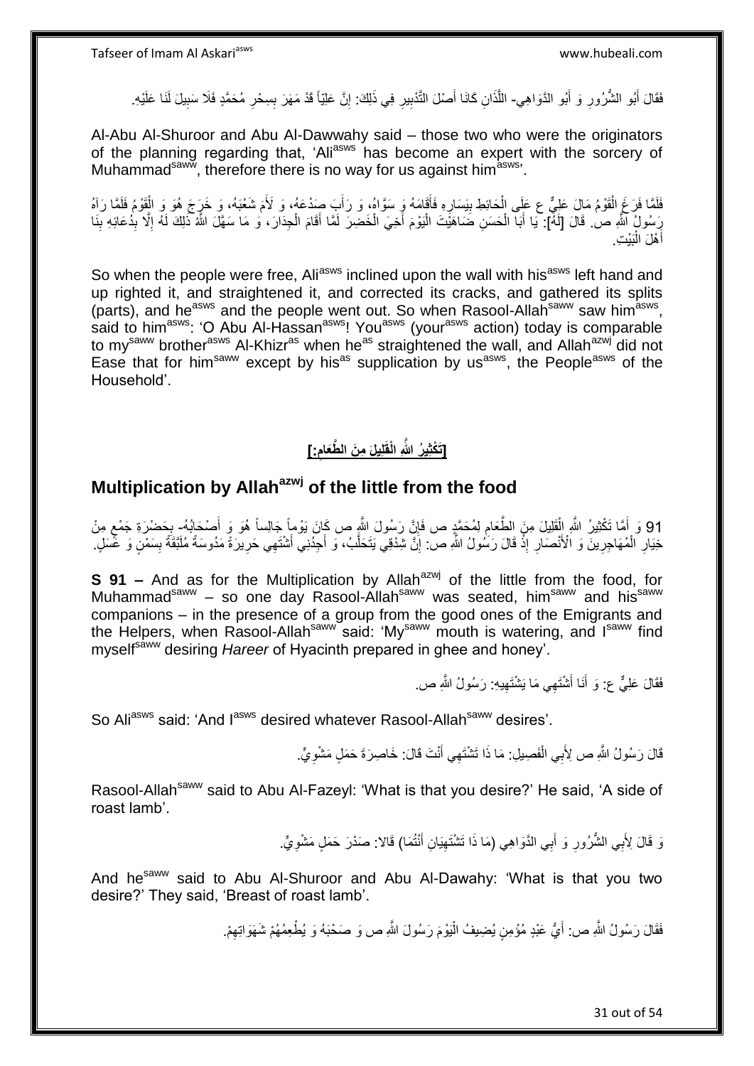فَقَالَ أَبُو الشُّرُورِ وَ أَبُو الدَّوَاهِي- اللَّذَانِ كَانَا أَصْلَ التَّدْبِيرِ فِي ذَلِكَ: إِنَّ عَلِيّاً قَدْ مَهَرَ بِسِحْرِ مُحَمَّدٍ فَلَا سَبِيلَ لَنَا عَلَيْهِ.

Al-Abu Al-Shuroor and Abu Al-Dawwahy said – those two who were the originators of the planning regarding that, 'Ali[asws] has become an expert with the sorcery of Muhammad[saww], therefore there is no way for us against him[asws]'.

فَلَمَّا فَرَغَ الْقَوْمُ مَالَ عَلِيٌّ ع عَلَى الْحَائِطِ بِيَسَارِهِ فَأَقَامَهُ وَ سَوَّاهُ، وَ رَأَبَ صَدْعَهُ، وَ لَأَمَ شَعْبَهُ، وَ خَرَجَ هُوَ وَ الْقَوْمُ فَلَمَّا رَآهُ رَسُولُ اللَّهِ ص. قَالَ [لَهُ]: يَا أَبَا الْحَسَنِ ضَاهَيْتَ الْيَوْمَ أَخِيَ الْخَضِرَ لَمَّا أَقَامَ الْجِدَارَ، وَ مَا سَهَّلَ اللَّهُ ذَلِكَ لَهُ إِلَّا بِدُعَائِهِ بِنَا أَهْلَ الْبَيْتِ.

So when the people were free, Ali[asws] inclined upon the wall with his[asws] left hand and up righted it, and straightened it, and corrected its cracks, and gathered its splits (parts), and he[asws] and the people went out. So when Rasool-Allah[saww] saw him[asws], said to him[asws]: 'O Abu Al-Hassan[asws]! You[asws] (your[asws] action) today is comparable to my[saww] brother[asws] Al-Khizr[as] when he[as] straightened the wall, and Allah[azwj] did not Ease that for him[saww] except by his[as] supplication by us[asws], the People[asws] of the Household'.

## [تَكْثِيرُ اللَّهِ الْقَلِيلَ مِنَ الطَّعَامِ:]

## Multiplication by Allah[azwj] of the little from the food

91 وَ أَمَّا تَكْثِيرُ اللَّهِ الْقَلِيلَ مِنَ الطَّعَامِ لِمُحَمَّدٍ ص فَإِنَّ رَسُولَ اللَّهِ ص كَانَ يَوْماً جَالِساً هُوَ وَ أَصْحَابُهُ- بِحَضْرَةِ جَمْعٍ مِنْ خِيَارِ الْمُهَاجِرِينَ وَ الْأَنْصَارِ إِذْ قَالَ رَسُولُ اللَّهِ ص: إِنَّ شِدْقِي يَتَحَلَّبُ، وَ أَجِدُنِي أَشْتَهِي حَرِيرَةً مَدُوسَةً مُلَبَّقَةً بِسَمْنٍ وَ عَسَلٍ.

**S 91 –** And as for the Multiplication by Allah[azwj] of the little from the food, for Muhammad[saww] – so one day Rasool-Allah[saww] was seated, him[saww] and his[saww] companions – in the presence of a group from the good ones of the Emigrants and the Helpers, when Rasool-Allah[saww] said: 'My[saww] mouth is watering, and I[saww] find myself[saww] desiring *Hareer* of Hyacinth prepared in ghee and honey'.

فَقَالَ عَلِيٌّ ع: وَ أَنَا أَشْتَهِي مَا يَشْتَهِيهِ: رَسُولُ اللَّهِ ص.

So Ali[asws] said: 'And I[asws] desired whatever Rasool-Allah[saww] desires'.

قَالَ رَسُولُ اللَّهِ ص لِأَبِي الْفَصِيلِ: مَا ذَا تَشْتَهِي أَنْتَ قَالَ: خَاصِرَةَ حَمَلٍ مَشْوِيٍّ.

Rasool-Allah[saww] said to Abu Al-Fazeyl: 'What is that you desire?' He said, 'A side of roast lamb'.

وَ قَالَ لِأَبِي الشُّرُورِ وَ أَبِي الدَّوَاهِي (مَا ذَا تَشْتَهِيَانِ أَنْتُمَا) قَالا: صَدْرَ حَمَلٍ مَشْوِيٍّ.

And he[saww] said to Abu Al-Shuroor and Abu Al-Dawahy: 'What is that you two desire?' They said, 'Breast of roast lamb'.

فَقَالَ رَسُولُ اللَّهِ ص: أَيُّ عَبْدٍ مُؤْمِنٍ يُضِيفُ الْيَوْمَ رَسُولَ اللَّهِ ص وَ صَحْبَهُ وَ يُطْعِمُهُمْ شَهَوَاتِهِمْ.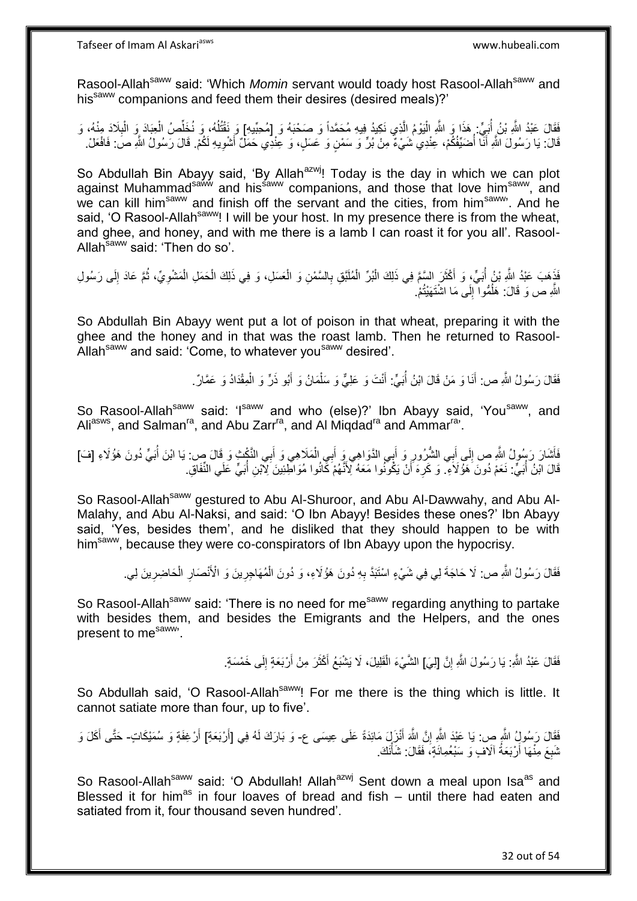Rasool-Allah[saww] said: 'Which *Momin* servant would toady host Rasool-Allah[saww] and his[saww] companions and feed them their desires (desired meals)?'

فَقَالَ عَبْدُ اللَّهِ بْنُ أُبَيٍّ: هَذَا وَ اللَّهِ الْيَوْمُ الَّذِي نَكِيدُ فِيهِ مُحَمَّداً وَ صَحْبَهُ وَ [مُحِبِّيهِ] وَ نَقْتُلُهُ، وَ نُخَلِّصُ الْعِبَادَ وَ الْبِلَادَ مِنْهُ، وَ قَالَ: يَا رَسُولَ اللَّهِ أَنَا أُضَيِّفُكُمْ، عِنْدِي شَيْءٌ مِنْ بُرٍّ وَ سَمْنٍ وَ عَسَلٍ، وَ عِنْدِي حَمَلٌ أَشْوِيهِ لَكُمْ. قَالَ رَسُولُ اللَّهِ ص: فَافْعَلْ.

So Abdullah Bin Abayy said, 'By Allah[azwj]! Today is the day in which we can plot against Muhammad[saww] and his[saww] companions, and those that love him[saww], and we can kill him[saww] and finish off the servant and the cities, from him[saww]'. And he said, 'O Rasool-Allah[saww]! I will be your host. In my presence there is from the wheat, and ghee, and honey, and with me there is a lamb I can roast it for you all'. Rasool-Allah[saww] said: 'Then do so'.

فَذَهَبَ عَبْدُ اللَّهِ بْنُ أُبَيٍّ، وَ أَكْثَرَ السَّمَّ فِي ذَلِكَ الْبُرِّ الْمُلَبَّقِ بِالسَّمْنِ وَ الْعَسَلِ، وَ فِي ذَلِكَ الْحَمَلِ الْمَشْوِيِّ، ثُمَّ عَادَ إِلَى رَسُولِ اللَّهِ ص وَ قَالَ: هَلُمُّوا إِلَى مَا اشْتَهَيْتُمْ.

So Abdullah Bin Abayy went put a lot of poison in that wheat, preparing it with the ghee and the honey and in that was the roast lamb. Then he returned to Rasool-Allah[saww] and said: 'Come, to whatever you[saww] desired'.

فَقَالَ رَسُولُ اللَّهِ ص: أَنَا وَ مَنْ قَالَ ابْنُ أُبَيٍّ: أَنْتَ وَ عَلِيٌّ وَ سَلْمَانُ وَ أَبُو ذَرٍّ وَ الْمِقْدَادُ وَ عَمَّارٌ.

So Rasool-Allah[saww] said: 'I[saww] and who (else)?' Ibn Abayy said, 'You[saww], and Ali[asws], and Salman[ra], and Abu Zarr[ra], and Al Miqdad[ra] and Ammar[ra]'.

فَأَشَارَ رَسُولُ اللَّهِ ص إِلَى أَبِي الشُّرُورِ وَ أَبِي الدَّوَاهِي وَ أَبِي الْمَلَاهِي وَ أَبِي النَّكْثِ وَ قَالَ ص: يَا ابْنَ أُبَيٍّ دُونَ هَؤُلَاءِ [فَ] قَالَ ابْنُ أُبَيٍّ: نَعَمْ دُونَ هَؤُلَاءِ. وَ كَرِهَ أَنْ يَكُونُوا مَعَهُ لِأَنَّهُمْ كَانُوا مُوَاطِئِينَ لِابْنِ أُبَيٍّ عَلَى النِّفَاقِ.

So Rasool-Allah[saww] gestured to Abu Al-Shuroor, and Abu Al-Dawwahy, and Abu Al-Malahy, and Abu Al-Naksi, and said: 'O Ibn Abayy! Besides these ones?' Ibn Abayy said, 'Yes, besides them', and he disliked that they should happen to be with him[saww], because they were co-conspirators of Ibn Abayy upon the hypocrisy.

فَقَالَ رَسُولُ اللَّهِ ص: لَا حَاجَةَ لِي فِي شَيْءٍ اسْتَبِدَّ بِهِ دُونَ هَؤُلَاءِ، وَ دُونَ الْمُهَاجِرِينَ وَ الْأَنْصَارِ الْحَاضِرِينَ لِي.

So Rasool-Allah[saww] said: 'There is no need for me[saww] regarding anything to partake with besides them, and besides the Emigrants and the Helpers, and the ones present to me[saww]'.

فَقَالَ عَبْدُ اللَّهِ: يَا رَسُولَ اللَّهِ إِنَّ [لِيَ] الشَّيْءَ الْقَلِيلَ، لَا يُشْبِعُ أَكْثَرَ مِنْ أَرْبَعَةٍ إِلَى خَمْسَةٍ.

So Abdullah said, 'O Rasool-Allah[saww]! For me there is the thing which is little. It cannot satiate more than four, up to five'.

فَقَالَ رَسُولُ اللَّهِ ص: يَا عَبْدَ اللَّهِ إِنَّ اللَّهَ أَنْزَلَ مَائِدَةً عَلَى عِيسَى ع- وَ بَارَكَ لَهُ فِي [أَرْبَعَةِ] أَرْغِفَةٍ وَ سُمَيْكَاتٍ- حَتَّى أَكَلَ وَ شَبِعَ مِنْهَا أَرْبَعَةُ آلَافٍ وَ سَبْعُمِائَةٍ، فَقَالَ: شَأْنَكَ.

So Rasool-Allah[saww] said: 'O Abdullah! Allah[azwj] Sent down a meal upon Isa[as] and Blessed it for him[as] in four loaves of bread and fish – until there had eaten and satiated from it, four thousand seven hundred'.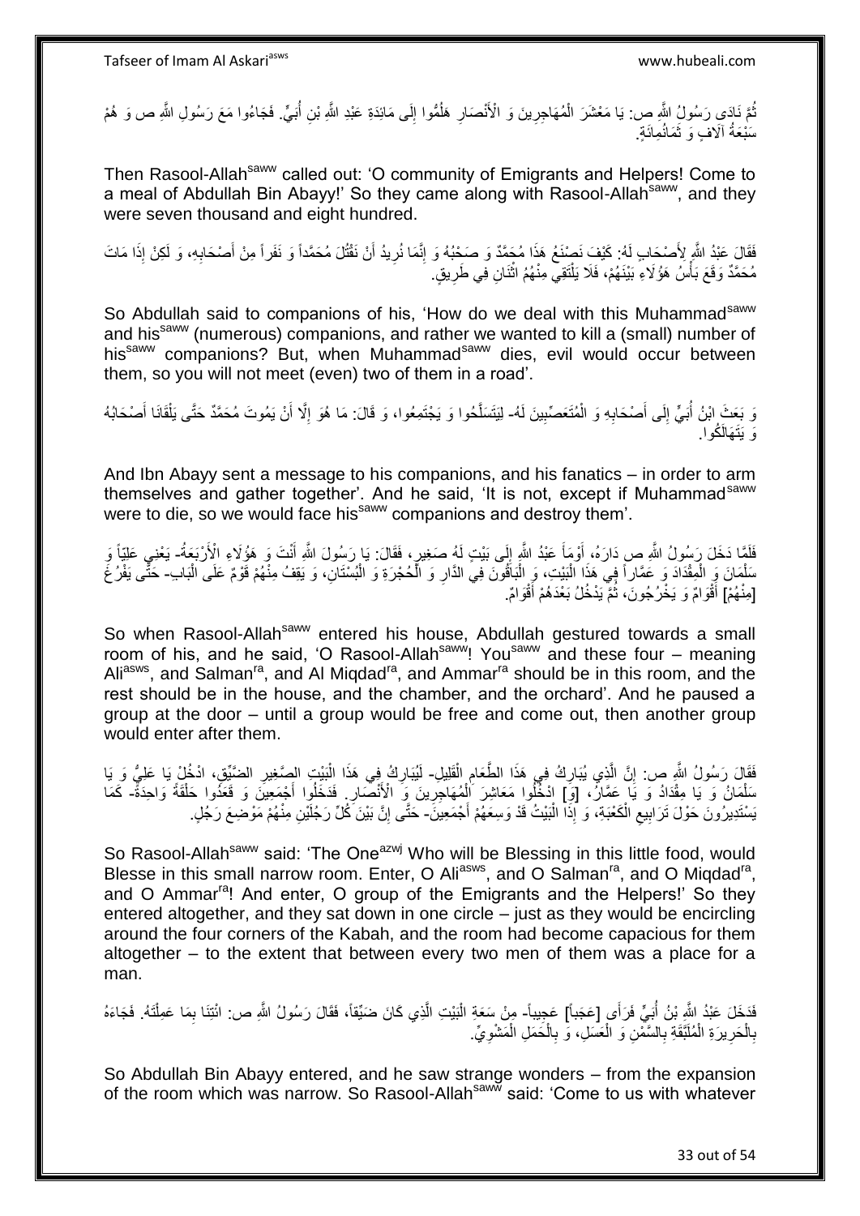ثُمَّ نَادَى رَسُولُ اللَّهِ ص: يَا مَعْشَرَ الْمُهَاجِرِينَ وَ الْأَنْصَارِ هَلُمُّوا إِلَى مَائِدَةِ عَبْدِ اللَّهِ بْنِ أُبَيٍّ. فَجَاءُوا مَعَ رَسُولِ اللَّهِ ص وَ هُمْ سَبْعَةُ آلَافٍ وَ ثَمَانُمِائَةٍ.

Then Rasool-Allah[saww] called out: 'O community of Emigrants and Helpers! Come to a meal of Abdullah Bin Abayy!' So they came along with Rasool-Allah[saww], and they were seven thousand and eight hundred.

فَقَالَ عَبْدُ اللَّهِ لِأَصْحَابٍ لَهُ: كَيْفَ نَصْنَعُ هَذَا مُحَمَّدٌ وَ صَحْبُهُ وَ إِنَّمَا نُرِيدُ أَنْ نَقْتُلَ مُحَمَّداً وَ نَفَراً مِنْ أَصْحَابِهِ، وَ لَكِنْ إِذَا مَاتَ مُحَمَّدٌ وَقَعَ بَأْسُ هَؤُلَاءِ بَيْنَهُمْ، فَلَا يَلْتَقِي مِنْهُمُ اثْنَانِ فِي طَرِيقٍ.

So Abdullah said to companions of his, 'How do we deal with this Muhammad[saww] and his[saww] (numerous) companions, and rather we wanted to kill a (small) number of his[saww] companions? But, when Muhammad[saww] dies, evil would occur between them, so you will not meet (even) two of them in a road'.

وَ بَعَثَ ابْنُ أُبَيٍّ إِلَى أَصْحَابِهِ وَ الْمُتَعَصِّبِينَ لَهُ- لِيَتَسَلَّحُوا وَ يَجْتَمِعُوا، وَ قَالَ: مَا هُوَ إِلَّا أَنْ يَمُوتَ مُحَمَّدٌ حَتَّى يَلْقَانَا أَصْحَابُهُ وَ يَتَهَالَكُوا.

And Ibn Abayy sent a message to his companions, and his fanatics – in order to arm themselves and gather together'. And he said, 'It is not, except if Muhammad[saww] were to die, so we would face his[saww] companions and destroy them'.

فَلَمَّا دَخَلَ رَسُولُ اللَّهِ ص دَارَهُ، أَوْمَأَ عَبْدُ اللَّهِ إِلَى بَيْتٍ لَهُ صَغِيرٍ، فَقَالَ: يَا رَسُولَ اللَّهِ أَنْتَ وَ هَؤُلَاءِ الْأَرْبَعَةُ- يَعْنِي عَلِيّاً وَ سَلْمَانَ وَ الْمِقْدَادَ وَ عَمَّاراً فِي هَذَا الْبَيْتِ، وَ الْبَاقُونَ فِي الدَّارِ وَ الْحُجْرَةِ وَ الْبُسْتَانِ، وَ يَقِفُ مِنْهُمْ قَوْمٌ عَلَى الْبَابِ- حَتَّى يَفْرُغَ [مِنْهُمْ] أَقْوَامٌ وَ يَخْرُجُونَ، ثُمَّ يَدْخُلُ بَعْدَهُمْ أَقْوَامٌ.

So when Rasool-Allah[saww] entered his house, Abdullah gestured towards a small room of his, and he said, 'O Rasool-Allah[saww]! You[saww] and these four – meaning Ali[asws], and Salman[ra], and Al Miqdad[ra], and Ammar[ra] should be in this room, and the rest should be in the house, and the chamber, and the orchard'. And he paused a group at the door – until a group would be free and come out, then another group would enter after them.

فَقَالَ رَسُولُ اللَّهِ ص: إِنَّ الَّذِي يُبَارِكُ فِي هَذَا الطَّعَامِ الْقَلِيلِ- لَيُبَارِكُ فِي هَذَا الْبَيْتِ الصَّغِيرِ الضَّيِّقِ، ادْخُلْ يَا عَلِيُّ وَ يَا سَلْمَانُ وَ يَا مِقْدَادُ وَ يَا عَمَّارُ، [وَ] ادْخُلُوا مَعَاشِرَ الْمُهَاجِرِينَ وَ الْأَنْصَارِ. فَدَخَلُوا أَجْمَعِينَ وَ قَعَدُوا حَلْقَةً وَاحِدَةً- كَمَا يَسْتَدِيرُونَ حَوْلَ تَرَابِيعِ الْكَعْبَةِ، وَ إِذَا الْبَيْتُ قَدْ وَسِعَهُمْ أَجْمَعِينَ- حَتَّى إِنَّ بَيْنَ كُلِّ رَجُلَيْنِ مِنْهُمْ مَوْضِعَ رَجُلٍ.

So Rasool-Allah[saww] said: 'The One[azwj] Who will be Blessing in this little food, would Blesse in this small narrow room. Enter, O Ali[asws], and O Salman[ra], and O Miqdad[ra], and O Ammar[ra]! And enter, O group of the Emigrants and the Helpers!' So they entered altogether, and they sat down in one circle – just as they would be encircling around the four corners of the Kabah, and the room had become capacious for them altogether – to the extent that between every two men of them was a place for a man.

فَدَخَلَ عَبْدُ اللَّهِ بْنُ أُبَيٍّ فَرَأَى [عَجَباً] عَجِيباً- مِنْ سَعَةِ الْبَيْتِ الَّذِي كَانَ ضَيِّقاً، فَقَالَ رَسُولُ اللَّهِ ص: ائْتِنَا بِمَا عَمِلْتَهُ. فَجَاءَهُ بِالْحَرِيرَةِ الْمُلَبَّقَةِ بِالسَّمْنِ وَ الْعَسَلِ، وَ بِالْحَمَلِ الْمَشْوِيِّ.

So Abdullah Bin Abayy entered, and he saw strange wonders – from the expansion of the room which was narrow. So Rasool-Allah[saww] said: 'Come to us with whatever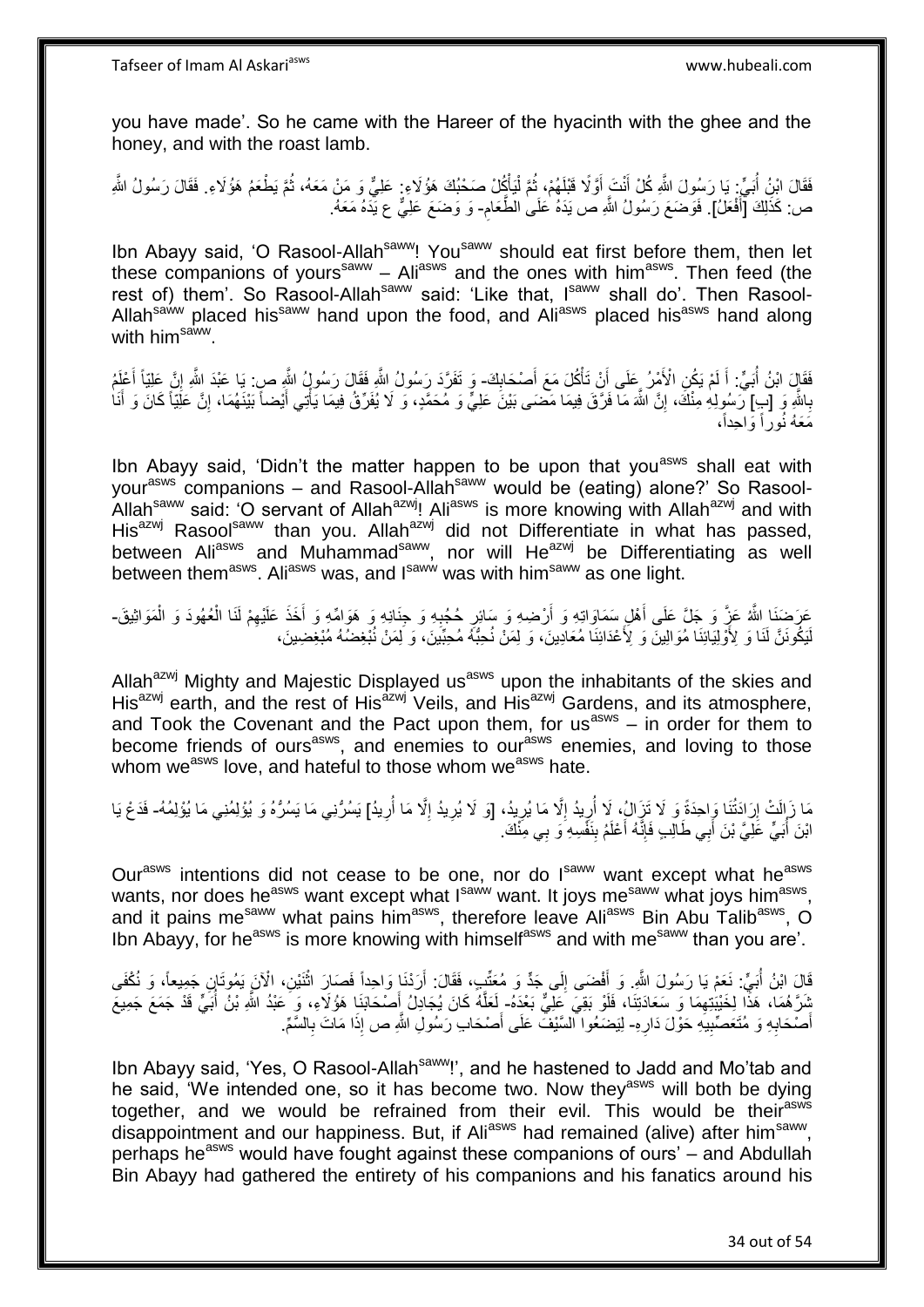you have made'. So he came with the Hareer of the hyacinth with the ghee and the honey, and with the roast lamb.

فَقَالَ ابْنُ أُبَيٍّ: يَا رَسُولَ اللَّهِ كُلْ أَنْتَ أَوَّلًا قَبْلَهُمْ، ثُمَّ لِيَأْكُلْ صَحْبُكَ هَؤُلَاءِ: عَلِيٌّ وَ مَنْ مَعَهُ، ثُمَّ يَطْعَمُ هَؤُلَاءِ. فَقَالَ رَسُولُ اللَّهِ ص: كَذَلِكَ [أَفْعَلُ]. فَوَضَعَ رَسُولُ اللَّهِ ص يَدَهُ عَلَى الطَّعَامِ- وَ وَضَعَ عَلِيٌّ ع يَدَهُ مَعَهُ.

Ibn Abayy said, 'O Rasool-Allah^saww! You^saww should eat first before them, then let these companions of yours^saww – Ali^asws and the ones with him^asws. Then feed (the rest of) them'. So Rasool-Allah^saww said: 'Like that, I^saww shall do'. Then Rasool-Allah^saww placed his^saww hand upon the food, and Ali^asws placed his^asws hand along with him^saww.

فَقَالَ ابْنُ أُبَيٍّ: أَ لَمْ يَكُنِ الْأَمْرُ عَلَى أَنْ تَأْكُلَ مَعَ أَصْحَابِكَ- وَ تَفَرَّدَ رَسُولُ اللَّهِ فَقَالَ رَسُولُ اللَّهِ ص: يَا عَبْدَ اللَّهِ إِنَّ عَلِيّاً أَعْلَمُ بِاللَّهِ وَ [بِ] رَسُولِهِ مِنْكَ، إِنَّ اللَّهَ مَا فَرَّقَ فِيمَا مَضَى بَيْنَ عَلِيٍّ وَ مُحَمَّدٍ، وَ لَا يُفَرِّقُ فِيمَا يَأْتِي أَيْضاً بَيْنَهُمَا، إِنَّ عَلِيّاً كَانَ وَ أَنَا مَعَهُ نُوراً وَاحِداً،

Ibn Abayy said, 'Didn't the matter happen to be upon that you^asws shall eat with your^asws companions – and Rasool-Allah^saww would be (eating) alone?' So Rasool-Allah^saww said: 'O servant of Allah^azwj! Ali^asws is more knowing with Allah^azwj and with His^azwj Rasool^saww than you. Allah^azwj did not Differentiate in what has passed, between Ali^asws and Muhammad^saww, nor will He^azwj be Differentiating as well between them^asws. Ali^asws was, and I^saww was with him^saww as one light.

عَرَضَنَا اللَّهُ عَزَّ وَ جَلَّ عَلَى أَهْلِ سَمَاوَاتِهِ وَ أَرْضِهِ وَ سَائِرِ حُجُبِهِ وَ جِنَانِهِ وَ هَوَامِّهِ وَ أَخَذَ عَلَيْهِمْ لَنَا الْعُهُودَ وَ الْمَوَاثِيقَ- لَيَكُونَنَّ لَنَا وَ لِأَوْلِيَائِنَا مُوَالِينَ وَ لِأَعْدَائِنَا مُعَادِينَ، وَ لِمَنْ نُحِبُّهُ مُحِبِّينَ، وَ لِمَنْ نُبْغِضُهُ مُبْغِضِينَ،

Allah^azwj Mighty and Majestic Displayed us^asws upon the inhabitants of the skies and His^azwj earth, and the rest of His^azwj Veils, and His^azwj Gardens, and its atmosphere, and Took the Covenant and the Pact upon them, for us^asws – in order for them to become friends of ours^asws, and enemies to our^asws enemies, and loving to those whom we^asws love, and hateful to those whom we^asws hate.

مَا زَالَتْ إِرَادَتُنَا وَاحِدَةً وَ لَا تَزَالُ، لَا أُرِيدُ إِلَّا مَا يُرِيدُ، [وَ لَا يُرِيدُ إِلَّا مَا أُرِيدُ] يَسُرُّنِي مَا يَسُرُّهُ وَ يُؤْلِمُنِي مَا يُؤْلِمُهُ- فَدَعْ يَا ابْنَ أُبَيٍّ عَلِيَّ بْنَ أَبِي طَالِبٍ فَإِنَّهُ أَعْلَمُ بِنَفْسِهِ وَ بِي مِنْكَ.

Our^asws intentions did not cease to be one, nor do I^saww want except what he^asws wants, nor does he^asws want except what I^saww want. It joys me^saww what joys him^asws, and it pains me^saww what pains him^asws, therefore leave Ali^asws Bin Abu Talib^asws, O Ibn Abayy, for he^asws is more knowing with himself^asws and with me^saww than you are'.

قَالَ ابْنُ أُبَيٍّ: نَعَمْ يَا رَسُولَ اللَّهِ. وَ أَفْضَى إِلَى جَدٍّ وَ مُعَتِّبٍ، فَقَالَ: أَرَدْنَا وَاحِداً فَصَارَ اثْنَيْنِ، الْآنَ يَمُوتَانِ جَمِيعاً، وَ نُكْفَى شَرَّهُمَا، هَذَا لِخَيْبَتِهِمَا وَ سَعَادَتِنَا، فَلَوْ بَقِيَ عَلِيٌّ بَعْدَهُ- لَعَلَّهُ كَانَ يُجَادِلُ أَصْحَابَنَا هَؤُلَاءِ، وَ عَبْدُ اللَّهِ بْنُ أُبَيٍّ قَدْ جَمَعَ جَمِيعَ أَصْحَابِهِ وَ مُتَعَصِّبِيهِ حَوْلَ دَارِهِ- لِيَضَعُوا السَّيْفَ عَلَى أَصْحَابِ رَسُولِ اللَّهِ ص إِذَا مَاتَ بِالسَّمِّ.

Ibn Abayy said, 'Yes, O Rasool-Allah^saww!', and he hastened to Jadd and Mo'tab and he said, 'We intended one, so it has become two. Now they^asws will both be dying together, and we would be refrained from their evil. This would be their^asws disappointment and our happiness. But, if Ali^asws had remained (alive) after him^saww, perhaps he^asws would have fought against these companions of ours' – and Abdullah Bin Abayy had gathered the entirety of his companions and his fanatics around his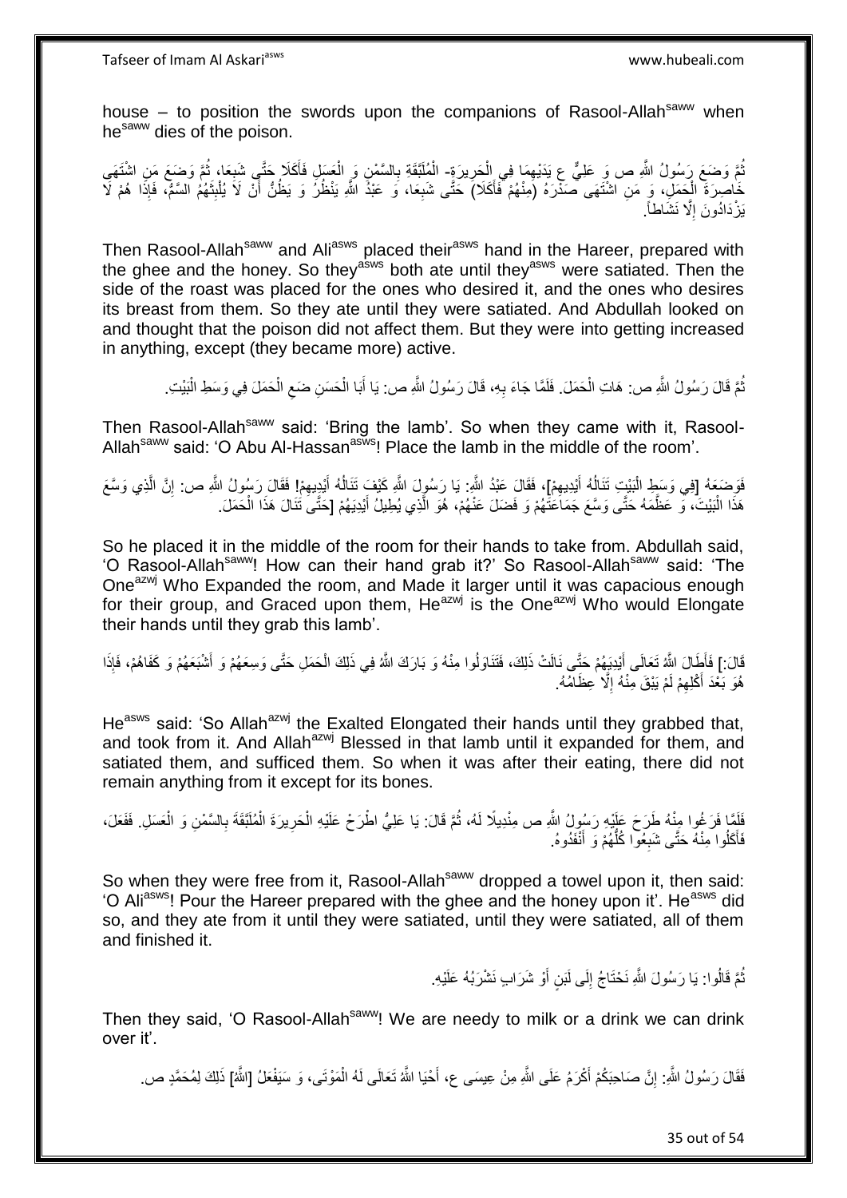house – to position the swords upon the companions of Rasool-Allah[saww] when he[saww] dies of the poison.

ثُمَّ وَضَعَ رَسُولُ اللَّهِ ص وَ عَلِيٌّ ع يَدَيْهِمَا فِي الْحَرِيرَةِ- الْمُلَبَّقَةِ بِالسَّمْنِ وَ الْعَسَلِ فَأَكَلَا حَتَّى شَبِعَا، ثُمَّ وَضَعَ مَنِ اشْتَهَى خَاصِرَةَ الْحَمَلِ، وَ مَنِ اشْتَهَى صَدْرَهُ (مِنْهُمْ فَأَكَلَا) حَتَّى شَبِعَا، وَ عَبْدُ اللَّهِ يَنْظُرُ وَ يَظُنُّ أَنْ لَا يُلْبِثَهُمُ السَّمُّ، فَإِذَا هُمْ لَا يَزْدَادُونَ إِلَّا نَشَاطاً.

Then Rasool-Allah[saww] and Ali[asws] placed their[asws] hand in the Hareer, prepared with the ghee and the honey. So they[asws] both ate until they[asws] were satiated. Then the side of the roast was placed for the ones who desired it, and the ones who desires its breast from them. So they ate until they were satiated. And Abdullah looked on and thought that the poison did not affect them. But they were into getting increased in anything, except (they became more) active.

ثُمَّ قَالَ رَسُولُ اللَّهِ ص: هَاتِ الْحَمَلَ. فَلَمَّا جَاءَ بِهِ، قَالَ رَسُولُ اللَّهِ ص: يَا أَبَا الْحَسَنِ ضَعِ الْحَمَلَ فِي وَسَطِ الْبَيْتِ.

Then Rasool-Allah[saww] said: 'Bring the lamb'. So when they came with it, Rasool-Allah[saww] said: 'O Abu Al-Hassan[asws]! Place the lamb in the middle of the room'.

فَوَضَعَهُ [فِي وَسَطِ الْبَيْتِ تَنَالُهُ أَيْدِيهِمْ]، فَقَالَ عَبْدُ اللَّهِ: يَا رَسُولَ اللَّهِ كَيْفَ تَنَالُهُ أَيْدِيهِمْ! فَقَالَ رَسُولُ اللَّهِ ص: إِنَّ الَّذِي وَسَّعَ هَذَا الْبَيْتَ، وَ عَظَّمَهُ حَتَّى وَسَّعَ جَمَاعَتَهُمْ وَ فَضَلَ عَنْهُمْ، هُوَ الَّذِي يُطِيلُ أَيْدِيَهُمْ [حَتَّى تَنَالَ هَذَا الْحَمَلَ.

So he placed it in the middle of the room for their hands to take from. Abdullah said, 'O Rasool-Allah[saww]! How can their hand grab it?' So Rasool-Allah[saww] said: 'The One[azwj] Who Expanded the room, and Made it larger until it was capacious enough for their group, and Graced upon them, He[azwj] is the One[azwj] Who would Elongate their hands until they grab this lamb'.

قَالَ:] فَأَطَالَ اللَّهُ تَعَالَى أَيْدِيَهُمْ حَتَّى نَالَتْ ذَلِكَ، فَتَنَاوَلُوا مِنْهُ وَ بَارَكَ اللَّهُ فِي ذَلِكَ الْحَمَلِ حَتَّى وَسِعَهُمْ وَ أَشْبَعَهُمْ وَ كَفَاهُمْ، فَإِذَا هُوَ بَعْدَ أَكْلِهِمْ لَمْ يَبْقَ مِنْهُ إِلَّا عِظَامُهُ.

He[asws] said: 'So Allah[azwj] the Exalted Elongated their hands until they grabbed that, and took from it. And Allah[azwj] Blessed in that lamb until it expanded for them, and satiated them, and sufficed them. So when it was after their eating, there did not remain anything from it except for its bones.

فَلَمَّا فَرَغُوا مِنْهُ طَرَحَ عَلَيْهِ رَسُولُ اللَّهِ ص مِنْدِيلًا لَهُ، ثُمَّ قَالَ: يَا عَلِيُّ اطْرَحْ عَلَيْهِ الْحَرِيرَةَ الْمُلَبَّقَةَ بِالسَّمْنِ وَ الْعَسَلِ. فَفَعَلَ، فَأَكَلُوا مِنْهُ حَتَّى شَبِعُوا كُلُّهُمْ وَ أَنْفَدُوهُ.

So when they were free from it, Rasool-Allah[saww] dropped a towel upon it, then said: 'O Ali[asws]! Pour the Hareer prepared with the ghee and the honey upon it'. He[asws] did so, and they ate from it until they were satiated, until they were satiated, all of them and finished it.

ثُمَّ قَالُوا: يَا رَسُولَ اللَّهِ نَحْتَاجُ إِلَى لَبَنٍ أَوْ شَرَابٍ نَشْرَبُهُ عَلَيْهِ.

Then they said, 'O Rasool-Allah[saww]! We are needy to milk or a drink we can drink over it'.

فَقَالَ رَسُولُ اللَّهِ: إِنَّ صَاحِبَكُمْ أَكْرَمُ عَلَى اللَّهِ مِنْ عِيسَى ع، أَحْيَا اللَّهُ تَعَالَى لَهُ الْمَوْتَى، وَ سَيَفْعَلُ [اللَّهُ] ذَلِكَ لِمُحَمَّدٍ ص.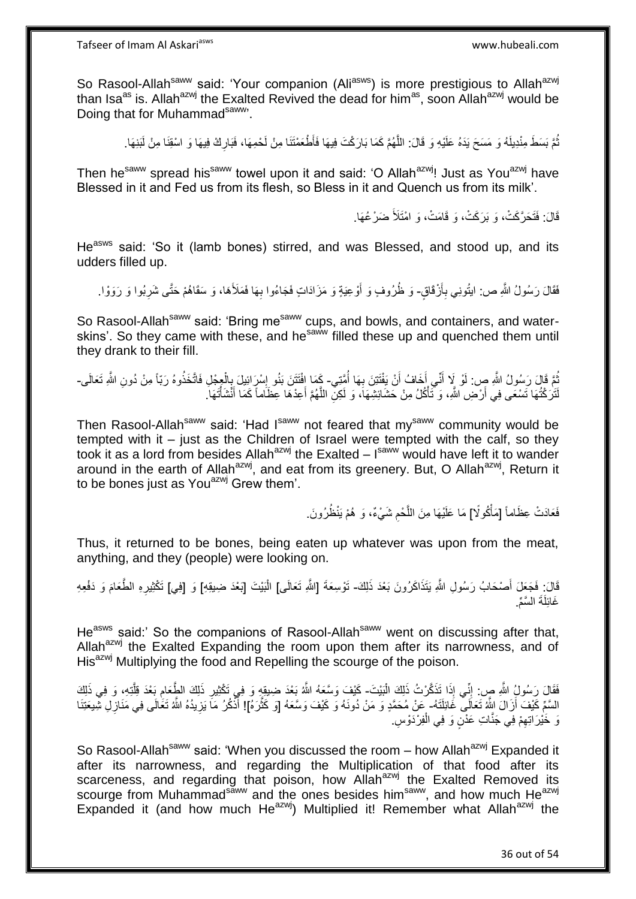So Rasool-Allah[saww] said: 'Your companion (Ali[asws]) is more prestigious to Allah[azwj] than Isa[as] is. Allah[azwj] the Exalted Revived the dead for him[as], soon Allah[azwj] would be Doing that for Muhammad[saww]'.

ثُمَّ بَسَطَ مِنْدِيلَهُ وَ مَسَحَ يَدَهُ عَلَيْهِ وَ قَالَ: اللَّهُمَّ كَمَا بَارَكْتَ فِيهَا فَأَطْعَمْتَنَا مِنْ لَحْمِهَا، فَبَارِكْ فِيهَا وَ اسْقِنَا مِنْ لَبَنِهَا.

Then he[saww] spread his[saww] towel upon it and said: 'O Allah[azwj]! Just as You[azwj] have Blessed in it and Fed us from its flesh, so Bless in it and Quench us from its milk'.

قَالَ: فَتَحَرَّكَتْ، وَ بَرَكَتْ، وَ قَامَتْ، وَ امْتَلَأَ ضَرْعُهَا.

He[asws] said: 'So it (lamb bones) stirred, and was Blessed, and stood up, and its udders filled up.

فَقَالَ رَسُولُ اللَّهِ ص: ايتُونِي بِأَزْقَاقٍ- وَ ظُرُوفٍ وَ أَوْعِيَةٍ وَ مَزَادَاتٍ فَجَاءُوا بِهَا فَمَلَأَهَا، وَ سَقَاهُمْ حَتَّى شَرِبُوا وَ رَوَوْا.

So Rasool-Allah[saww] said: 'Bring me[saww] cups, and bowls, and containers, and water-skins'. So they came with these, and he[saww] filled these up and quenched them until they drank to their fill.

ثُمَّ قَالَ رَسُولُ اللَّهِ ص: لَوْ لَا أَنِّي أَخَافُ أَنْ يَفْتَتِنَ بِهَا أُمَّتِي- كَمَا افْتَتَنَ بَنُو إِسْرَائِيلَ بِالْعِجْلِ فَاتَّخَذُوهُ رَبّاً مِنْ دُونِ اللَّهِ تَعَالَى- لَتَرَكْتُهَا تَسْعَى فِي أَرْضِ اللَّهِ، وَ تَأْكُلُ مِنْ حَشَائِشِهَا، وَ لَكِنِ اللَّهُمَّ أَعِدْهَا عِظَاماً كَمَا أَنْشَأْتَهَا.

Then Rasool-Allah[saww] said: 'Had I[saww] not feared that my[saww] community would be tempted with it – just as the Children of Israel were tempted with the calf, so they took it as a lord from besides Allah[azwj] the Exalted – I[saww] would have left it to wander around in the earth of Allah[azwj], and eat from its greenery. But, O Allah[azwj], Return it to be bones just as You[azwj] Grew them'.

فَعَادَتْ عِظَاماً [مَأْكُولًا] مَا عَلَيْهَا مِنَ اللَّحْمِ شَيْءٌ، وَ هُمْ يَنْظُرُونَ.

Thus, it returned to be bones, being eaten up whatever was upon from the meat, anything, and they (people) were looking on.

قَالَ: فَجَعَلَ أَصْحَابُ رَسُولِ اللَّهِ يَتَذَاكَرُونَ بَعْدَ ذَلِكَ- تَوْسِعَةَ [اللَّهِ تَعَالَى] الْبَيْتَ [بَعْدَ ضِيقِهِ] وَ [فِي] تَكْثِيرِهِ الطَّعَامَ وَ دَفْعِهِ غَائِلَةَ السَّمِّ.

He[asws] said:' So the companions of Rasool-Allah[saww] went on discussing after that, Allah[azwj] the Exalted Expanding the room upon them after its narrowness, and of His[azwj] Multiplying the food and Repelling the scourge of the poison.

فَقَالَ رَسُولُ اللَّهِ ص: إِنِّي إِذَا تَذَكَّرْتُ ذَلِكَ الْبَيْتَ- كَيْفَ وَسَّعَهُ اللَّهُ بَعْدَ ضِيقِهِ وَ فِي تَكْثِيرِ ذَلِكَ الطَّعَامِ بَعْدَ قِلَّتِهِ، وَ فِي ذَلِكَ السَّمِّ كَيْفَ أَزَالَ اللَّهُ تَعَالَى غَائِلَتَهُ- عَنْ مُحَمَّدٍ وَ مَنْ دُونَهُ وَ كَيْفَ وَسَّعَهُ [وَ كَثَّرَهُ]! أَذْكُرُ مَا يَزِيدُهُ اللَّهُ تَعَالَى فِي مَنَازِلِ شِيعَتِنَا وَ خَيْرَاتِهِمْ فِي جَنَّاتِ عَدْنٍ وَ فِي الْفِرْدَوْسِ.

So Rasool-Allah[saww] said: 'When you discussed the room – how Allah[azwj] Expanded it after its narrowness, and regarding the Multiplication of that food after its scarceness, and regarding that poison, how Allah[azwj] the Exalted Removed its scourge from Muhammad[saww] and the ones besides him[saww], and how much He[azwj] Expanded it (and how much He[azwj]) Multiplied it! Remember what Allah[azwj] the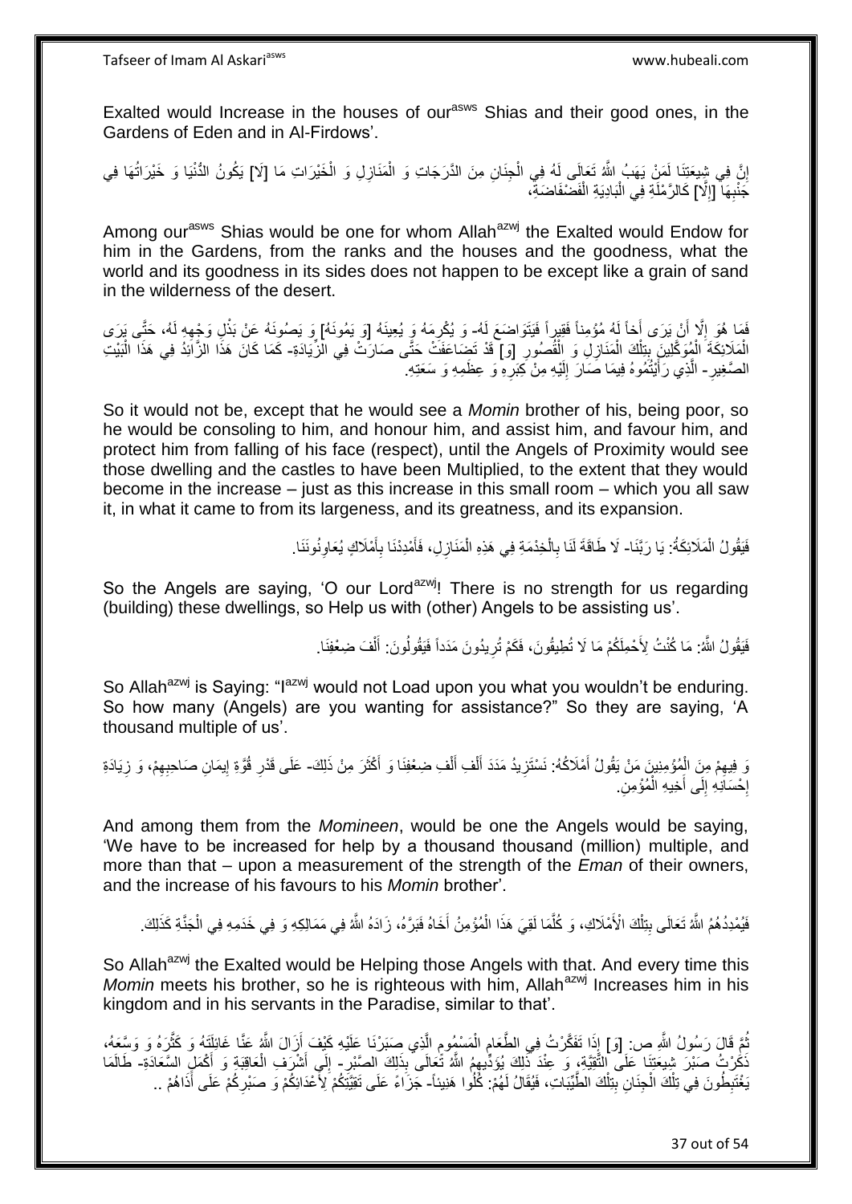Exalted would Increase in the houses of our[asws] Shias and their good ones, in the Gardens of Eden and in Al-Firdows'.

إِنَّ فِي شِيعَتِنَا لَمَنْ يَهَبُ اللَّهُ تَعَالَى لَهُ فِي الْجِنَانِ مِنَ الدَّرَجَاتِ وَ الْمَنَازِلِ وَ الْخَيْرَاتِ مَا [لَا] يَكُونُ الدُّنْيَا وَ خَيْرَاتُهَا فِي جَنْبِهَا [إِلَّا] كَالرَّمْلَةِ فِي الْبَادِيَةِ الْفَضْفَاضَةِ،

Among our[asws] Shias would be one for whom Allah[azwj] the Exalted would Endow for him in the Gardens, from the ranks and the houses and the goodness, what the world and its goodness in its sides does not happen to be except like a grain of sand in the wilderness of the desert.

فَمَا هُوَ إِلَّا أَنْ يَرَى أَخاً لَهُ مُؤْمِناً فَقِيراً فَيَتَوَاضَعَ لَهُ- وَ يُكْرِمَهُ وَ يُعِينَهُ [وَ يَمُونَهُ] وَ يَصُونَهُ عَنْ بَذْلِ وَجْهِهِ لَهُ، حَتَّى يَرَى الْمَلَائِكَةَ الْمُوَكَّلِينَ بِتِلْكَ الْمَنَازِلِ وَ الْقُصُورِ [وَ] قَدْ تَضَاعَفَتْ حَتَّى صَارَتْ فِي الزِّيَادَةِ- كَمَا كَانَ هَذَا الزَّائِدُ فِي هَذَا الْبَيْتِ الصَّغِيرِ- الَّذِي رَأَيْتُمُوهُ فِيمَا صَارَ إِلَيْهِ مِنْ كِبَرِهِ وَ عِظَمِهِ وَ سَعَتِهِ.

So it would not be, except that he would see a *Momin* brother of his, being poor, so he would be consoling to him, and honour him, and assist him, and favour him, and protect him from falling of his face (respect), until the Angels of Proximity would see those dwelling and the castles to have been Multiplied, to the extent that they would become in the increase – just as this increase in this small room – which you all saw it, in what it came to from its largeness, and its greatness, and its expansion.

فَيَقُولُ الْمَلَائِكَةُ: يَا رَبَّنَا- لَا طَاقَةَ لَنَا بِالْخِدْمَةِ فِي هَذِهِ الْمَنَازِلِ، فَأَمْدِدْنَا بِأَمْلَاكٍ يُعَاوِنُونَنَا.

So the Angels are saying, 'O our Lord[azwj]! There is no strength for us regarding (building) these dwellings, so Help us with (other) Angels to be assisting us'.

فَيَقُولُ اللَّهُ: مَا كُنْتُ لِأُحَمِّلَكُمْ مَا لَا تُطِيقُونَ، فَكَمْ تُرِيدُونَ مَدَداً فَيَقُولُونَ: أَلْفَ ضِعْفِنَا.

So Allah[azwj] is Saying: "I[azwj] would not Load upon you what you wouldn't be enduring. So how many (Angels) are you wanting for assistance?" So they are saying, 'A thousand multiple of us'.

وَ فِيهِمْ مِنَ الْمُؤْمِنِينَ مَنْ يَقُولُ أَمْلَاكُهُ: نَسْتَزِيدُ مَدَدَ أَلْفِ أَلْفِ ضِعْفِنَا وَ أَكْثَرَ مِنْ ذَلِكَ- عَلَى قَدْرِ قُوَّةِ إِيمَانِ صَاحِبِهِمْ، وَ زِيَادَةِ إِحْسَانِهِ إِلَى أَخِيهِ الْمُؤْمِنِ.

And among them from the *Momineen*, would be one the Angels would be saying, 'We have to be increased for help by a thousand thousand (million) multiple, and more than that – upon a measurement of the strength of the *Eman* of their owners, and the increase of his favours to his *Momin* brother'.

فَيُمِدُّهُمُ اللَّهُ تَعَالَى بِتِلْكَ الْأَمْلَاكِ، وَ كُلَّمَا لَقِيَ هَذَا الْمُؤْمِنُ أَخَاهُ فَبَرَّهُ، زَادَهُ اللَّهُ فِي مَمَالِكِهِ وَ فِي خَدَمِهِ فِي الْجَنَّةِ كَذَلِكَ.

So Allah[azwj] the Exalted would be Helping those Angels with that. And every time this *Momin* meets his brother, so he is righteous with him, Allah[azwj] Increases him in his kingdom and in his servants in the Paradise, similar to that'.

ثُمَّ قَالَ رَسُولُ اللَّهِ ص: [وَ] إِذَا تَفَكَّرْتُ فِي الطَّعَامِ الْمَسْمُومِ الَّذِي صَبَرْنَا عَلَيْهِ كَيْفَ أَزَالَ اللَّهُ عَنَّا غَائِلَتَهُ وَ كَثَّرَهُ وَ وَسَّعَهُ، ذَكَرْتُ صَبْرَ شِيعَتِنَا عَلَى التَّقِيَّةِ، وَ عِنْدَ ذَلِكَ يُؤَدِّيهِمُ اللَّهُ تَعَالَى بِذَلِكَ الصَّبْرِ- إِلَى أَشْرَفِ الْعَاقِبَةِ وَ أَكْمَلِ السَّعَادَةِ- طَالَمَا يَغْتَبِطُونَ فِي تِلْكَ الْجِنَانِ بِتِلْكَ الطَّيِّبَاتِ، فَيُقَالُ لَهُمْ: كُلُوا هَنِيئاً- جَزَاءً عَلَى تَقِيَّتِكُمْ لِأَعْدَائِكُمْ وَ صَبْرِكُمْ عَلَى أَذَاهُمْ ..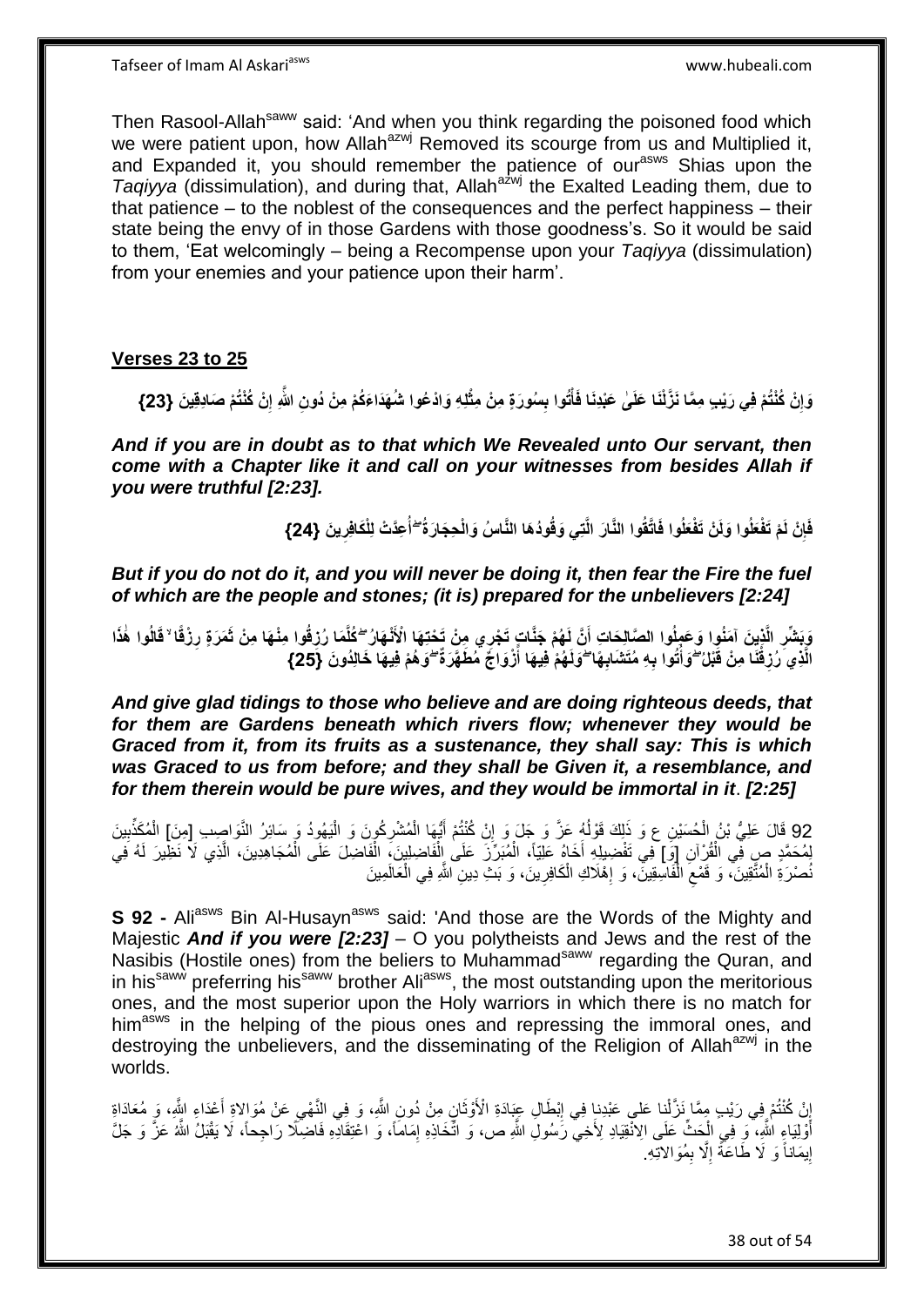Then Rasool-Allah[saww] said: 'And when you think regarding the poisoned food which we were patient upon, how Allah[azwj] Removed its scourge from us and Multiplied it, and Expanded it, you should remember the patience of our[asws] Shias upon the *Taqiyya* (dissimulation), and during that, Allah[azwj] the Exalted Leading them, due to that patience – to the noblest of the consequences and the perfect happiness – their state being the envy of in those Gardens with those goodness's. So it would be said to them, 'Eat welcomingly – being a Recompense upon your *Taqiyya* (dissimulation) from your enemies and your patience upon their harm'.

## Verses 23 to 25

**وَإِنْ كُنْتُمْ فِي رَيْبٍ مِمَّا نَزَّلْنَا عَلَىٰ عَبْدِنَا فَأْتُوا بِسُورَةٍ مِنْ مِثْلِهِ وَادْعُوا شُهَدَاءَكُمْ مِنْ دُونِ اللَّهِ إِنْ كُنْتُمْ صَادِقِينَ {23}**

***And if you are in doubt as to that which We Revealed unto Our servant, then come with a Chapter like it and call on your witnesses from besides Allah if you were truthful [2:23].***

**فَإِنْ لَمْ تَفْعَلُوا وَلَنْ تَفْعَلُوا فَاتَّقُوا النَّارَ الَّتِي وَقُودُهَا النَّاسُ وَالْحِجَارَةُ ۖ أُعِدَّتْ لِلْكَافِرِينَ {24}**

***But if you do not do it, and you will never be doing it, then fear the Fire the fuel of which are the people and stones; (it is) prepared for the unbelievers [2:24]***

**وَبَشِّرِ الَّذِينَ آمَنُوا وَعَمِلُوا الصَّالِحَاتِ أَنَّ لَهُمْ جَنَّاتٍ تَجْرِي مِنْ تَحْتِهَا الْأَنْهَارُ ۖ كُلَّمَا رُزِقُوا مِنْهَا مِنْ ثَمَرَةٍ رِزْقًا ۙ قَالُوا هَٰذَا الَّذِي رُزِقْنَا مِنْ قَبْلُ ۖ وَأُتُوا بِهِ مُتَشَابِهًا ۖ وَلَهُمْ فِيهَا أَزْوَاجٌ مُطَهَّرَةٌ ۖ وَهُمْ فِيهَا خَالِدُونَ {25}**

***And give glad tidings to those who believe and are doing righteous deeds, that for them are Gardens beneath which rivers flow; whenever they would be Graced from it, from its fruits as a sustenance, they shall say: This is which was Graced to us from before; and they shall be Given it, a resemblance, and for them therein would be pure wives, and they would be immortal in it. [2:25]***

92 قَالَ عَلِيُّ بْنُ الْحُسَيْنِ ع وَ ذَلِكَ قَوْلُهُ عَزَّ وَ جَلَ وَ إِنْ كُنْتُمْ أَيُّهَا الْمُشْرِكُونَ وَ الْيَهُودُ وَ سَائِرُ النَّوَاصِبِ [مِنَ] الْمُكَذِّبِينَ لِمُحَمَّدٍ ص فِي الْقُرْآنِ [وَ] فِي تَفْضِيلِهِ أَخَاهُ عَلِيّاً، الْمُبَرِّزَ عَلَى الْفَاضِلِينَ، الْفَاضِلَ عَلَى الْمُجَاهِدِينَ، الَّذِي لَا نَظِيرَ لَهُ فِي نُصْرَةِ الْمُتَّقِينَ، وَ قَمْعِ الْفَاسِقِينَ، وَ إِهْلَاكِ الْكَافِرِينَ، وَ بَثِّ دِينِ اللَّهِ فِي الْعَالَمِينَ

**S 92 -** Ali[asws] Bin Al-Husayn[asws] said: 'And those are the Words of the Mighty and Majestic ***And if you were [2:23]*** – O you polytheists and Jews and the rest of the Nasibis (Hostile ones) from the beliers to Muhammad[saww] regarding the Quran, and in his[saww] preferring his[saww] brother Ali[asws], the most outstanding upon the meritorious ones, and the most superior upon the Holy warriors in which there is no match for him[asws] in the helping of the pious ones and repressing the immoral ones, and destroying the unbelievers, and the disseminating of the Religion of Allah[azwj] in the worlds.

إِنْ كُنْتُمْ فِي رَيْبٍ مِمَّا نَزَّلْنا عَلى عَبْدِنا فِي إِبْطَالِ عِبَادَةِ الْأَوْثَانِ مِنْ دُونِ اللَّهِ، وَ فِي النَّهْيِ عَنْ مُوَالاةِ أَعْدَاءِ اللَّهِ، وَ مُعَادَاةِ أَوْلِيَاءِ اللَّهِ، وَ فِي الْحَثِّ عَلَى الِانْقِيَادِ لِأَخِي رَسُولِ اللَّهِ ص، وَ اتِّخَاذِهِ إِمَاماً، وَ اعْتِقَادِهِ فَاضِلًا رَاجِحاً، لَا يَقْبَلُ اللَّهُ عَزَّ وَ جَلَّ إِيمَاناً وَ لَا طَاعَةً إِلَّا بِمُوَالاتِهِ.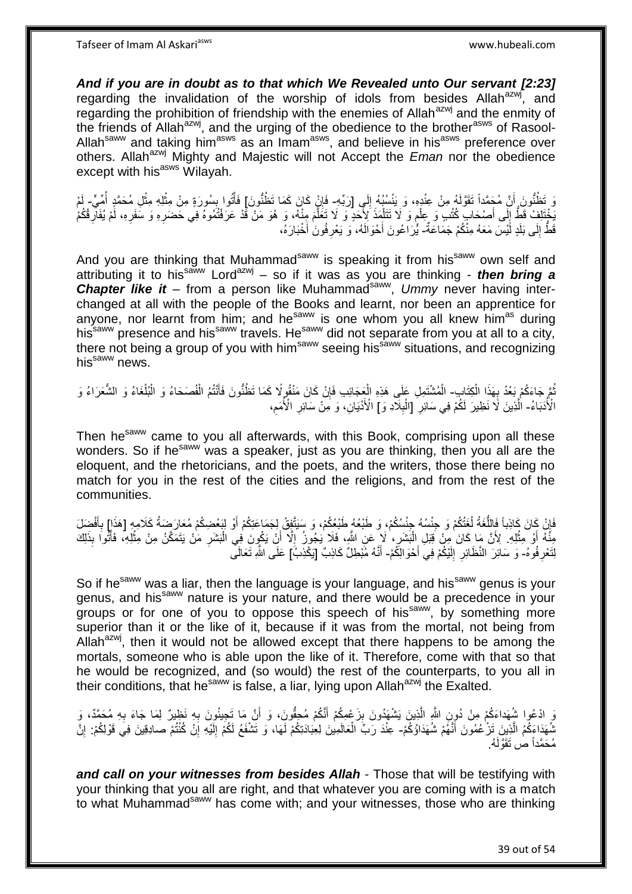***And if you are in doubt as to that which We Revealed unto Our servant [2:23]*** regarding the invalidation of the worship of idols from besides Allah[azwj], and regarding the prohibition of friendship with the enemies of Allah[azwj] and the enmity of the friends of Allah[azwj], and the urging of the obedience to the brother[asws] of Rasool-Allah[saww] and taking him[asws] as an Imam[asws], and believe in his[asws] preference over others. Allah[azwj] Mighty and Majestic will not Accept the *Eman* nor the obedience except with his[asws] Wilayah.

وَ تَظُنُّونَ أَنَّ مُحَمَّداً تَقَوَّلَهُ مِنْ عِنْدِهِ، وَ يَنْسُبُهُ إِلَى [رَبِّهِ- فَإِنْ كَانَ كَمَا تَظُنُّونَ] فَأْتُوا بِسُورَةٍ مِنْ مِثْلِهِ مِثْلِ مُحَمَّدٍ أُمِّيٍّ- لَمْ يَخْتَلِفْ قَطُّ إِلَى أَصْحَابِ كُتُبٍ وَ عِلْمٍ وَ لَا تَتَلْمَذَ لِأَحَدٍ وَ لَا تَعَلَّمَ مِنْهُ، وَ هُوَ مَنْ قَدْ عَرَفْتُمُوهُ فِي حَضَرِهِ وَ سَفَرِهِ، لَمْ يُفَارِقْكُمْ قَطُّ إِلَى بَلَدٍ لَيْسَ مَعَهُ مِنْكُمْ جَمَاعَةٌ- يُرَاعُونَ أَحْوَالَهُ، وَ يَعْرِفُونَ أَخْبَارَهُ،

And you are thinking that Muhammad[saww] is speaking it from his[saww] own self and attributing it to his[saww] Lord[azwj] – so if it was as you are thinking - ***then bring a Chapter like it*** – from a person like Muhammad[saww], *Ummy* never having inter-changed at all with the people of the Books and learnt, nor been an apprentice for anyone, nor learnt from him; and he[saww] is one whom you all knew him[as] during his[saww] presence and his[saww] travels. He[saww] did not separate from you at all to a city, there not being a group of you with him[saww] seeing his[saww] situations, and recognizing his[saww] news.

ثُمَّ جَاءَكُمْ بَعْدُ بِهَذَا الْكِتَابِ- الْمُشْتَمِلِ عَلَى هَذِهِ الْعَجَائِبِ فَإِنْ كَانَ مُتَقَوِّلًا كَمَا تَظُنُّونَ فَأَنْتُمُ الْفُصَحَاءُ وَ الْبُلَغَاءُ وَ الشُّعَرَاءُ وَ الْأُدَبَاءُ- الَّذِينَ لَا نَظِيرَ لَكُمْ فِي سَائِرِ [الْبِلَادِ وَ] الْأَدْيَانِ، وَ مِنْ سَائِرِ الْأُمَمِ،

Then he[saww] came to you all afterwards, with this Book, comprising upon all these wonders. So if he[saww] was a speaker, just as you are thinking, then you all are the eloquent, and the rhetoricians, and the poets, and the writers, those there being no match for you in the rest of the cities and the religions, and from the rest of the communities.

فَإِنْ كَانَ كَاذِباً فَاللُّغَةُ لُغَتُكُمْ وَ جِنْسُهُ جِنْسُكُمْ، وَ طَبْعُهُ طَبْعُكُمْ، وَ سَيَتَّفِقُ لِجَمَاعَتِكُمْ أَوْ لِبَعْضِكُمْ مُعَارَضَةُ كَلَامِهِ [هَذَا] بِأَفْضَلَ مِنْهُ أَوْ مِثْلِهِ. لِأَنَّ مَا كَانَ مِنْ قِبَلِ الْبَشَرِ، لَا عَنِ اللَّهِ، فَلَا يَجُوزُ إِلَّا أَنْ يَكُونَ فِي الْبَشَرِ مَنْ يَتَمَكَّنُ مِنْ مِثْلِهِ، فَأْتُوا بِذَلِكَ لِتَعْرِفُوهُ- وَ سَائِرَ النُّظَّارِ إِلَيْكُمْ فِي أَحْوَالِكُمْ- أَنَّهُ مُبْطِلٌ كَاذِبٌ [يَكْذِبُ] عَلَى اللَّهِ تَعَالَى

So if he[saww] was a liar, then the language is your language, and his[saww] genus is your genus, and his[saww] nature is your nature, and there would be a precedence in your groups or for one of you to oppose this speech of his[saww], by something more superior than it or the like of it, because if it was from the mortal, not being from Allah[azwj], then it would not be allowed except that there happens to be among the mortals, someone who is able upon the like of it. Therefore, come with that so that he would be recognized, and (so would) the rest of the counterparts, to you all in their conditions, that he[saww] is false, a liar, lying upon Allah[azwj] the Exalted.

وَ ادْعُوا شُهَداءَكُمْ مِنْ دُونِ اللَّهِ الَّذِينَ يَشْهَدُونَ بِزَعْمِكُمْ أَنَّكُمْ مُحِقُّونَ، وَ أَنَّ مَا تَجِيئُونَ بِهِ نَظِيرٌ لِمَا جَاءَ بِهِ مُحَمَّدٌ، وَ شُهَدَاءَكُمُ الَّذِينَ تَزْعُمُونَ أَنَّهُمْ شُهَدَاؤُكُمْ- عِنْدَ رَبِّ الْعَالَمِينَ لِعِبَادَتِكُمْ لَهَا، وَ تَشْفَعُ لَكُمْ إِلَيْهِ إِنْ كُنْتُمْ صادِقِينَ فِي قَوْلِكُمْ: إِنَّ مُحَمَّداً ص تَقَوَّلَهُ.

***and call on your witnesses from besides Allah*** - Those that will be testifying with your thinking that you all are right, and that whatever you are coming with is a match to what Muhammad[saww] has come with; and your witnesses, those who are thinking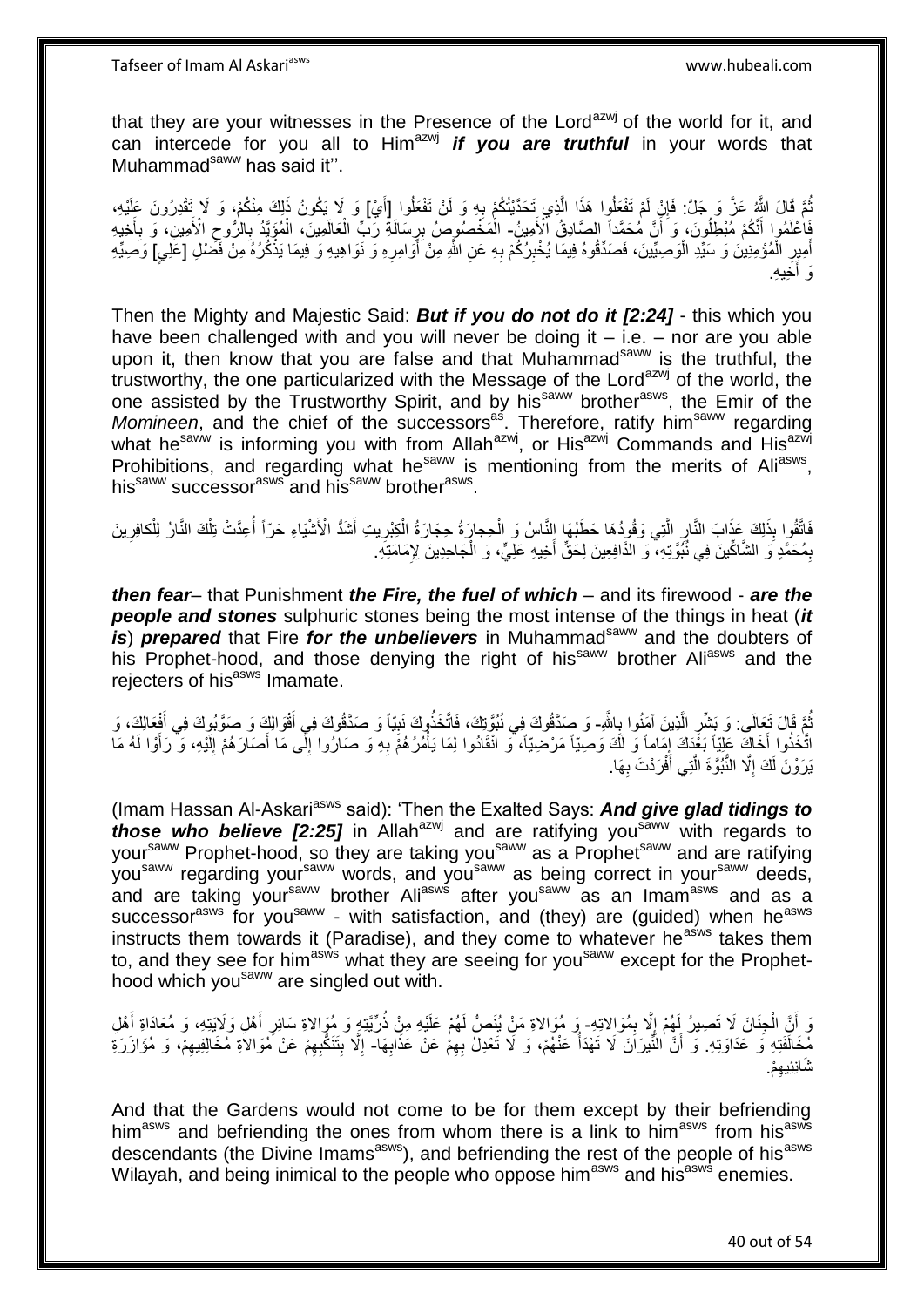that they are your witnesses in the Presence of the Lord[azwj] of the world for it, and can intercede for you all to Him[azwj] ***if you are truthful*** in your words that Muhammad[saww] has said it''.

ثُمَّ قَالَ اللَّهُ عَزَّ وَ جَلَّ: فَإِنْ لَمْ تَفْعَلُوا هَذَا الَّذِي تَحَدَّيْتُكُمْ بِهِ وَ لَنْ تَفْعَلُوا [أَيْ] وَ لَا يَكُونُ ذَلِكَ مِنْكُمْ، وَ لَا تَقْدِرُونَ عَلَيْهِ، فَاعْلَمُوا أَنَّكُمْ مُبْطِلُونَ، وَ أَنَّ مُحَمَّداً الصَّادِقُ الْأَمِينُ- الْمَخْصُوصُ بِرِسَالَةِ رَبِّ الْعَالَمِينَ، الْمُؤَيَّدُ بِالرُّوحِ الْأَمِينِ، وَ بِأَخِيهِ أَمِيرِ الْمُؤْمِنِينَ وَ سَيِّدِ الْوَصِيِّينَ، فَصَدِّقُوهُ فِيمَا يُخْبِرُكُمْ بِهِ عَنِ اللَّهِ مِنْ أَوَامِرِهِ وَ نَوَاهِيهِ وَ فِيمَا يَذْكُرُهُ مِنْ فَضْلِ [عَلِيٍّ] وَصِيِّهِ وَ أَخِيهِ.

Then the Mighty and Majestic Said: ***But if you do not do it [2:24]*** - this which you have been challenged with and you will never be doing it – i.e. – nor are you able upon it, then know that you are false and that Muhammad[saww] is the truthful, the trustworthy, the one particularized with the Message of the Lord[azwj] of the world, the one assisted by the Trustworthy Spirit, and by his[saww] brother[asws], the Emir of the *Momineen*, and the chief of the successors[as]. Therefore, ratify him[saww] regarding what he[saww] is informing you with from Allah[azwj], or His[azwj] Commands and His[azwj] Prohibitions, and regarding what he[saww] is mentioning from the merits of Ali[asws], his[saww] successor[asws] and his[saww] brother[asws].

فَاتَّقُوا بِذَلِكَ عَذَابَ النَّارِ الَّتِي وَقُودُهَا حَطَبُهَا النَّاسُ وَ الْحِجارَةُ حِجَارَةُ الْكِبْرِيتِ أَشَدُّ الْأَشْيَاءِ حَرّاً أُعِدَّتْ تِلْكَ النَّارُ لِلْكافِرِينَ بِمُحَمَّدٍ وَ الشَّاكِّينَ فِي نُبُوَّتِهِ، وَ الدَّافِعِينَ لِحَقِّ أَخِيهِ عَلِيٍّ، وَ الْجَاحِدِينَ لِإِمَامَتِهِ.

***then fear***– that Punishment ***the Fire, the fuel of which*** – and its firewood - ***are the people and stones*** sulphuric stones being the most intense of the things in heat (***it is***) ***prepared*** that Fire ***for the unbelievers*** in Muhammad[saww] and the doubters of his Prophet-hood, and those denying the right of his[saww] brother Ali[asws] and the rejecters of his[asws] Imamate.

ثُمَّ قَالَ تَعَالَى: وَ بَشِّرِ الَّذِينَ آمَنُوا بِاللَّهِ- وَ صَدَّقُوكَ فِي نُبُوَّتِكَ، فَاتَّخَذُوكَ نَبِيّاً وَ صَدَّقُوكَ فِي أَقْوَالِكَ وَ صَوَّبُوكَ فِي أَفْعَالِكَ، وَ اتَّخَذُوا أَخَاكَ عَلِيّاً بَعْدَكَ إِمَاماً وَ لَكَ وَصِيّاً مَرْضِيّاً، وَ انْقَادُوا لِمَا يَأْمُرُهُمْ بِهِ وَ صَارُوا إِلَى مَا أَصَارَهُمْ إِلَيْهِ، وَ رَأَوْا لَهُ مَا يَرَوْنَ لَكَ إِلَّا النُّبُوَّةَ الَّتِي أَفْرَدْتَ بِهَا.

(Imam Hassan Al-Askari[asws] said): 'Then the Exalted Says: ***And give glad tidings to those who believe [2:25]*** in Allah[azwj] and are ratifying you[saww] with regards to your[saww] Prophet-hood, so they are taking you[saww] as a Prophet[saww] and are ratifying you[saww] regarding your[saww] words, and you[saww] as being correct in your[saww] deeds, and are taking your[saww] brother Ali[asws] after you[saww] as an Imam[asws] and as a successor[asws] for you[saww] - with satisfaction, and (they) are (guided) when he[asws] instructs them towards it (Paradise), and they come to whatever he[asws] takes them to, and they see for him[asws] what they are seeing for you[saww] except for the Prophet-hood which you[saww] are singled out with.

وَ أَنَّ الْجِنَانَ لَا تَصِيرُ لَهُمْ إِلَّا بِمُوَالاتِهِ- وَ مُوَالاةِ مَنْ يُنَصُّ لَهُمْ عَلَيْهِ مِنْ ذُرِّيَّتِهِ وَ مُوَالاةِ سَائِرِ أَهْلِ وَلَايَتِهِ، وَ مُعَادَاةِ أَهْلِ مُخَالَفَتِهِ وَ عَدَاوَتِهِ. وَ أَنَّ النِّيرَانَ لَا تَهْدَأُ عَنْهُمْ، وَ لَا تَعْدِلُ بِهِمْ عَنْ عَذَابِهَا- إِلَّا بِتَنَكُّبِهِمْ عَنْ مُوَالاةِ مُخَالِفِيهِمْ، وَ مُؤَازَرَةِ شَانِئِيهِمْ.

And that the Gardens would not come to be for them except by their befriending him[asws] and befriending the ones from whom there is a link to him[asws] from his[asws] descendants (the Divine Imams[asws]), and befriending the rest of the people of his[asws] Wilayah, and being inimical to the people who oppose him[asws] and his[asws] enemies.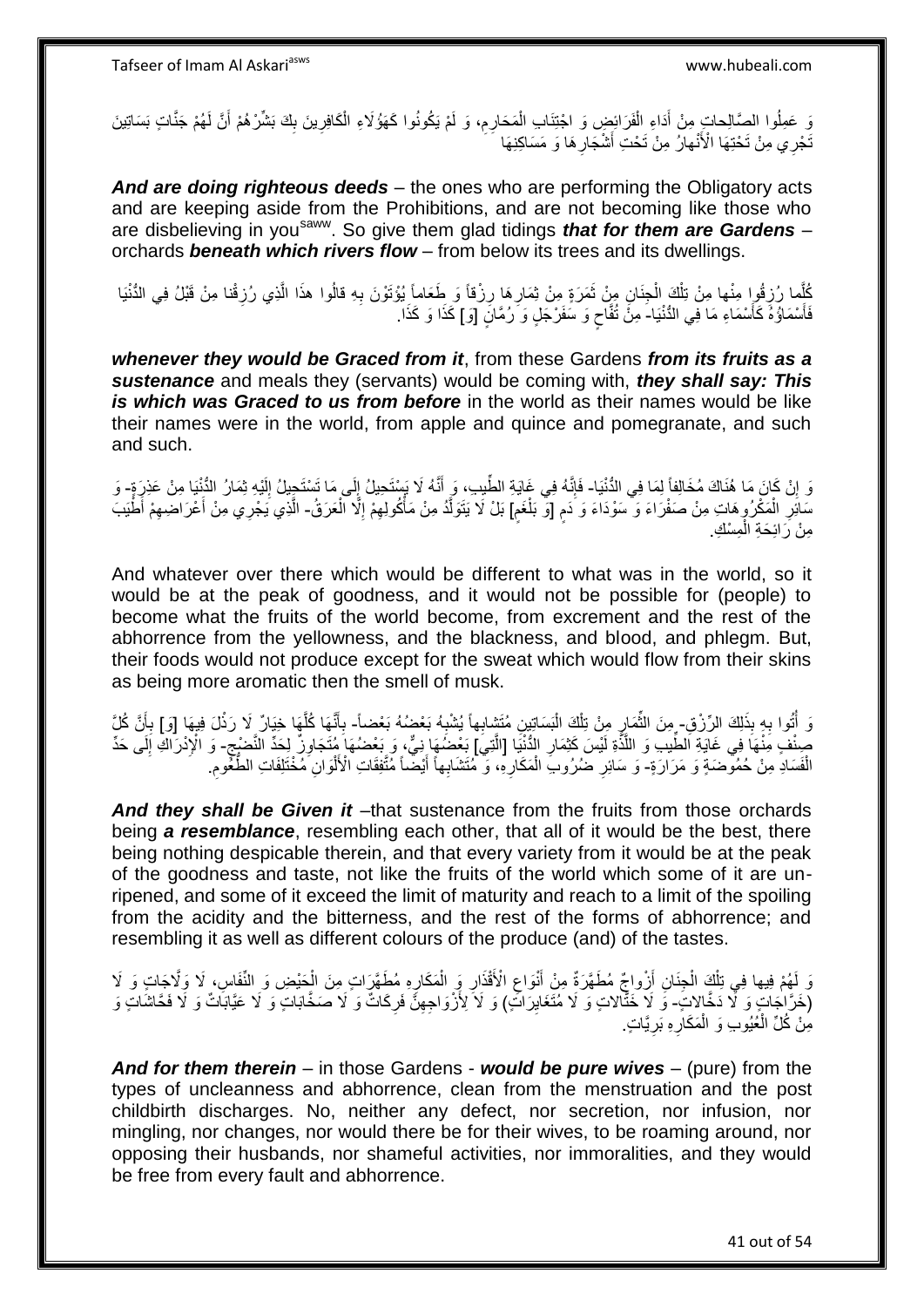وَ عَمِلُوا الصَّالِحاتِ مِنْ أَدَاءِ الْفَرَائِضِ وَ اجْتِنَابِ الْمَحَارِمِ، وَ لَمْ يَكُونُوا كَهَؤُلَاءِ الْكَافِرِينَ بِكَ بَشِّرْهُمْ أَنَّ لَهُمْ جَنَّاتٍ بَسَاتِينَ تَجْرِي مِنْ تَحْتِهَا الْأَنْهارُ مِنْ تَحْتِ أَشْجَارِهَا وَ مَسَاكِنِهَا

***And are doing righteous deeds*** – the ones who are performing the Obligatory acts and are keeping aside from the Prohibitions, and are not becoming like those who are disbelieving in you[saww]. So give them glad tidings ***that for them are Gardens*** – orchards ***beneath which rivers flow*** – from below its trees and its dwellings.

كُلَّما رُزِقُوا مِنْها مِنْ تِلْكَ الْجِنَانِ مِنْ ثَمَرَةٍ مِنْ ثِمَارِهَا رِزْقاً وَ طَعَاماً يُؤْتَوْنَ بِهِ قالُوا هذَا الَّذِي رُزِقْنا مِنْ قَبْلُ فِي الدُّنْيَا فَأَسْمَاؤُهُ كَأَسْمَاءِ مَا فِي الدُّنْيَا- مِنْ تُفَّاحٍ وَ سَفَرْجَلٍ وَ رُمَّانٍ [وَ] كَذَا وَ كَذَا.

***whenever they would be Graced from it***, from these Gardens ***from its fruits as a sustenance*** and meals they (servants) would be coming with, ***they shall say: This is which was Graced to us from before*** in the world as their names would be like their names were in the world, from apple and quince and pomegranate, and such and such.

وَ إِنْ كَانَ مَا هُنَاكَ مُخَالِفاً لِمَا فِي الدُّنْيَا- فَإِنَّهُ فِي غَايَةِ الطِّيبِ، وَ أَنَّهُ لَا يَسْتَحِيلُ إِلَى مَا تَسْتَحِيلُ إِلَيْهِ ثِمَارُ الدُّنْيَا مِنْ عَذِرَةٍ- وَ سَائِرِ الْمَكْرُوهَاتِ مِنْ صَفْرَاءَ وَ سَوْدَاءَ وَ دَمٍ [وَ بَلْغَمٍ] بَلْ لَا يَتَوَلَّدُ مِنْ مَأْكُولِهِمْ إِلَّا الْعَرَقُ- الَّذِي يَجْرِي مِنْ أَعْرَاضِهِمْ أَطْيَبَ مِنْ رَائِحَةِ الْمِسْكِ.

And whatever over there which would be different to what was in the world, so it would be at the peak of goodness, and it would not be possible for (people) to become what the fruits of the world become, from excrement and the rest of the abhorrence from the yellowness, and the blackness, and blood, and phlegm. But, their foods would not produce except for the sweat which would flow from their skins as being more aromatic then the smell of musk.

وَ أُتُوا بِهِ بِذَلِكَ الرِّزْقِ- مِنَ الثِّمَارِ مِنْ تِلْكَ الْبَسَاتِينِ مُتَشابِهاً يُشْبِهُ بَعْضُهُ بَعْضاً- بِأَنَّهَا كُلَّهَا خِيَارٌ لَا رَذْلَ فِيهَا [وَ] بِأَنَّ كُلَّ صِنْفٍ مِنْهَا فِي غَايَةِ الطِّيبِ وَ اللَّذَّةِ لَيْسَ كَثِمَارِ الدُّنْيَا [الَّتِي] بَعْضُهَا نِيٌّ، وَ بَعْضُهَا مُتَجَاوِزٌ لِحَدِّ النُّضْجِ- وَ الْإِدْرَاكِ إِلَى حَدِّ الْفَسَادِ مِنْ حُمُوضَةٍ وَ مَرَارَةٍ- وَ سَائِرِ ضُرُوبِ الْمَكَارِهِ، وَ مُتَشَابِهاً أَيْضاً مُتَّفِقَاتِ الْأَلْوَانِ مُخْتَلِفَاتِ الطُّعُومِ.

***And they shall be Given it*** –that sustenance from the fruits from those orchards being ***a resemblance***, resembling each other, that all of it would be the best, there being nothing despicable therein, and that every variety from it would be at the peak of the goodness and taste, not like the fruits of the world which some of it are un-ripened, and some of it exceed the limit of maturity and reach to a limit of the spoiling from the acidity and the bitterness, and the rest of the forms of abhorrence; and resembling it as well as different colours of the produce (and) of the tastes.

وَ لَهُمْ فِيها فِي تِلْكَ الْجِنَانِ أَزْواجٌ مُطَهَّرَةٌ مِنْ أَنْوَاعِ الْأَقْذَارِ وَ الْمَكَارِهِ مُطَهَّرَاتٌ مِنَ الْحَيْضِ وَ النِّفَاسِ، لَا وَلَّاجَاتٌ وَ لَا (خَرَّاجَاتٌ وَ لَا دَخَّالاتٌ- وَ لَا خَتَّالاتٌ وَ لَا مُتَغَايِرَاتٌ) وَ لَا لِأَزْوَاجِهِنَّ فَرِكَاتٌ وَ لَا صَخَّابَاتٌ وَ لَا عَيَّابَاتٌ وَ لَا فَحَّاشَاتٌ وَ مِنْ كُلِّ الْعُيُوبِ وَ الْمَكَارِهِ بَرِيَّاتٌ.

***And for them therein*** – in those Gardens - ***would be pure wives*** – (pure) from the types of uncleanness and abhorrence, clean from the menstruation and the post childbirth discharges. No, neither any defect, nor secretion, nor infusion, nor mingling, nor changes, nor would there be for their wives, to be roaming around, nor opposing their husbands, nor shameful activities, nor immoralities, and they would be free from every fault and abhorrence.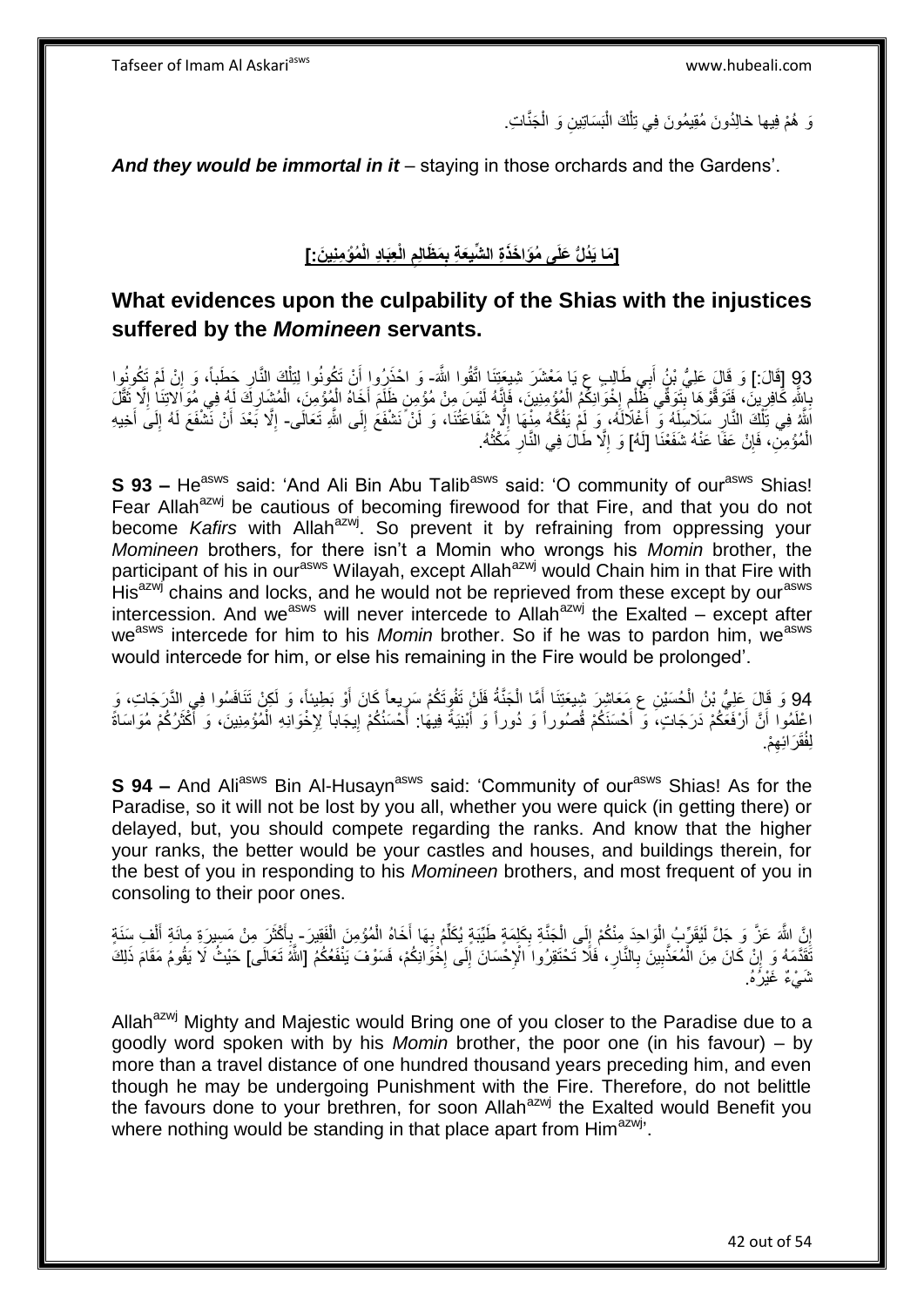وَ هُمْ فِيها خالِدُونَ مُقِيمُونَ فِي تِلْكَ الْبَسَاتِينِ وَ الْجَنَّاتِ.

***And they would be immortal in it*** – staying in those orchards and the Gardens'.

## [مَا يَدُلُّ عَلَى مُؤَاخَذَةِ الشِّيعَةِ بِمَظَالِمِ الْعِبَادِ الْمُؤْمِنِينَ:]

## What evidences upon the culpability of the Shias with the injustices suffered by the *Momineen* servants.

93 [قَالَ:] وَ قَالَ عَلِيُّ بْنُ أَبِي طَالِبٍ ع يَا مَعْشَرَ شِيعَتِنَا اتَّقُوا اللَّهَ- وَ احْذَرُوا أَنْ تَكُونُوا لِتِلْكَ النَّارِ حَطَباً، وَ إِنْ لَمْ تَكُونُوا بِاللَّهِ كَافِرِينَ، فَتَوَقَّوْهَا بِتَوَقِّي ظُلْمِ إِخْوَانِكُمُ الْمُؤْمِنِينَ، فَإِنَّهُ لَيْسَ مِنْ مُؤْمِنٍ ظَلَمَ أَخَاهُ الْمُؤْمِنَ، الْمُشَارِكَ لَهُ فِي مُوَالاتِنَا إِلَّا ثَقَّلَ اللَّهُ فِي تِلْكَ النَّارِ سَلَاسِلَهُ وَ أَغْلَالَهُ، وَ لَمْ يَفُكَّهُ مِنْهَا إِلَّا شَفَاعَتُنَا، وَ لَنْ نَشْفَعَ إِلَى اللَّهِ تَعَالَى- إِلَّا بَعْدَ أَنْ نَشْفَعَ لَهُ إِلَى أَخِيهِ الْمُؤْمِنِ، فَإِنْ عَفَا عَنْهُ شَفَعْنَا [لَهُ] وَ إِلَّا طَالَ فِي النَّارِ مَكْثُهُ.

**S 93 –** He[asws] said: 'And Ali Bin Abu Talib[asws] said: 'O community of our[asws] Shias! Fear Allah[azwj] be cautious of becoming firewood for that Fire, and that you do not become *Kafirs* with Allah[azwj]. So prevent it by refraining from oppressing your *Momineen* brothers, for there isn't a Momin who wrongs his *Momin* brother, the participant of his in our[asws] Wilayah, except Allah[azwj] would Chain him in that Fire with His[azwj] chains and locks, and he would not be reprieved from these except by our[asws] intercession. And we[asws] will never intercede to Allah[azwj] the Exalted – except after we[asws] intercede for him to his *Momin* brother. So if he was to pardon him, we[asws] would intercede for him, or else his remaining in the Fire would be prolonged'.

94 وَ قَالَ عَلِيُّ بْنُ الْحُسَيْنِ ع مَعَاشِرَ شِيعَتِنَا أَمَّا الْجَنَّةُ فَلَنْ تَفُوتَكُمْ سَرِيعاً كَانَ أَوْ بَطِيئاً، وَ لَكِنْ تَنَافَسُوا فِي الدَّرَجَاتِ، وَ اعْلَمُوا أَنَّ أَرْفَعَكُمْ دَرَجَاتٍ، وَ أَحْسَنَكُمْ قُصُوراً وَ دُوراً وَ أَبْنِيَةً فِيهَا: أَحْسَنُكُمْ إِيجَاباً لِإِخْوَانِهِ الْمُؤْمِنِينَ، وَ أَكْثَرُكُمْ مُوَاسَاةً لِفُقَرَائِهِمْ.

**S 94 –** And Ali[asws] Bin Al-Husayn[asws] said: 'Community of our[asws] Shias! As for the Paradise, so it will not be lost by you all, whether you were quick (in getting there) or delayed, but, you should compete regarding the ranks. And know that the higher your ranks, the better would be your castles and houses, and buildings therein, for the best of you in responding to his *Momineen* brothers, and most frequent of you in consoling to their poor ones.

إِنَّ اللَّهَ عَزَّ وَ جَلَّ لَيُقَرِّبُ الْوَاحِدَ مِنْكُمْ إِلَى الْجَنَّةِ بِكَلِمَةٍ طَيِّبَةٍ يُكَلِّمُ بِهَا أَخَاهُ الْمُؤْمِنَ الْفَقِيرَ- بِأَكْثَرَ مِنْ مَسِيرَةِ مِائَةِ أَلْفِ سَنَةٍ تَقَدَّمَهُ وَ إِنْ كَانَ مِنَ الْمُعَذَّبِينَ بِالنَّارِ، فَلَا تَحْتَقِرُوا الْإِحْسَانَ إِلَى إِخْوَانِكُمْ، فَسَوْفَ يَنْفَعُكُمُ [اللَّهُ تَعَالَى] حَيْثُ لَا يَقُومُ مَقَامَ ذَلِكَ شَيْءٌ غَيْرُهُ.

Allah[azwj] Mighty and Majestic would Bring one of you closer to the Paradise due to a goodly word spoken with by his *Momin* brother, the poor one (in his favour) – by more than a travel distance of one hundred thousand years preceding him, and even though he may be undergoing Punishment with the Fire. Therefore, do not belittle the favours done to your brethren, for soon Allah[azwj] the Exalted would Benefit you where nothing would be standing in that place apart from Him[azwj]'.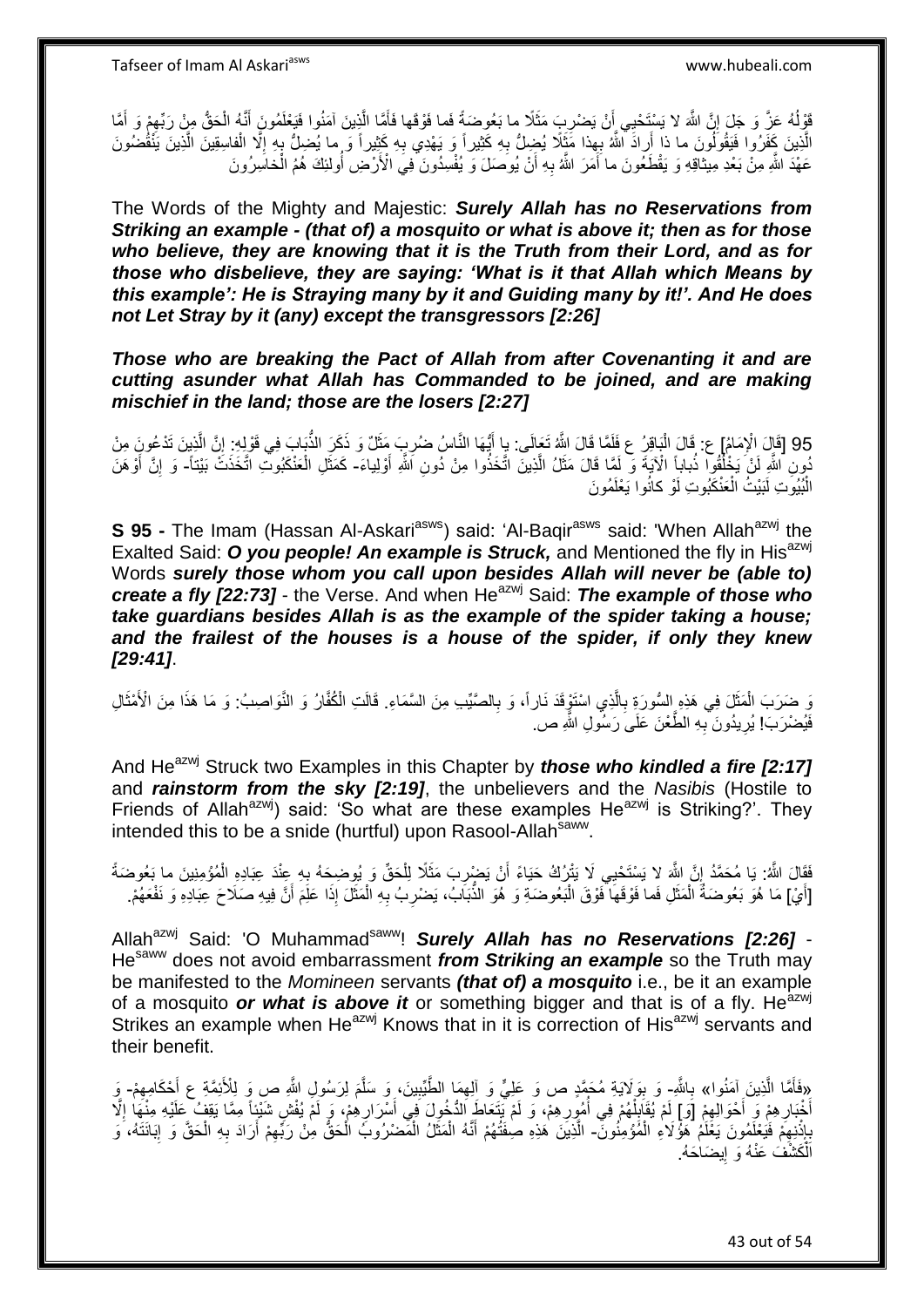قَوْلُهُ عَزَّ وَ جَلَ إِنَّ اللَّهَ لا يَسْتَحْيِي أَنْ يَضْرِبَ مَثَلًا ما بَعُوضَةً فَما فَوْقَها فَأَمَّا الَّذِينَ آمَنُوا فَيَعْلَمُونَ أَنَّهُ الْحَقُّ مِنْ رَبِّهِمْ وَ أَمَّا الَّذِينَ كَفَرُوا فَيَقُولُونَ ما ذا أَرادَ اللَّهُ بِهذا مَثَلًا يُضِلُّ بِهِ كَثِيراً وَ يَهْدِي بِهِ كَثِيراً وَ ما يُضِلُّ بِهِ إِلَّا الْفاسِقِينَ الَّذِينَ يَنْقُضُونَ عَهْدَ اللَّهِ مِنْ بَعْدِ مِيثاقِهِ وَ يَقْطَعُونَ ما أَمَرَ اللَّهُ بِهِ أَنْ يُوصَلَ وَ يُفْسِدُونَ فِي الْأَرْضِ أُولئِكَ هُمُ الْخاسِرُونَ

The Words of the Mighty and Majestic: ***Surely Allah has no Reservations from Striking an example - (that of) a mosquito or what is above it; then as for those who believe, they are knowing that it is the Truth from their Lord, and as for those who disbelieve, they are saying: 'What is it that Allah which Means by this example': He is Straying many by it and Guiding many by it!'. And He does not Let Stray by it (any) except the transgressors [2:26]***

***Those who are breaking the Pact of Allah from after Covenanting it and are cutting asunder what Allah has Commanded to be joined, and are making mischief in the land; those are the losers [2:27]***

95 [قَالَ الْإِمَامُ] ع: قَالَ الْبَاقِرُ ع فَلَمَّا قَالَ اللَّهُ تَعَالَى: يا أَيُّهَا النَّاسُ ضُرِبَ مَثَلٌ وَ ذَكَرَ الذُّبَابَ فِي قَوْلِهِ: إِنَّ الَّذِينَ تَدْعُونَ مِنْ دُونِ اللَّهِ لَنْ يَخْلُقُوا ذُباباً الْآيَةَ وَ لَمَّا قَالَ مَثَلُ الَّذِينَ اتَّخَذُوا مِنْ دُونِ اللَّهِ أَوْلِياءَ- كَمَثَلِ الْعَنْكَبُوتِ اتَّخَذَتْ بَيْتاً- وَ إِنَّ أَوْهَنَ الْبُيُوتِ لَبَيْتُ الْعَنْكَبُوتِ لَوْ كانُوا يَعْلَمُونَ

**S 95 -** The Imam (Hassan Al-Askari[asws]) said: 'Al-Baqir[asws] said: 'When Allah[azwj] the Exalted Said: ***O you people! An example is Struck,*** and Mentioned the fly in His[azwj] Words ***surely those whom you call upon besides Allah will never be (able to) create a fly [22:73]*** - the Verse. And when He[azwj] Said: ***The example of those who take guardians besides Allah is as the example of the spider taking a house; and the frailest of the houses is a house of the spider, if only they knew [29:41]***.

وَ ضَرَبَ الْمَثَلَ فِي هَذِهِ السُّورَةِ بِالَّذِي اسْتَوْقَدَ نَاراً، وَ بِالصَّيِّبِ مِنَ السَّمَاءِ. قَالَتِ الْكُفَّارُ وَ النَّوَاصِبُ: وَ مَا هَذَا مِنَ الْأَمْثَالِ فَيُضْرَبَ! يُرِيدُونَ بِهِ الطَّعْنَ عَلَى رَسُولِ اللَّهِ ص.

And He[azwj] Struck two Examples in this Chapter by ***those who kindled a fire [2:17]*** and ***rainstorm from the sky [2:19]***, the unbelievers and the *Nasibis* (Hostile to Friends of Allah[azwj]) said: 'So what are these examples He[azwj] is Striking?'. They intended this to be a snide (hurtful) upon Rasool-Allah[saww].

فَقَالَ اللَّهُ: يَا مُحَمَّدُ إِنَّ اللَّهَ لا يَسْتَحْيِي لَا يَتْرُكُ حَيَاءً أَنْ يَضْرِبَ مَثَلًا لِلْحَقِّ وَ يُوضِحَهُ بِهِ عِنْدَ عِبَادِهِ الْمُؤْمِنِينَ ما بَعُوضَةً [أَيْ] مَا هُوَ بَعُوضَةُ الْمَثَلِ فَما فَوْقَها فَوْقَ الْبَعُوضَةِ وَ هُوَ الذُّبَابُ، يَضْرِبُ بِهِ الْمَثَلَ إِذَا عَلِمَ أَنَّ فِيهِ صَلَاحَ عِبَادِهِ وَ نَفْعَهُمْ.

Allah[azwj] Said: 'O Muhammad[saww]! ***Surely Allah has no Reservations [2:26]*** - He[saww] does not avoid embarrassment ***from Striking an example*** so the Truth may be manifested to the *Momineen* servants ***(that of) a mosquito*** i.e., be it an example of a mosquito ***or what is above it*** or something bigger and that is of a fly. He[azwj] Strikes an example when He[azwj] Knows that in it is correction of His[azwj] servants and their benefit.

«فَأَمَّا الَّذِينَ آمَنُوا» بِاللَّهِ- وَ بِوَلَايَةِ مُحَمَّدٍ ص وَ عَلِيٍّ وَ آلِهِمَا الطَّيِّبِينَ، وَ سَلَّمَ لِرَسُولِ اللَّهِ ص وَ لِلْأَئِمَّةِ ع أَحْكَامِهِمْ- وَ أَخْبَارِهِمْ وَ أَحْوَالِهِمْ [وَ] لَمْ يُقَابِلْهُمْ فِي أُمُورِهِمْ، وَ لَمْ يَتَعَاطَ الدُّخُولَ فِي أَسْرَارِهِمْ، وَ لَمْ يُفْشِ شَيْئاً مِمَّا يَقِفُ عَلَيْهِ مِنْهَا إِلَّا بِإِذْنِهِمْ فَيَعْلَمُونَ يَعْلَمُ هَؤُلَاءِ الْمُؤْمِنُونَ- الَّذِينَ هَذِهِ صِفَتُهُمْ أَنَّهُ الْمَثَلُ الْمَضْرُوبُ الْحَقُّ مِنْ رَبِّهِمْ أَرَادَ بِهِ الْحَقَّ وَ إِبَانَتَهُ، وَ الْكَشْفَ عَنْهُ وَ إِيضَاحَهُ.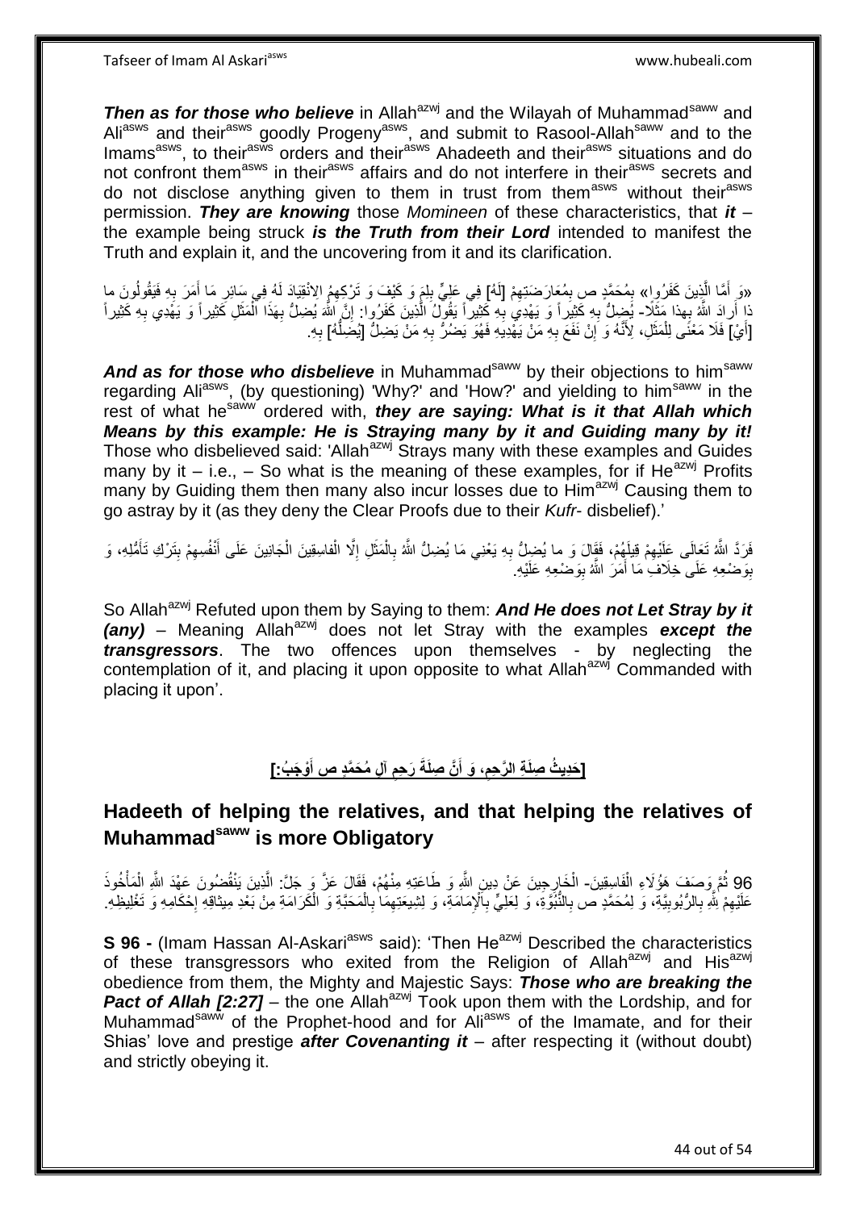***Then as for those who believe*** in Allah[azwj] and the Wilayah of Muhammad[saww] and Ali[asws] and their[asws] goodly Progeny[asws], and submit to Rasool-Allah[saww] and to the Imams[asws], to their[asws] orders and their[asws] Ahadeeth and their[asws] situations and do not confront them[asws] in their[asws] affairs and do not interfere in their[asws] secrets and do not disclose anything given to them in trust from them[asws] without their[asws] permission. ***They are knowing*** those *Momineen* of these characteristics, that ***it*** – the example being struck ***is the Truth from their Lord*** intended to manifest the Truth and explain it, and the uncovering from it and its clarification.

«وَ أَمَّا الَّذِينَ كَفَرُوا» بِمُحَمَّدٍ ص بِمُعَارَضَتِهِمْ [لَهُ] فِي عَلِيٍّ بِلِمَ وَ كَيْفَ وَ تَرْكِهِمُ الِانْقِيَادَ لَهُ فِي سَائِرِ مَا أَمَرَ بِهِ فَيَقُولُونَ ما ذا أَرادَ اللَّهُ بِهذا مَثَلًا- يُضِلُّ بِهِ كَثِيراً وَ يَهْدِي بِهِ كَثِيراً يَقُولُ الَّذِينَ كَفَرُوا: إِنَّ اللَّهَ يُضِلُّ بِهَذَا الْمَثَلِ كَثِيراً وَ يَهْدِي بِهِ كَثِيراً [أَيْ] فَلَا مَعْنَى لِلْمَثَلِ، لِأَنَّهُ وَ إِنْ نَفَعَ بِهِ مَنْ يَهْدِيهِ فَهُوَ يَضُرُّ بِهِ مَنْ يَضِلُّ [يُضِلُّهُ] بِهِ.

***And as for those who disbelieve*** in Muhammad[saww] by their objections to him[saww] regarding Ali[asws], (by questioning) 'Why?' and 'How?' and yielding to him[saww] in the rest of what he[saww] ordered with, ***they are saying: What is it that Allah which Means by this example: He is Straying many by it and Guiding many by it!*** Those who disbelieved said: 'Allah[azwj] Strays many with these examples and Guides many by it – i.e., – So what is the meaning of these examples, for if He[azwj] Profits many by Guiding them then many also incur losses due to Him[azwj] Causing them to go astray by it (as they deny the Clear Proofs due to their *Kufr*- disbelief).'

فَرَدَّ اللَّهُ تَعَالَى عَلَيْهِمْ قِيلَهُمْ، فَقَالَ وَ ما يُضِلُّ بِهِ يَعْنِي مَا يُضِلُّ اللَّهُ بِالْمَثَلِ إِلَّا الْفاسِقِينَ الْجَانِينَ عَلَى أَنْفُسِهِمْ بِتَرْكِ تَأَمُّلِهِ، وَ بِوَضْعِهِ عَلَى خِلَافِ مَا أَمَرَ اللَّهُ بِوَضْعِهِ عَلَيْهِ.

So Allah[azwj] Refuted upon them by Saying to them: ***And He does not Let Stray by it (any)*** – Meaning Allah[azwj] does not let Stray with the examples ***except the transgressors***. The two offences upon themselves - by neglecting the contemplation of it, and placing it upon opposite to what Allah[azwj] Commanded with placing it upon'.

## [حَدِيثُ صِلَةِ الرَّحِمِ، وَ أَنَّ صِلَةَ رَحِمِ آلِ مُحَمَّدٍ ص أَوْجَبُ:]

## Hadeeth of helping the relatives, and that helping the relatives of Muhammad[saww] is more Obligatory

96 ثُمَّ وَصَفَ هَؤُلَاءِ الْفَاسِقِينَ- الْخَارِجِينَ عَنْ دِينِ اللَّهِ وَ طَاعَتِهِ مِنْهُمْ، فَقَالَ عَزَّ وَ جَلَّ: الَّذِينَ يَنْقُضُونَ عَهْدَ اللَّهِ الْمَأْخُوذَ عَلَيْهِمْ لِلَّهِ بِالرُّبُوبِيَّةِ، وَ لِمُحَمَّدٍ ص بِالنُّبُوَّةِ، وَ لِعَلِيٍّ بِالْإِمَامَةِ، وَ لِشِيعَتِهِمَا بِالْمَحَبَّةِ وَ الْكَرَامَةِ مِنْ بَعْدِ مِيثاقِهِ إِحْكَامِهِ وَ تَغْلِيظِهِ.

**S 96 -** (Imam Hassan Al-Askari[asws] said): 'Then He[azwj] Described the characteristics of these transgressors who exited from the Religion of Allah[azwj] and His[azwj] obedience from them, the Mighty and Majestic Says: ***Those who are breaking the Pact of Allah [2:27]*** – the one Allah[azwj] Took upon them with the Lordship, and for Muhammad[saww] of the Prophet-hood and for Ali[asws] of the Imamate, and for their Shias' love and prestige ***after Covenanting it*** – after respecting it (without doubt) and strictly obeying it.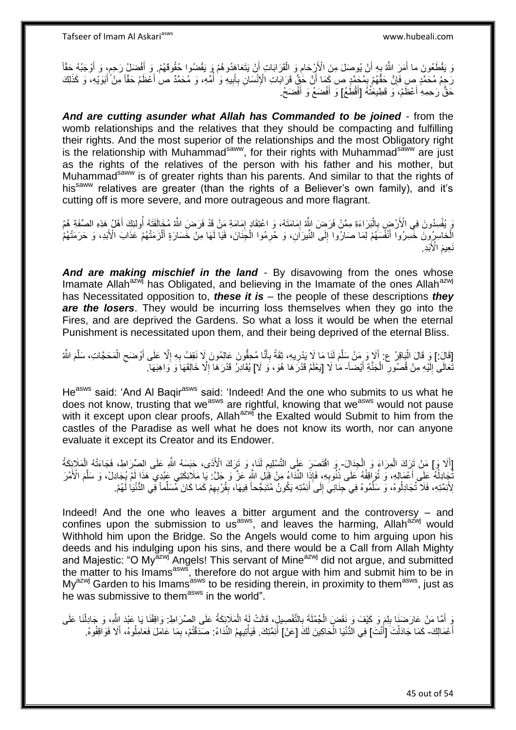وَ يَقْطَعُونَ ما أَمَرَ اللَّهُ بِهِ أَنْ يُوصَلَ مِنَ الْأَرْحَامِ وَ الْقَرَابَاتِ أَنْ يَتَعَاهَدُوهُمْ وَ يَقْضُوا حُقُوقَهُمْ. وَ أَفْضَلُ رَحِمٍ، وَ أَوْجَبُهُ حَقّاً رَحِمُ مُحَمَّدٍ ص فَإِنَّ حَقَّهُمْ بِمُحَمَّدٍ ص كَمَا أَنَّ حَقَّ قَرَابَاتِ الْإِنْسَانِ بِأَبِيهِ وَ أُمِّهِ، وَ مُحَمَّدٌ ص أَعْظَمُ حَقّاً مِنْ أَبَوَيْهِ، وَ كَذَلِكَ حَقُّ رَحِمِهِ أَعْظَمُ، وَ قَطِيعَتُهُ [أَقْطَعُ] وَ أَفْضَعُ وَ أَفْضَحُ.

***And are cutting asunder what Allah has Commanded to be joined*** - from the womb relationships and the relatives that they should be compacting and fulfilling their rights. And the most superior of the relationships and the most Obligatory right is the relationship with Muhammad[saww], for their rights with Muhammad[saww] are just as the rights of the relatives of the person with his father and his mother, but Muhammad[saww] is of greater rights than his parents. And similar to that the rights of his[saww] relatives are greater (than the rights of a Believer's own family), and it's cutting off is more severe, and more outrageous and more flagrant.

وَ يُفْسِدُونَ فِي الْأَرْضِ بِالْبَرَاءَةِ مِمَّنْ فَرَضَ اللَّهُ إِمَامَتَهُ، وَ اعْتِقَادِ إِمَامَةِ مَنْ قَدْ فَرَضَ اللَّهُ مُخَالَفَتَهُ أُولئِكَ أَهْلُ هَذِهِ الصِّفَةِ هُمُ الْخاسِرُونَ خَسِرُوا أَنْفُسَهُمْ لِمَا صَارُوا إِلَى النِّيرَانِ، وَ حُرِمُوا الْجِنَانَ، فَيَا لَهَا مِنْ خَسَارَةٍ أَلْزَمَتْهُمْ عَذَابَ الْأَبَدِ، وَ حَرَمَتْهُمْ نَعِيمَ الْأَبَدِ.

***And are making mischief in the land*** - By disavowing from the ones whose Imamate Allah[azwj] has Obligated, and believing in the Imamate of the ones Allah[azwj] has Necessitated opposition to, ***these it is*** – the people of these descriptions ***they are the losers***. They would be incurring loss themselves when they go into the Fires, and are deprived the Gardens. So what a loss it would be when the eternal Punishment is necessitated upon them, and their being deprived of the eternal Bliss.

[قَالَ:] وَ قَالَ الْبَاقِرُ ع: أَلَا وَ مَنْ سَلَّمَ لَنَا مَا لَا يَدْرِيهِ، ثِقَةً بِأَنَّا مُحِقُّونَ عَالِمُونَ لَا نَقِفُ بِهِ إِلَّا عَلَى أَوْضَحِ الْمَحَجَّاتِ، سَلَّمَ اللَّهُ تَعَالَى إِلَيْهِ مِنْ قُصُورِ الْجَنَّةِ أَيْضاً- مَا لَا [يَعْلَمُ قَدْرَهَا هُوَ، وَ لَا] يُقَادِرُ قَدْرَهَا إِلَّا خَالِقُهَا وَ وَاهِبُهَا.

He[asws] said: 'And Al Baqir[asws] said: 'Indeed! And the one who submits to us what he does not know, trusting that we[asws] are rightful, knowing that we[asws] would not pause with it except upon clear proofs, Allah[azwj] the Exalted would Submit to him from the castles of the Paradise as well what he does not know its worth, nor can anyone evaluate it except its Creator and its Endower.

[أَلَا وَ] مَنْ تَرَكَ الْمِرَاءَ وَ الْجِدَالَ- وَ اقْتَصَرَ عَلَى التَّسْلِيمِ لَنَا، وَ تَرَكَ الْأَذَى، حَبَسَهُ اللَّهُ عَلَى الصِّرَاطِ، فَجَاءَتْهُ الْمَلَائِكَةُ تُجَادِلُهُ عَلَى أَعْمَالِهِ، وَ تُوَاقِفُهُ عَلَى ذُنُوبِهِ، فَإِذَا النِّدَاءُ مِنْ قِبَلِ اللَّهِ عَزَّ وَ جَلَّ: يَا مَلَائِكَتِي عَبْدِي هَذَا لَمْ يُجَادِلْ، وَ سَلَّمَ الْأَمْرَ لِأَئِمَّتِهِ، فَلَا تُجَادِلُوهُ، وَ سَلِّمُوهُ فِي جِنَانِي إِلَى أَئِمَّتِهِ يَكُونُ مُتَبَجِّحاً فِيهَا، بِقُرْبِهِمْ كَمَا كَانَ مُسَلِّماً فِي الدُّنْيَا لَهُمْ.

Indeed! And the one who leaves a bitter argument and the controversy – and confines upon the submission to us[asws], and leaves the harming, Allah[azwj] would Withhold him upon the Bridge. So the Angels would come to him arguing upon his deeds and his indulging upon his sins, and there would be a Call from Allah Mighty and Majestic: "O My[azwj] Angels! This servant of Mine[azwj] did not argue, and submitted the matter to his Imams[asws], therefore do not argue with him and submit him to be in My[azwj] Garden to his Imams[asws] to be residing therein, in proximity to them[asws], just as he was submissive to them[asws] in the world".

وَ أَمَّا مَنْ عَارَضَنَا بِلِمَ وَ كَيْفَ وَ نَقَضَ الْجُمْلَةَ بِالتَّفْصِيلِ، قَالَتْ لَهُ الْمَلَائِكَةُ عَلَى الصِّرَاطِ: وَاقِفْنَا يَا عَبْدَ اللَّهِ، وَ جَادِلْنَا عَلَى أَعْمَالِكَ- كَمَا جَادَلْتَ [أَنْتَ] فِي الدُّنْيَا الْحَاكِينَ لَكَ [عَنْ] أَئِمَّتِكَ. فَيَأْتِيهِمُ النِّدَاءُ: صَدَقْتُمْ، بِمَا عَامَلَ فَعَامِلُوهُ، أَلَا فَوَاقِفُوهُ.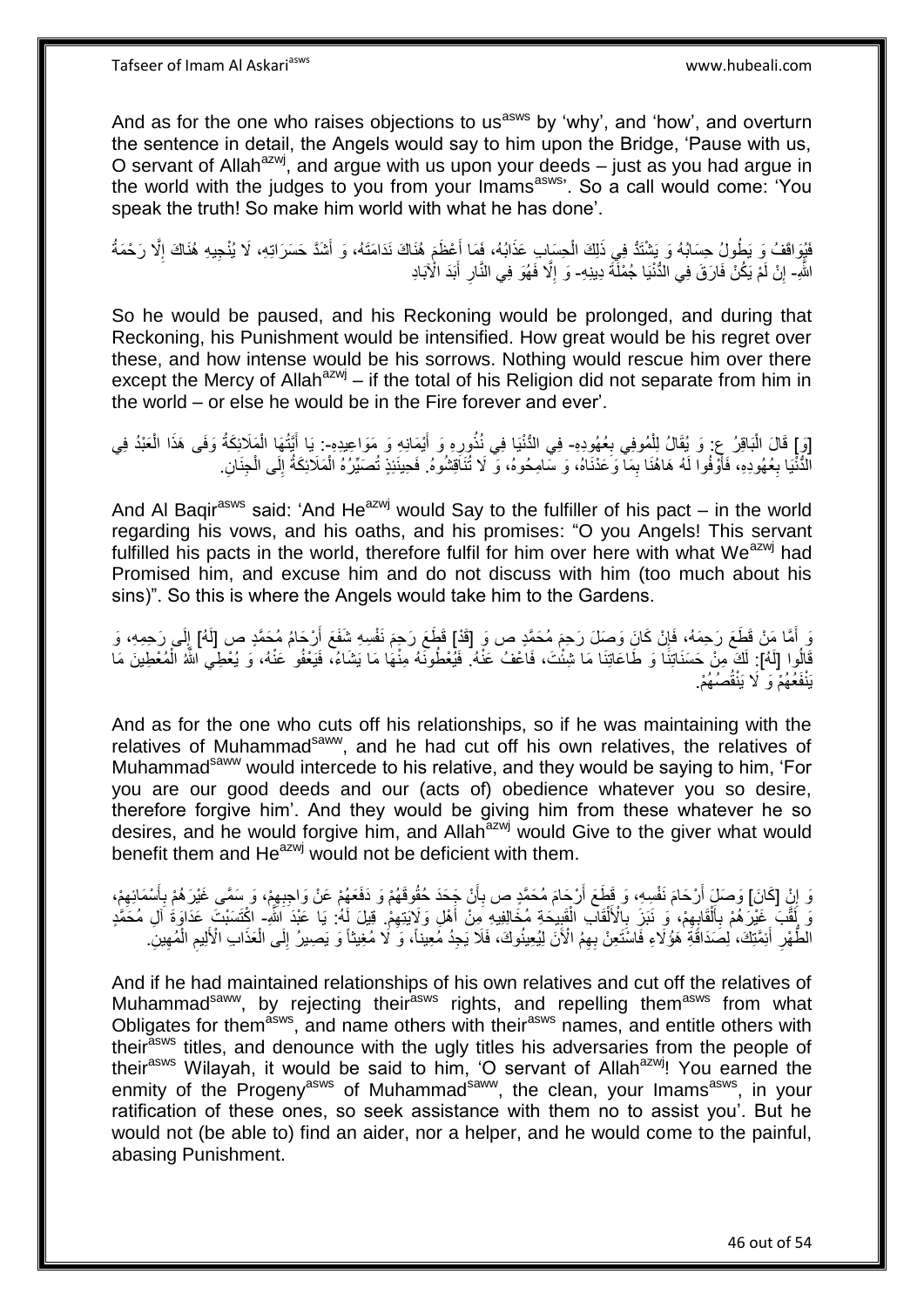And as for the one who raises objections to us[asws] by 'why', and 'how', and overturn the sentence in detail, the Angels would say to him upon the Bridge, 'Pause with us, O servant of Allah[azwj], and argue with us upon your deeds – just as you had argue in the world with the judges to you from your Imams[asws]'. So a call would come: 'You speak the truth! So make him world with what he has done'.

فَيُوَاقَفُ وَ يَطُولُ حِسَابُهُ وَ يَشْتَدُّ فِي ذَلِكَ الْحِسَابِ عَذَابُهُ، فَمَا أَعْظَمَ هُنَاكَ نَدَامَتَهُ، وَ أَشَدَّ حَسَرَاتِهِ، لَا يُنْجِيهِ هُنَاكَ إِلَّا رَحْمَةُ اللَّهِ- إِنْ لَمْ يَكُنْ فَارَقَ فِي الدُّنْيَا جُمْلَةَ دِينِهِ- وَ إِلَّا فَهُوَ فِي النَّارِ أَبَدَ الْآبَادِ

So he would be paused, and his Reckoning would be prolonged, and during that Reckoning, his Punishment would be intensified. How great would be his regret over these, and how intense would be his sorrows. Nothing would rescue him over there except the Mercy of Allah[azwj] – if the total of his Religion did not separate from him in the world – or else he would be in the Fire forever and ever'.

[وَ] قَالَ الْبَاقِرُ ع: وَ يُقَالُ لِلْمُوفِي بِعُهُودِهِ- فِي الدُّنْيَا فِي نُذُورِهِ وَ أَيْمَانِهِ وَ مَوَاعِيدِهِ-: يَا أَيَّتُهَا الْمَلَائِكَةُ وَفَى هَذَا الْعَبْدُ فِي الدُّنْيَا بِعُهُودِهِ، فَأَوْفُوا لَهُ هَاهُنَا بِمَا وَعَدْنَاهُ، وَ سَامِحُوهُ، وَ لَا تُنَاقِشُوهُ. فَحِينَئِذٍ تُصَيِّرُهُ الْمَلَائِكَةُ إِلَى الْجِنَانِ.

And Al Baqir[asws] said: 'And He[azwj] would Say to the fulfiller of his pact – in the world regarding his vows, and his oaths, and his promises: "O you Angels! This servant fulfilled his pacts in the world, therefore fulfil for him over here with what We[azwj] had Promised him, and excuse him and do not discuss with him (too much about his sins)". So this is where the Angels would take him to the Gardens.

وَ أَمَّا مَنْ قَطَعَ رَحِمَهُ، فَإِنْ كَانَ وَصَلَ رَحِمَ مُحَمَّدٍ ص وَ [قَدْ] قَطَعَ رَحِمَ نَفْسِهِ شَفَعَ أَرْحَامُ مُحَمَّدٍ ص [لَهُ] إِلَى رَحِمِهِ، وَ قَالُوا [لَهُ]: لَكَ مِنْ حَسَنَاتِنَا وَ طَاعَاتِنَا مَا شِئْتَ، فَاعْفُ عَنْهُ. فَيُعْطُونَهُ مِنْهَا مَا يَشَاءُ، فَيَعْفُو عَنْهُ، وَ يُعْطِي اللَّهُ الْمُعْطِينَ مَا يَنْفَعُهُمْ وَ لَا يَنْقُصُهُمْ.

And as for the one who cuts off his relationships, so if he was maintaining with the relatives of Muhammad[saww], and he had cut off his own relatives, the relatives of Muhammad[saww] would intercede to his relative, and they would be saying to him, 'For you are our good deeds and our (acts of) obedience whatever you so desire, therefore forgive him'. And they would be giving him from these whatever he so desires, and he would forgive him, and Allah[azwj] would Give to the giver what would benefit them and He[azwj] would not be deficient with them.

وَ إِنْ [كَانَ] وَصَلَ أَرْحَامَ نَفْسِهِ، وَ قَطَعَ أَرْحَامَ مُحَمَّدٍ ص بِأَنْ جَحَدَ حُقُوقَهُمْ وَ دَفَعَهُمْ عَنْ وَاجِبِهِمْ، وَ سَمَّى غَيْرَهُمْ بِأَسْمَائِهِمْ، وَ لَقَّبَ غَيْرَهُمْ بِأَلْقَابِهِمْ، وَ نَبَزَ بِالْأَلْقَابِ الْقَبِيحَةِ مُخَالِفِيهِ مِنْ أَهْلِ وَلَايَتِهِمْ. قِيلَ لَهُ: يَا عَبْدَ اللَّهِ- اكْتَسَبْتَ عَدَاوَةَ آلِ مُحَمَّدٍ الطُّهْرِ أَئِمَّتِكَ، لِصَدَاقَةِ هَؤُلَاءِ فَاسْتَعِنْ بِهِمُ الْآنَ لِيُعِينُوكَ، فَلَا يَجِدُ مُعِيناً، وَ لَا مُغِيثاً وَ يَصِيرُ إِلَى الْعَذَابِ الْأَلِيمِ الْمُهِينِ.

And if he had maintained relationships of his own relatives and cut off the relatives of Muhammad[saww], by rejecting their[asws] rights, and repelling them[asws] from what Obligates for them[asws], and name others with their[asws] names, and entitle others with their[asws] titles, and denounce with the ugly titles his adversaries from the people of their[asws] Wilayah, it would be said to him, 'O servant of Allah[azwj]! You earned the enmity of the Progeny[asws] of Muhammad[saww], the clean, your Imams[asws], in your ratification of these ones, so seek assistance with them no to assist you'. But he would not (be able to) find an aider, nor a helper, and he would come to the painful, abasing Punishment.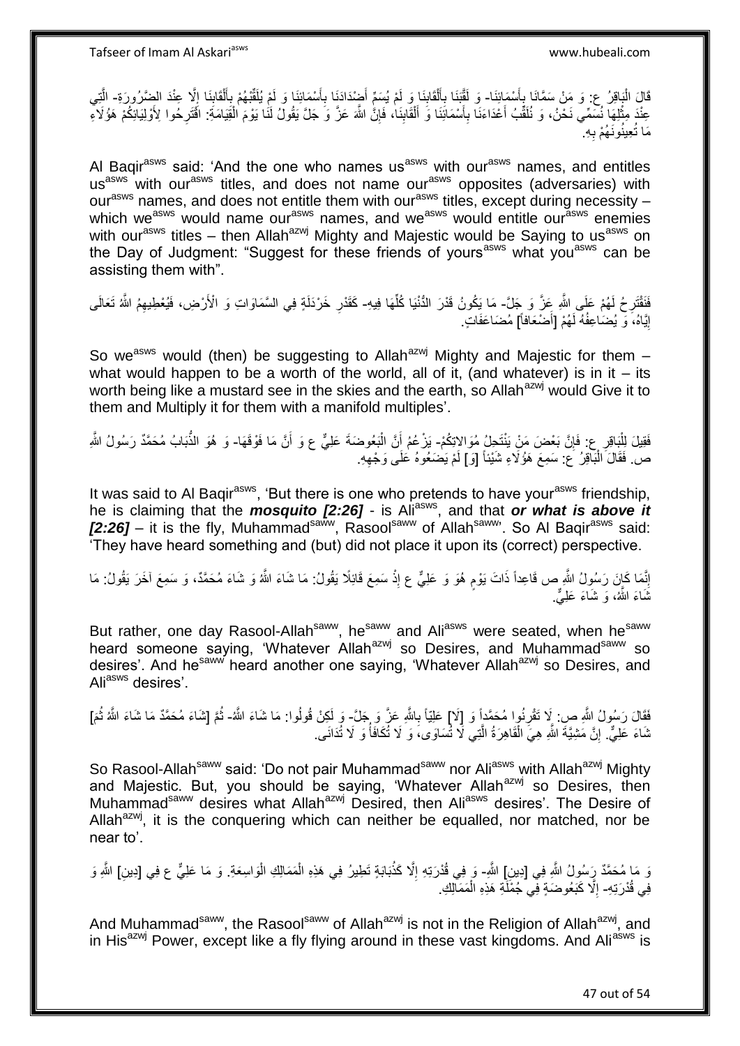قَالَ الْبَاقِرُ ع: وَ مَنْ سَمَّانَا بِأَسْمَائِنَا- وَ لَقَّبَنَا بِأَلْقَابِنَا وَ لَمْ يُسَمِّ أَضْدَادَنَا بِأَسْمَائِنَا وَ لَمْ يُلَقِّبْهُمْ بِأَلْقَابِنَا إِلَّا عِنْدَ الضَّرُورَةِ- الَّتِي عِنْدَ مِثْلِهَا نُسَمِّي نَحْنُ، وَ نُلَقِّبُ أَعْدَاءَنَا بِأَسْمَائِنَا وَ أَلْقَابِنَا، فَإِنَّ اللَّهَ عَزَّ وَ جَلَّ يَقُولُ لَنَا يَوْمَ الْقِيَامَةِ: اقْتَرِحُوا لِأَوْلِيَائِكُمْ هَؤُلَاءِ مَا تُعِينُونَهُمْ بِهِ.

Al Baqir^asws said: 'And the one who names us^asws with our^asws names, and entitles us^asws with our^asws titles, and does not name our^asws opposites (adversaries) with our^asws names, and does not entitle them with our^asws titles, except during necessity – which we^asws would name our^asws names, and we^asws would entitle our^asws enemies with our^asws titles – then Allah^azwj Mighty and Majestic would be Saying to us^asws on the Day of Judgment: "Suggest for these friends of yours^asws what you^asws can be assisting them with".

فَنَقْتَرِحُ لَهُمْ عَلَى اللَّهِ عَزَّ وَ جَلَّ- مَا يَكُونُ قَدْرَ الدُّنْيَا كُلِّهَا فِيهِ- كَقَدْرِ خَرْدَلَةٍ فِي السَّمَاوَاتِ وَ الْأَرْضِ، فَيُعْطِيهِمُ اللَّهُ تَعَالَى إِيَّاهُ، وَ يُضَاعِفُهُ لَهُمْ [أَضْعَافاً] مُضَاعَفَاتٍ.

So we^asws would (then) be suggesting to Allah^azwj Mighty and Majestic for them – what would happen to be a worth of the world, all of it, (and whatever) is in it – its worth being like a mustard see in the skies and the earth, so Allah^azwj would Give it to them and Multiply it for them with a manifold multiples'.

فَقِيلَ لِلْبَاقِرِ ع: فَإِنَّ بَعْضَ مَنْ يَنْتَحِلُ مُوَالاتِكُمْ- يَزْعُمُ أَنَّ الْبَعُوضَةَ عَلِيٌّ ع وَ أَنَّ مَا فَوْقَهَا- وَ هُوَ الذُّبَابُ مُحَمَّدٌ رَسُولُ اللَّهِ ص. فَقَالَ الْبَاقِرُ ع: سَمِعَ هَؤُلَاءِ شَيْئاً [وَ] لَمْ يَضَعُوهُ عَلَى وَجْهِهِ.

It was said to Al Baqir^asws, 'But there is one who pretends to have your^asws friendship, he is claiming that the ***mosquito [2:26]*** - is Ali^asws, and that ***or what is above it [2:26]*** – it is the fly, Muhammad^saww, Rasool^saww of Allah^saww'. So Al Baqir^asws said: 'They have heard something and (but) did not place it upon its (correct) perspective.

إِنَّمَا كَانَ رَسُولُ اللَّهِ ص قَاعِداً ذَاتَ يَوْمٍ هُوَ وَ عَلِيٌّ ع إِذْ سَمِعَ قَائِلًا يَقُولُ: مَا شَاءَ اللَّهُ وَ شَاءَ مُحَمَّدٌ، وَ سَمِعَ آخَرَ يَقُولُ: مَا شَاءَ اللَّهُ، وَ شَاءَ عَلِيٌّ.

But rather, one day Rasool-Allah^saww, he^saww and Ali^asws were seated, when he^saww heard someone saying, 'Whatever Allah^azwj so Desires, and Muhammad^saww so desires'. And he^saww heard another one saying, 'Whatever Allah^azwj so Desires, and Ali^asws desires'.

فَقَالَ رَسُولُ اللَّهِ ص: لَا تَقْرِنُوا مُحَمَّداً وَ [لَا] عَلِيّاً بِاللَّهِ عَزَّ وَ جَلَّ- وَ لَكِنْ قُولُوا: مَا شَاءَ اللَّهُ- ثُمَّ [شَاءَ مُحَمَّدٌ مَا شَاءَ اللَّهُ ثُمَ] شَاءَ عَلِيٌّ. إِنَّ مَشِيَّةَ اللَّهِ هِيَ الْقَاهِرَةُ الَّتِي لَا تُسَاوَى، وَ لَا تُكَافَأُ وَ لَا تُدَانَى.

So Rasool-Allah^saww said: 'Do not pair Muhammad^saww nor Ali^asws with Allah^azwj Mighty and Majestic. But, you should be saying, 'Whatever Allah^azwj so Desires, then Muhammad^saww desires what Allah^azwj Desired, then Ali^asws desires'. The Desire of Allah^azwj, it is the conquering which can neither be equalled, nor matched, nor be near to'.

وَ مَا مُحَمَّدٌ رَسُولُ اللَّهِ فِي [دِينِ] اللَّهِ- وَ فِي قُدْرَتِهِ إِلَّا كَذُبَابَةٍ تَطِيرُ فِي هَذِهِ الْمَمَالِكِ الْوَاسِعَةِ. وَ مَا عَلِيٌّ ع فِي [دِينِ] اللَّهِ وَ فِي قُدْرَتِهِ- إِلَّا كَبَعُوضَةٍ فِي جُمْلَةِ هَذِهِ الْمَمَالِكِ.

And Muhammad^saww, the Rasool^saww of Allah^azwj is not in the Religion of Allah^azwj, and in His^azwj Power, except like a fly flying around in these vast kingdoms. And Ali^asws is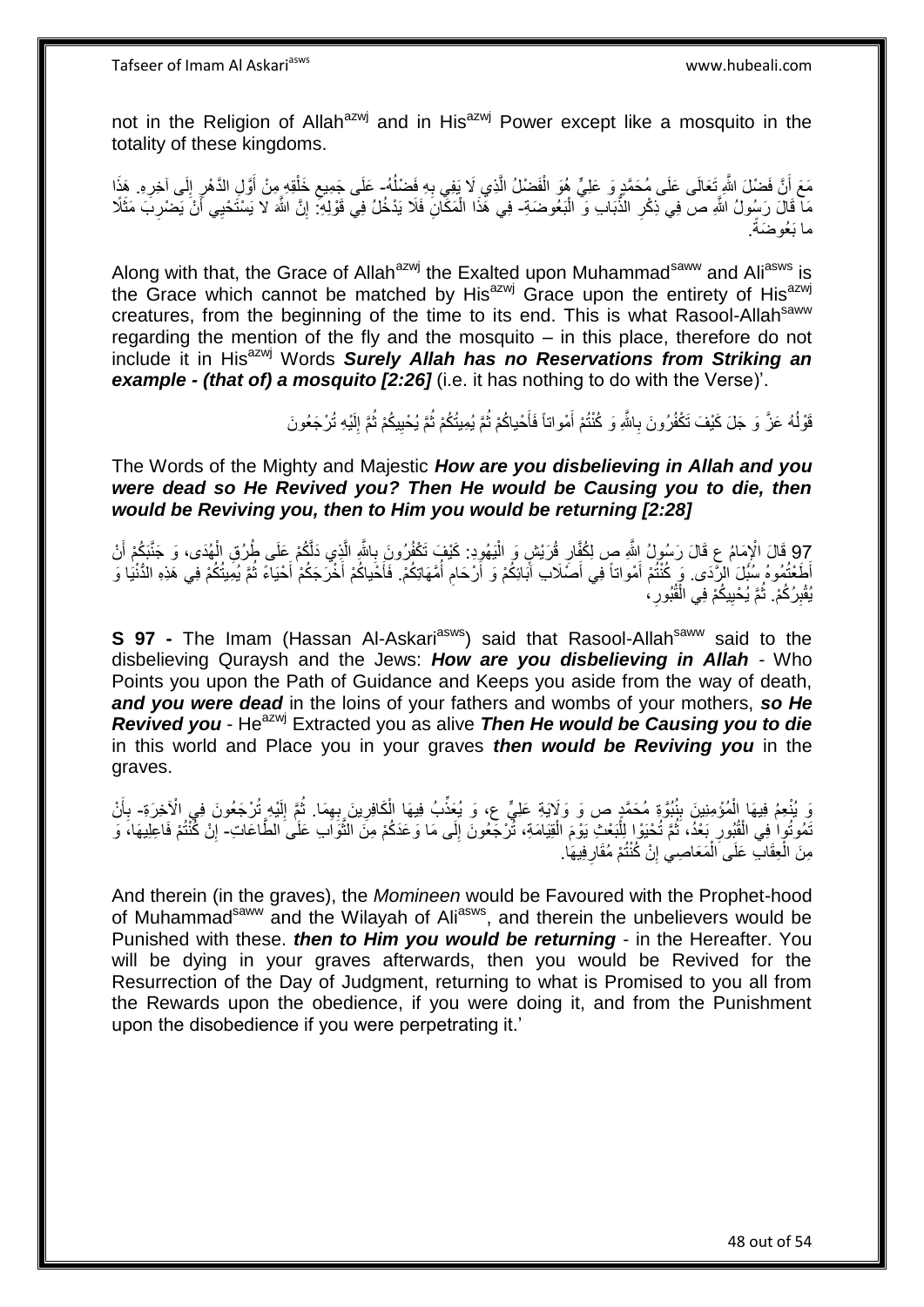not in the Religion of Allah[azwj] and in His[azwj] Power except like a mosquito in the totality of these kingdoms.

مَعَ أَنَّ فَضْلَ اللَّهِ تَعَالَى عَلَى مُحَمَّدٍ وَ عَلِيٍّ هُوَ الْفَضْلُ الَّذِي لَا يَفِي بِهِ فَضْلُهُ- عَلَى جَمِيعِ خَلْقِهِ مِنْ أَوَّلِ الدَّهْرِ إِلَى آخِرِهِ. هَذَا مَا قَالَ رَسُولُ اللَّهِ ص فِي ذِكْرِ الذُّبَابِ وَ الْبَعُوضَةِ- فِي هَذَا الْمَكَانِ فَلَا يَدْخُلُ فِي قَوْلِهِ: إِنَّ اللَّهَ لا يَسْتَحْيِي أَنْ يَضْرِبَ مَثَلًا ما بَعُوضَةً.

Along with that, the Grace of Allah[azwj] the Exalted upon Muhammad[saww] and Ali[asws] is the Grace which cannot be matched by His[azwj] Grace upon the entirety of His[azwj] creatures, from the beginning of the time to its end. This is what Rasool-Allah[saww] regarding the mention of the fly and the mosquito – in this place, therefore do not include it in His[azwj] Words ***Surely Allah has no Reservations from Striking an example - (that of) a mosquito [2:26]*** (i.e. it has nothing to do with the Verse)'.

قَوْلُهُ عَزَّ وَ جَلَ كَيْفَ تَكْفُرُونَ بِاللَّهِ وَ كُنْتُمْ أَمْواتاً فَأَحْياكُمْ ثُمَّ يُمِيتُكُمْ ثُمَّ يُحْيِيكُمْ ثُمَّ إِلَيْهِ تُرْجَعُونَ

The Words of the Mighty and Majestic ***How are you disbelieving in Allah and you were dead so He Revived you? Then He would be Causing you to die, then would be Reviving you, then to Him you would be returning [2:28]***

97 قَالَ الْإِمَامُ ع قَالَ رَسُولُ اللَّهِ ص لِكُفَّارِ قُرَيْشٍ وَ الْيَهُودِ: كَيْفَ تَكْفُرُونَ بِاللَّهِ الَّذِي دَلَّكُمْ عَلَى طُرُقِ الْهُدَى، وَ جَنَّبَكُمْ أَنْ أَطَعْتُمُوهُ سُبُلَ الرَّدَى. وَ كُنْتُمْ أَمْواتاً فِي أَصْلَابِ آبَائِكُمْ وَ أَرْحَامِ أُمَّهَاتِكُمْ. فَأَحْياكُمْ أَخْرَجَكُمْ أَحْيَاءً ثُمَّ يُمِيتُكُمْ فِي هَذِهِ الدُّنْيَا وَ يُقْبِرُكُمْ. ثُمَّ يُحْيِيكُمْ فِي الْقُبُورِ،

**S 97 -** The Imam (Hassan Al-Askari[asws]) said that Rasool-Allah[saww] said to the disbelieving Quraysh and the Jews: ***How are you disbelieving in Allah*** - Who Points you upon the Path of Guidance and Keeps you aside from the way of death, ***and you were dead*** in the loins of your fathers and wombs of your mothers, ***so He Revived you*** - He[azwj] Extracted you as alive ***Then He would be Causing you to die*** in this world and Place you in your graves ***then would be Reviving you*** in the graves.

وَ يُنْعِمُ فِيهَا الْمُؤْمِنِينَ بِنُبُوَّةِ مُحَمَّدٍ ص وَ وَلَايَةِ عَلِيٍّ ع، وَ يُعَذِّبُ فِيهَا الْكَافِرِينَ بِهِمَا. ثُمَّ إِلَيْهِ تُرْجَعُونَ فِي الْآخِرَةِ- بِأَنْ تَمُوتُوا فِي الْقُبُورِ بَعْدُ، ثُمَّ تُحْيَوْا لِلْبَعْثِ يَوْمَ الْقِيَامَةِ، تُرْجَعُونَ إِلَى مَا وَعَدَكُمْ مِنَ الثَّوَابِ عَلَى الطَّاعَاتِ- إِنْ كُنْتُمْ فَاعِلِيهَا، وَ مِنَ الْعِقَابِ عَلَى الْمَعَاصِي إِنْ كُنْتُمْ مُقَارِفِيهَا.

And therein (in the graves), the *Momineen* would be Favoured with the Prophet-hood of Muhammad[saww] and the Wilayah of Ali[asws], and therein the unbelievers would be Punished with these. ***then to Him you would be returning*** - in the Hereafter. You will be dying in your graves afterwards, then you would be Revived for the Resurrection of the Day of Judgment, returning to what is Promised to you all from the Rewards upon the obedience, if you were doing it, and from the Punishment upon the disobedience if you were perpetrating it.'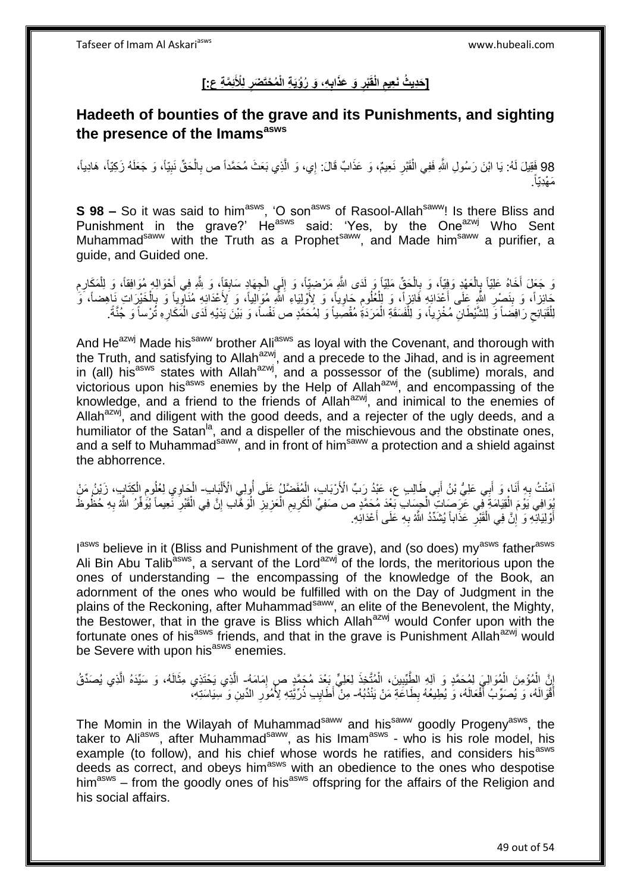## [حَدِيثُ نَعِيمِ الْقَبْرِ وَ عَذَابِهِ، وَ رُؤْيَةِ الْمُحْتَضَرِ لِلْأَئِمَّةِ ع:]

## Hadeeth of bounties of the grave and its Punishments, and sighting the presence of the Imams[asws]

98 فَقِيلَ لَهُ: يَا ابْنَ رَسُولِ اللَّهِ فَفِي الْقَبْرِ نَعِيمٌ، وَ عَذَابٌ قَالَ: إِي، وَ الَّذِي بَعَثَ مُحَمَّداً ص بِالْحَقِّ نَبِيّاً، وَ جَعَلَهُ زَكِيّاً، هَادِياً، مَهْدِيّاً.

**S 98 –** So it was said to him[asws], 'O son[asws] of Rasool-Allah[saww]! Is there Bliss and Punishment in the grave?' He[asws] said: 'Yes, by the One[azwj] Who Sent Muhammad[saww] with the Truth as a Prophet[saww], and Made him[saww] a purifier, a guide, and Guided one.

وَ جَعَلَ أَخَاهُ عَلِيّاً بِالْعَهْدِ وَفِيّاً، وَ بِالْحَقِّ مَلِيّاً، وَ لَدَى اللَّهِ مَرْضِيّاً، وَ إِلَى الْجِهَادِ سَابِقاً، وَ لِلَّهِ فِي أَحْوَالِهِ مُوَافِقاً، وَ لِلْمَكَارِمِ حَائِزاً، وَ بِنَصْرِ اللَّهِ عَلَى أَعْدَائِهِ فَائِزاً، وَ لِلْعُلُومِ حَاوِياً، وَ لِأَوْلِيَاءِ اللَّهِ مُوَالِياً، وَ لِأَعْدَائِهِ مُنَاوِياً وَ بِالْخَيْرَاتِ نَاهِضاً، وَ لِلْقَبَائِحِ رَافِضاً وَ لِلشَّيْطَانِ مُخْزِياً، وَ لِلْفَسَقَةِ الْمَرَدَةِ مُقْصِياً وَ لِمُحَمَّدٍ ص نَفْساً، وَ بَيْنَ يَدَيْهِ لَدَى الْمَكَارِهِ تُرْساً وَ جُنَّةً.

And He[azwj] Made his[saww] brother Ali[asws] as loyal with the Covenant, and thorough with the Truth, and satisfying to Allah[azwj], and a precede to the Jihad, and is in agreement in (all) his[asws] states with Allah[azwj], and a possessor of the (sublime) morals, and victorious upon his[asws] enemies by the Help of Allah[azwj], and encompassing of the knowledge, and a friend to the friends of Allah[azwj], and inimical to the enemies of Allah[azwj], and diligent with the good deeds, and a rejecter of the ugly deeds, and a humiliator of the Satan[la], and a dispeller of the mischievous and the obstinate ones, and a self to Muhammad[saww], and in front of him[saww] a protection and a shield against the abhorrence.

آمَنْتُ بِهِ أَنَا، وَ أَبِي عَلِيُّ بْنُ أَبِي طَالِبٍ ع، عَبْدُ رَبِّ الْأَرْبَابِ، الْمُفَضَّلُ عَلَى أُولِي الْأَلْبَابِ- الْحَاوِي لِعُلُومِ الْكِتَابِ، زَيْنُ مَنْ يُوَافِي يَوْمَ الْقِيَامَةِ فِي عَرَصَاتِ الْحِسَابِ بَعْدَ مُحَمَّدٍ ص صَفِيِّ الْكَرِيمِ الْعَزِيزِ الْوَهَّابِ إِنَّ فِي الْقَبْرِ نَعِيماً يُوَفِّرُ اللَّهُ بِهِ حُظُوظَ أَوْلِيَائِهِ وَ إِنَّ فِي الْقَبْرِ عَذَاباً يُشَدِّدُ اللَّهُ بِهِ عَلَى أَعْدَائِهِ.

I[asws] believe in it (Bliss and Punishment of the grave), and (so does) my[asws] father[asws] Ali Bin Abu Talib[asws], a servant of the Lord[azwj] of the lords, the meritorious upon the ones of understanding – the encompassing of the knowledge of the Book, an adornment of the ones who would be fulfilled with on the Day of Judgment in the plains of the Reckoning, after Muhammad[saww], an elite of the Benevolent, the Mighty, the Bestower, that in the grave is Bliss which Allah[azwj] would Confer upon with the fortunate ones of his[asws] friends, and that in the grave is Punishment Allah[azwj] would be Severe with upon his[asws] enemies.

إِنَّ الْمُؤْمِنَ الْمُوَالِيَ لِمُحَمَّدٍ وَ آلِهِ الطَّيِّبِينَ، الْمُتَّخِذَ لِعَلِيٍّ بَعْدَ مُحَمَّدٍ ص إِمَامَهُ- الَّذِي يَحْتَذِي مِثَالَهُ، وَ سَيِّدَهُ الَّذِي يُصَدِّقُ أَقْوَالَهُ، وَ يُصَوِّبُ أَفْعَالَهُ، وَ يُطِيعُهُ بِطَاعَةِ مَنْ يَنْدُبُهُ- مِنْ أَطَايِبِ ذُرِّيَّتِهِ لِأُمُورِ الدِّينِ وَ سِيَاسَتِهِ،

The Momin in the Wilayah of Muhammad[saww] and his[saww] goodly Progeny[asws], the taker to Ali[asws], after Muhammad[saww], as his Imam[asws] - who is his role model, his example (to follow), and his chief whose words he ratifies, and considers his[asws] deeds as correct, and obeys him[asws] with an obedience to the ones who despotise him[asws] – from the goodly ones of his[asws] offspring for the affairs of the Religion and his social affairs.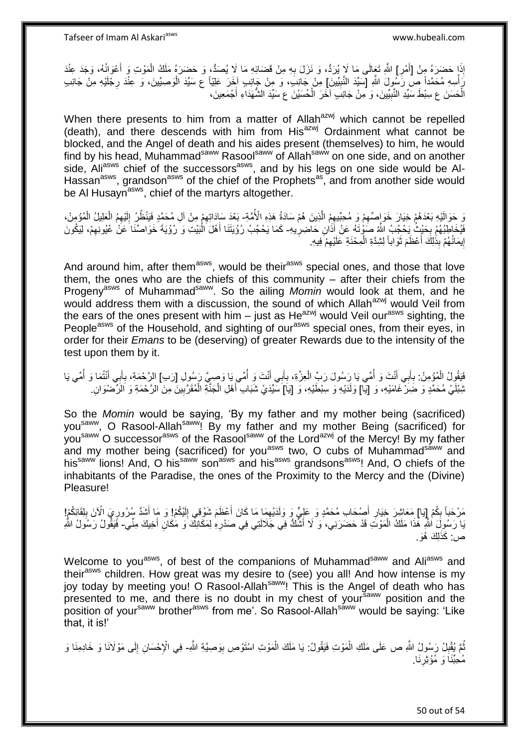إِذَا حَضَرَهُ مِنْ [أَمْرِ] اللَّهِ تَعَالَى مَا لَا يُرَدُّ، وَ نَزَلَ بِهِ مِنْ قَضَائِهِ مَا لَا يُصَدُّ، وَ حَضَرَهُ مَلَكُ الْمَوْتِ وَ أَعْوَانُهُ، وَجَدَ عِنْدَ رَأْسِهِ مُحَمَّداً ص رَسُولَ اللَّهِ [سَيِّدَ النَّبِيِّينَ] مِنْ جَانِبٍ، وَ مِنْ جَانِبٍ آخَرَ عَلِيّاً ع سَيِّدَ الْوَصِيِّينَ، وَ عِنْدَ رِجْلَيْهِ مِنْ جَانِبٍ الْحَسَنَ ع سِبْطَ سَيِّدِ النَّبِيِّينَ، وَ مِنْ جَانِبٍ آخَرَ الْحُسَيْنَ ع سَيِّدَ الشُّهَدَاءِ أَجْمَعِينَ،

When there presents to him from a matter of Allah[azwj] which cannot be repelled (death), and there descends with him from His[azwj] Ordainment what cannot be blocked, and the Angel of death and his aides present (themselves) to him, he would find by his head, Muhammad[saww] Rasool[saww] of Allah[saww] on one side, and on another side, Ali[asws] chief of the successors[asws], and by his legs on one side would be Al-Hassan[asws], grandson[asws] of the chief of the Prophets[as], and from another side would be Al Husayn[asws], chief of the martyrs altogether.

وَ حَوَالَيْهِ بَعْدَهُمْ خِيَارَ خَوَاصِّهِمْ وَ مُحِبِّيهِمْ الَّذِينَ هُمْ سَادَةُ هَذِهِ الْأُمَّةِ- بَعْدَ سَادَاتِهِمْ مِنْ آلِ مُحَمَّدٍ فَيَنْظُرُ إِلَيْهِمُ الْعَلِيلُ الْمُؤْمِنُ، فَيُخَاطِبُهُمْ بِحَيْثُ يَحْجُبُ اللَّهُ صَوْتَهُ عَنْ آذَانِ حَاضِرِيهِ- كَمَا يَحْجُبُ رُؤْيَتَنَا أَهْلَ الْبَيْتِ وَ رُؤْيَةَ خَوَاصِّنَا عَنْ عُيُونِهِمْ، لِيَكُونَ إِيمَانُهُمْ بِذَلِكَ أَعْظَمَ ثَوَاباً لِشِدَّةِ الْمِحْنَةِ عَلَيْهِمْ فِيهِ.

And around him, after them[asws], would be their[asws] special ones, and those that love them, the ones who are the chiefs of this community – after their chiefs from the Progeny[asws] of Muhammad[saww]. So the ailing *Momin* would look at them, and he would address them with a discussion, the sound of which Allah[azwj] would Veil from the ears of the ones present with him – just as He[azwj] would Veil our[asws] sighting, the People[asws] of the Household, and sighting of our[asws] special ones, from their eyes, in order for their *Emans* to be (deserving) of greater Rewards due to the intensity of the test upon them by it.

فَيَقُولُ الْمُؤْمِنُ: بِأَبِي أَنْتَ وَ أُمِّي يَا رَسُولَ رَبِّ الْعِزَّةِ، بِأَبِي أَنْتَ وَ أُمِّي يَا وَصِيَّ رَسُولِ [رَبِّ] الرَّحْمَةِ، بِأَبِي أَنْتُمَا وَ أُمِّي يَا شِبْلَيْ مُحَمَّدٍ وَ ضِرْغَامَيْهِ، وَ [يَا] وَلَدَيْهِ وَ سِبْطَيْهِ، وَ [يَا] سَيِّدَيْ شَبَابِ أَهْلِ الْجَنَّةِ الْمُقَرَّبِينَ مِنَ الرَّحْمَةِ وَ الرِّضْوَانِ.

So the *Momin* would be saying, 'By my father and my mother being (sacrificed) you[saww], O Rasool-Allah[saww]! By my father and my mother Being (sacrificed) for you[saww] O successor[asws] of the Rasool[saww] of the Lord[azwj] of the Mercy! By my father and my mother being (sacrificed) for you[asws] two, O cubs of Muhammad[saww] and his[saww] lions! And, O his[saww] son[asws] and his[asws] grandsons[asws]! And, O chiefs of the inhabitants of the Paradise, the ones of the Proximity to the Mercy and the (Divine) Pleasure!

مَرْحَباً بِكُمْ [يَا] مَعَاشِرَ خِيَارِ أَصْحَابِ مُحَمَّدٍ وَ عَلِيٍّ وَ وَلَدَيْهِمَا مَا كَانَ أَعْظَمَ شَوْقِي إِلَيْكُمْ! وَ مَا أَشَدَّ سُرُورِيَ الْآنَ بِلِقَائِكُمْ! يَا رَسُولَ اللَّهِ هَذَا مَلَكُ الْمَوْتِ قَدْ حَضَرَنِي، وَ لَا أَشُكُّ فِي جَلَالَتِي فِي صَدْرِهِ لِمَكَانِكَ وَ مَكَانِ أَخِيكَ مِنِّي- فَيَقُولُ رَسُولُ اللَّهِ ص: كَذَلِكَ هُوَ.

Welcome to you[asws], of best of the companions of Muhammad[saww] and Ali[asws] and their[asws] children. How great was my desire to (see) you all! And how intense is my joy today by meeting you! O Rasool-Allah[saww]! This is the Angel of death who has presented to me, and there is no doubt in my chest of your[saww] position and the position of your[saww] brother[asws] from me'. So Rasool-Allah[saww] would be saying: 'Like that, it is!'

ثُمَّ يُقْبِلُ رَسُولُ اللَّهِ ص عَلَى مَلَكِ الْمَوْتِ فَيَقُولُ: يَا مَلَكَ الْمَوْتِ اسْتَوْصِ بِوَصِيَّةِ اللَّهِ- فِي الْإِحْسَانِ إِلَى مَوْلَانَا وَ خَادِمِنَا وَ مُحِبِّنَا وَ مُؤْثِرِنَا.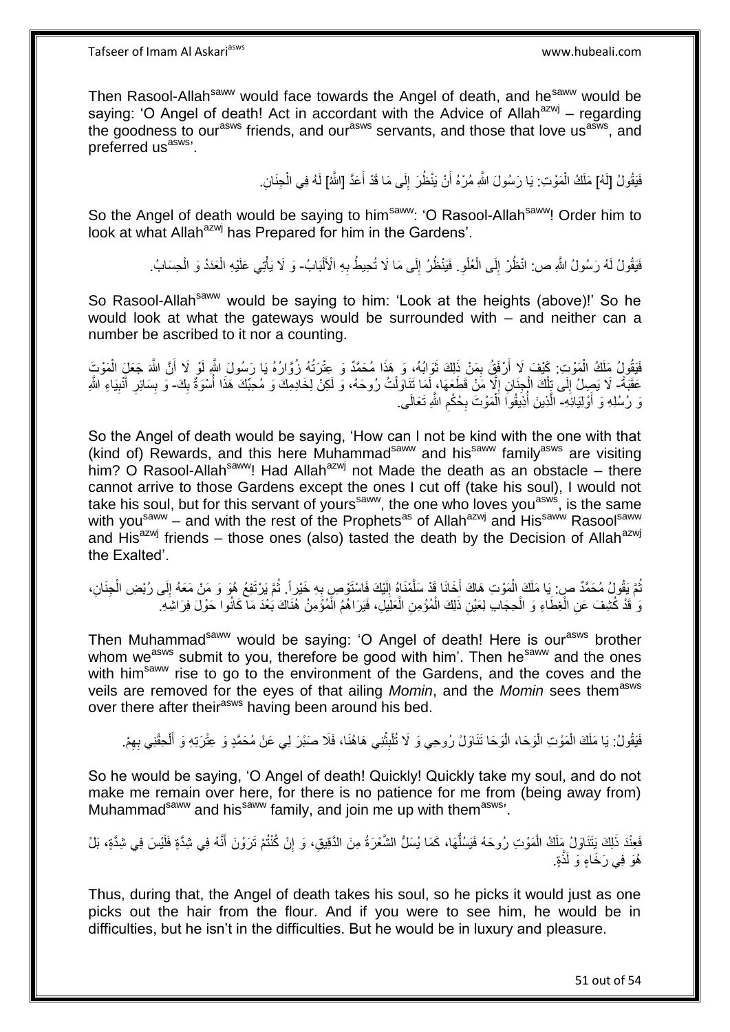Then Rasool-Allah[saww] would face towards the Angel of death, and he[saww] would be saying: 'O Angel of death! Act in accordant with the Advice of Allah[azwj] – regarding the goodness to our[asws] friends, and our[asws] servants, and those that love us[asws], and preferred us[asws]'.

فَيَقُولُ [لَهُ] مَلَكُ الْمَوْتِ: يَا رَسُولَ اللَّهِ مُرْهُ أَنْ يَنْظُرَ إِلَى مَا قَدْ أَعَدَّ [اللَّهُ] لَهُ فِي الْجِنَانِ.

So the Angel of death would be saying to him[saww]: 'O Rasool-Allah[saww]! Order him to look at what Allah[azwj] has Prepared for him in the Gardens'.

فَيَقُولُ لَهُ رَسُولُ اللَّهِ ص: انْظُرْ إِلَى الْعُلْوِ. فَيَنْظُرُ إِلَى مَا لَا تُحِيطُ بِهِ الْأَلْبَابُ- وَ لَا يَأْتِي عَلَيْهِ الْعَدَدُ وَ الْحِسَابُ.

So Rasool-Allah[saww] would be saying to him: 'Look at the heights (above)!' So he would look at what the gateways would be surrounded with – and neither can a number be ascribed to it nor a counting.

فَيَقُولُ مَلَكُ الْمَوْتِ: كَيْفَ لَا أَرْفَقُ بِمَنْ ذَلِكَ ثَوَابُهُ، وَ هَذَا مُحَمَّدٌ وَ عِتْرَتُهُ زُوَّارُهُ يَا رَسُولَ اللَّهِ لَوْ لَا أَنَّ اللَّهَ جَعَلَ الْمَوْتَ عَقَبَةً- لَا يَصِلُ إِلَى تِلْكَ الْجِنَانِ إِلَّا مَنْ قَطَعَهَا، لَمَا تَنَاوَلْتُ رُوحَهُ، وَ لَكِنْ لِخَادِمِكَ وَ مُحِبِّكَ هَذَا أُسْوَةٌ بِكَ- وَ بِسَائِرِ أَنْبِيَاءِ اللَّهِ وَ رُسُلِهِ وَ أَوْلِيَائِهِ- الَّذِينَ أُذِيقُوا الْمَوْتَ بِحُكْمِ اللَّهِ تَعَالَى.

So the Angel of death would be saying, 'How can I not be kind with the one with that (kind of) Rewards, and this here Muhammad[saww] and his[saww] family[asws] are visiting him? O Rasool-Allah[saww]! Had Allah[azwj] not Made the death as an obstacle – there cannot arrive to those Gardens except the ones I cut off (take his soul), I would not take his soul, but for this servant of yours[saww], the one who loves you[asws], is the same with you[saww] – and with the rest of the Prophets[as] of Allah[azwj] and His[saww] Rasool[saww] and His[azwj] friends – those ones (also) tasted the death by the Decision of Allah[azwj] the Exalted'.

ثُمَّ يَقُولُ مُحَمَّدٌ ص: يَا مَلَكَ الْمَوْتِ هَاكَ أَخَانَا قَدْ سَلَّمْنَاهُ إِلَيْكَ فَاسْتَوْصِ بِهِ خَيْراً. ثُمَّ يَرْتَفِعُ هُوَ وَ مَنْ مَعَهُ إِلَى رُبْضِ الْجِنَانِ، وَ قَدْ كُشِفَ عَنِ الْغِطَاءِ وَ الْحِجَابِ لِعَيْنِ ذَلِكَ الْمُؤْمِنِ الْعَلِيلِ، فَيَرَاهُمُ الْمُؤْمِنُ هُنَاكَ بَعْدَ مَا كَانُوا حَوْلَ فِرَاشِهِ.

Then Muhammad[saww] would be saying: 'O Angel of death! Here is our[asws] brother whom we[asws] submit to you, therefore be good with him'. Then he[saww] and the ones with him[saww] rise to go to the environment of the Gardens, and the coves and the veils are removed for the eyes of that ailing *Momin*, and the *Momin* sees them[asws] over there after their[asws] having been around his bed.

فَيَقُولُ: يَا مَلَكَ الْمَوْتِ الْوَحَا، الْوَحَا تَنَاوَلْ رُوحِي وَ لَا تُلْبِثْنِي هَاهُنَا، فَلَا صَبْرَ لِي عَنْ مُحَمَّدٍ وَ عِتْرَتِهِ وَ أَلْحِقْنِي بِهِمْ.

So he would be saying, 'O Angel of death! Quickly! Quickly take my soul, and do not make me remain over here, for there is no patience for me from (being away from) Muhammad[saww] and his[saww] family, and join me up with them[asws]'.

فَعِنْدَ ذَلِكَ يَتَنَاوَلُ مَلَكُ الْمَوْتِ رُوحَهُ فَيَسُلُّهَا، كَمَا يُسَلُّ الشَّعْرَةُ مِنَ الدَّقِيقِ، وَ إِنْ كُنْتُمْ تَرَوْنَ أَنَّهُ فِي شِدَّةٍ فَلَيْسَ فِي شِدَّةٍ، بَلْ هُوَ فِي رَخَاءٍ وَ لَذَّةٍ.

Thus, during that, the Angel of death takes his soul, so he picks it would just as one picks out the hair from the flour. And if you were to see him, he would be in difficulties, but he isn't in the difficulties. But he would be in luxury and pleasure.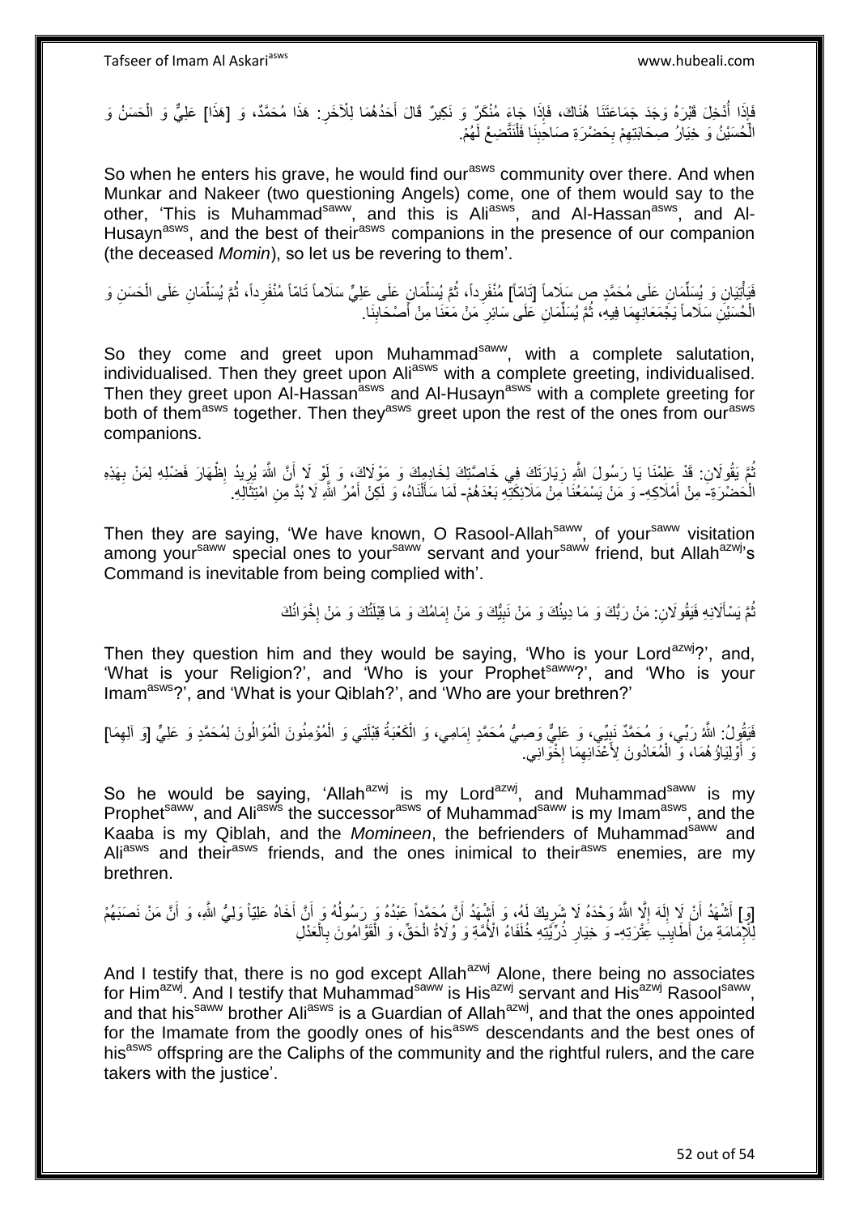فَإِذَا أُدْخِلَ قَبْرَهُ وَجَدَ جَمَاعَتَنَا هُنَاكَ، فَإِذَا جَاءَ مُنْكَرٌ وَ نَكِيرٌ قَالَ أَحَدُهُمَا لِلْآخَرِ: هَذَا مُحَمَّدٌ، وَ [هَذَا] عَلِيٌّ وَ الْحَسَنُ وَ الْحُسَيْنُ وَ خِيَارُ صِحَابَتِهِمْ بِحَضْرَةِ صَاحِبِنَا فَلْنَتَّضِعْ لَهُمْ.

So when he enters his grave, he would find our^asws community over there. And when Munkar and Nakeer (two questioning Angels) come, one of them would say to the other, 'This is Muhammad^saww, and this is Ali^asws, and Al-Hassan^asws, and Al-Husayn^asws, and the best of their^asws companions in the presence of our companion (the deceased *Momin*), so let us be revering to them'.

فَيَأْتِيَانِ وَ يُسَلِّمَانِ عَلَى مُحَمَّدٍ ص سَلَاماً [تَامّاً] مُنْفَرِداً، ثُمَّ يُسَلِّمَانِ عَلَى عَلِيٍّ سَلَاماً تَامّاً مُنْفَرِداً، ثُمَّ يُسَلِّمَانِ عَلَى الْحَسَنِ وَ الْحُسَيْنِ سَلَاماً يَجْمَعَانِهِمَا فِيهِ، ثُمَّ يُسَلِّمَانِ عَلَى سَائِرِ مَنْ مَعَنَا مِنْ أَصْحَابِنَا.

So they come and greet upon Muhammad^saww, with a complete salutation, individualised. Then they greet upon Ali^asws with a complete greeting, individualised. Then they greet upon Al-Hassan^asws and Al-Husayn^asws with a complete greeting for both of them^asws together. Then they^asws greet upon the rest of the ones from our^asws companions.

ثُمَّ يَقُولَانِ: قَدْ عَلِمْنَا يَا رَسُولَ اللَّهِ زِيَارَتَكَ فِي خَاصَّتِكَ لِخَادِمِكَ وَ مَوْلَاكَ، وَ لَوْ لَا أَنَّ اللَّهَ يُرِيدُ إِظْهَارَ فَضْلِهِ لِمَنْ بِهَذِهِ الْحَضْرَةِ- مِنْ أَمْلَاكِهِ- وَ مَنْ يَسْمَعُنَا مِنْ مَلَائِكَتِهِ بَعْدَهُمْ- لَمَا سَأَلْنَاهُ، وَ لَكِنْ أَمْرُ اللَّهِ لَا بُدَّ مِنِ امْتِثَالِهِ.

Then they are saying, 'We have known, O Rasool-Allah^saww, of your^saww visitation among your^saww special ones to your^saww servant and your^saww friend, but Allah^azwj's Command is inevitable from being complied with'.

ثُمَّ يَسْأَلَانِهِ فَيَقُولَانِ: مَنْ رَبُّكَ وَ مَا دِينُكَ وَ مَنْ نَبِيُّكَ وَ مَنْ إِمَامُكَ وَ مَا قِبْلَتُكَ وَ مَنْ إِخْوَانُكَ

Then they question him and they would be saying, 'Who is your Lord^azwj?', and, 'What is your Religion?', and 'Who is your Prophet^saww?', and 'Who is your Imam^asws?', and 'What is your Qiblah?', and 'Who are your brethren?'

فَيَقُولُ: اللَّهُ رَبِّي، وَ مُحَمَّدٌ نَبِيِّي، وَ عَلِيٌّ وَصِيُّ مُحَمَّدٍ إِمَامِي، وَ الْكَعْبَةُ قِبْلَتِي وَ الْمُؤْمِنُونَ الْمُوَالُونَ لِمُحَمَّدٍ وَ عَلِيٍّ [وَ آلِهِمَا] وَ أَوْلِيَاؤُهُمَا، وَ الْمُعَادُونَ لِأَعْدَائِهِمَا إِخْوَانِي.

So he would be saying, 'Allah^azwj is my Lord^azwj, and Muhammad^saww is my Prophet^saww, and Ali^asws the successor^asws of Muhammad^saww is my Imam^asws, and the Kaaba is my Qiblah, and the *Momineen*, the befrienders of Muhammad^saww and Ali^asws and their^asws friends, and the ones inimical to their^asws enemies, are my brethren.

[وَ] أَشْهَدُ أَنْ لَا إِلَهَ إِلَّا اللَّهُ وَحْدَهُ لَا شَرِيكَ لَهُ، وَ أَشْهَدُ أَنَّ مُحَمَّداً عَبْدُهُ وَ رَسُولُهُ وَ أَنَّ أَخَاهُ عَلِيّاً وَلِيُّ اللَّهِ، وَ أَنَّ مَنْ نَصَبَهُمْ لِلْإِمَامَةِ مِنْ أَطَايِبِ عِتْرَتِهِ- وَ خِيَارِ ذُرِّيَّتِهِ خُلَفَاءُ الْأُمَّةِ وَ وُلَاةُ الْحَقِّ، وَ الْقَوَّامُونَ بِالْعَدْلِ

And I testify that, there is no god except Allah^azwj Alone, there being no associates for Him^azwj. And I testify that Muhammad^saww is His^azwj servant and His^azwj Rasool^saww, and that his^saww brother Ali^asws is a Guardian of Allah^azwj, and that the ones appointed for the Imamate from the goodly ones of his^asws descendants and the best ones of his^asws offspring are the Caliphs of the community and the rightful rulers, and the care takers with the justice'.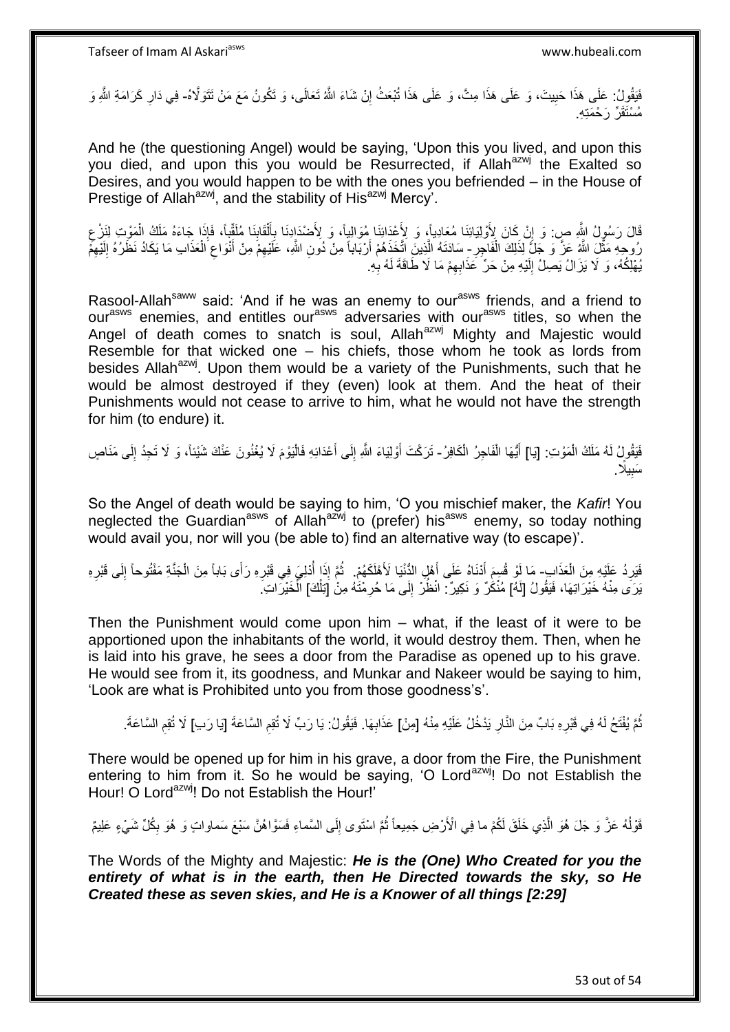فَيَقُولُ: عَلَى هَذَا حَيِيتَ، وَ عَلَى هَذَا مِتَّ، وَ عَلَى هَذَا تُبْعَثُ إِنْ شَاءَ اللَّهُ تَعَالَى، وَ تَكُونُ مَعَ مَنْ تَتَوَلَّاهُ- فِي دَارِ كَرَامَةِ اللَّهِ وَ مُسْتَقَرِّ رَحْمَتِهِ.

And he (the questioning Angel) would be saying, 'Upon this you lived, and upon this you died, and upon this you would be Resurrected, if Allah[azwj] the Exalted so Desires, and you would happen to be with the ones you befriended – in the House of Prestige of Allah[azwj], and the stability of His[azwj] Mercy'.

قَالَ رَسُولُ اللَّهِ ص: وَ إِنْ كَانَ لِأَوْلِيَائِنَا مُعَادِياً، وَ لِأَعْدَائِنَا مُوَالِياً، وَ لِأَضْدَادِنَا بِأَلْقَابِنَا مُلَقِّباً، فَإِذَا جَاءَهُ مَلَكُ الْمَوْتِ لِنَزْعِ رُوحِهِ مَثَّلَ اللَّهُ عَزَّ وَ جَلَّ لِذَلِكَ الْفَاجِرِ- سَادَتَهُ الَّذِينَ اتَّخَذَهُمْ أَرْبَاباً مِنْ دُونِ اللَّهِ، عَلَيْهِمْ مِنْ أَنْوَاعِ الْعَذَابِ مَا يَكَادُ نَظَرُهُ إِلَيْهِمْ يُهْلِكُهُ، وَ لَا يَزَالُ يَصِلُ إِلَيْهِ مِنْ حَرِّ عَذَابِهِمْ مَا لَا طَاقَةَ لَهُ بِهِ.

Rasool-Allah[saww] said: 'And if he was an enemy to our[asws] friends, and a friend to our[asws] enemies, and entitles our[asws] adversaries with our[asws] titles, so when the Angel of death comes to snatch is soul, Allah[azwj] Mighty and Majestic would Resemble for that wicked one – his chiefs, those whom he took as lords from besides Allah[azwj]. Upon them would be a variety of the Punishments, such that he would be almost destroyed if they (even) look at them. And the heat of their Punishments would not cease to arrive to him, what he would not have the strength for him (to endure) it.

فَيَقُولُ لَهُ مَلَكُ الْمَوْتِ: [يَا] أَيُّهَا الْفَاجِرُ الْكَافِرُ- تَرَكْتَ أَوْلِيَاءَ اللَّهِ إِلَى أَعْدَائِهِ فَالْيَوْمَ لَا يُغْنُونَ عَنْكَ شَيْئاً، وَ لَا تَجِدُ إِلَى مَنَاصٍ سَبِيلًا.

So the Angel of death would be saying to him, 'O you mischief maker, the *Kafir*! You neglected the Guardian[asws] of Allah[azwj] to (prefer) his[asws] enemy, so today nothing would avail you, nor will you (be able to) find an alternative way (to escape)'.

فَيَرِدُ عَلَيْهِ مِنَ الْعَذَابِ- مَا لَوْ قُسِمَ أَدْنَاهُ عَلَى أَهْلِ الدُّنْيَا لَأَهْلَكَهُمْ. ثُمَّ إِذَا أُدْلِيَ فِي قَبْرِهِ رَأَى بَاباً مِنَ الْجَنَّةِ مَفْتُوحاً إِلَى قَبْرِهِ يَرَى مِنْهُ خَيْرَاتِهَا، فَيَقُولُ [لَهُ] مُنْكَرٌ وَ نَكِيرٌ: انْظُرْ إِلَى مَا حُرِمْتَهُ مِنْ [تِلْكَ] الْخَيْرَاتِ.

Then the Punishment would come upon him – what, if the least of it were to be apportioned upon the inhabitants of the world, it would destroy them. Then, when he is laid into his grave, he sees a door from the Paradise as opened up to his grave. He would see from it, its goodness, and Munkar and Nakeer would be saying to him, 'Look are what is Prohibited unto you from those goodness's'.

ثُمَّ يُفْتَحُ لَهُ فِي قَبْرِهِ بَابٌ مِنَ النَّارِ يَدْخُلُ عَلَيْهِ مِنْهُ [مِنْ] عَذَابِهَا. فَيَقُولُ: يَا رَبِّ لَا تُقِمِ السَّاعَةَ [يَا رَبِ] لَا تُقِمِ السَّاعَةَ.

There would be opened up for him in his grave, a door from the Fire, the Punishment entering to him from it. So he would be saying, 'O Lord[azwj]! Do not Establish the Hour! O Lord[azwj]! Do not Establish the Hour!'

قَوْلُهُ عَزَّ وَ جَلَ هُوَ الَّذِي خَلَقَ لَكُمْ ما فِي الْأَرْضِ جَمِيعاً ثُمَّ اسْتَوى إِلَى السَّماءِ فَسَوَّاهُنَّ سَبْعَ سَماواتٍ وَ هُوَ بِكُلِّ شَيْءٍ عَلِيمٌ

The Words of the Mighty and Majestic: ***He is the (One) Who Created for you the entirety of what is in the earth, then He Directed towards the sky, so He Created these as seven skies, and He is a Knower of all things [2:29]***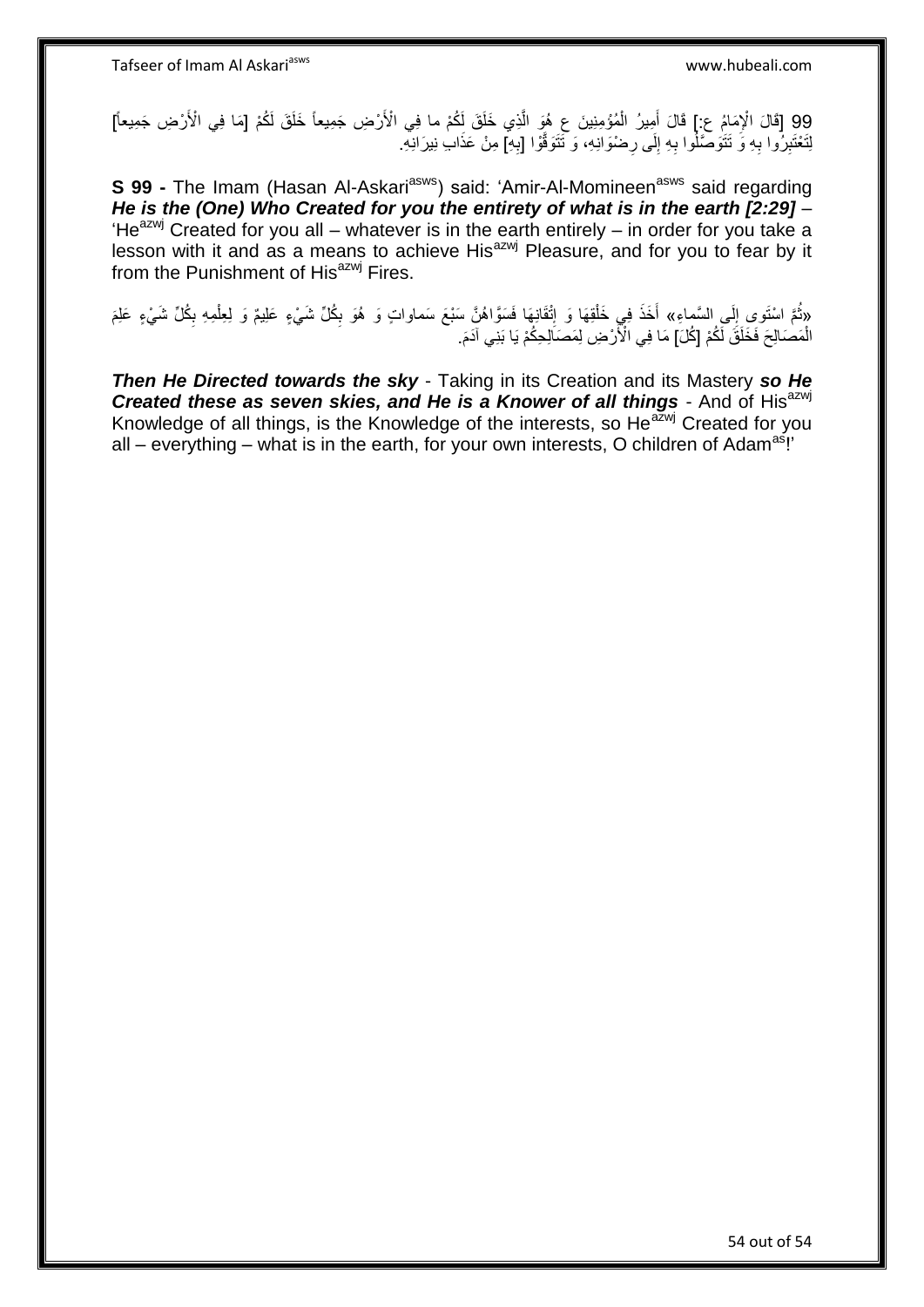99 [قَالَ الْإِمَامُ ع:] قَالَ أَمِيرُ الْمُؤْمِنِينَ ع هُوَ الَّذِي خَلَقَ لَكُمْ ما فِي الْأَرْضِ جَمِيعاً خَلَقَ لَكُمْ [مَا فِي الْأَرْضِ جَمِيعاً] لِتَعْتَبِرُوا بِهِ وَ تَتَوَصَّلُوا بِهِ إِلَى رِضْوَانِهِ، وَ تَتَوَقَّوْا [بِهِ] مِنْ عَذَابِ نِيرَانِهِ.

**S 99 -** The Imam (Hasan Al-Askari[asws]) said: 'Amir-Al-Momineen[asws] said regarding ***He is the (One) Who Created for you the entirety of what is in the earth [2:29]*** – 'He[azwj] Created for you all – whatever is in the earth entirely – in order for you take a lesson with it and as a means to achieve His[azwj] Pleasure, and for you to fear by it from the Punishment of His[azwj] Fires.

«ثُمَّ اسْتَوى إِلَى السَّماءِ» أَخَذَ فِي خَلْقِهَا وَ إِتْقَانِهَا فَسَوَّاهُنَّ سَبْعَ سَماواتٍ وَ هُوَ بِكُلِّ شَيْءٍ عَلِيمٌ وَ لِعِلْمِهِ بِكُلِّ شَيْءٍ عَلِمَ الْمَصَالِحَ فَخَلَقَ لَكُمْ [كُلَ] مَا فِي الْأَرْضِ لِمَصَالِحِكُمْ يَا بَنِي آدَمَ.

***Then He Directed towards the sky*** - Taking in its Creation and its Mastery ***so He Created these as seven skies, and He is a Knower of all things*** - And of His[azwj] Knowledge of all things, is the Knowledge of the interests, so He[azwj] Created for you all – everything – what is in the earth, for your own interests, O children of Adam[as]!'